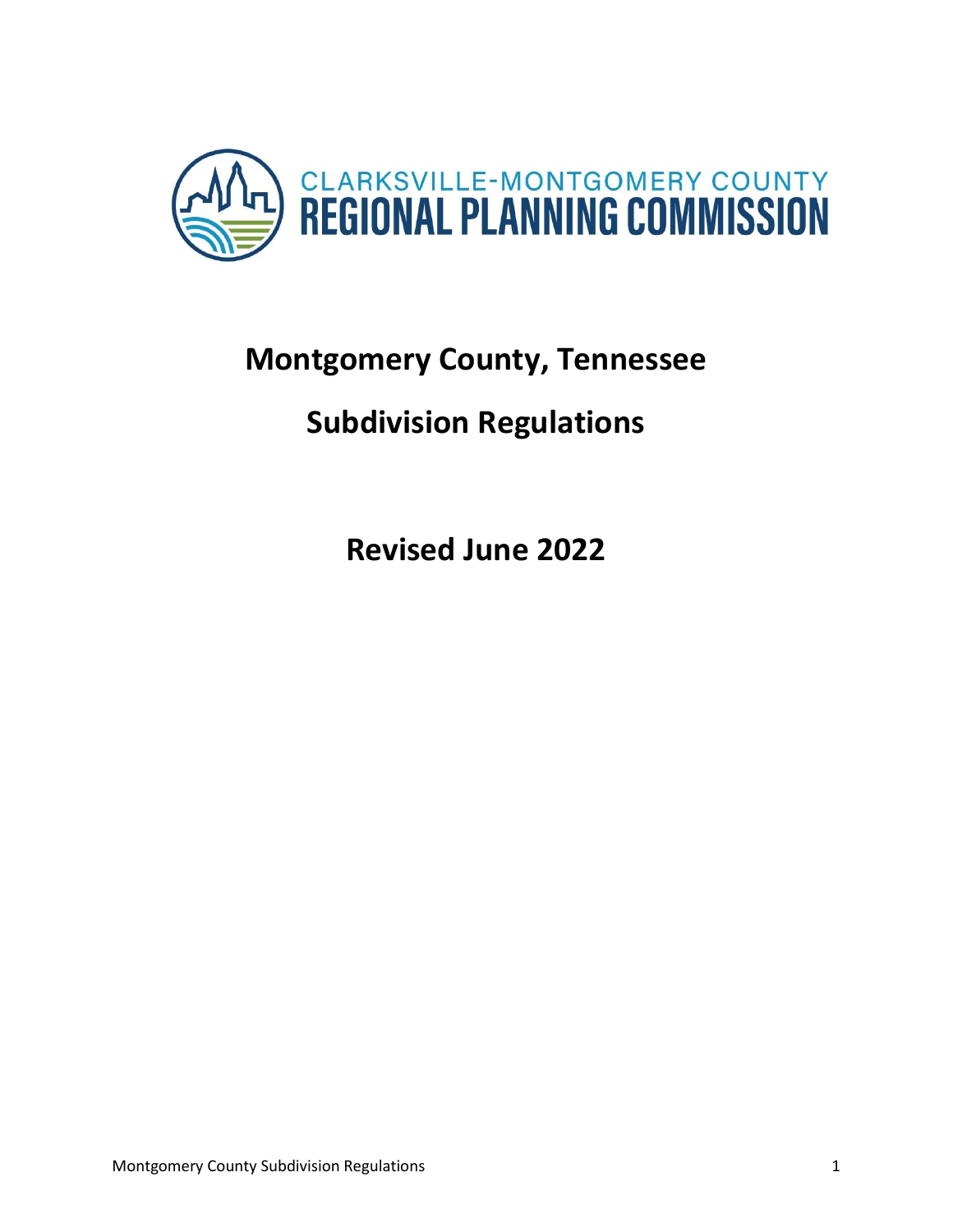CLARKSVILLE-MONTGOMERY COUNTY
REGIONAL PLANNING COMMISSION

# Montgomery County, Tennessee

# Subdivision Regulations

## Revised June 2022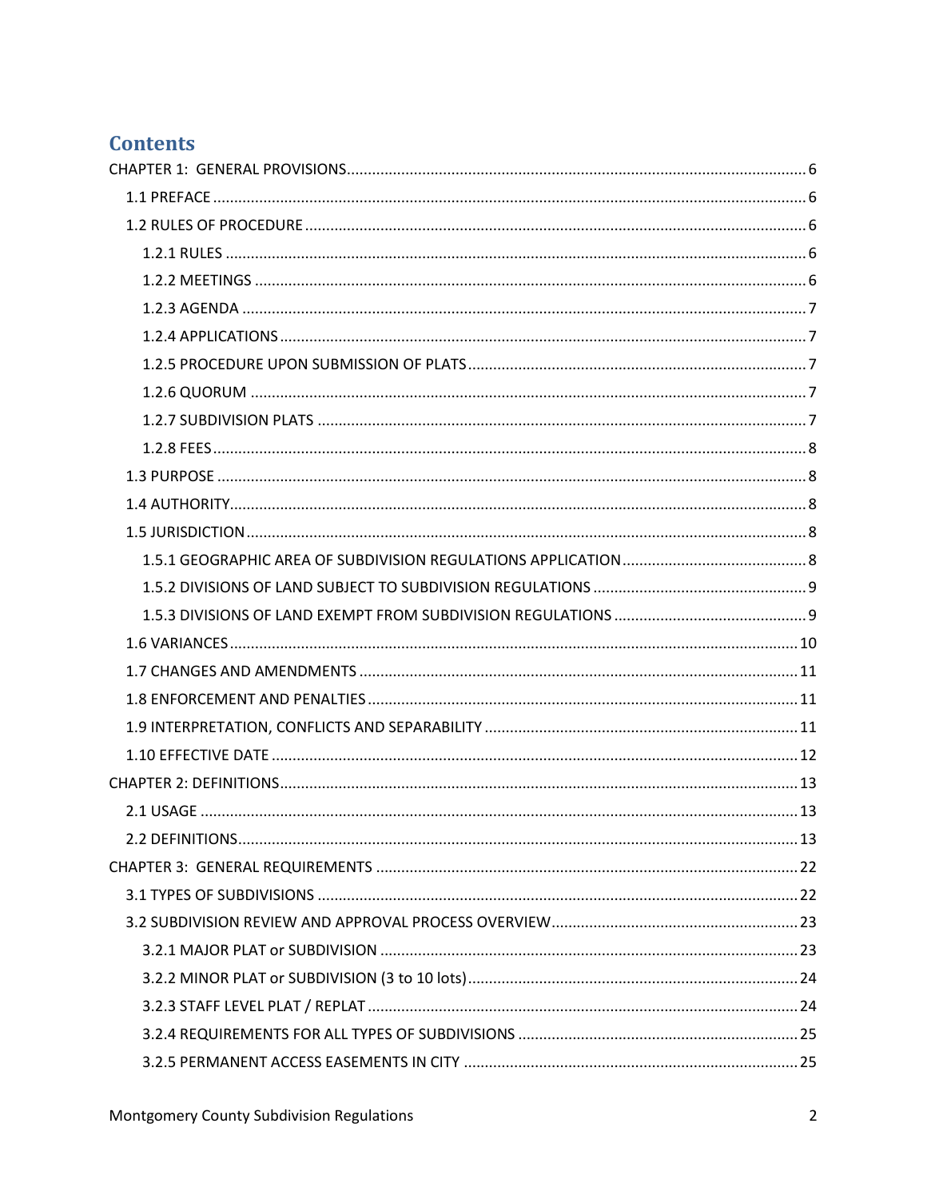# Contents

CHAPTER 1: GENERAL PROVISIONS ... 6

- 1.1 PREFACE ... 6
- 1.2 RULES OF PROCEDURE ... 6
  - 1.2.1 RULES ... 6
  - 1.2.2 MEETINGS ... 6
  - 1.2.3 AGENDA ... 7
  - 1.2.4 APPLICATIONS ... 7
  - 1.2.5 PROCEDURE UPON SUBMISSION OF PLATS ... 7
  - 1.2.6 QUORUM ... 7
  - 1.2.7 SUBDIVISION PLATS ... 7
  - 1.2.8 FEES ... 8
- 1.3 PURPOSE ... 8
- 1.4 AUTHORITY ... 8
- 1.5 JURISDICTION ... 8
  - 1.5.1 GEOGRAPHIC AREA OF SUBDIVISION REGULATIONS APPLICATION ... 8
  - 1.5.2 DIVISIONS OF LAND SUBJECT TO SUBDIVISION REGULATIONS ... 9
  - 1.5.3 DIVISIONS OF LAND EXEMPT FROM SUBDIVISION REGULATIONS ... 9
- 1.6 VARIANCES ... 10
- 1.7 CHANGES AND AMENDMENTS ... 11
- 1.8 ENFORCEMENT AND PENALTIES ... 11
- 1.9 INTERPRETATION, CONFLICTS AND SEPARABILITY ... 11
- 1.10 EFFECTIVE DATE ... 12

CHAPTER 2: DEFINITIONS ... 13

- 2.1 USAGE ... 13
- 2.2 DEFINITIONS ... 13

CHAPTER 3: GENERAL REQUIREMENTS ... 22

- 3.1 TYPES OF SUBDIVISIONS ... 22
- 3.2 SUBDIVISION REVIEW AND APPROVAL PROCESS OVERVIEW ... 23
  - 3.2.1 MAJOR PLAT or SUBDIVISION ... 23
  - 3.2.2 MINOR PLAT or SUBDIVISION (3 to 10 lots) ... 24
  - 3.2.3 STAFF LEVEL PLAT / REPLAT ... 24
  - 3.2.4 REQUIREMENTS FOR ALL TYPES OF SUBDIVISIONS ... 25
  - 3.2.5 PERMANENT ACCESS EASEMENTS IN CITY ... 25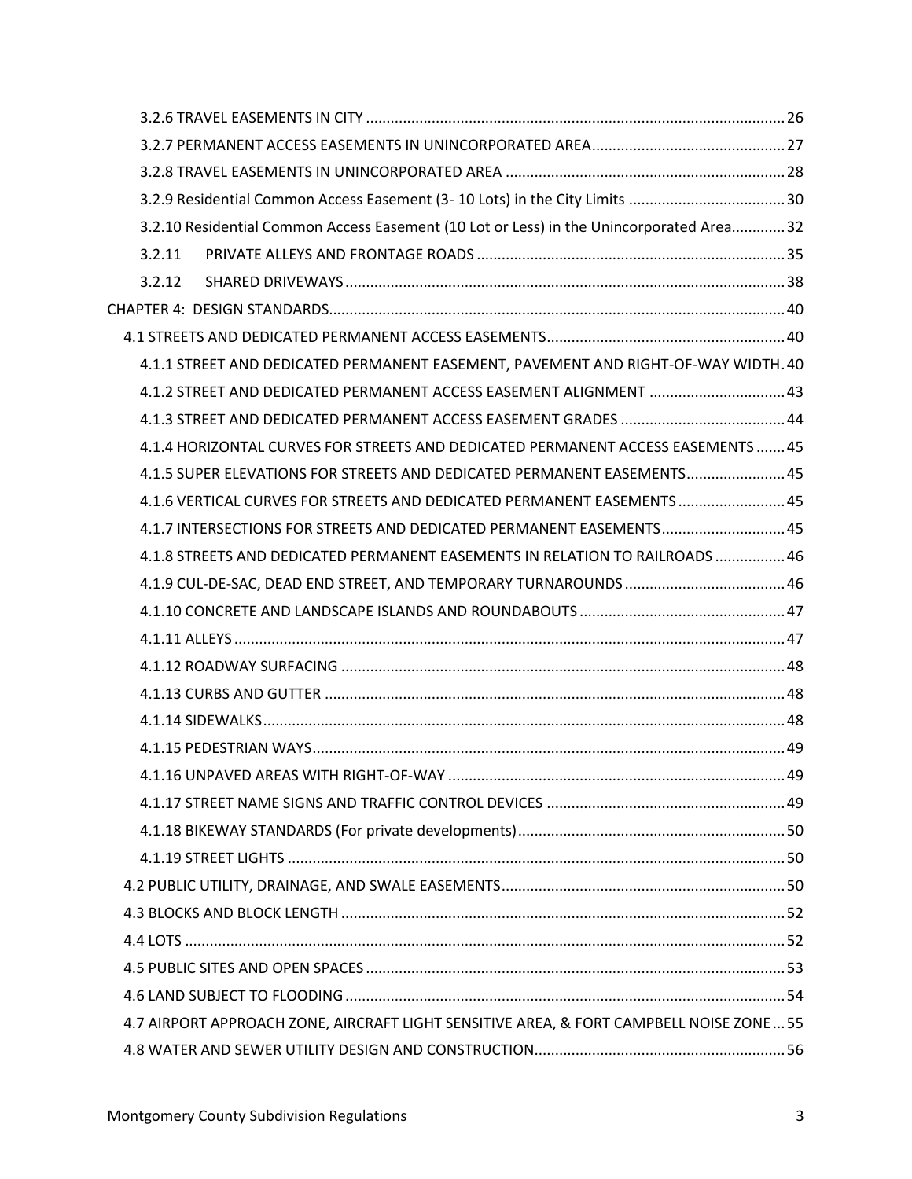3.2.6 TRAVEL EASEMENTS IN CITY ..................................................................................................... 26

3.2.7 PERMANENT ACCESS EASEMENTS IN UNINCORPORATED AREA ............................................... 27

3.2.8 TRAVEL EASEMENTS IN UNINCORPORATED AREA .................................................................... 28

3.2.9 Residential Common Access Easement (3- 10 Lots) in the City Limits ...................................... 30

3.2.10 Residential Common Access Easement (10 Lot or Less) in the Unincorporated Area............. 32

3.2.11 PRIVATE ALLEYS AND FRONTAGE ROADS ........................................................................... 35

3.2.12 SHARED DRIVEWAYS ........................................................................................................... 38

CHAPTER 4: DESIGN STANDARDS .............................................................................................................. 40

4.1 STREETS AND DEDICATED PERMANENT ACCESS EASEMENTS .......................................................... 40

4.1.1 STREET AND DEDICATED PERMANENT EASEMENT, PAVEMENT AND RIGHT-OF-WAY WIDTH . 40

4.1.2 STREET AND DEDICATED PERMANENT ACCESS EASEMENT ALIGNMENT ................................. 43

4.1.3 STREET AND DEDICATED PERMANENT ACCESS EASEMENT GRADES ........................................ 44

4.1.4 HORIZONTAL CURVES FOR STREETS AND DEDICATED PERMANENT ACCESS EASEMENTS ....... 45

4.1.5 SUPER ELEVATIONS FOR STREETS AND DEDICATED PERMANENT EASEMENTS ........................ 45

4.1.6 VERTICAL CURVES FOR STREETS AND DEDICATED PERMANENT EASEMENTS .......................... 45

4.1.7 INTERSECTIONS FOR STREETS AND DEDICATED PERMANENT EASEMENTS .............................. 45

4.1.8 STREETS AND DEDICATED PERMANENT EASEMENTS IN RELATION TO RAILROADS ................. 46

4.1.9 CUL-DE-SAC, DEAD END STREET, AND TEMPORARY TURNAROUNDS ....................................... 46

4.1.10 CONCRETE AND LANDSCAPE ISLANDS AND ROUNDABOUTS .................................................. 47

4.1.11 ALLEYS ..................................................................................................................................... 47

4.1.12 ROADWAY SURFACING ........................................................................................................... 48

4.1.13 CURBS AND GUTTER ............................................................................................................... 48

4.1.14 SIDEWALKS .............................................................................................................................. 48

4.1.15 PEDESTRIAN WAYS .................................................................................................................. 49

4.1.16 UNPAVED AREAS WITH RIGHT-OF-WAY ................................................................................. 49

4.1.17 STREET NAME SIGNS AND TRAFFIC CONTROL DEVICES .......................................................... 49

4.1.18 BIKEWAY STANDARDS (For private developments) ................................................................. 50

4.1.19 STREET LIGHTS ........................................................................................................................ 50

4.2 PUBLIC UTILITY, DRAINAGE, AND SWALE EASEMENTS ..................................................................... 50

4.3 BLOCKS AND BLOCK LENGTH ........................................................................................................... 52

4.4 LOTS ................................................................................................................................................. 52

4.5 PUBLIC SITES AND OPEN SPACES ..................................................................................................... 53

4.6 LAND SUBJECT TO FLOODING .......................................................................................................... 54

4.7 AIRPORT APPROACH ZONE, AIRCRAFT LIGHT SENSITIVE AREA, & FORT CAMPBELL NOISE ZONE ... 55

4.8 WATER AND SEWER UTILITY DESIGN AND CONSTRUCTION ............................................................ 56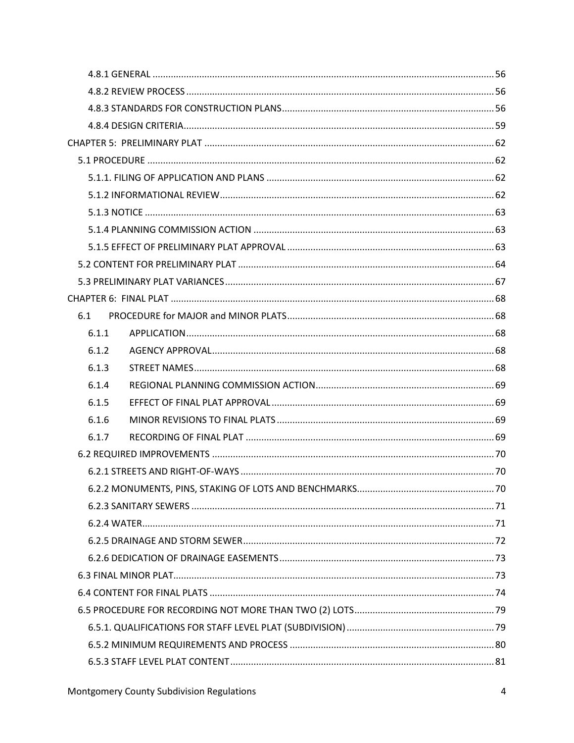4.8.1 GENERAL ..... 56

4.8.2 REVIEW PROCESS ..... 56

4.8.3 STANDARDS FOR CONSTRUCTION PLANS ..... 56

4.8.4 DESIGN CRITERIA ..... 59

CHAPTER 5: PRELIMINARY PLAT ..... 62

5.1 PROCEDURE ..... 62

5.1.1. FILING OF APPLICATION AND PLANS ..... 62

5.1.2 INFORMATIONAL REVIEW ..... 62

5.1.3 NOTICE ..... 63

5.1.4 PLANNING COMMISSION ACTION ..... 63

5.1.5 EFFECT OF PRELIMINARY PLAT APPROVAL ..... 63

5.2 CONTENT FOR PRELIMINARY PLAT ..... 64

5.3 PRELIMINARY PLAT VARIANCES ..... 67

CHAPTER 6: FINAL PLAT ..... 68

6.1 PROCEDURE for MAJOR and MINOR PLATS ..... 68

6.1.1 APPLICATION ..... 68

6.1.2 AGENCY APPROVAL ..... 68

6.1.3 STREET NAMES ..... 68

6.1.4 REGIONAL PLANNING COMMISSION ACTION ..... 69

6.1.5 EFFECT OF FINAL PLAT APPROVAL ..... 69

6.1.6 MINOR REVISIONS TO FINAL PLATS ..... 69

6.1.7 RECORDING OF FINAL PLAT ..... 69

6.2 REQUIRED IMPROVEMENTS ..... 70

6.2.1 STREETS AND RIGHT-OF-WAYS ..... 70

6.2.2 MONUMENTS, PINS, STAKING OF LOTS AND BENCHMARKS ..... 70

6.2.3 SANITARY SEWERS ..... 71

6.2.4 WATER ..... 71

6.2.5 DRAINAGE AND STORM SEWER ..... 72

6.2.6 DEDICATION OF DRAINAGE EASEMENTS ..... 73

6.3 FINAL MINOR PLAT ..... 73

6.4 CONTENT FOR FINAL PLATS ..... 74

6.5 PROCEDURE FOR RECORDING NOT MORE THAN TWO (2) LOTS ..... 79

6.5.1. QUALIFICATIONS FOR STAFF LEVEL PLAT (SUBDIVISION) ..... 79

6.5.2 MINIMUM REQUIREMENTS AND PROCESS ..... 80

6.5.3 STAFF LEVEL PLAT CONTENT ..... 81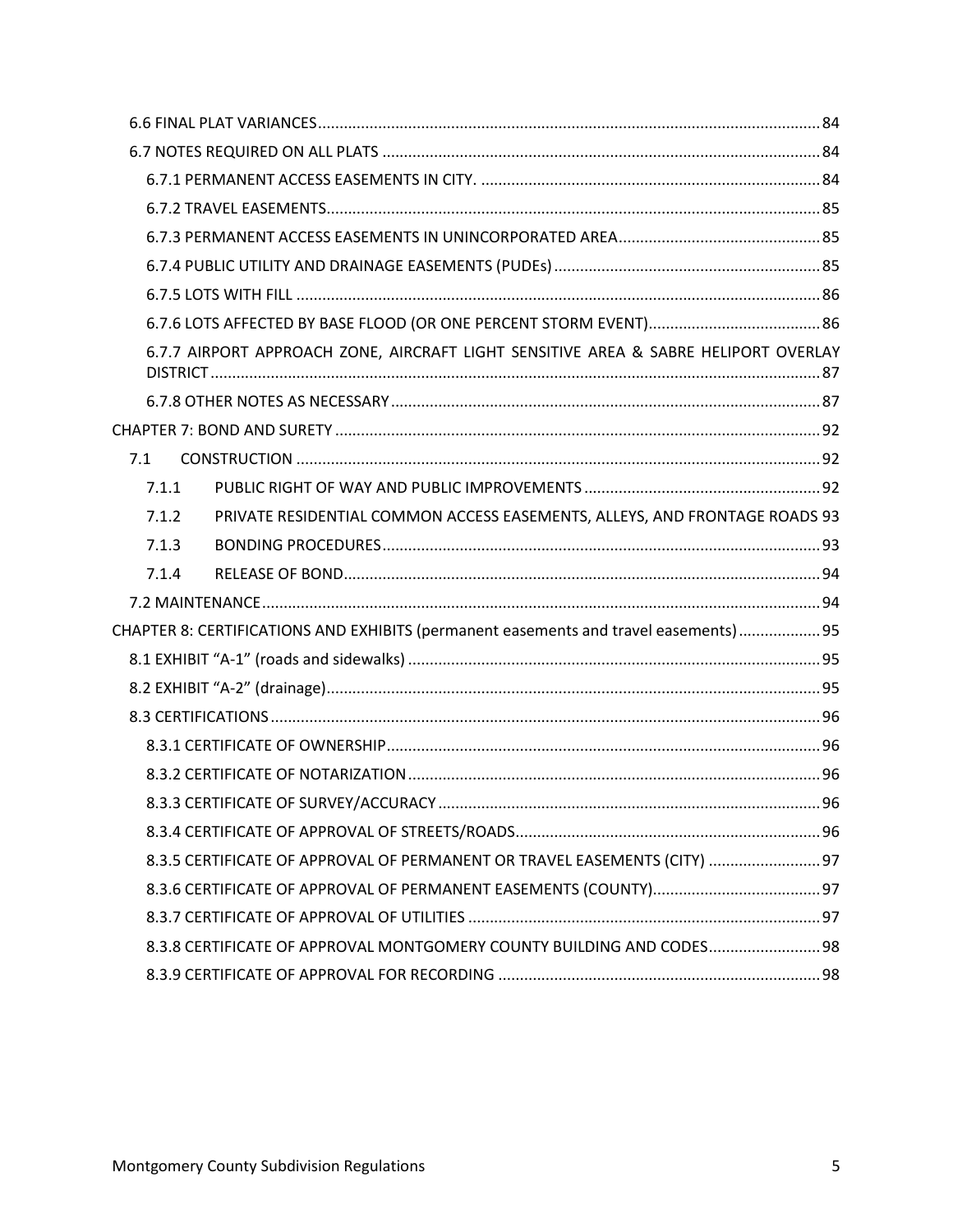6.6 FINAL PLAT VARIANCES ..... 84

6.7 NOTES REQUIRED ON ALL PLATS ..... 84

6.7.1 PERMANENT ACCESS EASEMENTS IN CITY. ..... 84

6.7.2 TRAVEL EASEMENTS ..... 85

6.7.3 PERMANENT ACCESS EASEMENTS IN UNINCORPORATED AREA ..... 85

6.7.4 PUBLIC UTILITY AND DRAINAGE EASEMENTS (PUDEs) ..... 85

6.7.5 LOTS WITH FILL ..... 86

6.7.6 LOTS AFFECTED BY BASE FLOOD (OR ONE PERCENT STORM EVENT) ..... 86

6.7.7 AIRPORT APPROACH ZONE, AIRCRAFT LIGHT SENSITIVE AREA & SABRE HELIPORT OVERLAY DISTRICT ..... 87

6.7.8 OTHER NOTES AS NECESSARY ..... 87

CHAPTER 7: BOND AND SURETY ..... 92

7.1 CONSTRUCTION ..... 92

7.1.1 PUBLIC RIGHT OF WAY AND PUBLIC IMPROVEMENTS ..... 92

7.1.2 PRIVATE RESIDENTIAL COMMON ACCESS EASEMENTS, ALLEYS, AND FRONTAGE ROADS 93

7.1.3 BONDING PROCEDURES ..... 93

7.1.4 RELEASE OF BOND ..... 94

7.2 MAINTENANCE ..... 94

CHAPTER 8: CERTIFICATIONS AND EXHIBITS (permanent easements and travel easements) ..... 95

8.1 EXHIBIT "A-1" (roads and sidewalks) ..... 95

8.2 EXHIBIT "A-2" (drainage) ..... 95

8.3 CERTIFICATIONS ..... 96

8.3.1 CERTIFICATE OF OWNERSHIP ..... 96

8.3.2 CERTIFICATE OF NOTARIZATION ..... 96

8.3.3 CERTIFICATE OF SURVEY/ACCURACY ..... 96

8.3.4 CERTIFICATE OF APPROVAL OF STREETS/ROADS ..... 96

8.3.5 CERTIFICATE OF APPROVAL OF PERMANENT OR TRAVEL EASEMENTS (CITY) ..... 97

8.3.6 CERTIFICATE OF APPROVAL OF PERMANENT EASEMENTS (COUNTY) ..... 97

8.3.7 CERTIFICATE OF APPROVAL OF UTILITIES ..... 97

8.3.8 CERTIFICATE OF APPROVAL MONTGOMERY COUNTY BUILDING AND CODES ..... 98

8.3.9 CERTIFICATE OF APPROVAL FOR RECORDING ..... 98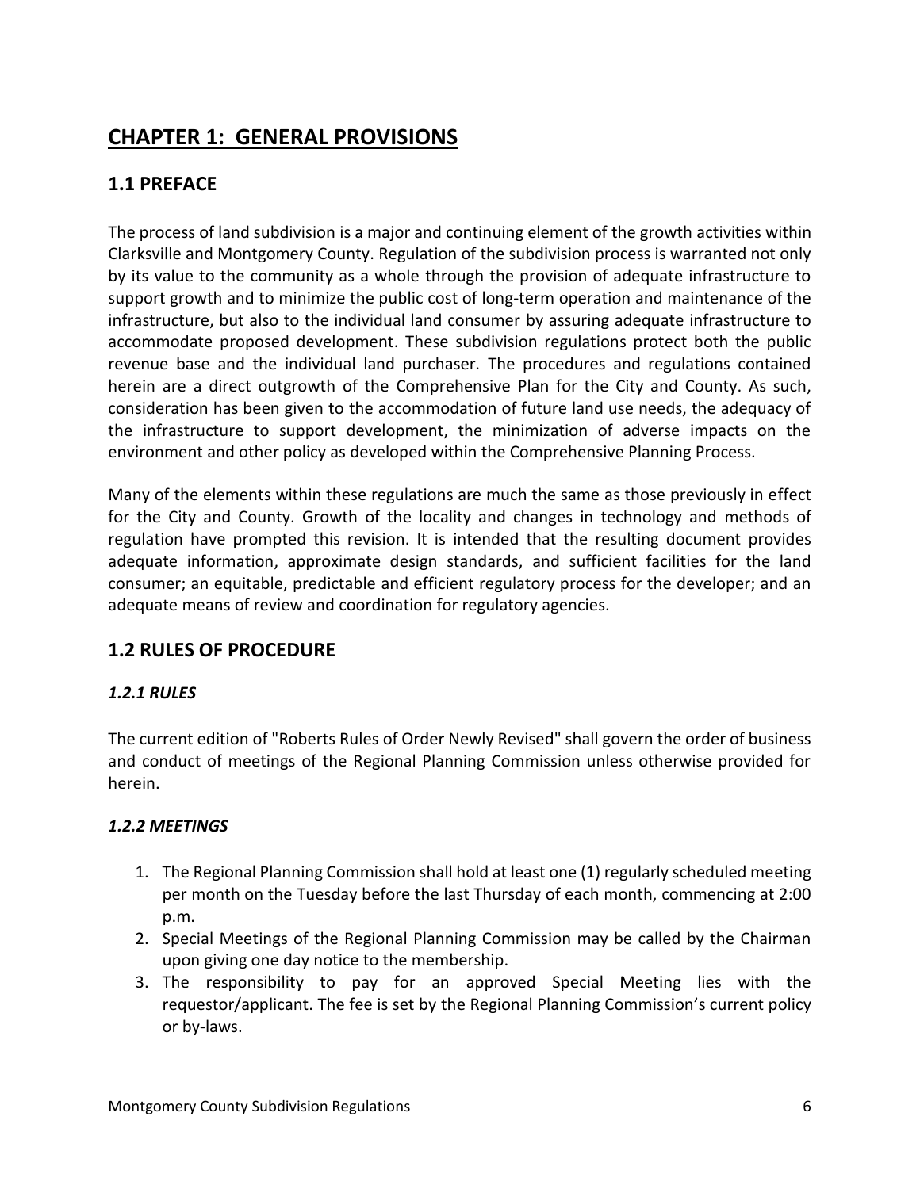# CHAPTER 1: GENERAL PROVISIONS

## 1.1 PREFACE

The process of land subdivision is a major and continuing element of the growth activities within Clarksville and Montgomery County. Regulation of the subdivision process is warranted not only by its value to the community as a whole through the provision of adequate infrastructure to support growth and to minimize the public cost of long-term operation and maintenance of the infrastructure, but also to the individual land consumer by assuring adequate infrastructure to accommodate proposed development. These subdivision regulations protect both the public revenue base and the individual land purchaser. The procedures and regulations contained herein are a direct outgrowth of the Comprehensive Plan for the City and County. As such, consideration has been given to the accommodation of future land use needs, the adequacy of the infrastructure to support development, the minimization of adverse impacts on the environment and other policy as developed within the Comprehensive Planning Process.

Many of the elements within these regulations are much the same as those previously in effect for the City and County. Growth of the locality and changes in technology and methods of regulation have prompted this revision. It is intended that the resulting document provides adequate information, approximate design standards, and sufficient facilities for the land consumer; an equitable, predictable and efficient regulatory process for the developer; and an adequate means of review and coordination for regulatory agencies.

## 1.2 RULES OF PROCEDURE

### *1.2.1 RULES*

The current edition of "Roberts Rules of Order Newly Revised" shall govern the order of business and conduct of meetings of the Regional Planning Commission unless otherwise provided for herein.

### *1.2.2 MEETINGS*

1. The Regional Planning Commission shall hold at least one (1) regularly scheduled meeting per month on the Tuesday before the last Thursday of each month, commencing at 2:00 p.m.
2. Special Meetings of the Regional Planning Commission may be called by the Chairman upon giving one day notice to the membership.
3. The responsibility to pay for an approved Special Meeting lies with the requestor/applicant. The fee is set by the Regional Planning Commission's current policy or by-laws.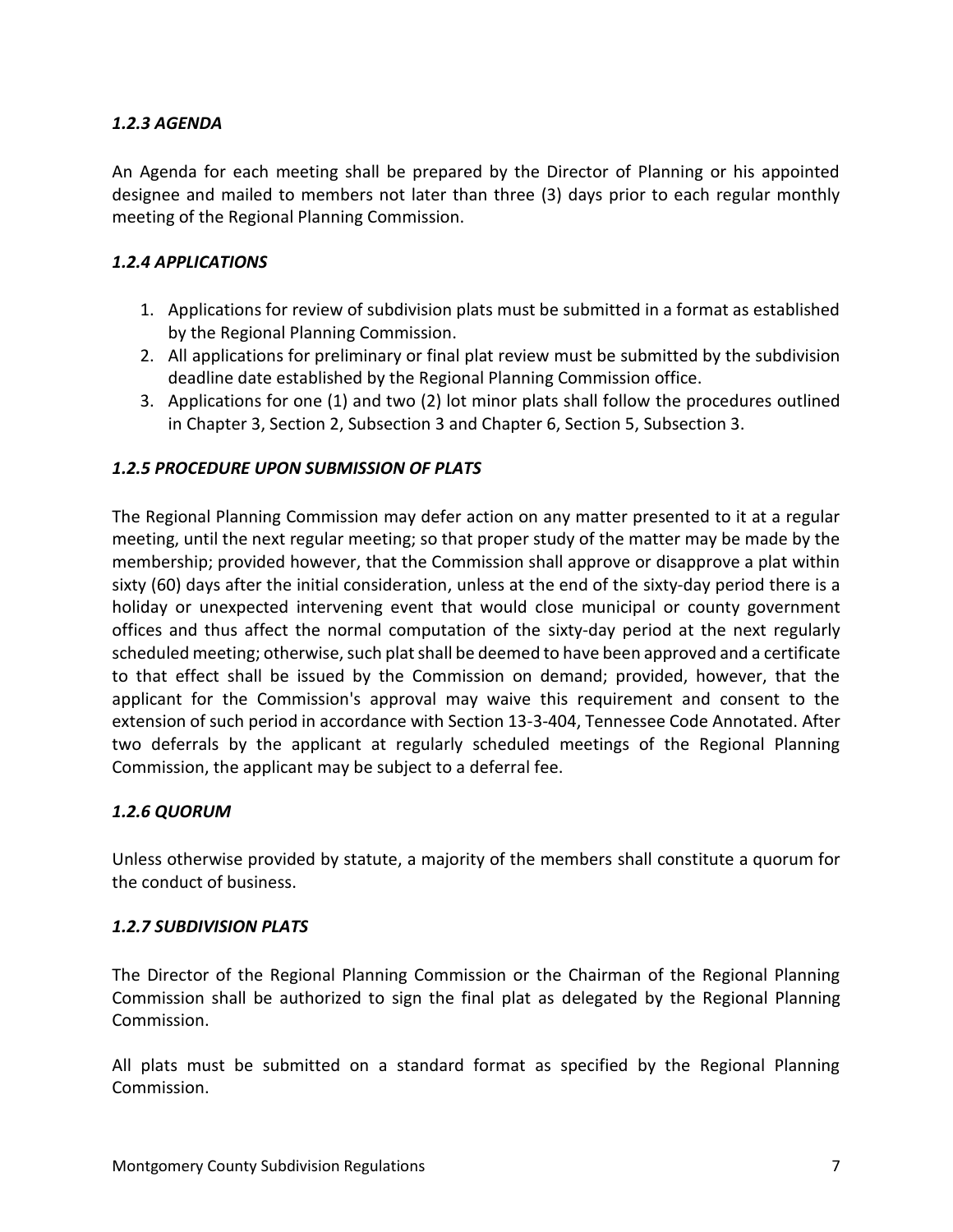### *1.2.3 AGENDA*

An Agenda for each meeting shall be prepared by the Director of Planning or his appointed designee and mailed to members not later than three (3) days prior to each regular monthly meeting of the Regional Planning Commission.

### *1.2.4 APPLICATIONS*

1. Applications for review of subdivision plats must be submitted in a format as established by the Regional Planning Commission.
2. All applications for preliminary or final plat review must be submitted by the subdivision deadline date established by the Regional Planning Commission office.
3. Applications for one (1) and two (2) lot minor plats shall follow the procedures outlined in Chapter 3, Section 2, Subsection 3 and Chapter 6, Section 5, Subsection 3.

### *1.2.5 PROCEDURE UPON SUBMISSION OF PLATS*

The Regional Planning Commission may defer action on any matter presented to it at a regular meeting, until the next regular meeting; so that proper study of the matter may be made by the membership; provided however, that the Commission shall approve or disapprove a plat within sixty (60) days after the initial consideration, unless at the end of the sixty-day period there is a holiday or unexpected intervening event that would close municipal or county government offices and thus affect the normal computation of the sixty-day period at the next regularly scheduled meeting; otherwise, such plat shall be deemed to have been approved and a certificate to that effect shall be issued by the Commission on demand; provided, however, that the applicant for the Commission's approval may waive this requirement and consent to the extension of such period in accordance with Section 13-3-404, Tennessee Code Annotated. After two deferrals by the applicant at regularly scheduled meetings of the Regional Planning Commission, the applicant may be subject to a deferral fee.

### *1.2.6 QUORUM*

Unless otherwise provided by statute, a majority of the members shall constitute a quorum for the conduct of business.

### *1.2.7 SUBDIVISION PLATS*

The Director of the Regional Planning Commission or the Chairman of the Regional Planning Commission shall be authorized to sign the final plat as delegated by the Regional Planning Commission.

All plats must be submitted on a standard format as specified by the Regional Planning Commission.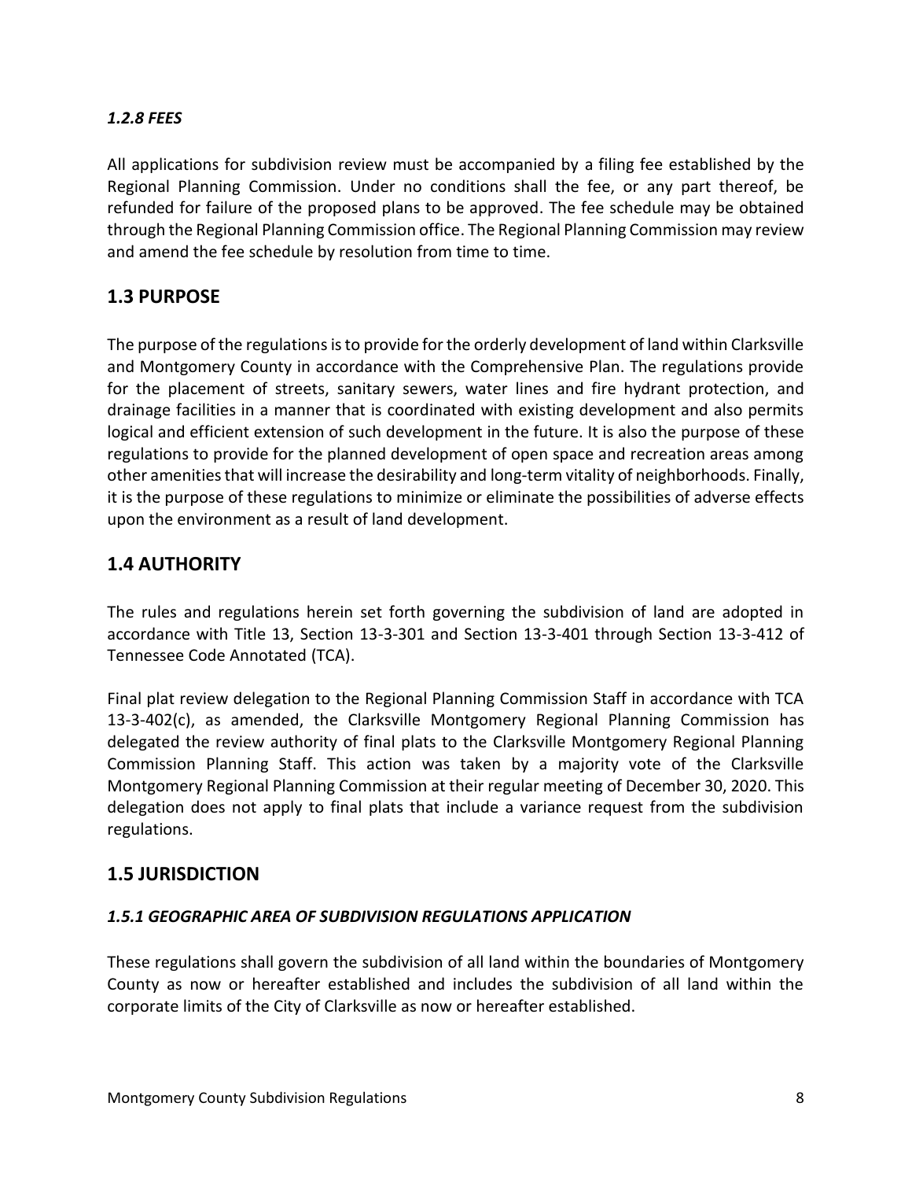### *1.2.8 FEES*

All applications for subdivision review must be accompanied by a filing fee established by the Regional Planning Commission. Under no conditions shall the fee, or any part thereof, be refunded for failure of the proposed plans to be approved. The fee schedule may be obtained through the Regional Planning Commission office. The Regional Planning Commission may review and amend the fee schedule by resolution from time to time.

## 1.3 PURPOSE

The purpose of the regulations is to provide for the orderly development of land within Clarksville and Montgomery County in accordance with the Comprehensive Plan. The regulations provide for the placement of streets, sanitary sewers, water lines and fire hydrant protection, and drainage facilities in a manner that is coordinated with existing development and also permits logical and efficient extension of such development in the future. It is also the purpose of these regulations to provide for the planned development of open space and recreation areas among other amenities that will increase the desirability and long-term vitality of neighborhoods. Finally, it is the purpose of these regulations to minimize or eliminate the possibilities of adverse effects upon the environment as a result of land development.

## 1.4 AUTHORITY

The rules and regulations herein set forth governing the subdivision of land are adopted in accordance with Title 13, Section 13-3-301 and Section 13-3-401 through Section 13-3-412 of Tennessee Code Annotated (TCA).

Final plat review delegation to the Regional Planning Commission Staff in accordance with TCA 13-3-402(c), as amended, the Clarksville Montgomery Regional Planning Commission has delegated the review authority of final plats to the Clarksville Montgomery Regional Planning Commission Planning Staff. This action was taken by a majority vote of the Clarksville Montgomery Regional Planning Commission at their regular meeting of December 30, 2020. This delegation does not apply to final plats that include a variance request from the subdivision regulations.

## 1.5 JURISDICTION

### *1.5.1 GEOGRAPHIC AREA OF SUBDIVISION REGULATIONS APPLICATION*

These regulations shall govern the subdivision of all land within the boundaries of Montgomery County as now or hereafter established and includes the subdivision of all land within the corporate limits of the City of Clarksville as now or hereafter established.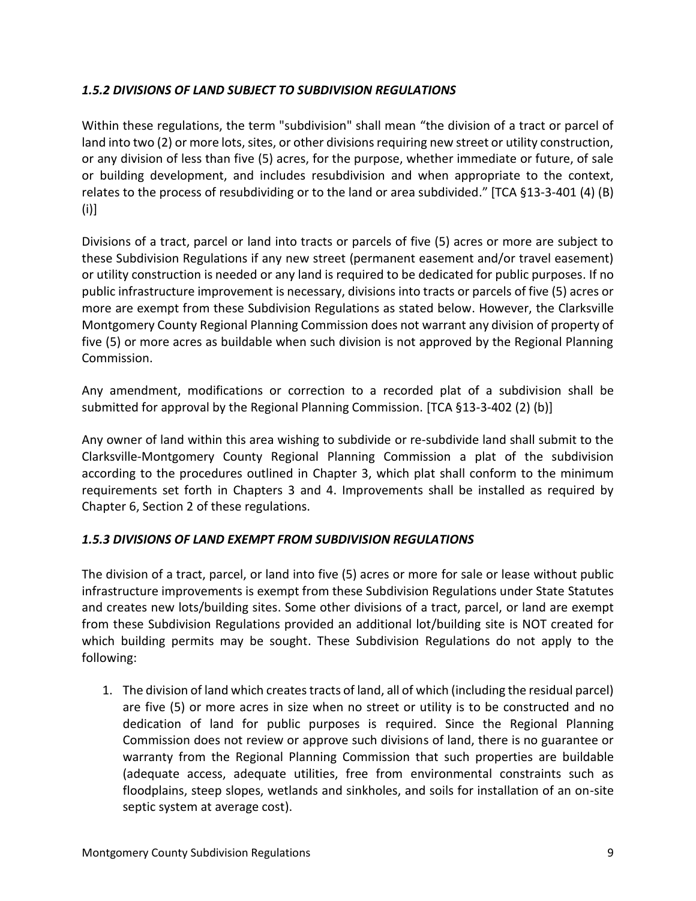### *1.5.2 DIVISIONS OF LAND SUBJECT TO SUBDIVISION REGULATIONS*

Within these regulations, the term "subdivision" shall mean “the division of a tract or parcel of land into two (2) or more lots, sites, or other divisions requiring new street or utility construction, or any division of less than five (5) acres, for the purpose, whether immediate or future, of sale or building development, and includes resubdivision and when appropriate to the context, relates to the process of resubdividing or to the land or area subdivided.” [TCA §13-3-401 (4) (B) (i)]

Divisions of a tract, parcel or land into tracts or parcels of five (5) acres or more are subject to these Subdivision Regulations if any new street (permanent easement and/or travel easement) or utility construction is needed or any land is required to be dedicated for public purposes. If no public infrastructure improvement is necessary, divisions into tracts or parcels of five (5) acres or more are exempt from these Subdivision Regulations as stated below. However, the Clarksville Montgomery County Regional Planning Commission does not warrant any division of property of five (5) or more acres as buildable when such division is not approved by the Regional Planning Commission.

Any amendment, modifications or correction to a recorded plat of a subdivision shall be submitted for approval by the Regional Planning Commission. [TCA §13-3-402 (2) (b)]

Any owner of land within this area wishing to subdivide or re-subdivide land shall submit to the Clarksville-Montgomery County Regional Planning Commission a plat of the subdivision according to the procedures outlined in Chapter 3, which plat shall conform to the minimum requirements set forth in Chapters 3 and 4. Improvements shall be installed as required by Chapter 6, Section 2 of these regulations.

### *1.5.3 DIVISIONS OF LAND EXEMPT FROM SUBDIVISION REGULATIONS*

The division of a tract, parcel, or land into five (5) acres or more for sale or lease without public infrastructure improvements is exempt from these Subdivision Regulations under State Statutes and creates new lots/building sites. Some other divisions of a tract, parcel, or land are exempt from these Subdivision Regulations provided an additional lot/building site is NOT created for which building permits may be sought. These Subdivision Regulations do not apply to the following:

1. The division of land which creates tracts of land, all of which (including the residual parcel) are five (5) or more acres in size when no street or utility is to be constructed and no dedication of land for public purposes is required. Since the Regional Planning Commission does not review or approve such divisions of land, there is no guarantee or warranty from the Regional Planning Commission that such properties are buildable (adequate access, adequate utilities, free from environmental constraints such as floodplains, steep slopes, wetlands and sinkholes, and soils for installation of an on-site septic system at average cost).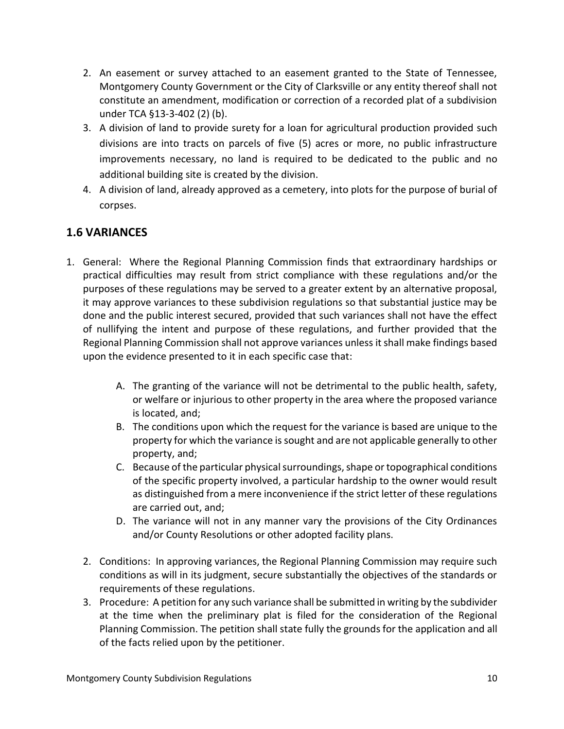2. An easement or survey attached to an easement granted to the State of Tennessee, Montgomery County Government or the City of Clarksville or any entity thereof shall not constitute an amendment, modification or correction of a recorded plat of a subdivision under TCA §13-3-402 (2) (b).
3. A division of land to provide surety for a loan for agricultural production provided such divisions are into tracts on parcels of five (5) acres or more, no public infrastructure improvements necessary, no land is required to be dedicated to the public and no additional building site is created by the division.
4. A division of land, already approved as a cemetery, into plots for the purpose of burial of corpses.

## 1.6 VARIANCES

1. General: Where the Regional Planning Commission finds that extraordinary hardships or practical difficulties may result from strict compliance with these regulations and/or the purposes of these regulations may be served to a greater extent by an alternative proposal, it may approve variances to these subdivision regulations so that substantial justice may be done and the public interest secured, provided that such variances shall not have the effect of nullifying the intent and purpose of these regulations, and further provided that the Regional Planning Commission shall not approve variances unless it shall make findings based upon the evidence presented to it in each specific case that:

   A. The granting of the variance will not be detrimental to the public health, safety, or welfare or injurious to other property in the area where the proposed variance is located, and;

   B. The conditions upon which the request for the variance is based are unique to the property for which the variance is sought and are not applicable generally to other property, and;

   C. Because of the particular physical surroundings, shape or topographical conditions of the specific property involved, a particular hardship to the owner would result as distinguished from a mere inconvenience if the strict letter of these regulations are carried out, and;

   D. The variance will not in any manner vary the provisions of the City Ordinances and/or County Resolutions or other adopted facility plans.

2. Conditions: In approving variances, the Regional Planning Commission may require such conditions as will in its judgment, secure substantially the objectives of the standards or requirements of these regulations.
3. Procedure: A petition for any such variance shall be submitted in writing by the subdivider at the time when the preliminary plat is filed for the consideration of the Regional Planning Commission. The petition shall state fully the grounds for the application and all of the facts relied upon by the petitioner.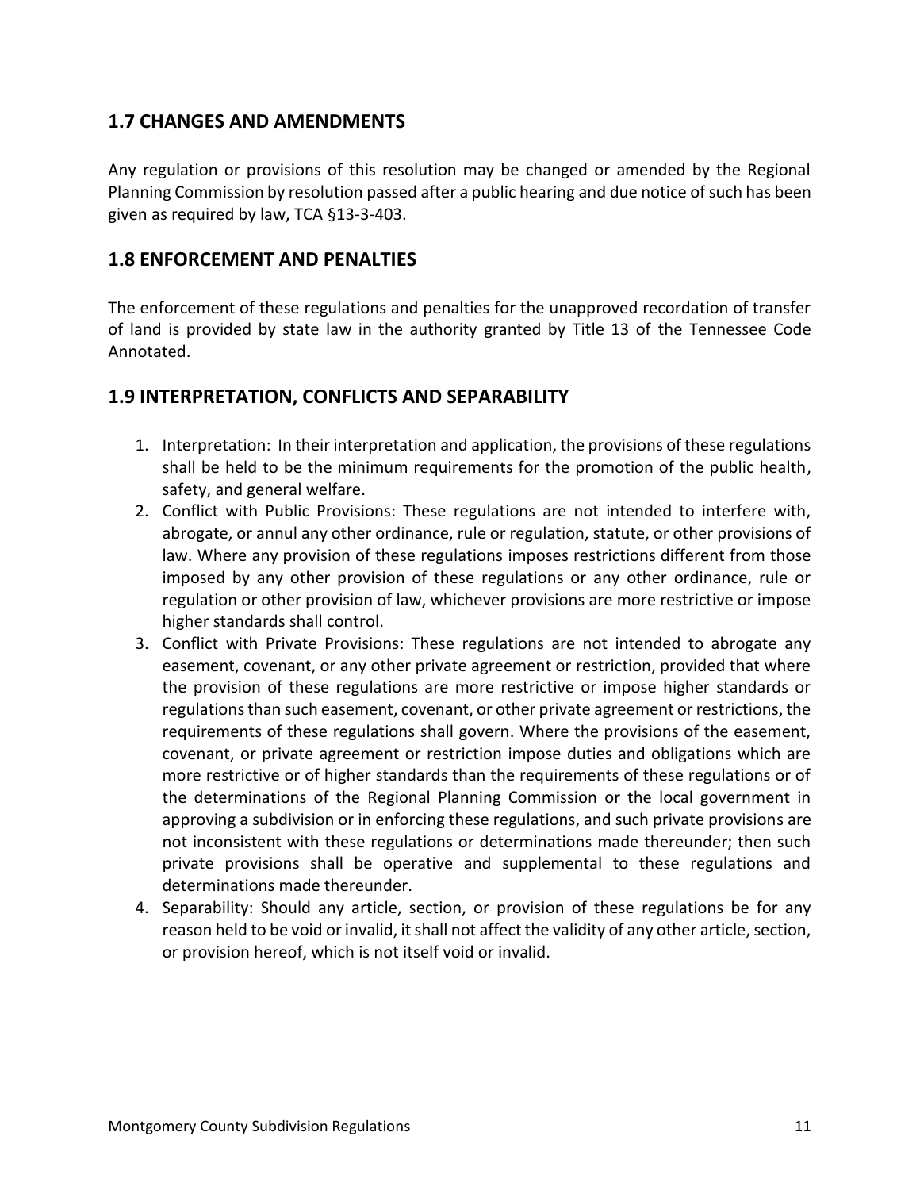## 1.7 CHANGES AND AMENDMENTS

Any regulation or provisions of this resolution may be changed or amended by the Regional Planning Commission by resolution passed after a public hearing and due notice of such has been given as required by law, TCA §13-3-403.

## 1.8 ENFORCEMENT AND PENALTIES

The enforcement of these regulations and penalties for the unapproved recordation of transfer of land is provided by state law in the authority granted by Title 13 of the Tennessee Code Annotated.

## 1.9 INTERPRETATION, CONFLICTS AND SEPARABILITY

1. Interpretation: In their interpretation and application, the provisions of these regulations shall be held to be the minimum requirements for the promotion of the public health, safety, and general welfare.
2. Conflict with Public Provisions: These regulations are not intended to interfere with, abrogate, or annul any other ordinance, rule or regulation, statute, or other provisions of law. Where any provision of these regulations imposes restrictions different from those imposed by any other provision of these regulations or any other ordinance, rule or regulation or other provision of law, whichever provisions are more restrictive or impose higher standards shall control.
3. Conflict with Private Provisions: These regulations are not intended to abrogate any easement, covenant, or any other private agreement or restriction, provided that where the provision of these regulations are more restrictive or impose higher standards or regulations than such easement, covenant, or other private agreement or restrictions, the requirements of these regulations shall govern. Where the provisions of the easement, covenant, or private agreement or restriction impose duties and obligations which are more restrictive or of higher standards than the requirements of these regulations or of the determinations of the Regional Planning Commission or the local government in approving a subdivision or in enforcing these regulations, and such private provisions are not inconsistent with these regulations or determinations made thereunder; then such private provisions shall be operative and supplemental to these regulations and determinations made thereunder.
4. Separability: Should any article, section, or provision of these regulations be for any reason held to be void or invalid, it shall not affect the validity of any other article, section, or provision hereof, which is not itself void or invalid.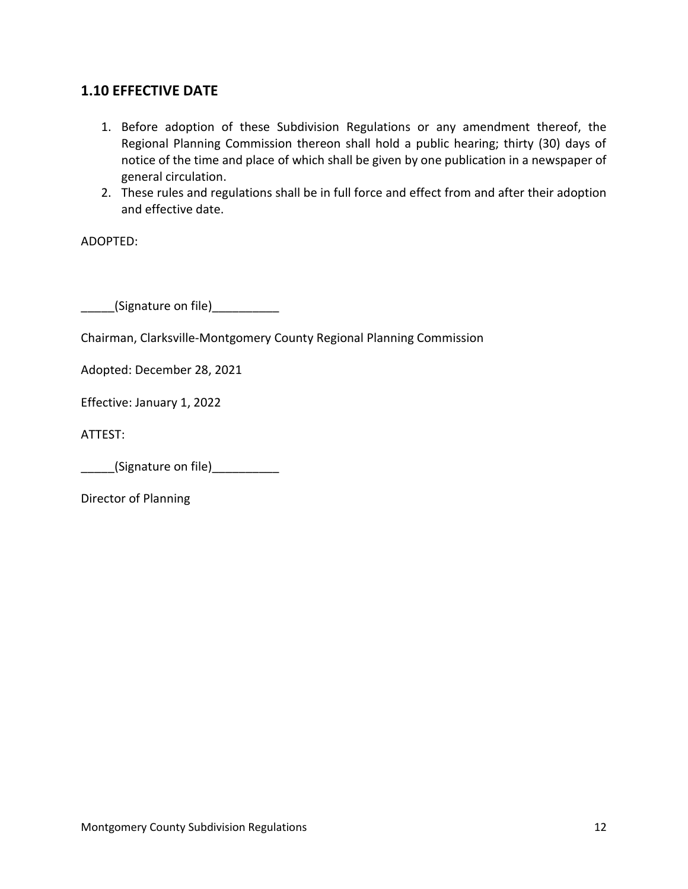## 1.10 EFFECTIVE DATE

1. Before adoption of these Subdivision Regulations or any amendment thereof, the Regional Planning Commission thereon shall hold a public hearing; thirty (30) days of notice of the time and place of which shall be given by one publication in a newspaper of general circulation.
2. These rules and regulations shall be in full force and effect from and after their adoption and effective date.

ADOPTED:

_____(Signature on file)__________

Chairman, Clarksville-Montgomery County Regional Planning Commission

Adopted: December 28, 2021

Effective: January 1, 2022

ATTEST:

_____(Signature on file)__________

Director of Planning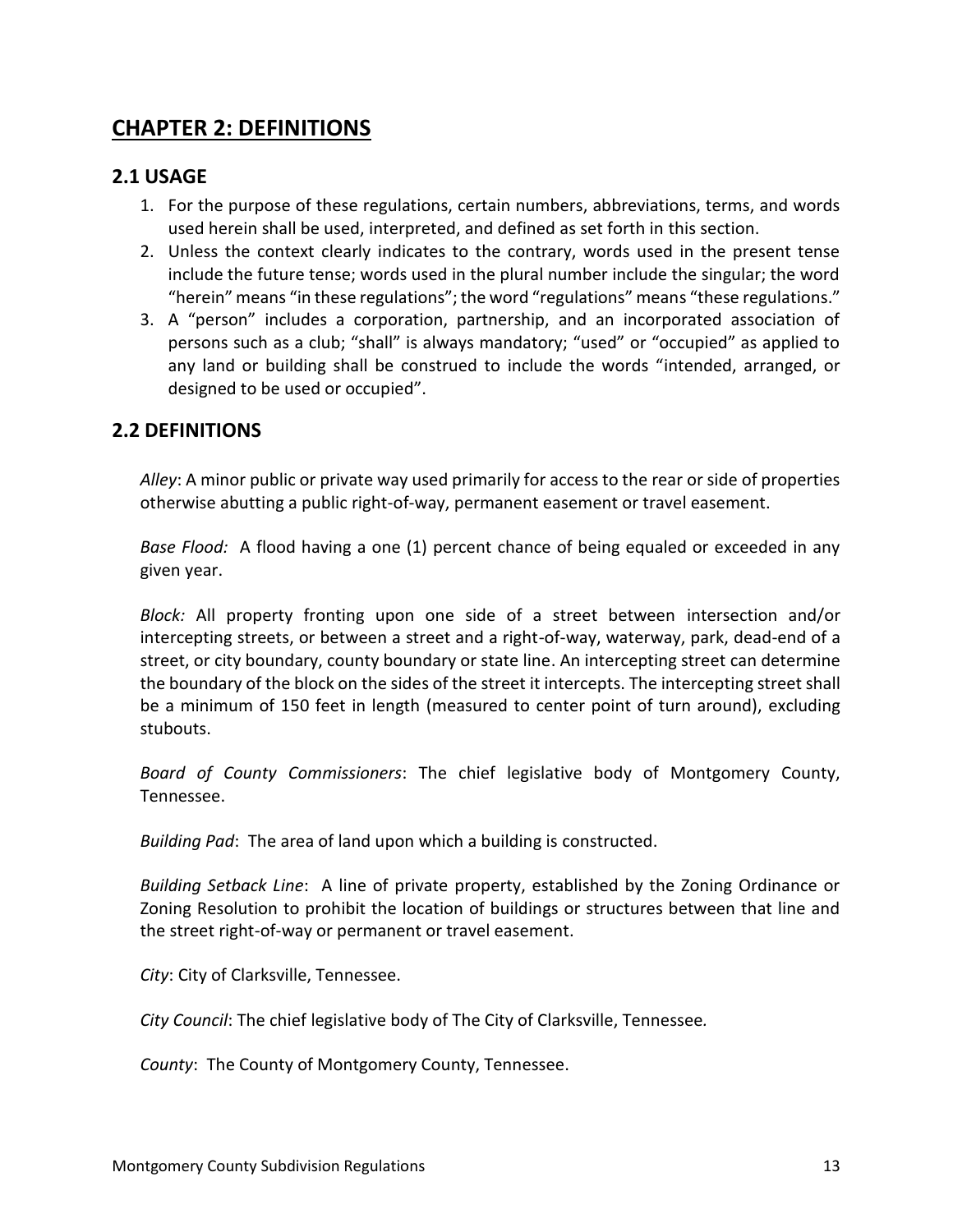# CHAPTER 2: DEFINITIONS

## 2.1 USAGE

1. For the purpose of these regulations, certain numbers, abbreviations, terms, and words used herein shall be used, interpreted, and defined as set forth in this section.
2. Unless the context clearly indicates to the contrary, words used in the present tense include the future tense; words used in the plural number include the singular; the word "herein" means "in these regulations"; the word "regulations" means "these regulations."
3. A "person" includes a corporation, partnership, and an incorporated association of persons such as a club; "shall" is always mandatory; "used" or "occupied" as applied to any land or building shall be construed to include the words "intended, arranged, or designed to be used or occupied".

## 2.2 DEFINITIONS

*Alley*: A minor public or private way used primarily for access to the rear or side of properties otherwise abutting a public right-of-way, permanent easement or travel easement.

*Base Flood:* A flood having a one (1) percent chance of being equaled or exceeded in any given year.

*Block:* All property fronting upon one side of a street between intersection and/or intercepting streets, or between a street and a right-of-way, waterway, park, dead-end of a street, or city boundary, county boundary or state line. An intercepting street can determine the boundary of the block on the sides of the street it intercepts. The intercepting street shall be a minimum of 150 feet in length (measured to center point of turn around), excluding stubouts.

*Board of County Commissioners*: The chief legislative body of Montgomery County, Tennessee.

*Building Pad*: The area of land upon which a building is constructed.

*Building Setback Line*: A line of private property, established by the Zoning Ordinance or Zoning Resolution to prohibit the location of buildings or structures between that line and the street right-of-way or permanent or travel easement.

*City*: City of Clarksville, Tennessee.

*City Council*: The chief legislative body of The City of Clarksville, Tennessee.

*County*: The County of Montgomery County, Tennessee.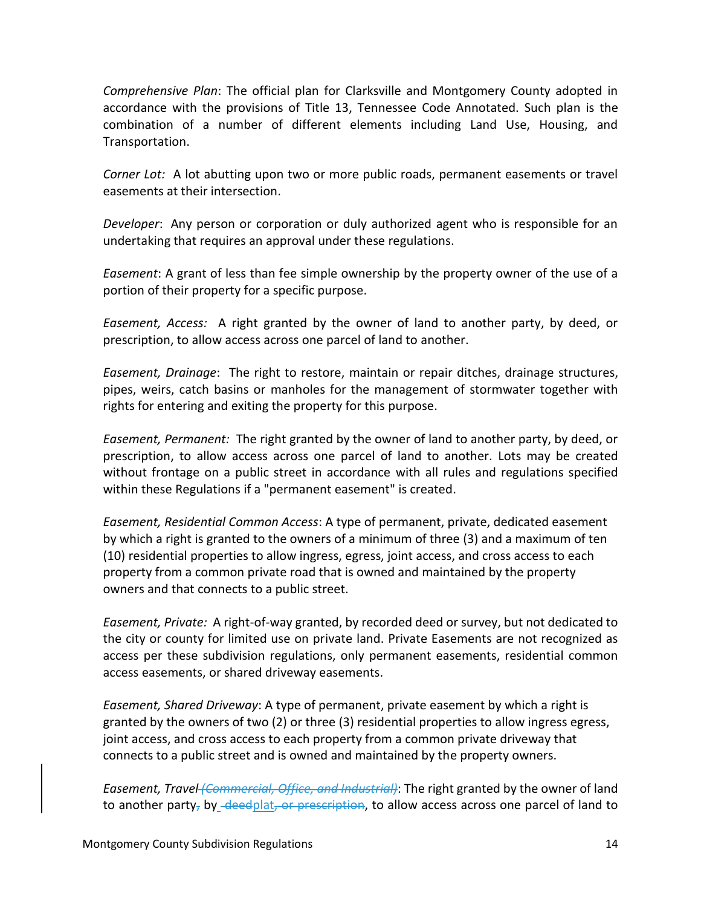*Comprehensive Plan*: The official plan for Clarksville and Montgomery County adopted in accordance with the provisions of Title 13, Tennessee Code Annotated. Such plan is the combination of a number of different elements including Land Use, Housing, and Transportation.

*Corner Lot:* A lot abutting upon two or more public roads, permanent easements or travel easements at their intersection.

*Developer*: Any person or corporation or duly authorized agent who is responsible for an undertaking that requires an approval under these regulations.

*Easement*: A grant of less than fee simple ownership by the property owner of the use of a portion of their property for a specific purpose.

*Easement, Access:* A right granted by the owner of land to another party, by deed, or prescription, to allow access across one parcel of land to another.

*Easement, Drainage*: The right to restore, maintain or repair ditches, drainage structures, pipes, weirs, catch basins or manholes for the management of stormwater together with rights for entering and exiting the property for this purpose.

*Easement, Permanent:* The right granted by the owner of land to another party, by deed, or prescription, to allow access across one parcel of land to another. Lots may be created without frontage on a public street in accordance with all rules and regulations specified within these Regulations if a "permanent easement" is created.

*Easement, Residential Common Access*: A type of permanent, private, dedicated easement by which a right is granted to the owners of a minimum of three (3) and a maximum of ten (10) residential properties to allow ingress, egress, joint access, and cross access to each property from a common private road that is owned and maintained by the property owners and that connects to a public street.

*Easement, Private:* A right-of-way granted, by recorded deed or survey, but not dedicated to the city or county for limited use on private land. Private Easements are not recognized as access per these subdivision regulations, only permanent easements, residential common access easements, or shared driveway easements.

*Easement, Shared Driveway*: A type of permanent, private easement by which a right is granted by the owners of two (2) or three (3) residential properties to allow ingress egress, joint access, and cross access to each property from a common private driveway that connects to a public street and is owned and maintained by the property owners.

*Easement, Travel ~~(Commercial, Office, and Industrial)~~*: The right granted by the owner of land to another party~~,~~ by ~~deed~~plat~~, or prescription~~, to allow access across one parcel of land to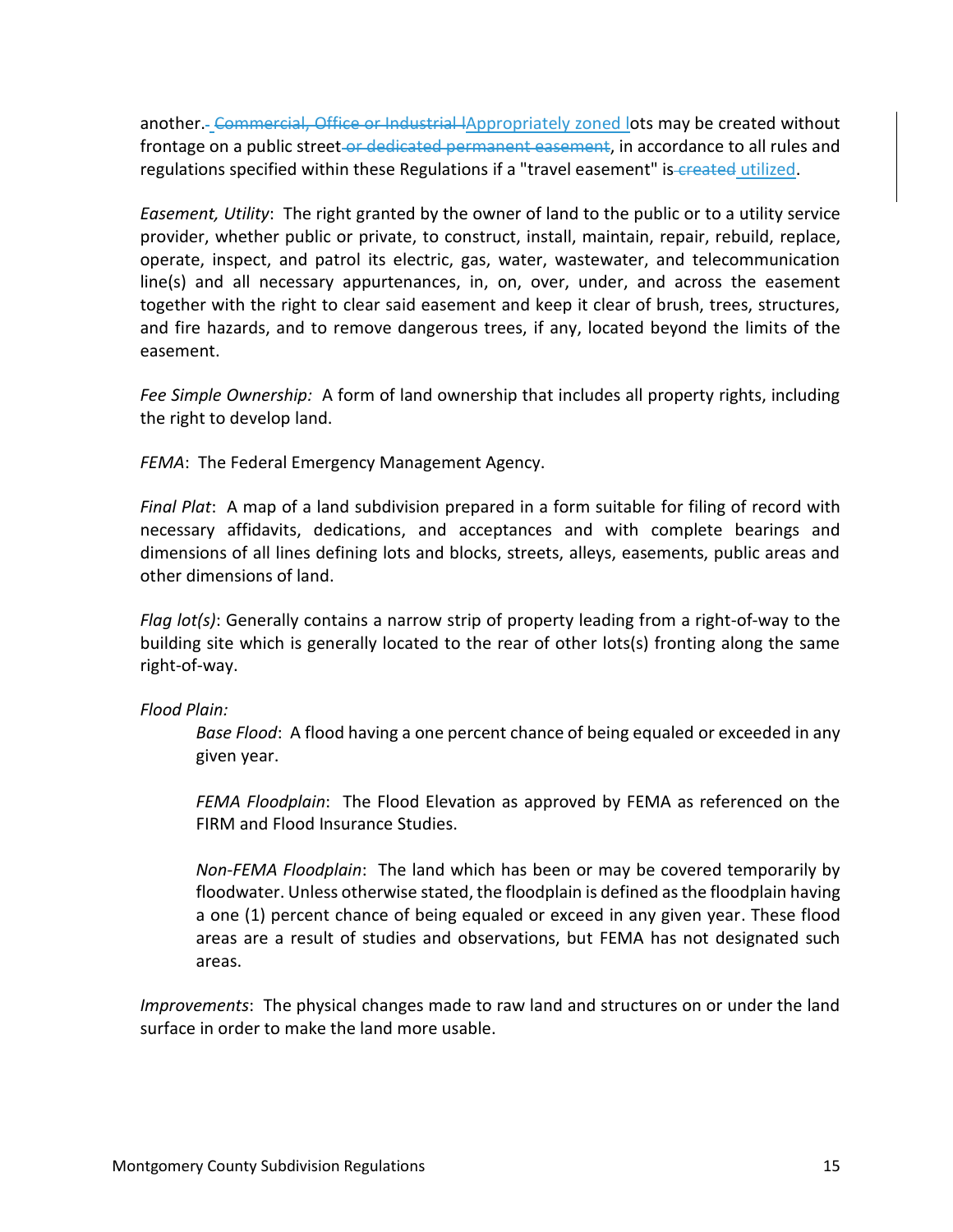another.~~- Commercial, Office or Industrial l~~Appropriately zoned lots may be created without frontage on a public street~~ or dedicated permanent easement~~, in accordance to all rules and regulations specified within these Regulations if a "travel easement" is~~ created~~ utilized.

*Easement, Utility*: The right granted by the owner of land to the public or to a utility service provider, whether public or private, to construct, install, maintain, repair, rebuild, replace, operate, inspect, and patrol its electric, gas, water, wastewater, and telecommunication line(s) and all necessary appurtenances, in, on, over, under, and across the easement together with the right to clear said easement and keep it clear of brush, trees, structures, and fire hazards, and to remove dangerous trees, if any, located beyond the limits of the easement.

*Fee Simple Ownership:* A form of land ownership that includes all property rights, including the right to develop land.

*FEMA*: The Federal Emergency Management Agency.

*Final Plat*: A map of a land subdivision prepared in a form suitable for filing of record with necessary affidavits, dedications, and acceptances and with complete bearings and dimensions of all lines defining lots and blocks, streets, alleys, easements, public areas and other dimensions of land.

*Flag lot(s)*: Generally contains a narrow strip of property leading from a right-of-way to the building site which is generally located to the rear of other lots(s) fronting along the same right-of-way.

*Flood Plain:*

> *Base Flood*: A flood having a one percent chance of being equaled or exceeded in any given year.
>
> *FEMA Floodplain*: The Flood Elevation as approved by FEMA as referenced on the FIRM and Flood Insurance Studies.
>
> *Non-FEMA Floodplain*: The land which has been or may be covered temporarily by floodwater. Unless otherwise stated, the floodplain is defined as the floodplain having a one (1) percent chance of being equaled or exceed in any given year. These flood areas are a result of studies and observations, but FEMA has not designated such areas.

*Improvements*: The physical changes made to raw land and structures on or under the land surface in order to make the land more usable.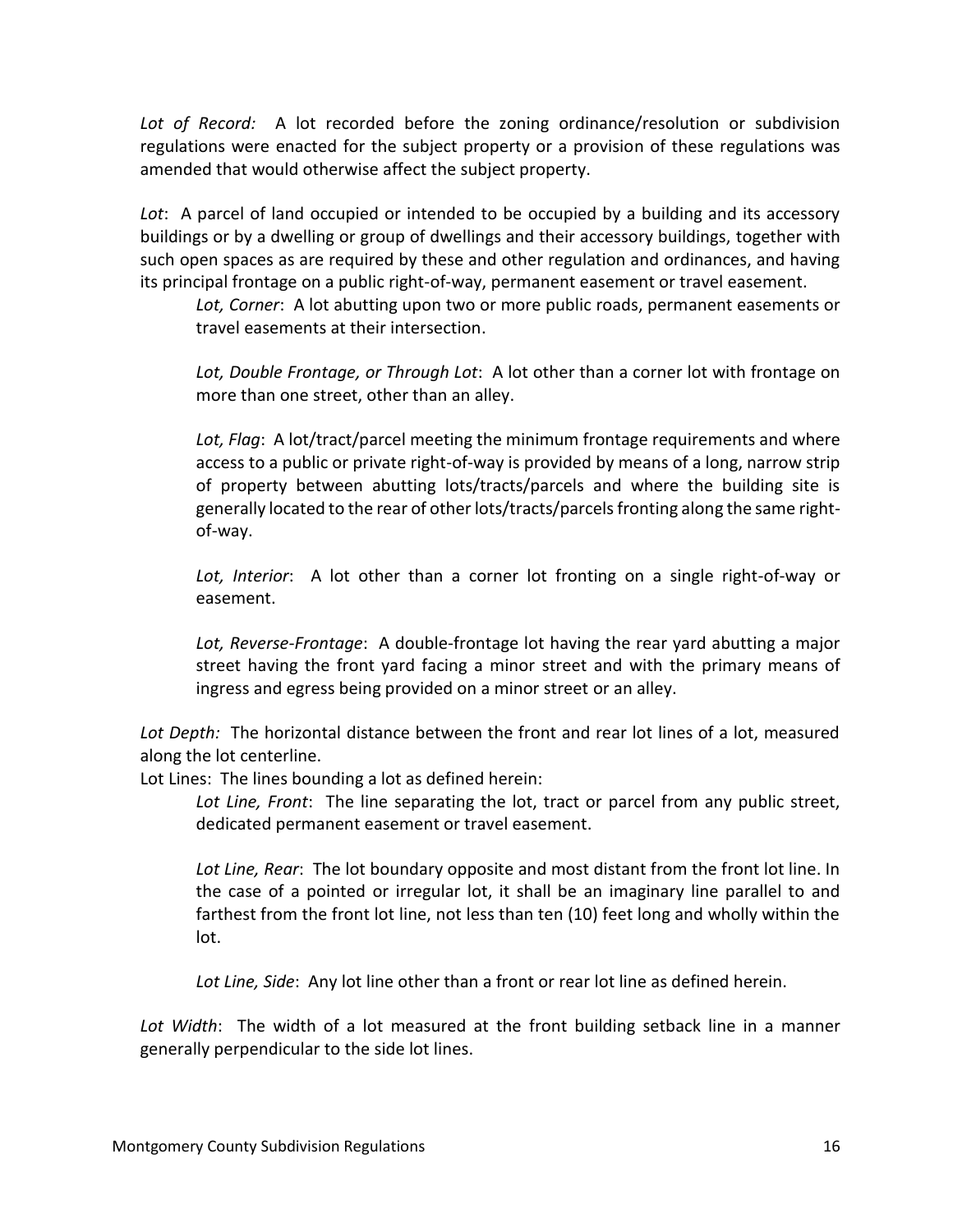*Lot of Record:* A lot recorded before the zoning ordinance/resolution or subdivision regulations were enacted for the subject property or a provision of these regulations was amended that would otherwise affect the subject property.

*Lot*: A parcel of land occupied or intended to be occupied by a building and its accessory buildings or by a dwelling or group of dwellings and their accessory buildings, together with such open spaces as are required by these and other regulation and ordinances, and having its principal frontage on a public right-of-way, permanent easement or travel easement.

> *Lot, Corner*: A lot abutting upon two or more public roads, permanent easements or travel easements at their intersection.
>
> *Lot, Double Frontage, or Through Lot*: A lot other than a corner lot with frontage on more than one street, other than an alley.
>
> *Lot, Flag*: A lot/tract/parcel meeting the minimum frontage requirements and where access to a public or private right-of-way is provided by means of a long, narrow strip of property between abutting lots/tracts/parcels and where the building site is generally located to the rear of other lots/tracts/parcels fronting along the same right-of-way.
>
> *Lot, Interior*: A lot other than a corner lot fronting on a single right-of-way or easement.
>
> *Lot, Reverse-Frontage*: A double-frontage lot having the rear yard abutting a major street having the front yard facing a minor street and with the primary means of ingress and egress being provided on a minor street or an alley.

*Lot Depth:* The horizontal distance between the front and rear lot lines of a lot, measured along the lot centerline.

Lot Lines: The lines bounding a lot as defined herein:

> *Lot Line, Front*: The line separating the lot, tract or parcel from any public street, dedicated permanent easement or travel easement.
>
> *Lot Line, Rear*: The lot boundary opposite and most distant from the front lot line. In the case of a pointed or irregular lot, it shall be an imaginary line parallel to and farthest from the front lot line, not less than ten (10) feet long and wholly within the lot.
>
> *Lot Line, Side*: Any lot line other than a front or rear lot line as defined herein.

*Lot Width*: The width of a lot measured at the front building setback line in a manner generally perpendicular to the side lot lines.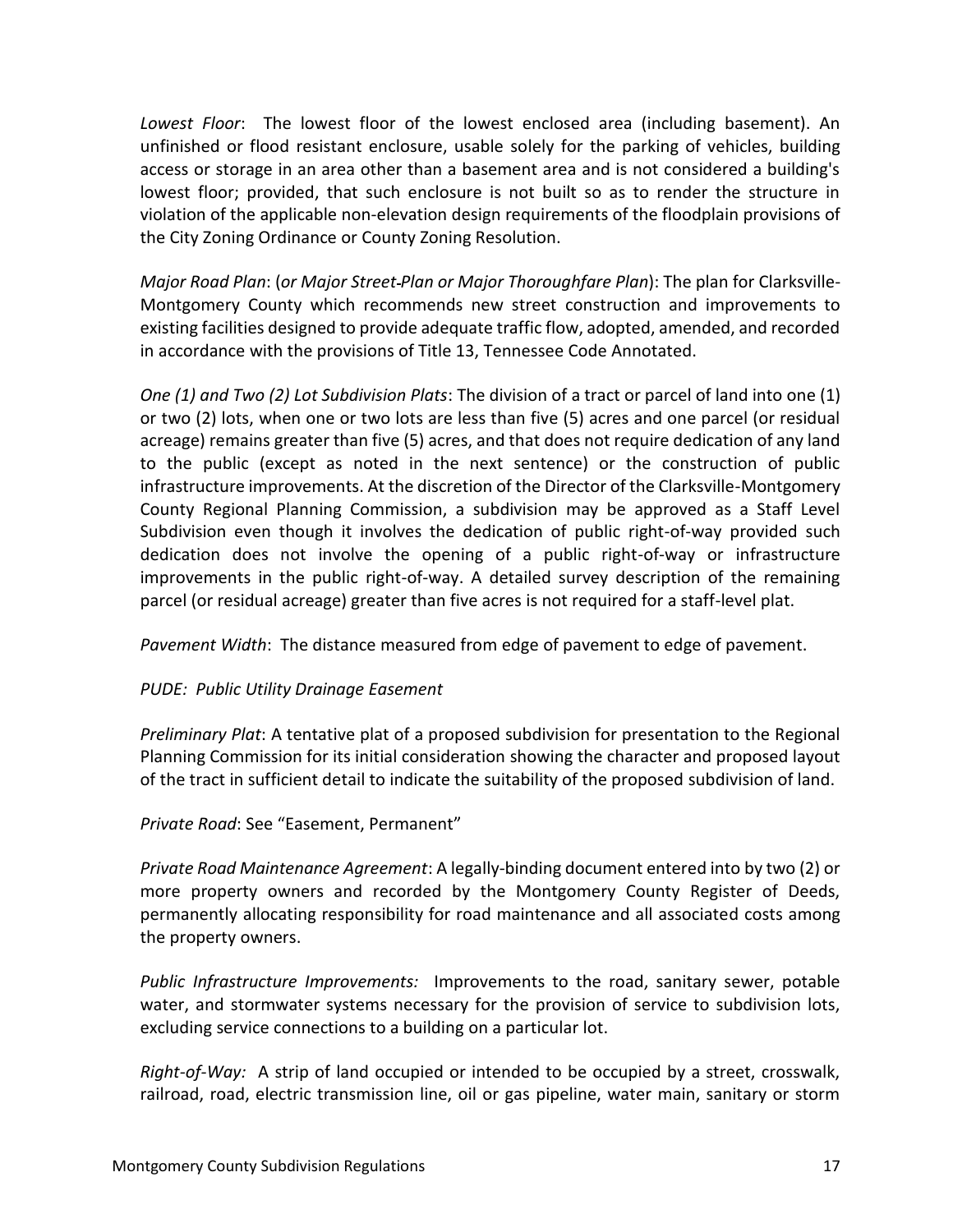*Lowest Floor*: The lowest floor of the lowest enclosed area (including basement). An unfinished or flood resistant enclosure, usable solely for the parking of vehicles, building access or storage in an area other than a basement area and is not considered a building's lowest floor; provided, that such enclosure is not built so as to render the structure in violation of the applicable non-elevation design requirements of the floodplain provisions of the City Zoning Ordinance or County Zoning Resolution.

*Major Road Plan*: (*or Major Street-Plan or Major Thoroughfare Plan*): The plan for Clarksville-Montgomery County which recommends new street construction and improvements to existing facilities designed to provide adequate traffic flow, adopted, amended, and recorded in accordance with the provisions of Title 13, Tennessee Code Annotated.

*One (1) and Two (2) Lot Subdivision Plats*: The division of a tract or parcel of land into one (1) or two (2) lots, when one or two lots are less than five (5) acres and one parcel (or residual acreage) remains greater than five (5) acres, and that does not require dedication of any land to the public (except as noted in the next sentence) or the construction of public infrastructure improvements. At the discretion of the Director of the Clarksville-Montgomery County Regional Planning Commission, a subdivision may be approved as a Staff Level Subdivision even though it involves the dedication of public right-of-way provided such dedication does not involve the opening of a public right-of-way or infrastructure improvements in the public right-of-way. A detailed survey description of the remaining parcel (or residual acreage) greater than five acres is not required for a staff-level plat.

*Pavement Width*: The distance measured from edge of pavement to edge of pavement.

*PUDE: Public Utility Drainage Easement*

*Preliminary Plat*: A tentative plat of a proposed subdivision for presentation to the Regional Planning Commission for its initial consideration showing the character and proposed layout of the tract in sufficient detail to indicate the suitability of the proposed subdivision of land.

*Private Road*: See "Easement, Permanent"

*Private Road Maintenance Agreement*: A legally-binding document entered into by two (2) or more property owners and recorded by the Montgomery County Register of Deeds, permanently allocating responsibility for road maintenance and all associated costs among the property owners.

*Public Infrastructure Improvements:* Improvements to the road, sanitary sewer, potable water, and stormwater systems necessary for the provision of service to subdivision lots, excluding service connections to a building on a particular lot.

*Right-of-Way:* A strip of land occupied or intended to be occupied by a street, crosswalk, railroad, road, electric transmission line, oil or gas pipeline, water main, sanitary or storm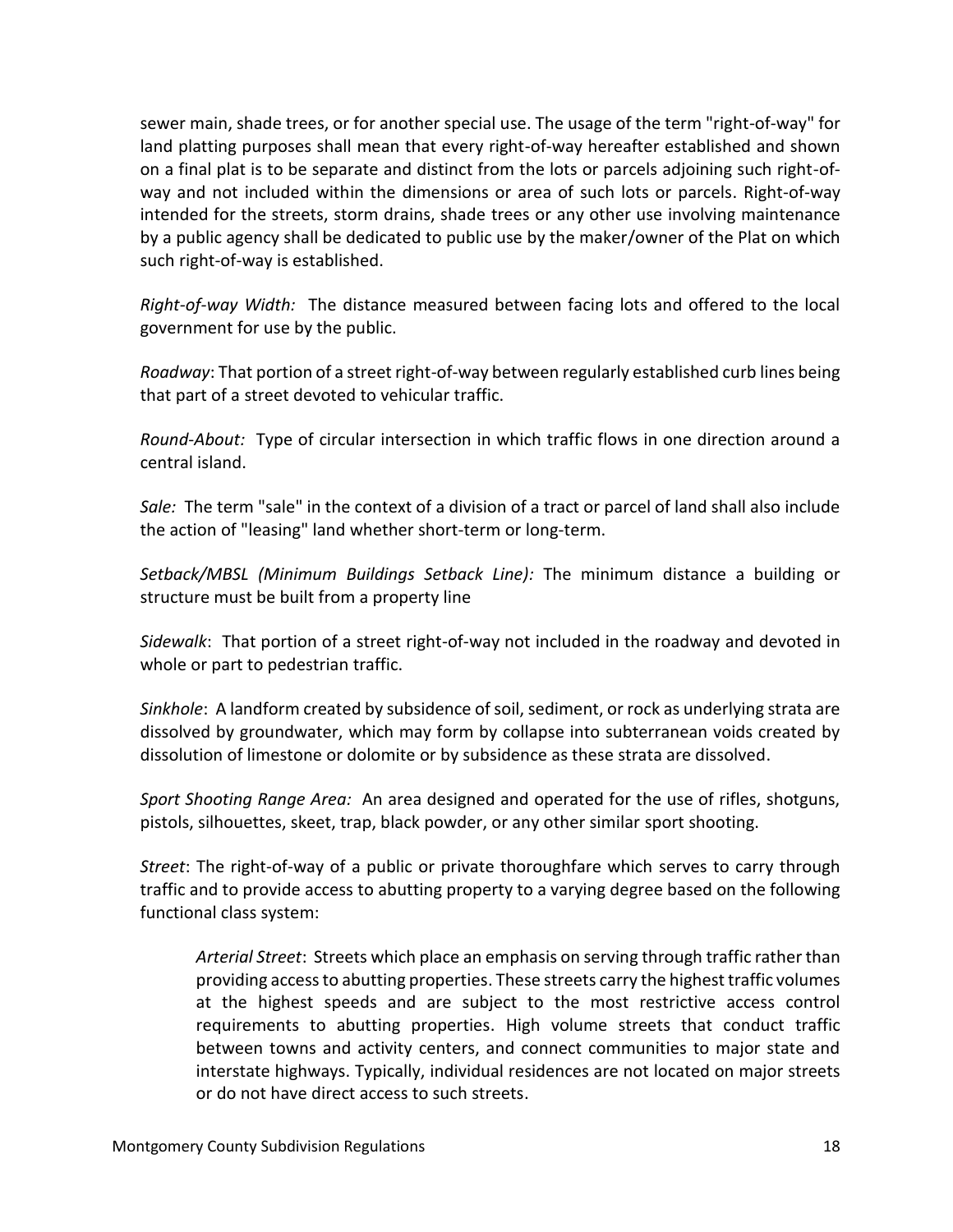sewer main, shade trees, or for another special use. The usage of the term "right-of-way" for land platting purposes shall mean that every right-of-way hereafter established and shown on a final plat is to be separate and distinct from the lots or parcels adjoining such right-of-way and not included within the dimensions or area of such lots or parcels. Right-of-way intended for the streets, storm drains, shade trees or any other use involving maintenance by a public agency shall be dedicated to public use by the maker/owner of the Plat on which such right-of-way is established.

*Right-of-way Width:* The distance measured between facing lots and offered to the local government for use by the public.

*Roadway*: That portion of a street right-of-way between regularly established curb lines being that part of a street devoted to vehicular traffic.

*Round-About:* Type of circular intersection in which traffic flows in one direction around a central island.

*Sale:* The term "sale" in the context of a division of a tract or parcel of land shall also include the action of "leasing" land whether short-term or long-term.

*Setback/MBSL (Minimum Buildings Setback Line):* The minimum distance a building or structure must be built from a property line

*Sidewalk*: That portion of a street right-of-way not included in the roadway and devoted in whole or part to pedestrian traffic.

*Sinkhole*: A landform created by subsidence of soil, sediment, or rock as underlying strata are dissolved by groundwater, which may form by collapse into subterranean voids created by dissolution of limestone or dolomite or by subsidence as these strata are dissolved.

*Sport Shooting Range Area:* An area designed and operated for the use of rifles, shotguns, pistols, silhouettes, skeet, trap, black powder, or any other similar sport shooting.

*Street*: The right-of-way of a public or private thoroughfare which serves to carry through traffic and to provide access to abutting property to a varying degree based on the following functional class system:

> *Arterial Street*: Streets which place an emphasis on serving through traffic rather than providing access to abutting properties. These streets carry the highest traffic volumes at the highest speeds and are subject to the most restrictive access control requirements to abutting properties. High volume streets that conduct traffic between towns and activity centers, and connect communities to major state and interstate highways. Typically, individual residences are not located on major streets or do not have direct access to such streets.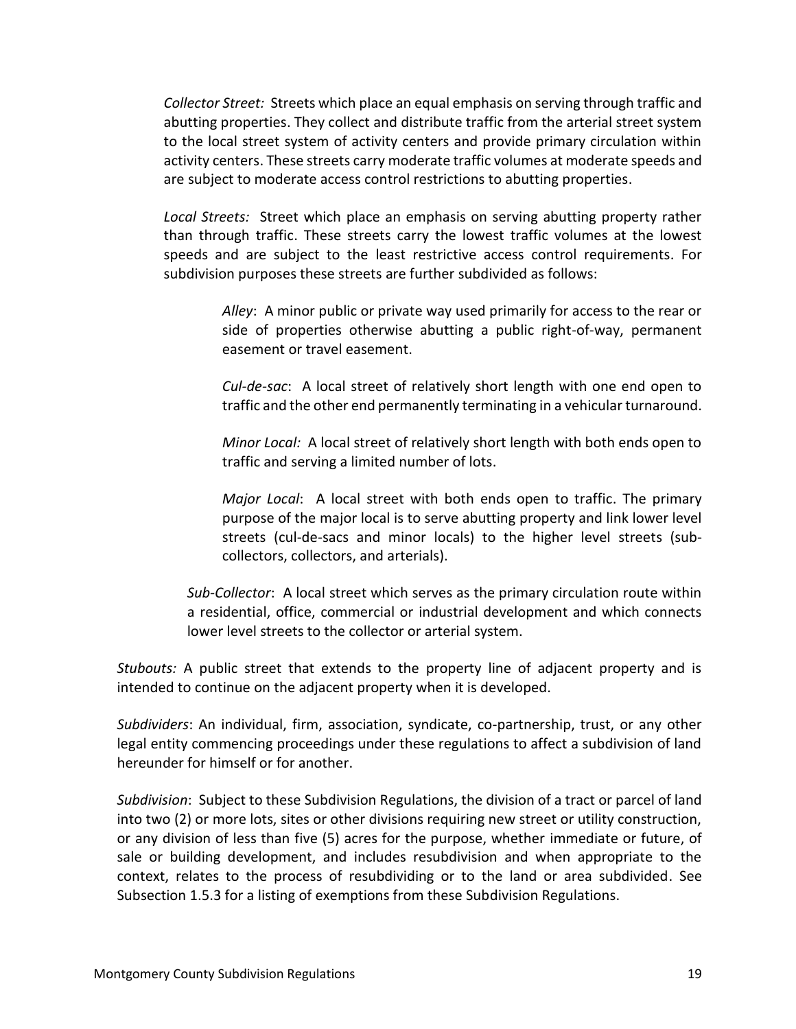*Collector Street:* Streets which place an equal emphasis on serving through traffic and abutting properties. They collect and distribute traffic from the arterial street system to the local street system of activity centers and provide primary circulation within activity centers. These streets carry moderate traffic volumes at moderate speeds and are subject to moderate access control restrictions to abutting properties.

*Local Streets:* Street which place an emphasis on serving abutting property rather than through traffic. These streets carry the lowest traffic volumes at the lowest speeds and are subject to the least restrictive access control requirements. For subdivision purposes these streets are further subdivided as follows:

*Alley*: A minor public or private way used primarily for access to the rear or side of properties otherwise abutting a public right-of-way, permanent easement or travel easement.

*Cul-de-sac*: A local street of relatively short length with one end open to traffic and the other end permanently terminating in a vehicular turnaround.

*Minor Local:* A local street of relatively short length with both ends open to traffic and serving a limited number of lots.

*Major Local*: A local street with both ends open to traffic. The primary purpose of the major local is to serve abutting property and link lower level streets (cul-de-sacs and minor locals) to the higher level streets (sub-collectors, collectors, and arterials).

*Sub-Collector*: A local street which serves as the primary circulation route within a residential, office, commercial or industrial development and which connects lower level streets to the collector or arterial system.

*Stubouts:* A public street that extends to the property line of adjacent property and is intended to continue on the adjacent property when it is developed.

*Subdividers*: An individual, firm, association, syndicate, co-partnership, trust, or any other legal entity commencing proceedings under these regulations to affect a subdivision of land hereunder for himself or for another.

*Subdivision*: Subject to these Subdivision Regulations, the division of a tract or parcel of land into two (2) or more lots, sites or other divisions requiring new street or utility construction, or any division of less than five (5) acres for the purpose, whether immediate or future, of sale or building development, and includes resubdivision and when appropriate to the context, relates to the process of resubdividing or to the land or area subdivided. See Subsection 1.5.3 for a listing of exemptions from these Subdivision Regulations.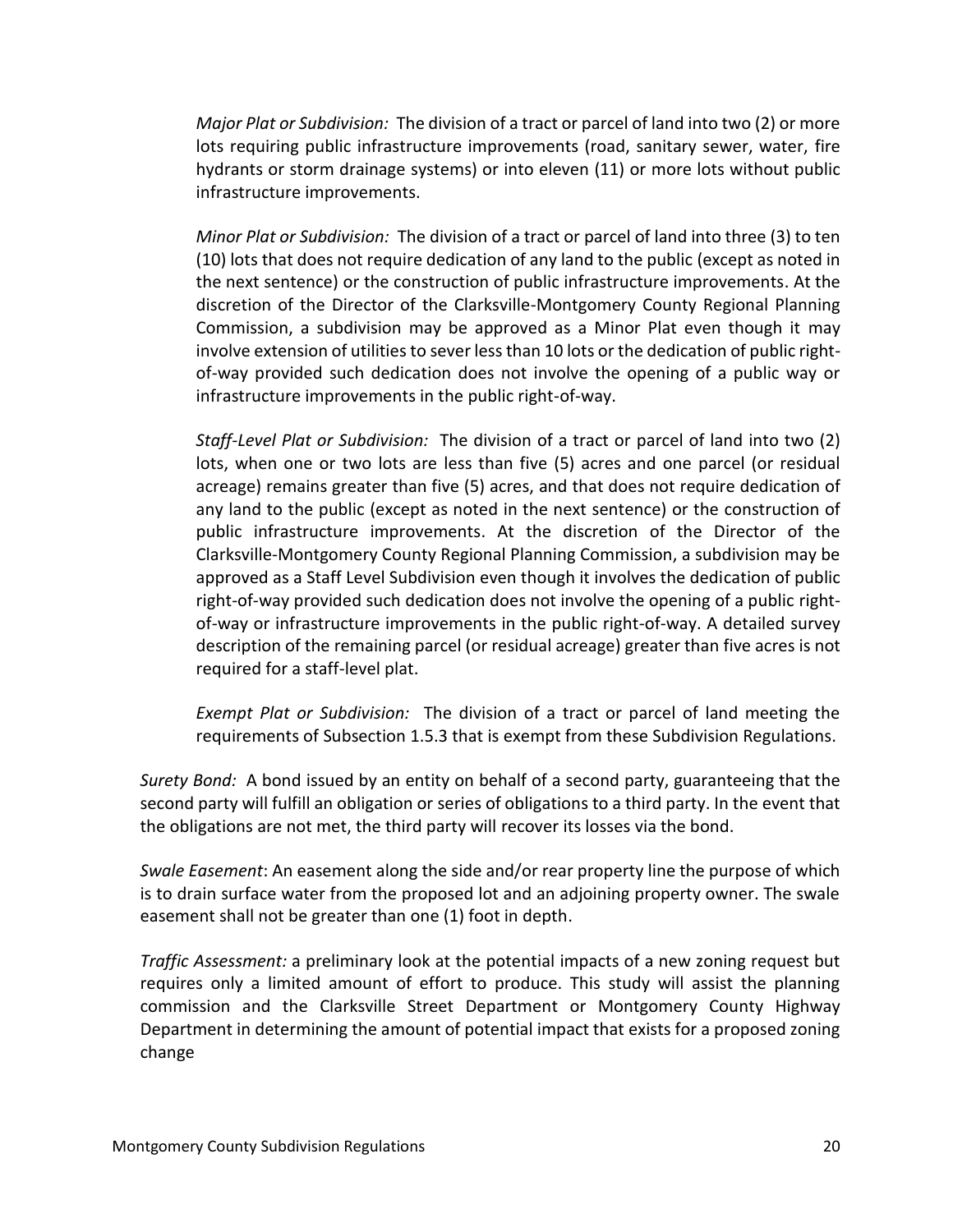*Major Plat or Subdivision:* The division of a tract or parcel of land into two (2) or more lots requiring public infrastructure improvements (road, sanitary sewer, water, fire hydrants or storm drainage systems) or into eleven (11) or more lots without public infrastructure improvements.

*Minor Plat or Subdivision:* The division of a tract or parcel of land into three (3) to ten (10) lots that does not require dedication of any land to the public (except as noted in the next sentence) or the construction of public infrastructure improvements. At the discretion of the Director of the Clarksville-Montgomery County Regional Planning Commission, a subdivision may be approved as a Minor Plat even though it may involve extension of utilities to sever less than 10 lots or the dedication of public right-of-way provided such dedication does not involve the opening of a public way or infrastructure improvements in the public right-of-way.

*Staff-Level Plat or Subdivision:* The division of a tract or parcel of land into two (2) lots, when one or two lots are less than five (5) acres and one parcel (or residual acreage) remains greater than five (5) acres, and that does not require dedication of any land to the public (except as noted in the next sentence) or the construction of public infrastructure improvements. At the discretion of the Director of the Clarksville-Montgomery County Regional Planning Commission, a subdivision may be approved as a Staff Level Subdivision even though it involves the dedication of public right-of-way provided such dedication does not involve the opening of a public right-of-way or infrastructure improvements in the public right-of-way. A detailed survey description of the remaining parcel (or residual acreage) greater than five acres is not required for a staff-level plat.

*Exempt Plat or Subdivision:* The division of a tract or parcel of land meeting the requirements of Subsection 1.5.3 that is exempt from these Subdivision Regulations.

*Surety Bond:* A bond issued by an entity on behalf of a second party, guaranteeing that the second party will fulfill an obligation or series of obligations to a third party. In the event that the obligations are not met, the third party will recover its losses via the bond.

*Swale Easement*: An easement along the side and/or rear property line the purpose of which is to drain surface water from the proposed lot and an adjoining property owner. The swale easement shall not be greater than one (1) foot in depth.

*Traffic Assessment:* a preliminary look at the potential impacts of a new zoning request but requires only a limited amount of effort to produce. This study will assist the planning commission and the Clarksville Street Department or Montgomery County Highway Department in determining the amount of potential impact that exists for a proposed zoning change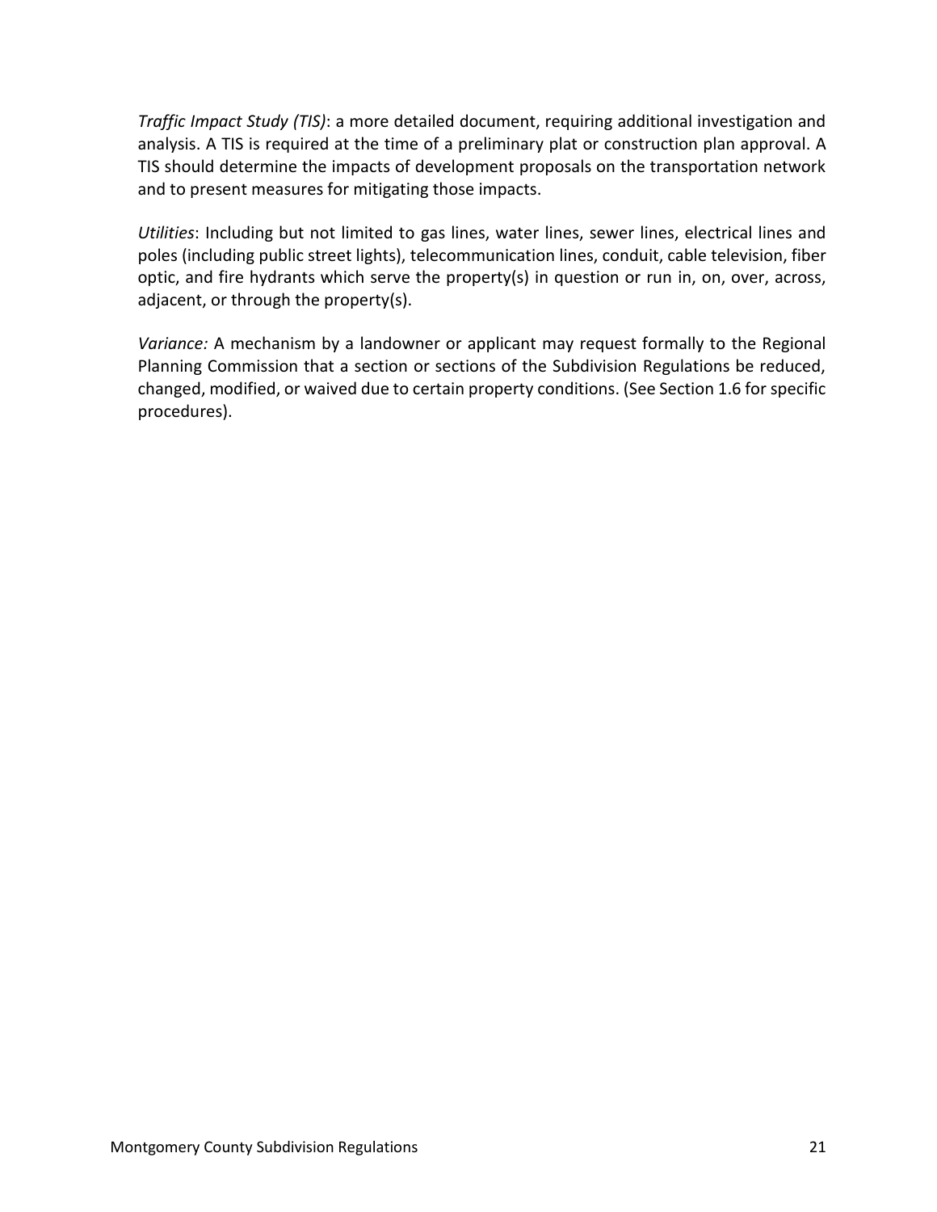*Traffic Impact Study (TIS)*: a more detailed document, requiring additional investigation and analysis. A TIS is required at the time of a preliminary plat or construction plan approval. A TIS should determine the impacts of development proposals on the transportation network and to present measures for mitigating those impacts.

*Utilities*: Including but not limited to gas lines, water lines, sewer lines, electrical lines and poles (including public street lights), telecommunication lines, conduit, cable television, fiber optic, and fire hydrants which serve the property(s) in question or run in, on, over, across, adjacent, or through the property(s).

*Variance:* A mechanism by a landowner or applicant may request formally to the Regional Planning Commission that a section or sections of the Subdivision Regulations be reduced, changed, modified, or waived due to certain property conditions. (See Section 1.6 for specific procedures).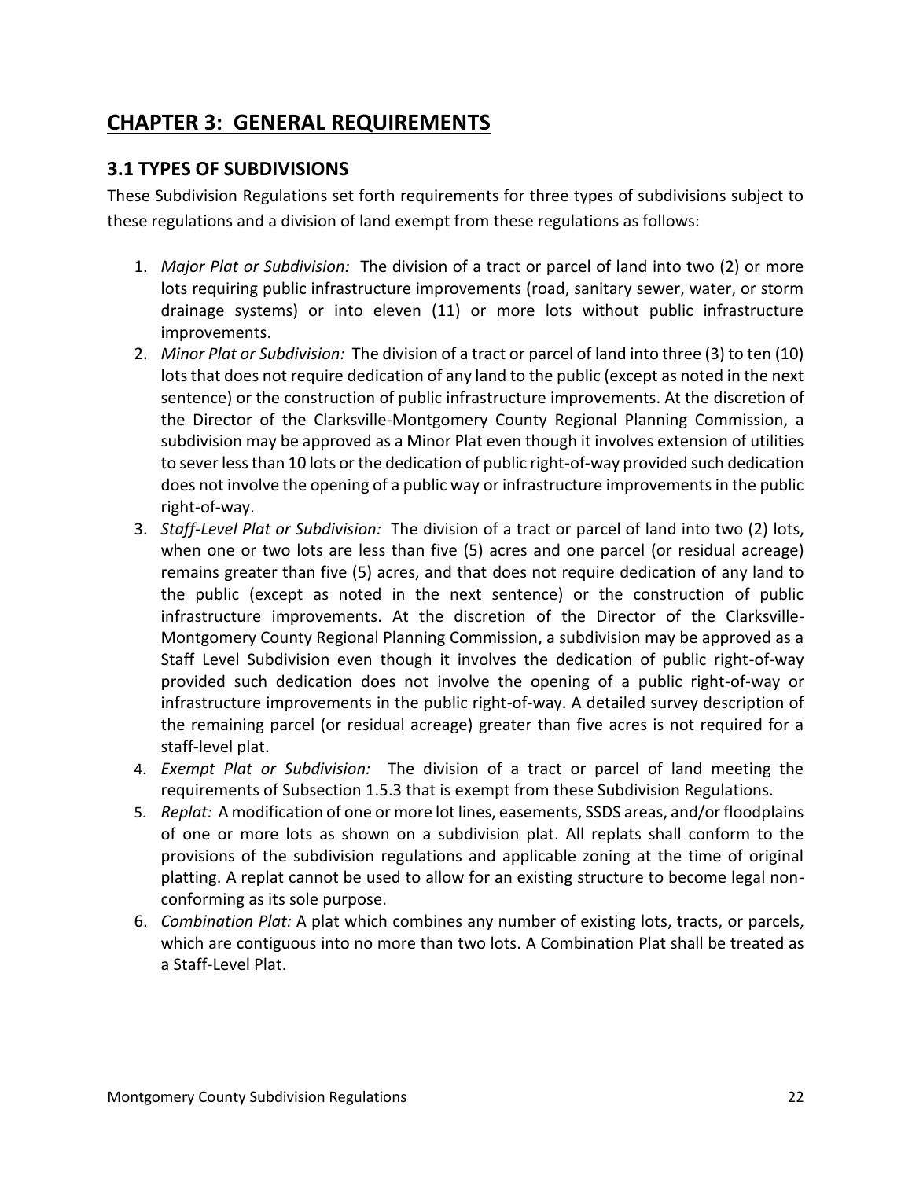# CHAPTER 3: GENERAL REQUIREMENTS

## 3.1 TYPES OF SUBDIVISIONS

These Subdivision Regulations set forth requirements for three types of subdivisions subject to these regulations and a division of land exempt from these regulations as follows:

1. *Major Plat or Subdivision:* The division of a tract or parcel of land into two (2) or more lots requiring public infrastructure improvements (road, sanitary sewer, water, or storm drainage systems) or into eleven (11) or more lots without public infrastructure improvements.
2. *Minor Plat or Subdivision:* The division of a tract or parcel of land into three (3) to ten (10) lots that does not require dedication of any land to the public (except as noted in the next sentence) or the construction of public infrastructure improvements. At the discretion of the Director of the Clarksville-Montgomery County Regional Planning Commission, a subdivision may be approved as a Minor Plat even though it involves extension of utilities to sever less than 10 lots or the dedication of public right-of-way provided such dedication does not involve the opening of a public way or infrastructure improvements in the public right-of-way.
3. *Staff-Level Plat or Subdivision:* The division of a tract or parcel of land into two (2) lots, when one or two lots are less than five (5) acres and one parcel (or residual acreage) remains greater than five (5) acres, and that does not require dedication of any land to the public (except as noted in the next sentence) or the construction of public infrastructure improvements. At the discretion of the Director of the Clarksville-Montgomery County Regional Planning Commission, a subdivision may be approved as a Staff Level Subdivision even though it involves the dedication of public right-of-way provided such dedication does not involve the opening of a public right-of-way or infrastructure improvements in the public right-of-way. A detailed survey description of the remaining parcel (or residual acreage) greater than five acres is not required for a staff-level plat.
4. *Exempt Plat or Subdivision:* The division of a tract or parcel of land meeting the requirements of Subsection 1.5.3 that is exempt from these Subdivision Regulations.
5. *Replat:* A modification of one or more lot lines, easements, SSDS areas, and/or floodplains of one or more lots as shown on a subdivision plat. All replats shall conform to the provisions of the subdivision regulations and applicable zoning at the time of original platting. A replat cannot be used to allow for an existing structure to become legal non-conforming as its sole purpose.
6. *Combination Plat:* A plat which combines any number of existing lots, tracts, or parcels, which are contiguous into no more than two lots. A Combination Plat shall be treated as a Staff-Level Plat.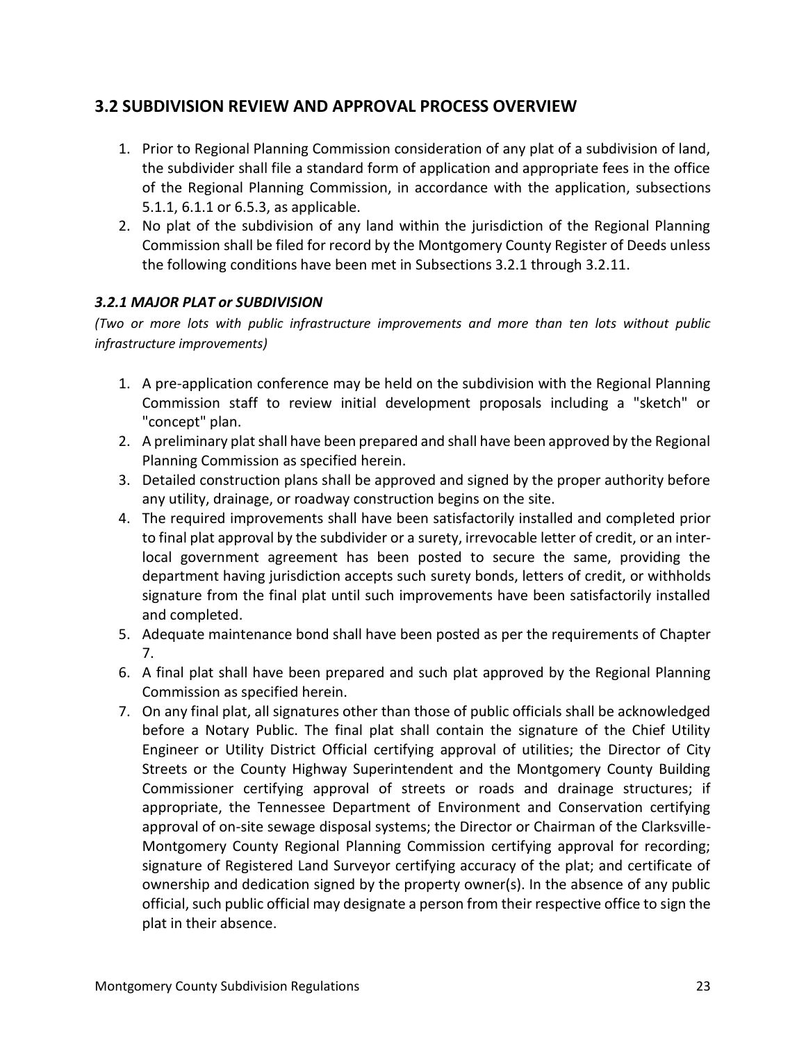## 3.2 SUBDIVISION REVIEW AND APPROVAL PROCESS OVERVIEW

1. Prior to Regional Planning Commission consideration of any plat of a subdivision of land, the subdivider shall file a standard form of application and appropriate fees in the office of the Regional Planning Commission, in accordance with the application, subsections 5.1.1, 6.1.1 or 6.5.3, as applicable.
2. No plat of the subdivision of any land within the jurisdiction of the Regional Planning Commission shall be filed for record by the Montgomery County Register of Deeds unless the following conditions have been met in Subsections 3.2.1 through 3.2.11.

### *3.2.1 MAJOR PLAT or SUBDIVISION*

*(Two or more lots with public infrastructure improvements and more than ten lots without public infrastructure improvements)*

1. A pre-application conference may be held on the subdivision with the Regional Planning Commission staff to review initial development proposals including a "sketch" or "concept" plan.
2. A preliminary plat shall have been prepared and shall have been approved by the Regional Planning Commission as specified herein.
3. Detailed construction plans shall be approved and signed by the proper authority before any utility, drainage, or roadway construction begins on the site.
4. The required improvements shall have been satisfactorily installed and completed prior to final plat approval by the subdivider or a surety, irrevocable letter of credit, or an inter-local government agreement has been posted to secure the same, providing the department having jurisdiction accepts such surety bonds, letters of credit, or withholds signature from the final plat until such improvements have been satisfactorily installed and completed.
5. Adequate maintenance bond shall have been posted as per the requirements of Chapter 7.
6. A final plat shall have been prepared and such plat approved by the Regional Planning Commission as specified herein.
7. On any final plat, all signatures other than those of public officials shall be acknowledged before a Notary Public. The final plat shall contain the signature of the Chief Utility Engineer or Utility District Official certifying approval of utilities; the Director of City Streets or the County Highway Superintendent and the Montgomery County Building Commissioner certifying approval of streets or roads and drainage structures; if appropriate, the Tennessee Department of Environment and Conservation certifying approval of on-site sewage disposal systems; the Director or Chairman of the Clarksville-Montgomery County Regional Planning Commission certifying approval for recording; signature of Registered Land Surveyor certifying accuracy of the plat; and certificate of ownership and dedication signed by the property owner(s). In the absence of any public official, such public official may designate a person from their respective office to sign the plat in their absence.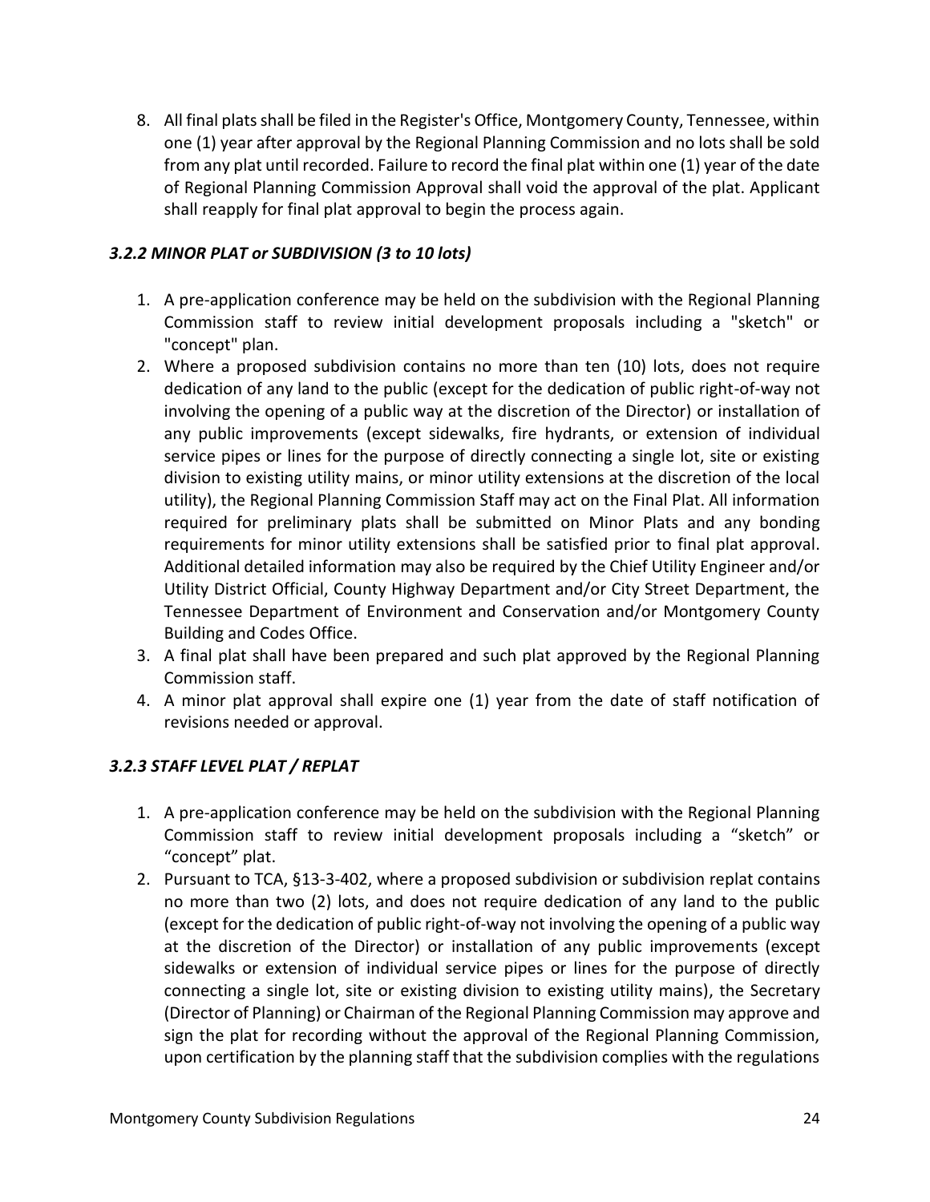8. All final plats shall be filed in the Register's Office, Montgomery County, Tennessee, within one (1) year after approval by the Regional Planning Commission and no lots shall be sold from any plat until recorded. Failure to record the final plat within one (1) year of the date of Regional Planning Commission Approval shall void the approval of the plat. Applicant shall reapply for final plat approval to begin the process again.

### *3.2.2 MINOR PLAT or SUBDIVISION (3 to 10 lots)*

1. A pre-application conference may be held on the subdivision with the Regional Planning Commission staff to review initial development proposals including a "sketch" or "concept" plan.
2. Where a proposed subdivision contains no more than ten (10) lots, does not require dedication of any land to the public (except for the dedication of public right-of-way not involving the opening of a public way at the discretion of the Director) or installation of any public improvements (except sidewalks, fire hydrants, or extension of individual service pipes or lines for the purpose of directly connecting a single lot, site or existing division to existing utility mains, or minor utility extensions at the discretion of the local utility), the Regional Planning Commission Staff may act on the Final Plat. All information required for preliminary plats shall be submitted on Minor Plats and any bonding requirements for minor utility extensions shall be satisfied prior to final plat approval. Additional detailed information may also be required by the Chief Utility Engineer and/or Utility District Official, County Highway Department and/or City Street Department, the Tennessee Department of Environment and Conservation and/or Montgomery County Building and Codes Office.
3. A final plat shall have been prepared and such plat approved by the Regional Planning Commission staff.
4. A minor plat approval shall expire one (1) year from the date of staff notification of revisions needed or approval.

### *3.2.3 STAFF LEVEL PLAT / REPLAT*

1. A pre-application conference may be held on the subdivision with the Regional Planning Commission staff to review initial development proposals including a “sketch” or “concept” plat.
2. Pursuant to TCA, §13-3-402, where a proposed subdivision or subdivision replat contains no more than two (2) lots, and does not require dedication of any land to the public (except for the dedication of public right-of-way not involving the opening of a public way at the discretion of the Director) or installation of any public improvements (except sidewalks or extension of individual service pipes or lines for the purpose of directly connecting a single lot, site or existing division to existing utility mains), the Secretary (Director of Planning) or Chairman of the Regional Planning Commission may approve and sign the plat for recording without the approval of the Regional Planning Commission, upon certification by the planning staff that the subdivision complies with the regulations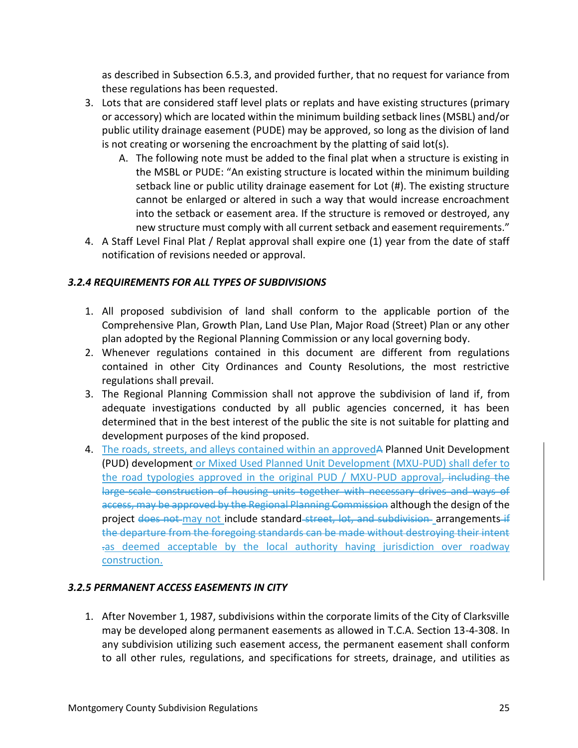as described in Subsection 6.5.3, and provided further, that no request for variance from these regulations has been requested.

3. Lots that are considered staff level plats or replats and have existing structures (primary or accessory) which are located within the minimum building setback lines (MSBL) and/or public utility drainage easement (PUDE) may be approved, so long as the division of land is not creating or worsening the encroachment by the platting of said lot(s).
   A. The following note must be added to the final plat when a structure is existing in the MSBL or PUDE: "An existing structure is located within the minimum building setback line or public utility drainage easement for Lot (#). The existing structure cannot be enlarged or altered in such a way that would increase encroachment into the setback or easement area. If the structure is removed or destroyed, any new structure must comply with all current setback and easement requirements."
4. A Staff Level Final Plat / Replat approval shall expire one (1) year from the date of staff notification of revisions needed or approval.

### *3.2.4 REQUIREMENTS FOR ALL TYPES OF SUBDIVISIONS*

1. All proposed subdivision of land shall conform to the applicable portion of the Comprehensive Plan, Growth Plan, Land Use Plan, Major Road (Street) Plan or any other plan adopted by the Regional Planning Commission or any local governing body.
2. Whenever regulations contained in this document are different from regulations contained in other City Ordinances and County Resolutions, the most restrictive regulations shall prevail.
3. The Regional Planning Commission shall not approve the subdivision of land if, from adequate investigations conducted by all public agencies concerned, it has been determined that in the best interest of the public the site is not suitable for platting and development purposes of the kind proposed.
4. The roads, streets, and alleys contained within an approved~~A~~ Planned Unit Development (PUD) development or Mixed Used Planned Unit Development (MXU-PUD) shall defer to the road typologies approved in the original PUD / MXU-PUD approval~~, including the large-scale construction of housing units together with necessary drives and ways of access, may be approved by the Regional Planning Commission~~ although the design of the project ~~does not~~ may not include standard ~~street, lot, and subdivision~~ arrangements ~~if the departure from the foregoing standards can be made without destroying their intent .~~as deemed acceptable by the local authority having jurisdiction over roadway construction.

### *3.2.5 PERMANENT ACCESS EASEMENTS IN CITY*

1. After November 1, 1987, subdivisions within the corporate limits of the City of Clarksville may be developed along permanent easements as allowed in T.C.A. Section 13-4-308. In any subdivision utilizing such easement access, the permanent easement shall conform to all other rules, regulations, and specifications for streets, drainage, and utilities as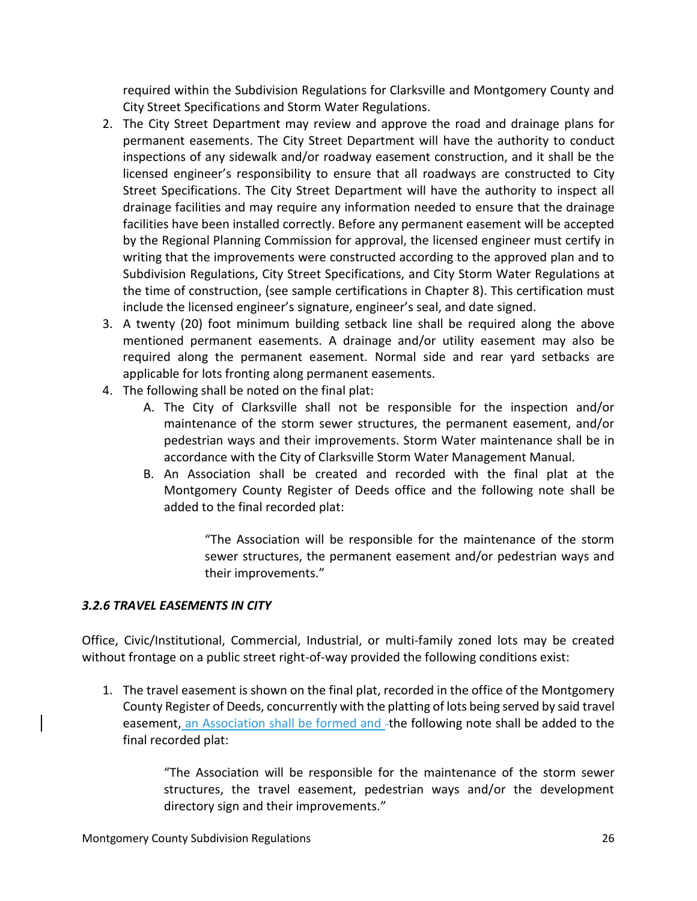required within the Subdivision Regulations for Clarksville and Montgomery County and City Street Specifications and Storm Water Regulations.

2. The City Street Department may review and approve the road and drainage plans for permanent easements. The City Street Department will have the authority to conduct inspections of any sidewalk and/or roadway easement construction, and it shall be the licensed engineer's responsibility to ensure that all roadways are constructed to City Street Specifications. The City Street Department will have the authority to inspect all drainage facilities and may require any information needed to ensure that the drainage facilities have been installed correctly. Before any permanent easement will be accepted by the Regional Planning Commission for approval, the licensed engineer must certify in writing that the improvements were constructed according to the approved plan and to Subdivision Regulations, City Street Specifications, and City Storm Water Regulations at the time of construction, (see sample certifications in Chapter 8). This certification must include the licensed engineer's signature, engineer's seal, and date signed.
3. A twenty (20) foot minimum building setback line shall be required along the above mentioned permanent easements. A drainage and/or utility easement may also be required along the permanent easement. Normal side and rear yard setbacks are applicable for lots fronting along permanent easements.
4. The following shall be noted on the final plat:
   A. The City of Clarksville shall not be responsible for the inspection and/or maintenance of the storm sewer structures, the permanent easement, and/or pedestrian ways and their improvements. Storm Water maintenance shall be in accordance with the City of Clarksville Storm Water Management Manual.
   B. An Association shall be created and recorded with the final plat at the Montgomery County Register of Deeds office and the following note shall be added to the final recorded plat:

      "The Association will be responsible for the maintenance of the storm sewer structures, the permanent easement and/or pedestrian ways and their improvements."

### *3.2.6 TRAVEL EASEMENTS IN CITY*

Office, Civic/Institutional, Commercial, Industrial, or multi-family zoned lots may be created without frontage on a public street right-of-way provided the following conditions exist:

1. The travel easement is shown on the final plat, recorded in the office of the Montgomery County Register of Deeds, concurrently with the platting of lots being served by said travel easement, an Association shall be formed and the following note shall be added to the final recorded plat:

   "The Association will be responsible for the maintenance of the storm sewer structures, the travel easement, pedestrian ways and/or the development directory sign and their improvements."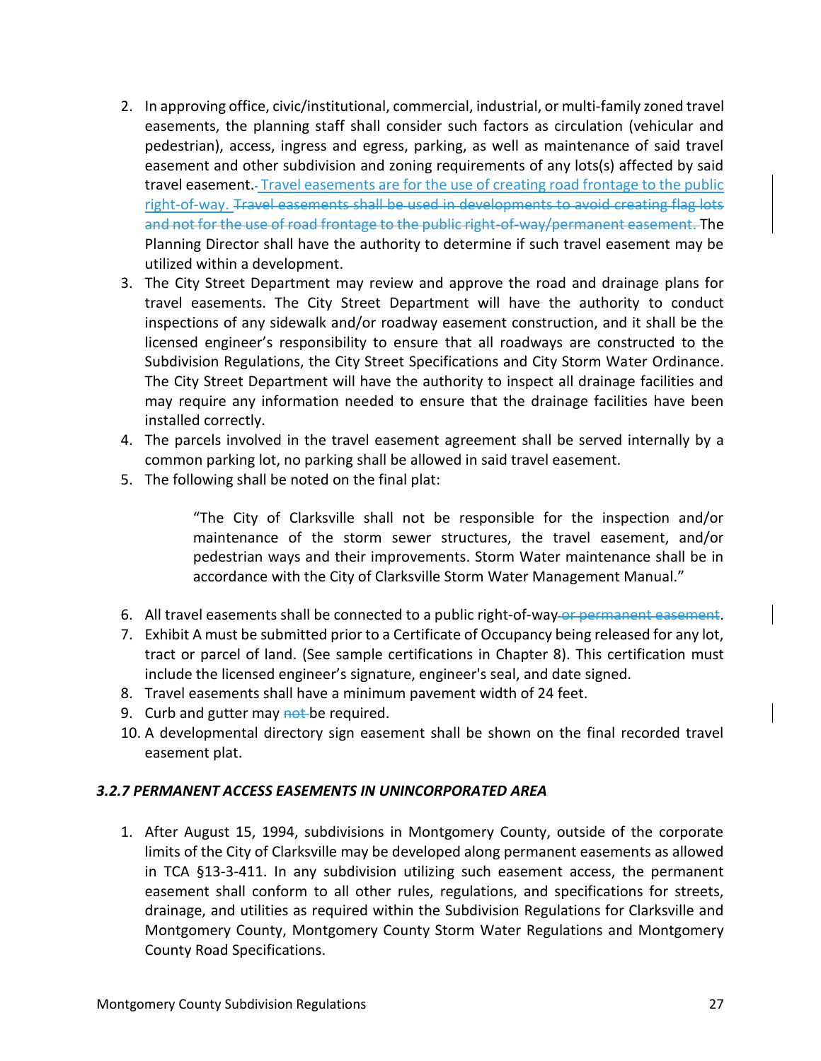2. In approving office, civic/institutional, commercial, industrial, or multi-family zoned travel easements, the planning staff shall consider such factors as circulation (vehicular and pedestrian), access, ingress and egress, parking, as well as maintenance of said travel easement and other subdivision and zoning requirements of any lots(s) affected by said travel easement. Travel easements are for the use of creating road frontage to the public right-of-way. ~~Travel easements shall be used in developments to avoid creating flag lots and not for the use of road frontage to the public right-of-way/permanent easement.~~ The Planning Director shall have the authority to determine if such travel easement may be utilized within a development.
3. The City Street Department may review and approve the road and drainage plans for travel easements. The City Street Department will have the authority to conduct inspections of any sidewalk and/or roadway easement construction, and it shall be the licensed engineer's responsibility to ensure that all roadways are constructed to the Subdivision Regulations, the City Street Specifications and City Storm Water Ordinance. The City Street Department will have the authority to inspect all drainage facilities and may require any information needed to ensure that the drainage facilities have been installed correctly.
4. The parcels involved in the travel easement agreement shall be served internally by a common parking lot, no parking shall be allowed in said travel easement.
5. The following shall be noted on the final plat:

   > "The City of Clarksville shall not be responsible for the inspection and/or maintenance of the storm sewer structures, the travel easement, and/or pedestrian ways and their improvements. Storm Water maintenance shall be in accordance with the City of Clarksville Storm Water Management Manual."

6. All travel easements shall be connected to a public right-of-way ~~or permanent easement~~.
7. Exhibit A must be submitted prior to a Certificate of Occupancy being released for any lot, tract or parcel of land. (See sample certifications in Chapter 8). This certification must include the licensed engineer's signature, engineer's seal, and date signed.
8. Travel easements shall have a minimum pavement width of 24 feet.
9. Curb and gutter may ~~not~~ be required.
10. A developmental directory sign easement shall be shown on the final recorded travel easement plat.

### *3.2.7 PERMANENT ACCESS EASEMENTS IN UNINCORPORATED AREA*

1. After August 15, 1994, subdivisions in Montgomery County, outside of the corporate limits of the City of Clarksville may be developed along permanent easements as allowed in TCA §13-3-411. In any subdivision utilizing such easement access, the permanent easement shall conform to all other rules, regulations, and specifications for streets, drainage, and utilities as required within the Subdivision Regulations for Clarksville and Montgomery County, Montgomery County Storm Water Regulations and Montgomery County Road Specifications.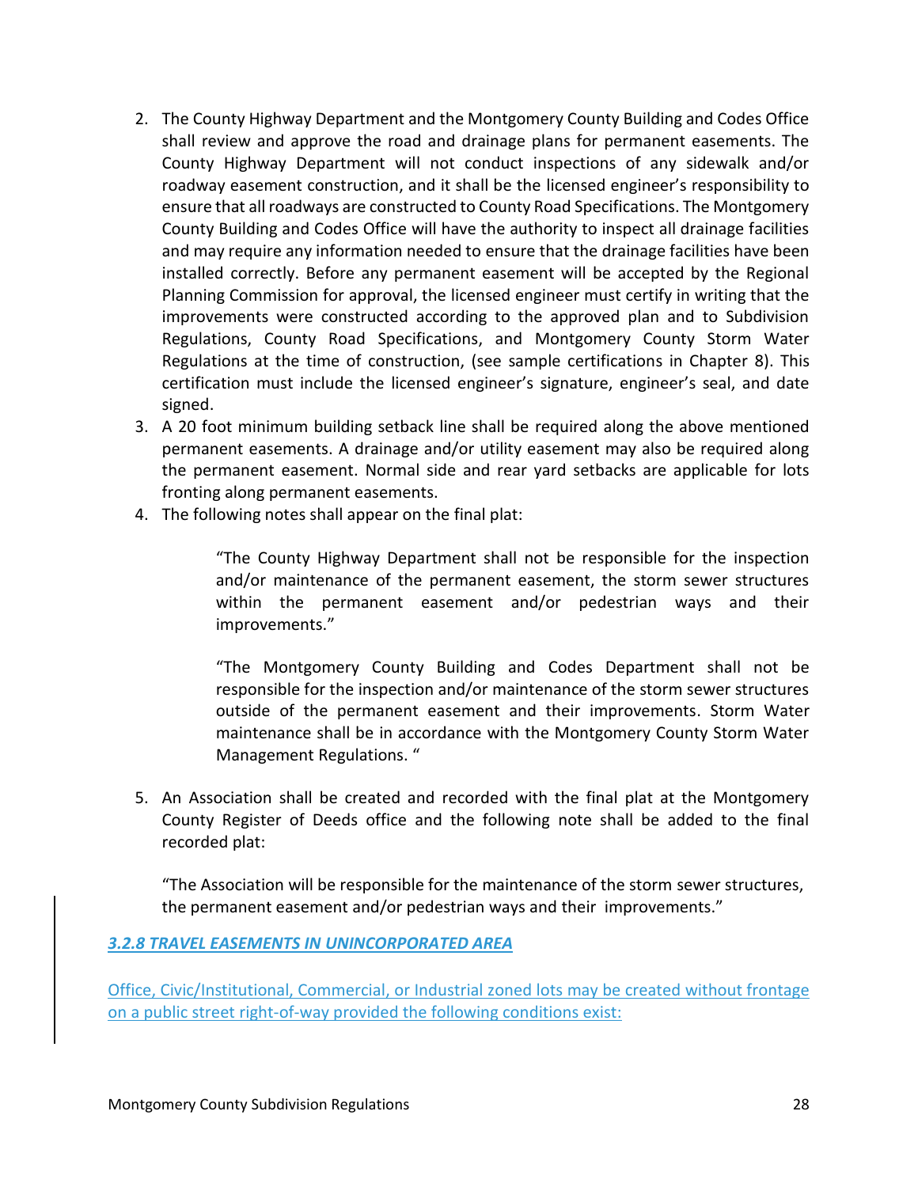2. The County Highway Department and the Montgomery County Building and Codes Office shall review and approve the road and drainage plans for permanent easements. The County Highway Department will not conduct inspections of any sidewalk and/or roadway easement construction, and it shall be the licensed engineer's responsibility to ensure that all roadways are constructed to County Road Specifications. The Montgomery County Building and Codes Office will have the authority to inspect all drainage facilities and may require any information needed to ensure that the drainage facilities have been installed correctly. Before any permanent easement will be accepted by the Regional Planning Commission for approval, the licensed engineer must certify in writing that the improvements were constructed according to the approved plan and to Subdivision Regulations, County Road Specifications, and Montgomery County Storm Water Regulations at the time of construction, (see sample certifications in Chapter 8). This certification must include the licensed engineer's signature, engineer's seal, and date signed.
3. A 20 foot minimum building setback line shall be required along the above mentioned permanent easements. A drainage and/or utility easement may also be required along the permanent easement. Normal side and rear yard setbacks are applicable for lots fronting along permanent easements.
4. The following notes shall appear on the final plat:

   > "The County Highway Department shall not be responsible for the inspection and/or maintenance of the permanent easement, the storm sewer structures within the permanent easement and/or pedestrian ways and their improvements."
   >
   > "The Montgomery County Building and Codes Department shall not be responsible for the inspection and/or maintenance of the storm sewer structures outside of the permanent easement and their improvements. Storm Water maintenance shall be in accordance with the Montgomery County Storm Water Management Regulations. "

5. An Association shall be created and recorded with the final plat at the Montgomery County Register of Deeds office and the following note shall be added to the final recorded plat:

   "The Association will be responsible for the maintenance of the storm sewer structures, the permanent easement and/or pedestrian ways and their improvements."

### *3.2.8 TRAVEL EASEMENTS IN UNINCORPORATED AREA*

Office, Civic/Institutional, Commercial, or Industrial zoned lots may be created without frontage on a public street right-of-way provided the following conditions exist: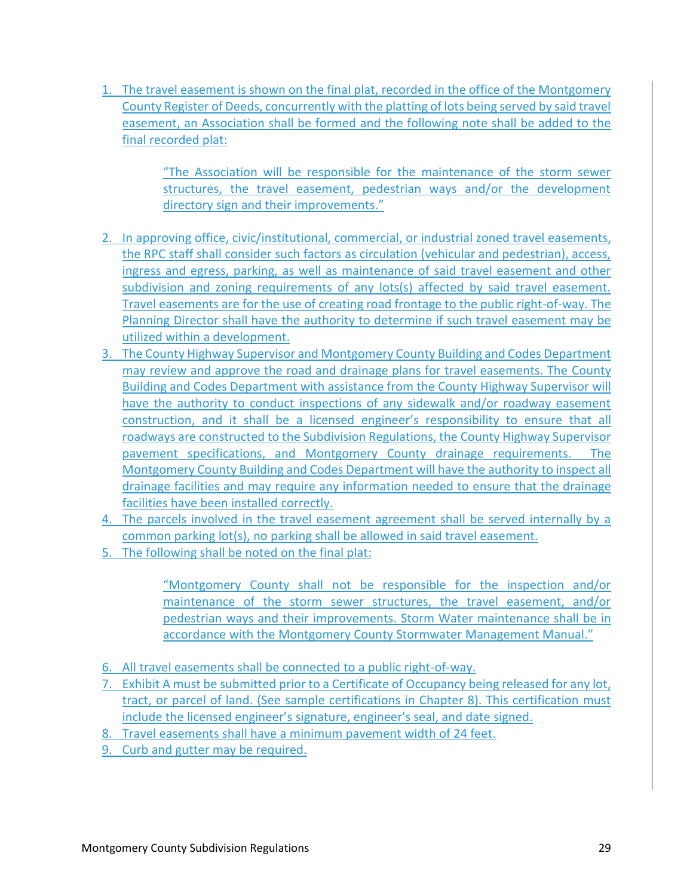1. The travel easement is shown on the final plat, recorded in the office of the Montgomery County Register of Deeds, concurrently with the platting of lots being served by said travel easement, an Association shall be formed and the following note shall be added to the final recorded plat:

   > "The Association will be responsible for the maintenance of the storm sewer structures, the travel easement, pedestrian ways and/or the development directory sign and their improvements."

2. In approving office, civic/institutional, commercial, or industrial zoned travel easements, the RPC staff shall consider such factors as circulation (vehicular and pedestrian), access, ingress and egress, parking, as well as maintenance of said travel easement and other subdivision and zoning requirements of any lots(s) affected by said travel easement. Travel easements are for the use of creating road frontage to the public right-of-way. The Planning Director shall have the authority to determine if such travel easement may be utilized within a development.
3. The County Highway Supervisor and Montgomery County Building and Codes Department may review and approve the road and drainage plans for travel easements. The County Building and Codes Department with assistance from the County Highway Supervisor will have the authority to conduct inspections of any sidewalk and/or roadway easement construction, and it shall be a licensed engineer's responsibility to ensure that all roadways are constructed to the Subdivision Regulations, the County Highway Supervisor pavement specifications, and Montgomery County drainage requirements. The Montgomery County Building and Codes Department will have the authority to inspect all drainage facilities and may require any information needed to ensure that the drainage facilities have been installed correctly.
4. The parcels involved in the travel easement agreement shall be served internally by a common parking lot(s), no parking shall be allowed in said travel easement.
5. The following shall be noted on the final plat:

   > "Montgomery County shall not be responsible for the inspection and/or maintenance of the storm sewer structures, the travel easement, and/or pedestrian ways and their improvements. Storm Water maintenance shall be in accordance with the Montgomery County Stormwater Management Manual."

6. All travel easements shall be connected to a public right-of-way.
7. Exhibit A must be submitted prior to a Certificate of Occupancy being released for any lot, tract, or parcel of land. (See sample certifications in Chapter 8). This certification must include the licensed engineer's signature, engineer's seal, and date signed.
8. Travel easements shall have a minimum pavement width of 24 feet.
9. Curb and gutter may be required.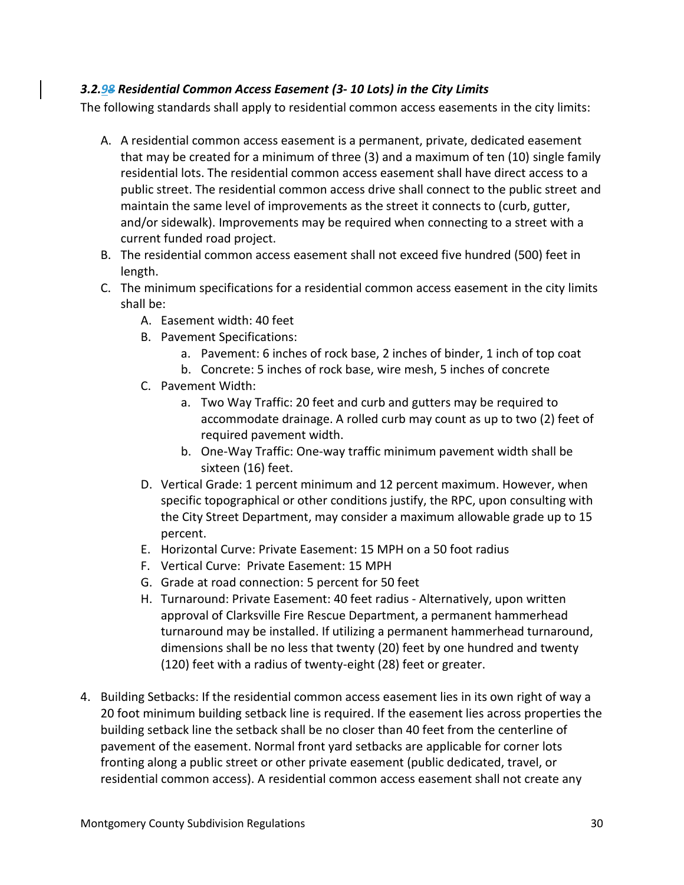### *3.2.98 Residential Common Access Easement (3- 10 Lots) in the City Limits*

The following standards shall apply to residential common access easements in the city limits:

A. A residential common access easement is a permanent, private, dedicated easement that may be created for a minimum of three (3) and a maximum of ten (10) single family residential lots. The residential common access easement shall have direct access to a public street. The residential common access drive shall connect to the public street and maintain the same level of improvements as the street it connects to (curb, gutter, and/or sidewalk). Improvements may be required when connecting to a street with a current funded road project.
B. The residential common access easement shall not exceed five hundred (500) feet in length.
C. The minimum specifications for a residential common access easement in the city limits shall be:
    A. Easement width: 40 feet
    B. Pavement Specifications:
        a. Pavement: 6 inches of rock base, 2 inches of binder, 1 inch of top coat
        b. Concrete: 5 inches of rock base, wire mesh, 5 inches of concrete
    C. Pavement Width:
        a. Two Way Traffic: 20 feet and curb and gutters may be required to accommodate drainage. A rolled curb may count as up to two (2) feet of required pavement width.
        b. One-Way Traffic: One-way traffic minimum pavement width shall be sixteen (16) feet.
    D. Vertical Grade: 1 percent minimum and 12 percent maximum. However, when specific topographical or other conditions justify, the RPC, upon consulting with the City Street Department, may consider a maximum allowable grade up to 15 percent.
    E. Horizontal Curve: Private Easement: 15 MPH on a 50 foot radius
    F. Vertical Curve: Private Easement: 15 MPH
    G. Grade at road connection: 5 percent for 50 feet
    H. Turnaround: Private Easement: 40 feet radius - Alternatively, upon written approval of Clarksville Fire Rescue Department, a permanent hammerhead turnaround may be installed. If utilizing a permanent hammerhead turnaround, dimensions shall be no less that twenty (20) feet by one hundred and twenty (120) feet with a radius of twenty-eight (28) feet or greater.

4. Building Setbacks: If the residential common access easement lies in its own right of way a 20 foot minimum building setback line is required. If the easement lies across properties the building setback line the setback shall be no closer than 40 feet from the centerline of pavement of the easement. Normal front yard setbacks are applicable for corner lots fronting along a public street or other private easement (public dedicated, travel, or residential common access). A residential common access easement shall not create any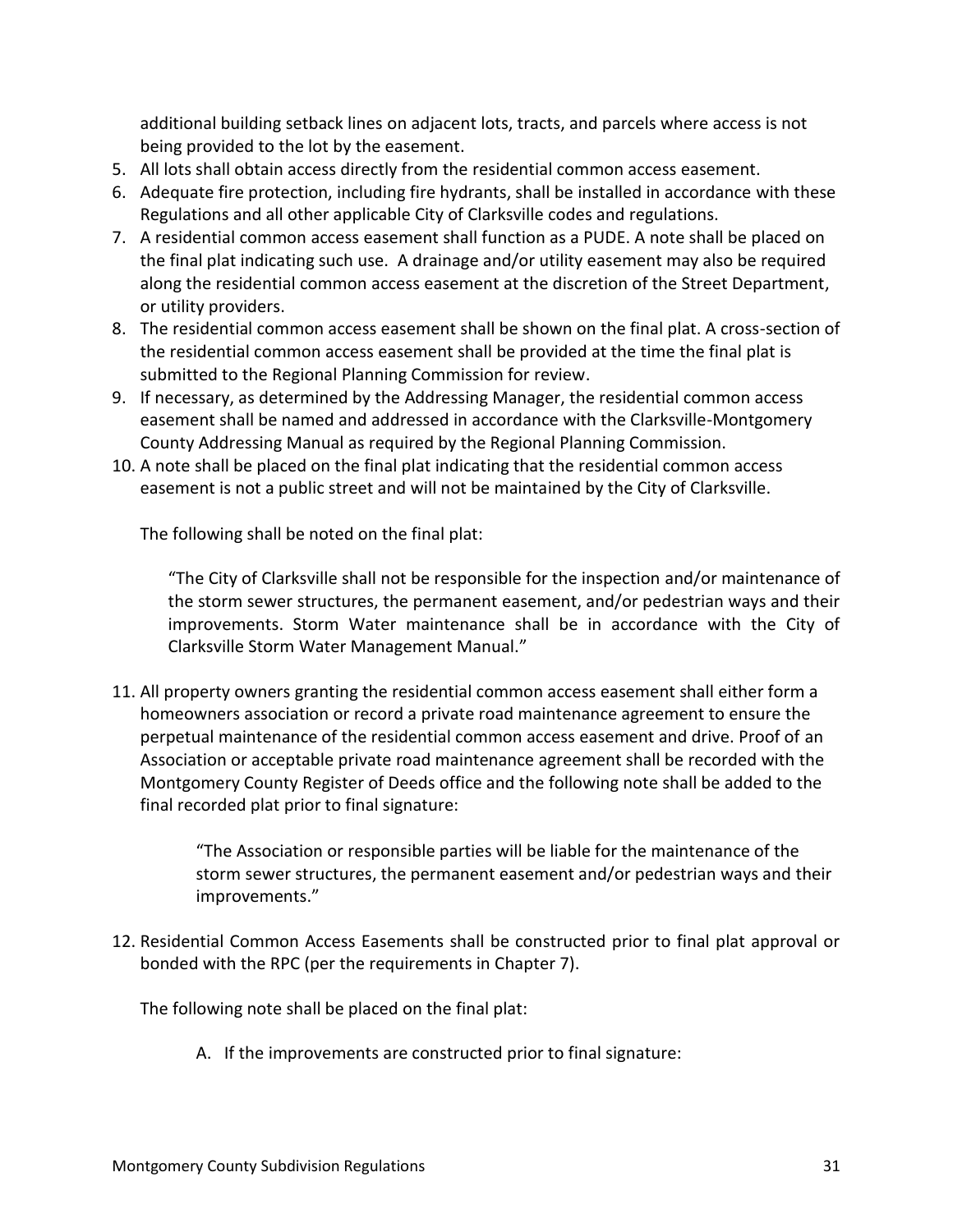additional building setback lines on adjacent lots, tracts, and parcels where access is not being provided to the lot by the easement.

5. All lots shall obtain access directly from the residential common access easement.
6. Adequate fire protection, including fire hydrants, shall be installed in accordance with these Regulations and all other applicable City of Clarksville codes and regulations.
7. A residential common access easement shall function as a PUDE. A note shall be placed on the final plat indicating such use. A drainage and/or utility easement may also be required along the residential common access easement at the discretion of the Street Department, or utility providers.
8. The residential common access easement shall be shown on the final plat. A cross-section of the residential common access easement shall be provided at the time the final plat is submitted to the Regional Planning Commission for review.
9. If necessary, as determined by the Addressing Manager, the residential common access easement shall be named and addressed in accordance with the Clarksville-Montgomery County Addressing Manual as required by the Regional Planning Commission.
10. A note shall be placed on the final plat indicating that the residential common access easement is not a public street and will not be maintained by the City of Clarksville.

    The following shall be noted on the final plat:

    > "The City of Clarksville shall not be responsible for the inspection and/or maintenance of the storm sewer structures, the permanent easement, and/or pedestrian ways and their improvements. Storm Water maintenance shall be in accordance with the City of Clarksville Storm Water Management Manual."

11. All property owners granting the residential common access easement shall either form a homeowners association or record a private road maintenance agreement to ensure the perpetual maintenance of the residential common access easement and drive. Proof of an Association or acceptable private road maintenance agreement shall be recorded with the Montgomery County Register of Deeds office and the following note shall be added to the final recorded plat prior to final signature:

    > "The Association or responsible parties will be liable for the maintenance of the storm sewer structures, the permanent easement and/or pedestrian ways and their improvements."

12. Residential Common Access Easements shall be constructed prior to final plat approval or bonded with the RPC (per the requirements in Chapter 7).

    The following note shall be placed on the final plat:

    A. If the improvements are constructed prior to final signature: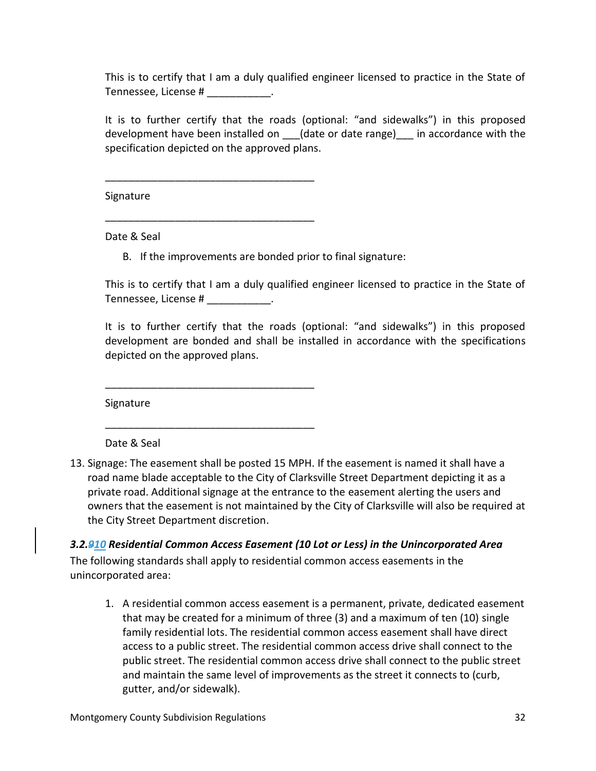This is to certify that I am a duly qualified engineer licensed to practice in the State of Tennessee, License # ___________.

It is to further certify that the roads (optional: "and sidewalks") in this proposed development have been installed on ___(date or date range)___ in accordance with the specification depicted on the approved plans.

____________________________________

Signature

____________________________________

Date & Seal

B. If the improvements are bonded prior to final signature:

This is to certify that I am a duly qualified engineer licensed to practice in the State of Tennessee, License # ___________.

It is to further certify that the roads (optional: "and sidewalks") in this proposed development are bonded and shall be installed in accordance with the specifications depicted on the approved plans.

____________________________________

Signature

____________________________________

Date & Seal

13. Signage: The easement shall be posted 15 MPH. If the easement is named it shall have a road name blade acceptable to the City of Clarksville Street Department depicting it as a private road. Additional signage at the entrance to the easement alerting the users and owners that the easement is not maintained by the City of Clarksville will also be required at the City Street Department discretion.

### *3.2.~~9~~10 Residential Common Access Easement (10 Lot or Less) in the Unincorporated Area*

The following standards shall apply to residential common access easements in the unincorporated area:

1. A residential common access easement is a permanent, private, dedicated easement that may be created for a minimum of three (3) and a maximum of ten (10) single family residential lots. The residential common access easement shall have direct access to a public street. The residential common access drive shall connect to the public street. The residential common access drive shall connect to the public street and maintain the same level of improvements as the street it connects to (curb, gutter, and/or sidewalk).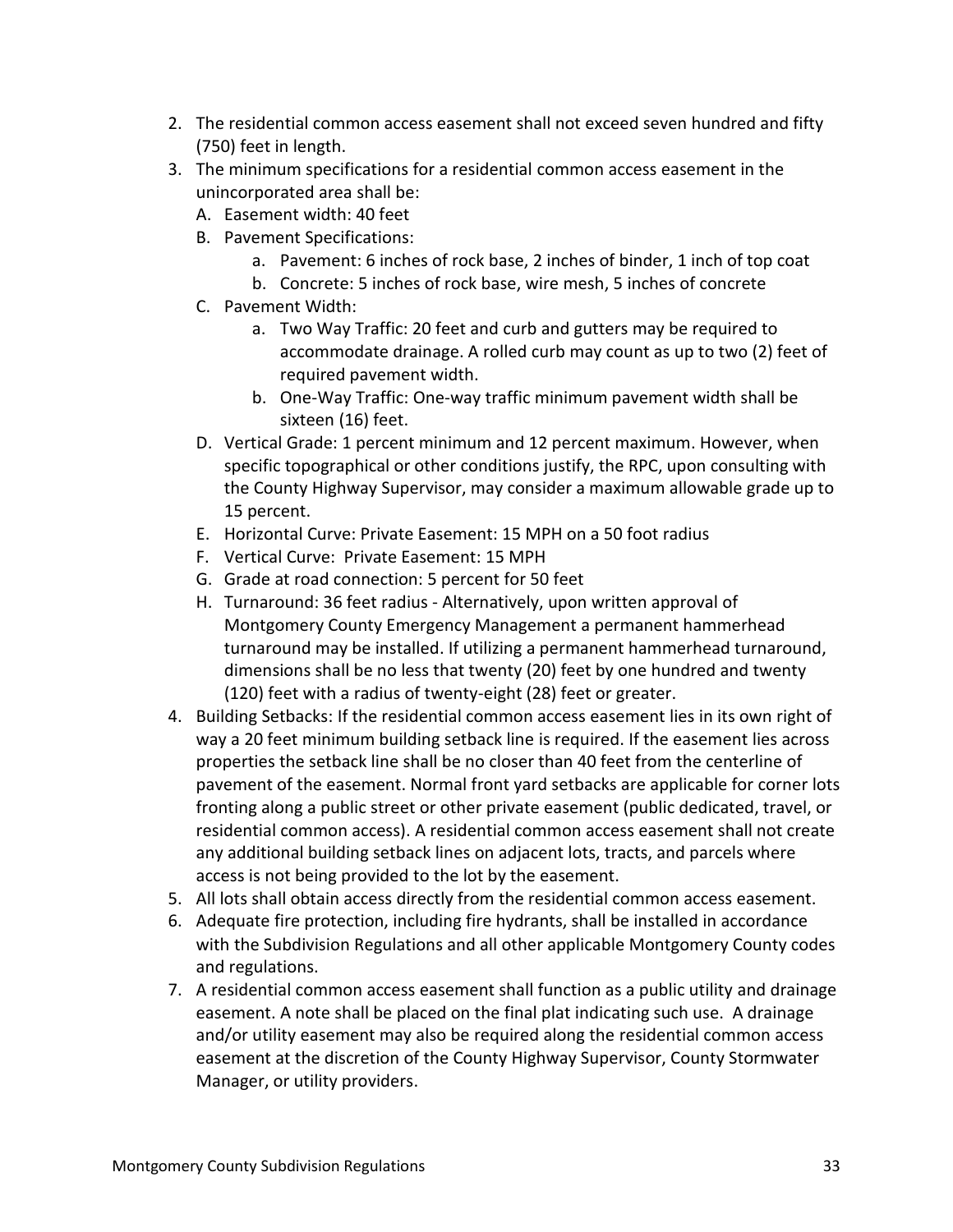2. The residential common access easement shall not exceed seven hundred and fifty (750) feet in length.
3. The minimum specifications for a residential common access easement in the unincorporated area shall be:
   A. Easement width: 40 feet
   B. Pavement Specifications:
      a. Pavement: 6 inches of rock base, 2 inches of binder, 1 inch of top coat
      b. Concrete: 5 inches of rock base, wire mesh, 5 inches of concrete
   C. Pavement Width:
      a. Two Way Traffic: 20 feet and curb and gutters may be required to accommodate drainage. A rolled curb may count as up to two (2) feet of required pavement width.
      b. One-Way Traffic: One-way traffic minimum pavement width shall be sixteen (16) feet.
   D. Vertical Grade: 1 percent minimum and 12 percent maximum. However, when specific topographical or other conditions justify, the RPC, upon consulting with the County Highway Supervisor, may consider a maximum allowable grade up to 15 percent.
   E. Horizontal Curve: Private Easement: 15 MPH on a 50 foot radius
   F. Vertical Curve: Private Easement: 15 MPH
   G. Grade at road connection: 5 percent for 50 feet
   H. Turnaround: 36 feet radius - Alternatively, upon written approval of Montgomery County Emergency Management a permanent hammerhead turnaround may be installed. If utilizing a permanent hammerhead turnaround, dimensions shall be no less that twenty (20) feet by one hundred and twenty (120) feet with a radius of twenty-eight (28) feet or greater.
4. Building Setbacks: If the residential common access easement lies in its own right of way a 20 feet minimum building setback line is required. If the easement lies across properties the setback line shall be no closer than 40 feet from the centerline of pavement of the easement. Normal front yard setbacks are applicable for corner lots fronting along a public street or other private easement (public dedicated, travel, or residential common access). A residential common access easement shall not create any additional building setback lines on adjacent lots, tracts, and parcels where access is not being provided to the lot by the easement.
5. All lots shall obtain access directly from the residential common access easement.
6. Adequate fire protection, including fire hydrants, shall be installed in accordance with the Subdivision Regulations and all other applicable Montgomery County codes and regulations.
7. A residential common access easement shall function as a public utility and drainage easement. A note shall be placed on the final plat indicating such use. A drainage and/or utility easement may also be required along the residential common access easement at the discretion of the County Highway Supervisor, County Stormwater Manager, or utility providers.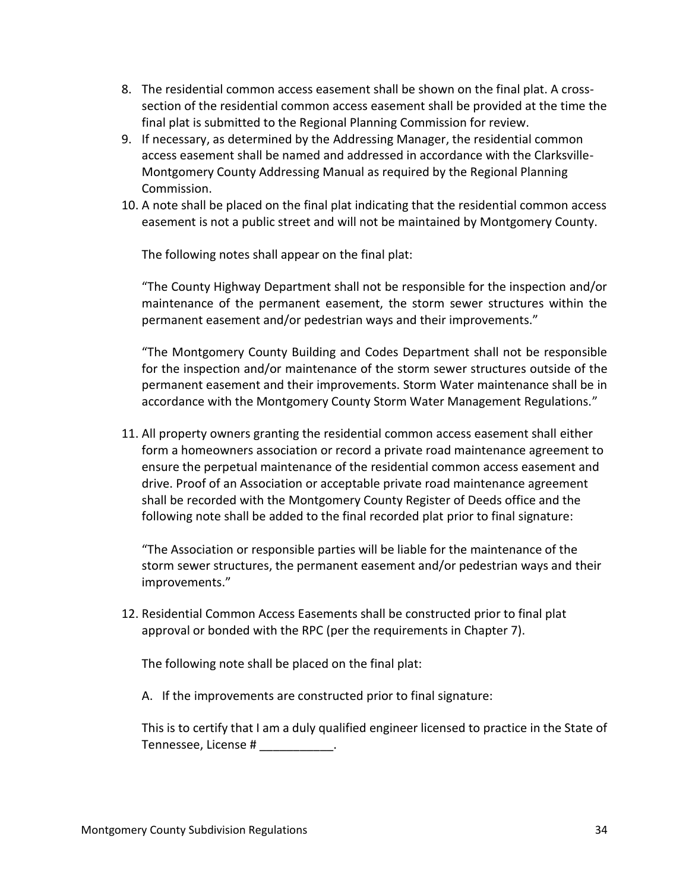8. The residential common access easement shall be shown on the final plat. A cross-section of the residential common access easement shall be provided at the time the final plat is submitted to the Regional Planning Commission for review.
9. If necessary, as determined by the Addressing Manager, the residential common access easement shall be named and addressed in accordance with the Clarksville-Montgomery County Addressing Manual as required by the Regional Planning Commission.
10. A note shall be placed on the final plat indicating that the residential common access easement is not a public street and will not be maintained by Montgomery County.

    The following notes shall appear on the final plat:

    "The County Highway Department shall not be responsible for the inspection and/or maintenance of the permanent easement, the storm sewer structures within the permanent easement and/or pedestrian ways and their improvements."

    "The Montgomery County Building and Codes Department shall not be responsible for the inspection and/or maintenance of the storm sewer structures outside of the permanent easement and their improvements. Storm Water maintenance shall be in accordance with the Montgomery County Storm Water Management Regulations."

11. All property owners granting the residential common access easement shall either form a homeowners association or record a private road maintenance agreement to ensure the perpetual maintenance of the residential common access easement and drive. Proof of an Association or acceptable private road maintenance agreement shall be recorded with the Montgomery County Register of Deeds office and the following note shall be added to the final recorded plat prior to final signature:

    "The Association or responsible parties will be liable for the maintenance of the storm sewer structures, the permanent easement and/or pedestrian ways and their improvements."

12. Residential Common Access Easements shall be constructed prior to final plat approval or bonded with the RPC (per the requirements in Chapter 7).

    The following note shall be placed on the final plat:

    A. If the improvements are constructed prior to final signature:

    This is to certify that I am a duly qualified engineer licensed to practice in the State of Tennessee, License # ___________.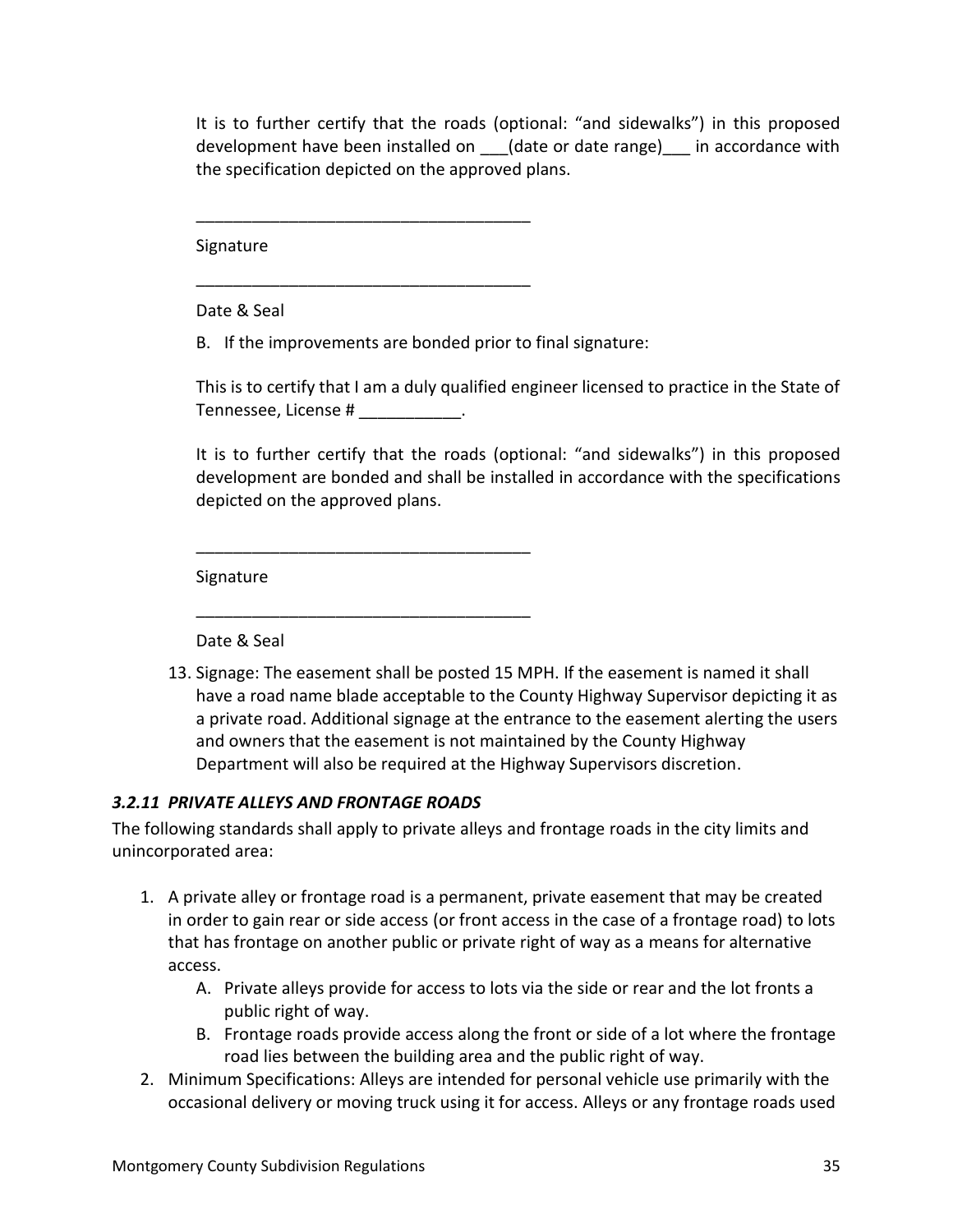It is to further certify that the roads (optional: "and sidewalks") in this proposed development have been installed on ___(date or date range)___ in accordance with the specification depicted on the approved plans.

____________________________________

Signature

____________________________________

Date & Seal

B. If the improvements are bonded prior to final signature:

This is to certify that I am a duly qualified engineer licensed to practice in the State of Tennessee, License # ___________.

It is to further certify that the roads (optional: "and sidewalks") in this proposed development are bonded and shall be installed in accordance with the specifications depicted on the approved plans.

____________________________________

Signature

____________________________________

Date & Seal

13. Signage: The easement shall be posted 15 MPH. If the easement is named it shall have a road name blade acceptable to the County Highway Supervisor depicting it as a private road. Additional signage at the entrance to the easement alerting the users and owners that the easement is not maintained by the County Highway Department will also be required at the Highway Supervisors discretion.

### *3.2.11 PRIVATE ALLEYS AND FRONTAGE ROADS*

The following standards shall apply to private alleys and frontage roads in the city limits and unincorporated area:

1. A private alley or frontage road is a permanent, private easement that may be created in order to gain rear or side access (or front access in the case of a frontage road) to lots that has frontage on another public or private right of way as a means for alternative access.
   A. Private alleys provide for access to lots via the side or rear and the lot fronts a public right of way.
   B. Frontage roads provide access along the front or side of a lot where the frontage road lies between the building area and the public right of way.
2. Minimum Specifications: Alleys are intended for personal vehicle use primarily with the occasional delivery or moving truck using it for access. Alleys or any frontage roads used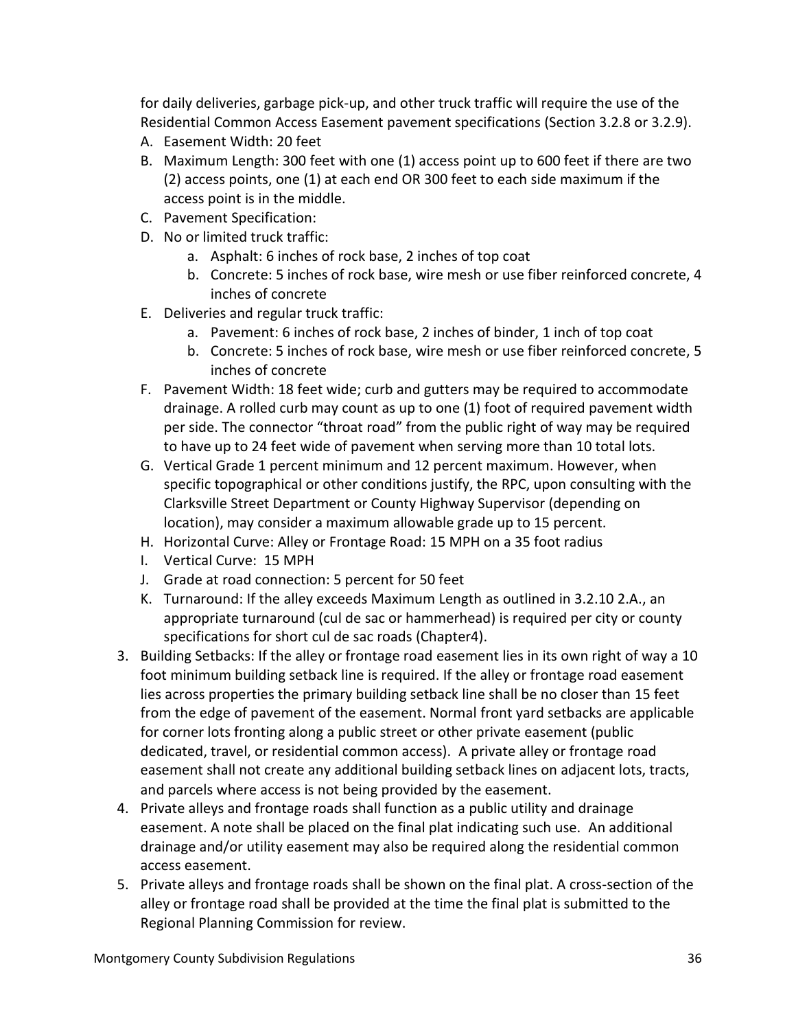for daily deliveries, garbage pick-up, and other truck traffic will require the use of the Residential Common Access Easement pavement specifications (Section 3.2.8 or 3.2.9).

A. Easement Width: 20 feet
B. Maximum Length: 300 feet with one (1) access point up to 600 feet if there are two (2) access points, one (1) at each end OR 300 feet to each side maximum if the access point is in the middle.
C. Pavement Specification:
D. No or limited truck traffic:
    a. Asphalt: 6 inches of rock base, 2 inches of top coat
    b. Concrete: 5 inches of rock base, wire mesh or use fiber reinforced concrete, 4 inches of concrete
E. Deliveries and regular truck traffic:
    a. Pavement: 6 inches of rock base, 2 inches of binder, 1 inch of top coat
    b. Concrete: 5 inches of rock base, wire mesh or use fiber reinforced concrete, 5 inches of concrete
F. Pavement Width: 18 feet wide; curb and gutters may be required to accommodate drainage. A rolled curb may count as up to one (1) foot of required pavement width per side. The connector "throat road" from the public right of way may be required to have up to 24 feet wide of pavement when serving more than 10 total lots.
G. Vertical Grade 1 percent minimum and 12 percent maximum. However, when specific topographical or other conditions justify, the RPC, upon consulting with the Clarksville Street Department or County Highway Supervisor (depending on location), may consider a maximum allowable grade up to 15 percent.
H. Horizontal Curve: Alley or Frontage Road: 15 MPH on a 35 foot radius
I. Vertical Curve: 15 MPH
J. Grade at road connection: 5 percent for 50 feet
K. Turnaround: If the alley exceeds Maximum Length as outlined in 3.2.10 2.A., an appropriate turnaround (cul de sac or hammerhead) is required per city or county specifications for short cul de sac roads (Chapter4).

3. Building Setbacks: If the alley or frontage road easement lies in its own right of way a 10 foot minimum building setback line is required. If the alley or frontage road easement lies across properties the primary building setback line shall be no closer than 15 feet from the edge of pavement of the easement. Normal front yard setbacks are applicable for corner lots fronting along a public street or other private easement (public dedicated, travel, or residential common access). A private alley or frontage road easement shall not create any additional building setback lines on adjacent lots, tracts, and parcels where access is not being provided by the easement.
4. Private alleys and frontage roads shall function as a public utility and drainage easement. A note shall be placed on the final plat indicating such use. An additional drainage and/or utility easement may also be required along the residential common access easement.
5. Private alleys and frontage roads shall be shown on the final plat. A cross-section of the alley or frontage road shall be provided at the time the final plat is submitted to the Regional Planning Commission for review.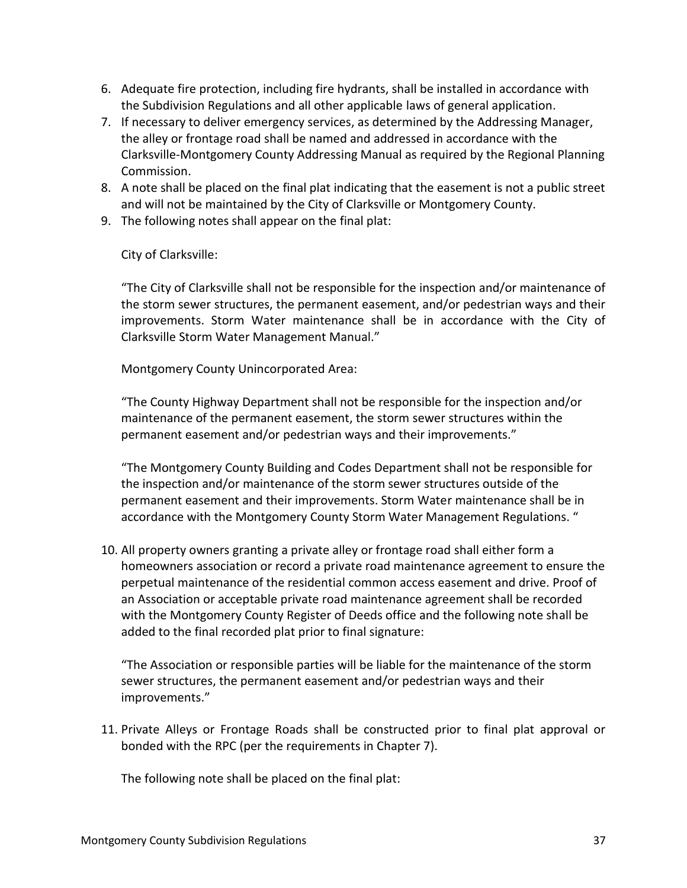6. Adequate fire protection, including fire hydrants, shall be installed in accordance with the Subdivision Regulations and all other applicable laws of general application.
7. If necessary to deliver emergency services, as determined by the Addressing Manager, the alley or frontage road shall be named and addressed in accordance with the Clarksville-Montgomery County Addressing Manual as required by the Regional Planning Commission.
8. A note shall be placed on the final plat indicating that the easement is not a public street and will not be maintained by the City of Clarksville or Montgomery County.
9. The following notes shall appear on the final plat:

   City of Clarksville:

   "The City of Clarksville shall not be responsible for the inspection and/or maintenance of the storm sewer structures, the permanent easement, and/or pedestrian ways and their improvements. Storm Water maintenance shall be in accordance with the City of Clarksville Storm Water Management Manual."

   Montgomery County Unincorporated Area:

   "The County Highway Department shall not be responsible for the inspection and/or maintenance of the permanent easement, the storm sewer structures within the permanent easement and/or pedestrian ways and their improvements."

   "The Montgomery County Building and Codes Department shall not be responsible for the inspection and/or maintenance of the storm sewer structures outside of the permanent easement and their improvements. Storm Water maintenance shall be in accordance with the Montgomery County Storm Water Management Regulations. "

10. All property owners granting a private alley or frontage road shall either form a homeowners association or record a private road maintenance agreement to ensure the perpetual maintenance of the residential common access easement and drive. Proof of an Association or acceptable private road maintenance agreement shall be recorded with the Montgomery County Register of Deeds office and the following note shall be added to the final recorded plat prior to final signature:

    "The Association or responsible parties will be liable for the maintenance of the storm sewer structures, the permanent easement and/or pedestrian ways and their improvements."

11. Private Alleys or Frontage Roads shall be constructed prior to final plat approval or bonded with the RPC (per the requirements in Chapter 7).

    The following note shall be placed on the final plat: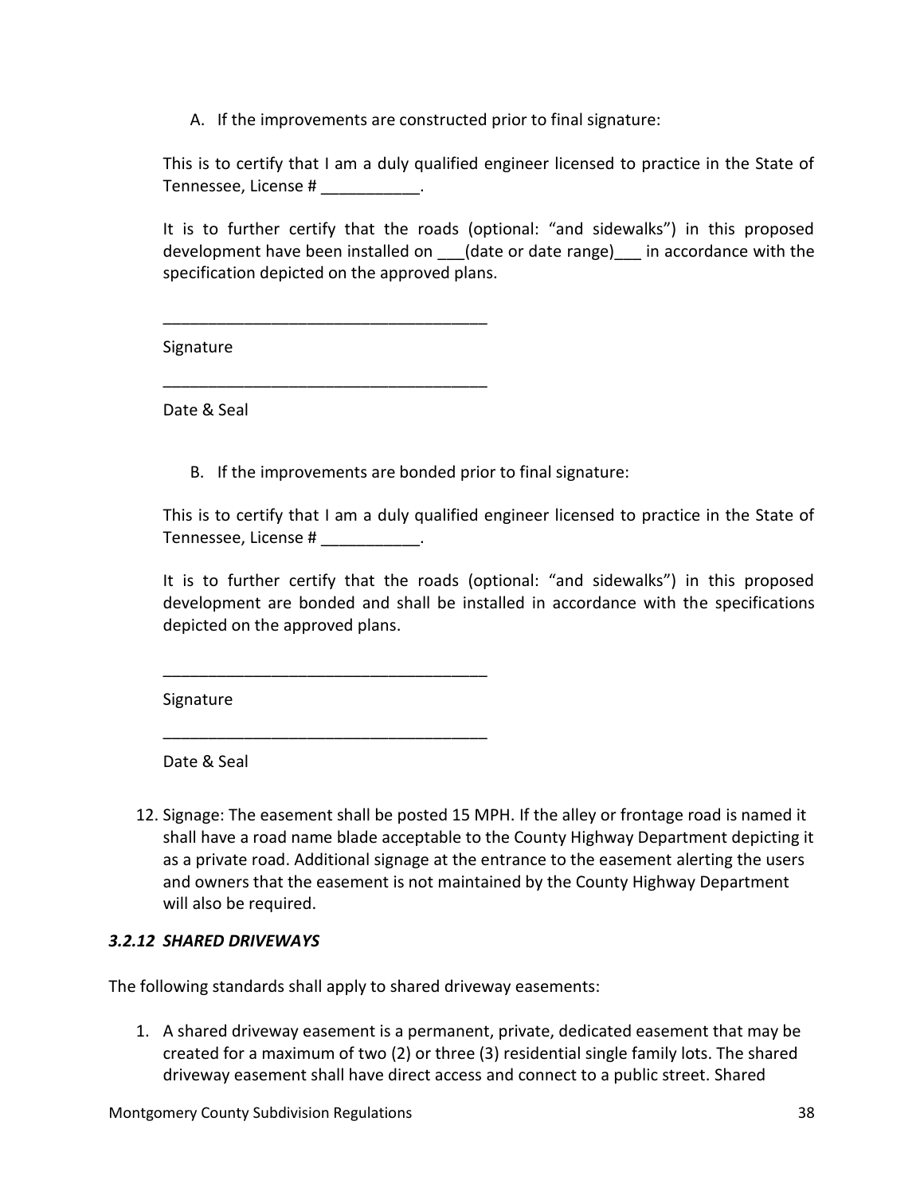A. If the improvements are constructed prior to final signature:

This is to certify that I am a duly qualified engineer licensed to practice in the State of Tennessee, License # ___________.

It is to further certify that the roads (optional: “and sidewalks”) in this proposed development have been installed on ___(date or date range)___ in accordance with the specification depicted on the approved plans.

____________________________________

Signature

____________________________________

Date & Seal

B. If the improvements are bonded prior to final signature:

This is to certify that I am a duly qualified engineer licensed to practice in the State of Tennessee, License # ___________.

It is to further certify that the roads (optional: “and sidewalks”) in this proposed development are bonded and shall be installed in accordance with the specifications depicted on the approved plans.

____________________________________

Signature

____________________________________

Date & Seal

12. Signage: The easement shall be posted 15 MPH. If the alley or frontage road is named it shall have a road name blade acceptable to the County Highway Department depicting it as a private road. Additional signage at the entrance to the easement alerting the users and owners that the easement is not maintained by the County Highway Department will also be required.

### *3.2.12 SHARED DRIVEWAYS*

The following standards shall apply to shared driveway easements:

1. A shared driveway easement is a permanent, private, dedicated easement that may be created for a maximum of two (2) or three (3) residential single family lots. The shared driveway easement shall have direct access and connect to a public street. Shared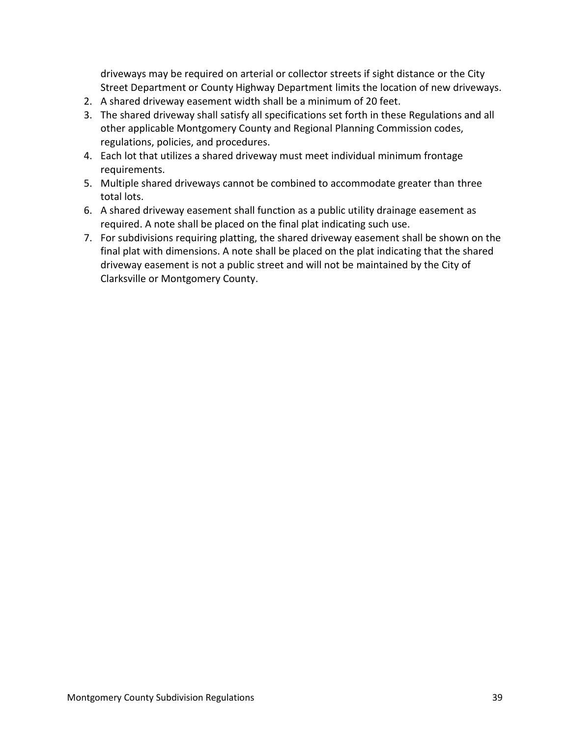driveways may be required on arterial or collector streets if sight distance or the City Street Department or County Highway Department limits the location of new driveways.

2. A shared driveway easement width shall be a minimum of 20 feet.
3. The shared driveway shall satisfy all specifications set forth in these Regulations and all other applicable Montgomery County and Regional Planning Commission codes, regulations, policies, and procedures.
4. Each lot that utilizes a shared driveway must meet individual minimum frontage requirements.
5. Multiple shared driveways cannot be combined to accommodate greater than three total lots.
6. A shared driveway easement shall function as a public utility drainage easement as required. A note shall be placed on the final plat indicating such use.
7. For subdivisions requiring platting, the shared driveway easement shall be shown on the final plat with dimensions. A note shall be placed on the plat indicating that the shared driveway easement is not a public street and will not be maintained by the City of Clarksville or Montgomery County.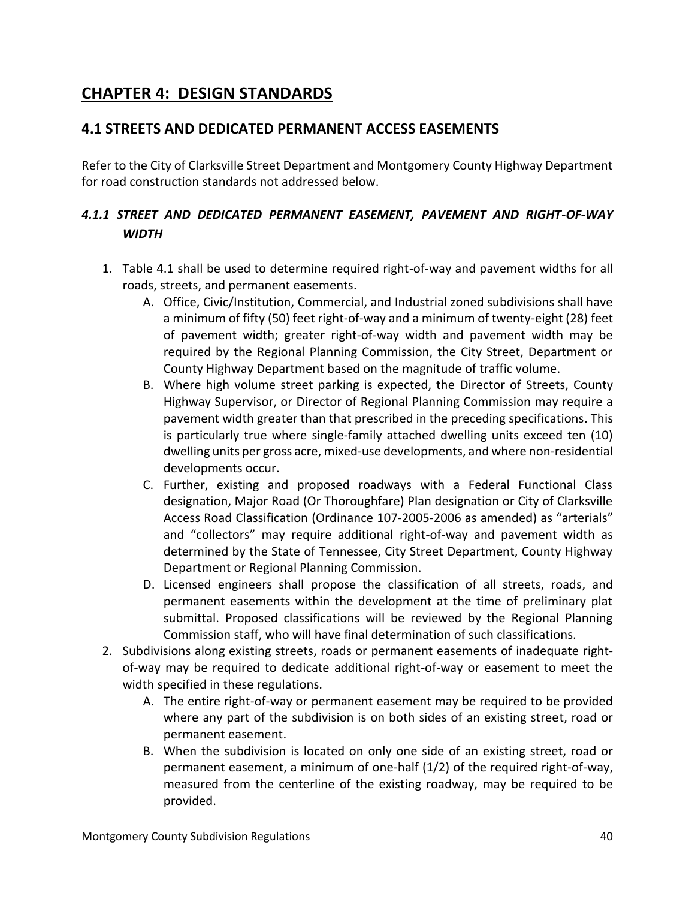# CHAPTER 4: DESIGN STANDARDS

## 4.1 STREETS AND DEDICATED PERMANENT ACCESS EASEMENTS

Refer to the City of Clarksville Street Department and Montgomery County Highway Department for road construction standards not addressed below.

### *4.1.1 STREET AND DEDICATED PERMANENT EASEMENT, PAVEMENT AND RIGHT-OF-WAY WIDTH*

1. Table 4.1 shall be used to determine required right-of-way and pavement widths for all roads, streets, and permanent easements.
   A. Office, Civic/Institution, Commercial, and Industrial zoned subdivisions shall have a minimum of fifty (50) feet right-of-way and a minimum of twenty-eight (28) feet of pavement width; greater right-of-way width and pavement width may be required by the Regional Planning Commission, the City Street, Department or County Highway Department based on the magnitude of traffic volume.
   B. Where high volume street parking is expected, the Director of Streets, County Highway Supervisor, or Director of Regional Planning Commission may require a pavement width greater than that prescribed in the preceding specifications. This is particularly true where single-family attached dwelling units exceed ten (10) dwelling units per gross acre, mixed-use developments, and where non-residential developments occur.
   C. Further, existing and proposed roadways with a Federal Functional Class designation, Major Road (Or Thoroughfare) Plan designation or City of Clarksville Access Road Classification (Ordinance 107-2005-2006 as amended) as "arterials" and "collectors" may require additional right-of-way and pavement width as determined by the State of Tennessee, City Street Department, County Highway Department or Regional Planning Commission.
   D. Licensed engineers shall propose the classification of all streets, roads, and permanent easements within the development at the time of preliminary plat submittal. Proposed classifications will be reviewed by the Regional Planning Commission staff, who will have final determination of such classifications.
2. Subdivisions along existing streets, roads or permanent easements of inadequate right-of-way may be required to dedicate additional right-of-way or easement to meet the width specified in these regulations.
   A. The entire right-of-way or permanent easement may be required to be provided where any part of the subdivision is on both sides of an existing street, road or permanent easement.
   B. When the subdivision is located on only one side of an existing street, road or permanent easement, a minimum of one-half (1/2) of the required right-of-way, measured from the centerline of the existing roadway, may be required to be provided.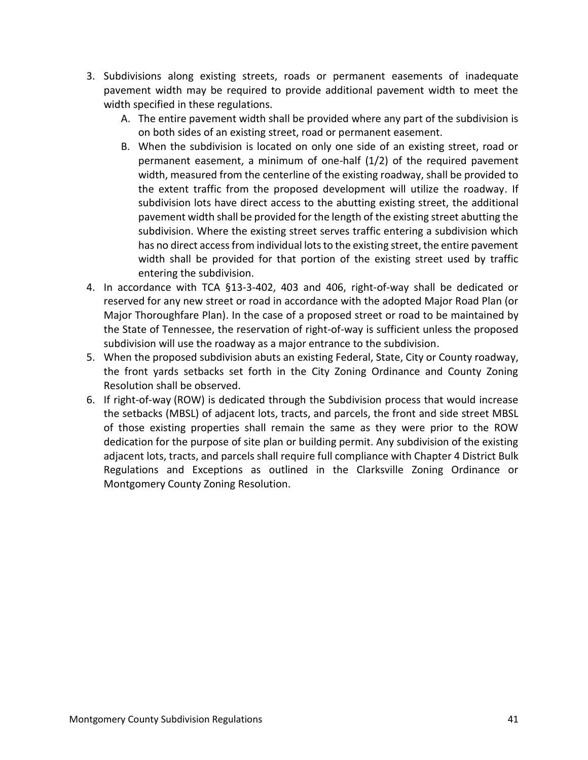3. Subdivisions along existing streets, roads or permanent easements of inadequate pavement width may be required to provide additional pavement width to meet the width specified in these regulations.
    A. The entire pavement width shall be provided where any part of the subdivision is on both sides of an existing street, road or permanent easement.
    B. When the subdivision is located on only one side of an existing street, road or permanent easement, a minimum of one-half (1/2) of the required pavement width, measured from the centerline of the existing roadway, shall be provided to the extent traffic from the proposed development will utilize the roadway. If subdivision lots have direct access to the abutting existing street, the additional pavement width shall be provided for the length of the existing street abutting the subdivision. Where the existing street serves traffic entering a subdivision which has no direct access from individual lots to the existing street, the entire pavement width shall be provided for that portion of the existing street used by traffic entering the subdivision.
4. In accordance with TCA §13-3-402, 403 and 406, right-of-way shall be dedicated or reserved for any new street or road in accordance with the adopted Major Road Plan (or Major Thoroughfare Plan). In the case of a proposed street or road to be maintained by the State of Tennessee, the reservation of right-of-way is sufficient unless the proposed subdivision will use the roadway as a major entrance to the subdivision.
5. When the proposed subdivision abuts an existing Federal, State, City or County roadway, the front yards setbacks set forth in the City Zoning Ordinance and County Zoning Resolution shall be observed.
6. If right-of-way (ROW) is dedicated through the Subdivision process that would increase the setbacks (MBSL) of adjacent lots, tracts, and parcels, the front and side street MBSL of those existing properties shall remain the same as they were prior to the ROW dedication for the purpose of site plan or building permit. Any subdivision of the existing adjacent lots, tracts, and parcels shall require full compliance with Chapter 4 District Bulk Regulations and Exceptions as outlined in the Clarksville Zoning Ordinance or Montgomery County Zoning Resolution.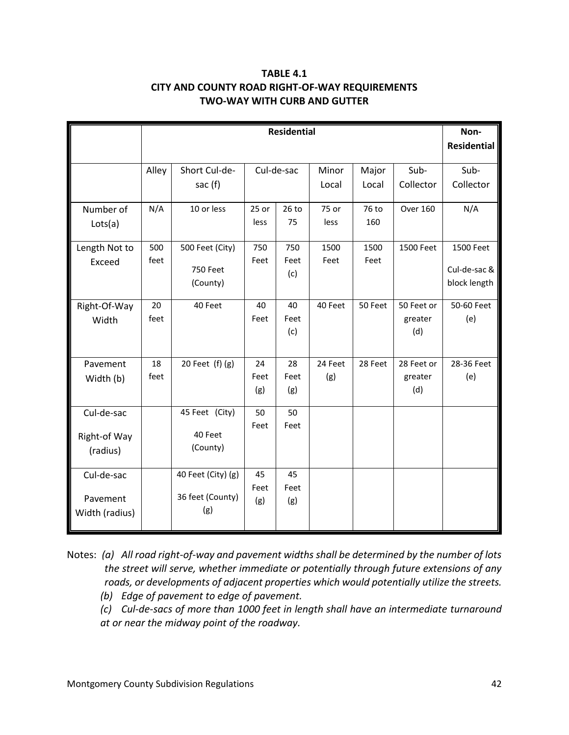**TABLE 4.1**
**CITY AND COUNTY ROAD RIGHT-OF-WAY REQUIREMENTS**
**TWO-WAY WITH CURB AND GUTTER**

| | **Residential** | | | | | | | **Non-Residential** |
|---|---|---|---|---|---|---|---|---|
| | Alley | Short Cul-de-sac (f) | Cul-de-sac | | Minor Local | Major Local | Sub-Collector | Sub-Collector |
| Number of Lots(a) | N/A | 10 or less | 25 or less | 26 to 75 | 75 or less | 76 to 160 | Over 160 | N/A |
| Length Not to Exceed | 500 feet | 500 Feet (City) 750 Feet (County) | 750 Feet | 750 Feet (c) | 1500 Feet | 1500 Feet | 1500 Feet | 1500 Feet Cul-de-sac & block length |
| Right-Of-Way Width | 20 feet | 40 Feet | 40 Feet | 40 Feet (c) | 40 Feet | 50 Feet | 50 Feet or greater (d) | 50-60 Feet (e) |
| Pavement Width (b) | 18 feet | 20 Feet (f) (g) | 24 Feet (g) | 28 Feet (g) | 24 Feet (g) | 28 Feet | 28 Feet or greater (d) | 28-36 Feet (e) |
| Cul-de-sac Right-of Way (radius) | | 45 Feet (City) 40 Feet (County) | 50 Feet | 50 Feet | | | | |
| Cul-de-sac Pavement Width (radius) | | 40 Feet (City) (g) 36 feet (County) (g) | 45 Feet (g) | 45 Feet (g) | | | | |

Notes: *(a) All road right-of-way and pavement widths shall be determined by the number of lots the street will serve, whether immediate or potentially through future extensions of any roads, or developments of adjacent properties which would potentially utilize the streets.*

*(b) Edge of pavement to edge of pavement.*

*(c) Cul-de-sacs of more than 1000 feet in length shall have an intermediate turnaround at or near the midway point of the roadway.*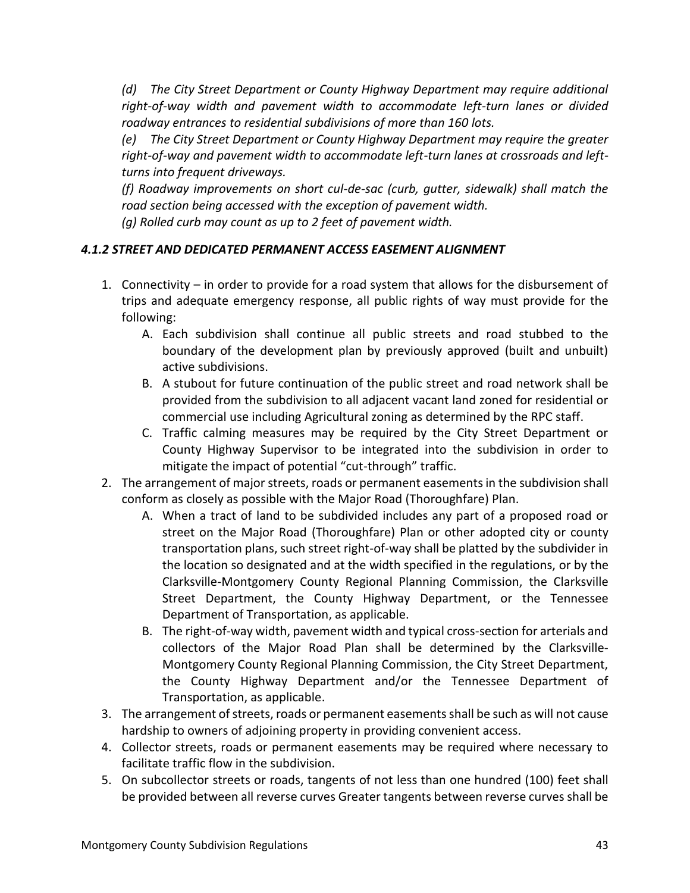*(d) The City Street Department or County Highway Department may require additional right-of-way width and pavement width to accommodate left-turn lanes or divided roadway entrances to residential subdivisions of more than 160 lots.*

*(e) The City Street Department or County Highway Department may require the greater right-of-way and pavement width to accommodate left-turn lanes at crossroads and left-turns into frequent driveways.*

*(f) Roadway improvements on short cul-de-sac (curb, gutter, sidewalk) shall match the road section being accessed with the exception of pavement width.*

*(g) Rolled curb may count as up to 2 feet of pavement width.*

#### *4.1.2 STREET AND DEDICATED PERMANENT ACCESS EASEMENT ALIGNMENT*

1. Connectivity – in order to provide for a road system that allows for the disbursement of trips and adequate emergency response, all public rights of way must provide for the following:
   A. Each subdivision shall continue all public streets and road stubbed to the boundary of the development plan by previously approved (built and unbuilt) active subdivisions.
   B. A stubout for future continuation of the public street and road network shall be provided from the subdivision to all adjacent vacant land zoned for residential or commercial use including Agricultural zoning as determined by the RPC staff.
   C. Traffic calming measures may be required by the City Street Department or County Highway Supervisor to be integrated into the subdivision in order to mitigate the impact of potential "cut-through" traffic.
2. The arrangement of major streets, roads or permanent easements in the subdivision shall conform as closely as possible with the Major Road (Thoroughfare) Plan.
   A. When a tract of land to be subdivided includes any part of a proposed road or street on the Major Road (Thoroughfare) Plan or other adopted city or county transportation plans, such street right-of-way shall be platted by the subdivider in the location so designated and at the width specified in the regulations, or by the Clarksville-Montgomery County Regional Planning Commission, the Clarksville Street Department, the County Highway Department, or the Tennessee Department of Transportation, as applicable.
   B. The right-of-way width, pavement width and typical cross-section for arterials and collectors of the Major Road Plan shall be determined by the Clarksville-Montgomery County Regional Planning Commission, the City Street Department, the County Highway Department and/or the Tennessee Department of Transportation, as applicable.
3. The arrangement of streets, roads or permanent easements shall be such as will not cause hardship to owners of adjoining property in providing convenient access.
4. Collector streets, roads or permanent easements may be required where necessary to facilitate traffic flow in the subdivision.
5. On subcollector streets or roads, tangents of not less than one hundred (100) feet shall be provided between all reverse curves Greater tangents between reverse curves shall be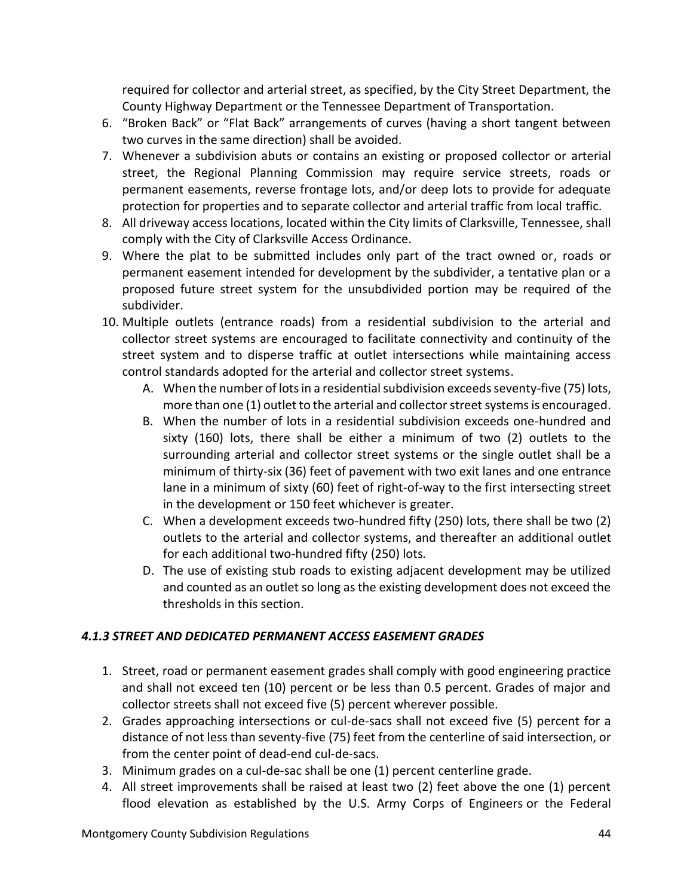required for collector and arterial street, as specified, by the City Street Department, the County Highway Department or the Tennessee Department of Transportation.

6. "Broken Back" or "Flat Back" arrangements of curves (having a short tangent between two curves in the same direction) shall be avoided.
7. Whenever a subdivision abuts or contains an existing or proposed collector or arterial street, the Regional Planning Commission may require service streets, roads or permanent easements, reverse frontage lots, and/or deep lots to provide for adequate protection for properties and to separate collector and arterial traffic from local traffic.
8. All driveway access locations, located within the City limits of Clarksville, Tennessee, shall comply with the City of Clarksville Access Ordinance.
9. Where the plat to be submitted includes only part of the tract owned or, roads or permanent easement intended for development by the subdivider, a tentative plan or a proposed future street system for the unsubdivided portion may be required of the subdivider.
10. Multiple outlets (entrance roads) from a residential subdivision to the arterial and collector street systems are encouraged to facilitate connectivity and continuity of the street system and to disperse traffic at outlet intersections while maintaining access control standards adopted for the arterial and collector street systems.
    A. When the number of lots in a residential subdivision exceeds seventy-five (75) lots, more than one (1) outlet to the arterial and collector street systems is encouraged.
    B. When the number of lots in a residential subdivision exceeds one-hundred and sixty (160) lots, there shall be either a minimum of two (2) outlets to the surrounding arterial and collector street systems or the single outlet shall be a minimum of thirty-six (36) feet of pavement with two exit lanes and one entrance lane in a minimum of sixty (60) feet of right-of-way to the first intersecting street in the development or 150 feet whichever is greater.
    C. When a development exceeds two-hundred fifty (250) lots, there shall be two (2) outlets to the arterial and collector systems, and thereafter an additional outlet for each additional two-hundred fifty (250) lots.
    D. The use of existing stub roads to existing adjacent development may be utilized and counted as an outlet so long as the existing development does not exceed the thresholds in this section.

### *4.1.3 STREET AND DEDICATED PERMANENT ACCESS EASEMENT GRADES*

1. Street, road or permanent easement grades shall comply with good engineering practice and shall not exceed ten (10) percent or be less than 0.5 percent. Grades of major and collector streets shall not exceed five (5) percent wherever possible.
2. Grades approaching intersections or cul-de-sacs shall not exceed five (5) percent for a distance of not less than seventy-five (75) feet from the centerline of said intersection, or from the center point of dead-end cul-de-sacs.
3. Minimum grades on a cul-de-sac shall be one (1) percent centerline grade.
4. All street improvements shall be raised at least two (2) feet above the one (1) percent flood elevation as established by the U.S. Army Corps of Engineers or the Federal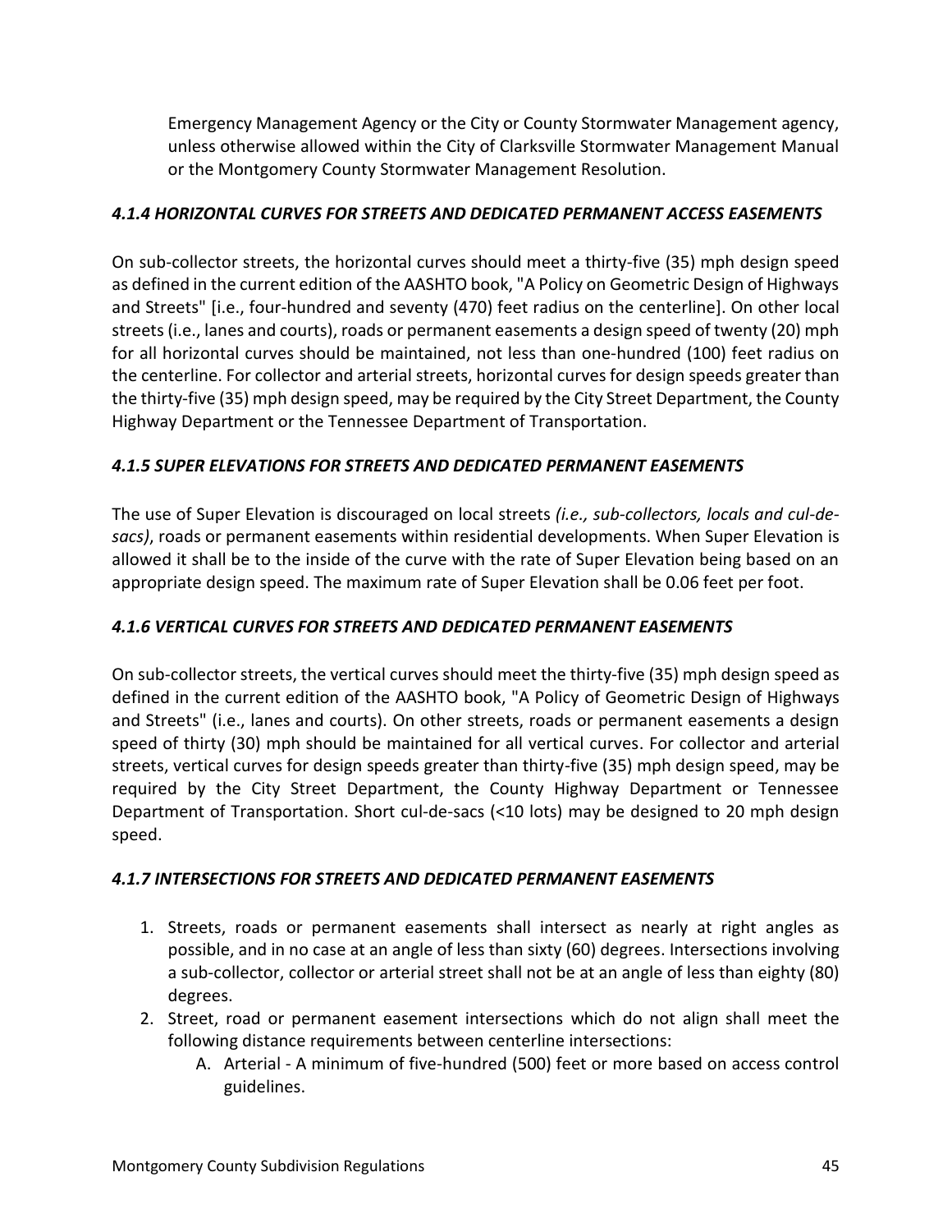Emergency Management Agency or the City or County Stormwater Management agency, unless otherwise allowed within the City of Clarksville Stormwater Management Manual or the Montgomery County Stormwater Management Resolution.

### *4.1.4 HORIZONTAL CURVES FOR STREETS AND DEDICATED PERMANENT ACCESS EASEMENTS*

On sub-collector streets, the horizontal curves should meet a thirty-five (35) mph design speed as defined in the current edition of the AASHTO book, "A Policy on Geometric Design of Highways and Streets" [i.e., four-hundred and seventy (470) feet radius on the centerline]. On other local streets (i.e., lanes and courts), roads or permanent easements a design speed of twenty (20) mph for all horizontal curves should be maintained, not less than one-hundred (100) feet radius on the centerline. For collector and arterial streets, horizontal curves for design speeds greater than the thirty-five (35) mph design speed, may be required by the City Street Department, the County Highway Department or the Tennessee Department of Transportation.

### *4.1.5 SUPER ELEVATIONS FOR STREETS AND DEDICATED PERMANENT EASEMENTS*

The use of Super Elevation is discouraged on local streets *(i.e., sub-collectors, locals and cul-de-sacs)*, roads or permanent easements within residential developments. When Super Elevation is allowed it shall be to the inside of the curve with the rate of Super Elevation being based on an appropriate design speed. The maximum rate of Super Elevation shall be 0.06 feet per foot.

### *4.1.6 VERTICAL CURVES FOR STREETS AND DEDICATED PERMANENT EASEMENTS*

On sub-collector streets, the vertical curves should meet the thirty-five (35) mph design speed as defined in the current edition of the AASHTO book, "A Policy of Geometric Design of Highways and Streets" (i.e., lanes and courts). On other streets, roads or permanent easements a design speed of thirty (30) mph should be maintained for all vertical curves. For collector and arterial streets, vertical curves for design speeds greater than thirty-five (35) mph design speed, may be required by the City Street Department, the County Highway Department or Tennessee Department of Transportation. Short cul-de-sacs (<10 lots) may be designed to 20 mph design speed.

### *4.1.7 INTERSECTIONS FOR STREETS AND DEDICATED PERMANENT EASEMENTS*

1. Streets, roads or permanent easements shall intersect as nearly at right angles as possible, and in no case at an angle of less than sixty (60) degrees. Intersections involving a sub-collector, collector or arterial street shall not be at an angle of less than eighty (80) degrees.
2. Street, road or permanent easement intersections which do not align shall meet the following distance requirements between centerline intersections:
    A. Arterial - A minimum of five-hundred (500) feet or more based on access control guidelines.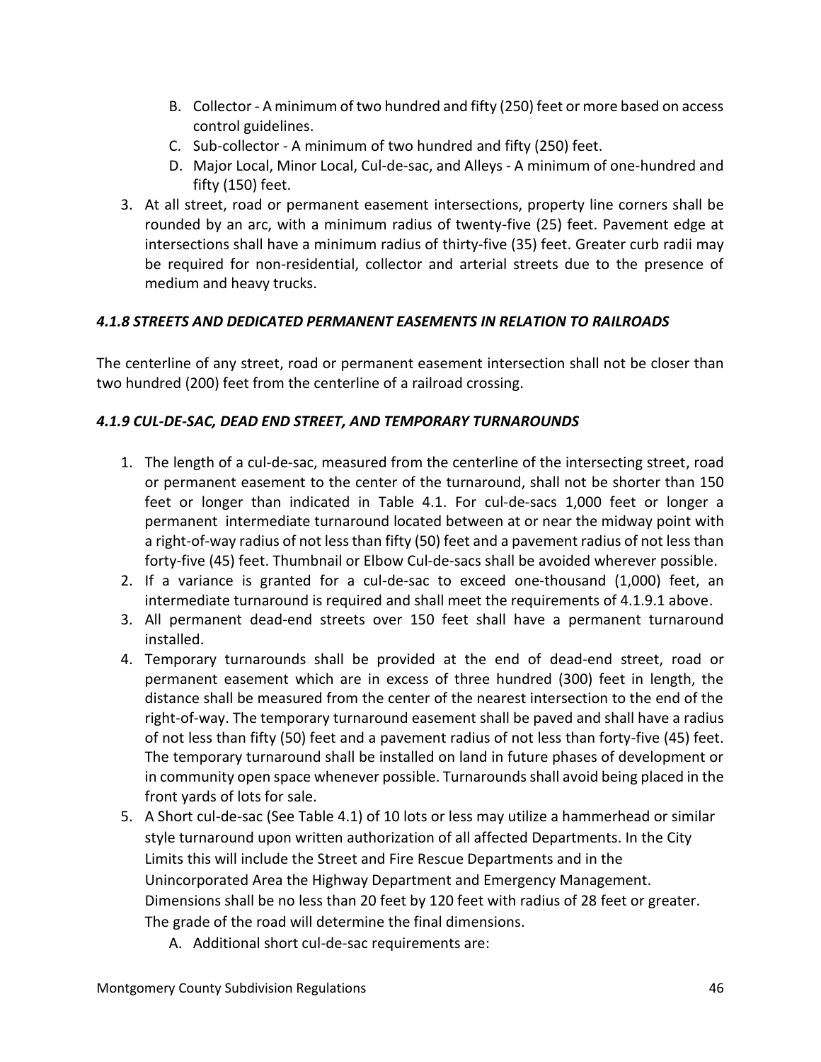B. Collector - A minimum of two hundred and fifty (250) feet or more based on access control guidelines.
   C. Sub-collector - A minimum of two hundred and fifty (250) feet.
   D. Major Local, Minor Local, Cul-de-sac, and Alleys - A minimum of one-hundred and fifty (150) feet.

3. At all street, road or permanent easement intersections, property line corners shall be rounded by an arc, with a minimum radius of twenty-five (25) feet. Pavement edge at intersections shall have a minimum radius of thirty-five (35) feet. Greater curb radii may be required for non-residential, collector and arterial streets due to the presence of medium and heavy trucks.

### *4.1.8 STREETS AND DEDICATED PERMANENT EASEMENTS IN RELATION TO RAILROADS*

The centerline of any street, road or permanent easement intersection shall not be closer than two hundred (200) feet from the centerline of a railroad crossing.

### *4.1.9 CUL-DE-SAC, DEAD END STREET, AND TEMPORARY TURNAROUNDS*

1. The length of a cul-de-sac, measured from the centerline of the intersecting street, road or permanent easement to the center of the turnaround, shall not be shorter than 150 feet or longer than indicated in Table 4.1. For cul-de-sacs 1,000 feet or longer a permanent intermediate turnaround located between at or near the midway point with a right-of-way radius of not less than fifty (50) feet and a pavement radius of not less than forty-five (45) feet. Thumbnail or Elbow Cul-de-sacs shall be avoided wherever possible.
2. If a variance is granted for a cul-de-sac to exceed one-thousand (1,000) feet, an intermediate turnaround is required and shall meet the requirements of 4.1.9.1 above.
3. All permanent dead-end streets over 150 feet shall have a permanent turnaround installed.
4. Temporary turnarounds shall be provided at the end of dead-end street, road or permanent easement which are in excess of three hundred (300) feet in length, the distance shall be measured from the center of the nearest intersection to the end of the right-of-way. The temporary turnaround easement shall be paved and shall have a radius of not less than fifty (50) feet and a pavement radius of not less than forty-five (45) feet. The temporary turnaround shall be installed on land in future phases of development or in community open space whenever possible. Turnarounds shall avoid being placed in the front yards of lots for sale.
5. A Short cul-de-sac (See Table 4.1) of 10 lots or less may utilize a hammerhead or similar style turnaround upon written authorization of all affected Departments. In the City Limits this will include the Street and Fire Rescue Departments and in the Unincorporated Area the Highway Department and Emergency Management. Dimensions shall be no less than 20 feet by 120 feet with radius of 28 feet or greater. The grade of the road will determine the final dimensions.
   A. Additional short cul-de-sac requirements are: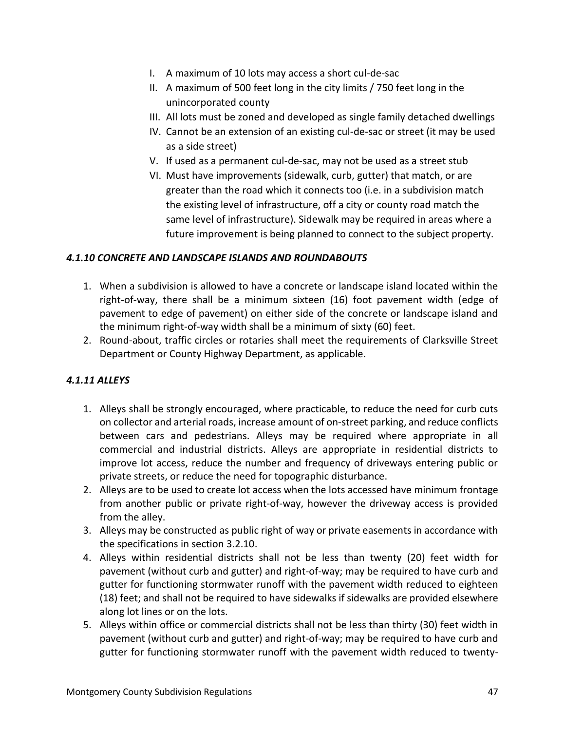I. A maximum of 10 lots may access a short cul-de-sac
II. A maximum of 500 feet long in the city limits / 750 feet long in the unincorporated county
III. All lots must be zoned and developed as single family detached dwellings
IV. Cannot be an extension of an existing cul-de-sac or street (it may be used as a side street)
V. If used as a permanent cul-de-sac, may not be used as a street stub
VI. Must have improvements (sidewalk, curb, gutter) that match, or are greater than the road which it connects too (i.e. in a subdivision match the existing level of infrastructure, off a city or county road match the same level of infrastructure). Sidewalk may be required in areas where a future improvement is being planned to connect to the subject property.

### *4.1.10 CONCRETE AND LANDSCAPE ISLANDS AND ROUNDABOUTS*

1. When a subdivision is allowed to have a concrete or landscape island located within the right-of-way, there shall be a minimum sixteen (16) foot pavement width (edge of pavement to edge of pavement) on either side of the concrete or landscape island and the minimum right-of-way width shall be a minimum of sixty (60) feet.
2. Round-about, traffic circles or rotaries shall meet the requirements of Clarksville Street Department or County Highway Department, as applicable.

### *4.1.11 ALLEYS*

1. Alleys shall be strongly encouraged, where practicable, to reduce the need for curb cuts on collector and arterial roads, increase amount of on-street parking, and reduce conflicts between cars and pedestrians. Alleys may be required where appropriate in all commercial and industrial districts. Alleys are appropriate in residential districts to improve lot access, reduce the number and frequency of driveways entering public or private streets, or reduce the need for topographic disturbance.
2. Alleys are to be used to create lot access when the lots accessed have minimum frontage from another public or private right-of-way, however the driveway access is provided from the alley.
3. Alleys may be constructed as public right of way or private easements in accordance with the specifications in section 3.2.10.
4. Alleys within residential districts shall not be less than twenty (20) feet width for pavement (without curb and gutter) and right-of-way; may be required to have curb and gutter for functioning stormwater runoff with the pavement width reduced to eighteen (18) feet; and shall not be required to have sidewalks if sidewalks are provided elsewhere along lot lines or on the lots.
5. Alleys within office or commercial districts shall not be less than thirty (30) feet width in pavement (without curb and gutter) and right-of-way; may be required to have curb and gutter for functioning stormwater runoff with the pavement width reduced to twenty-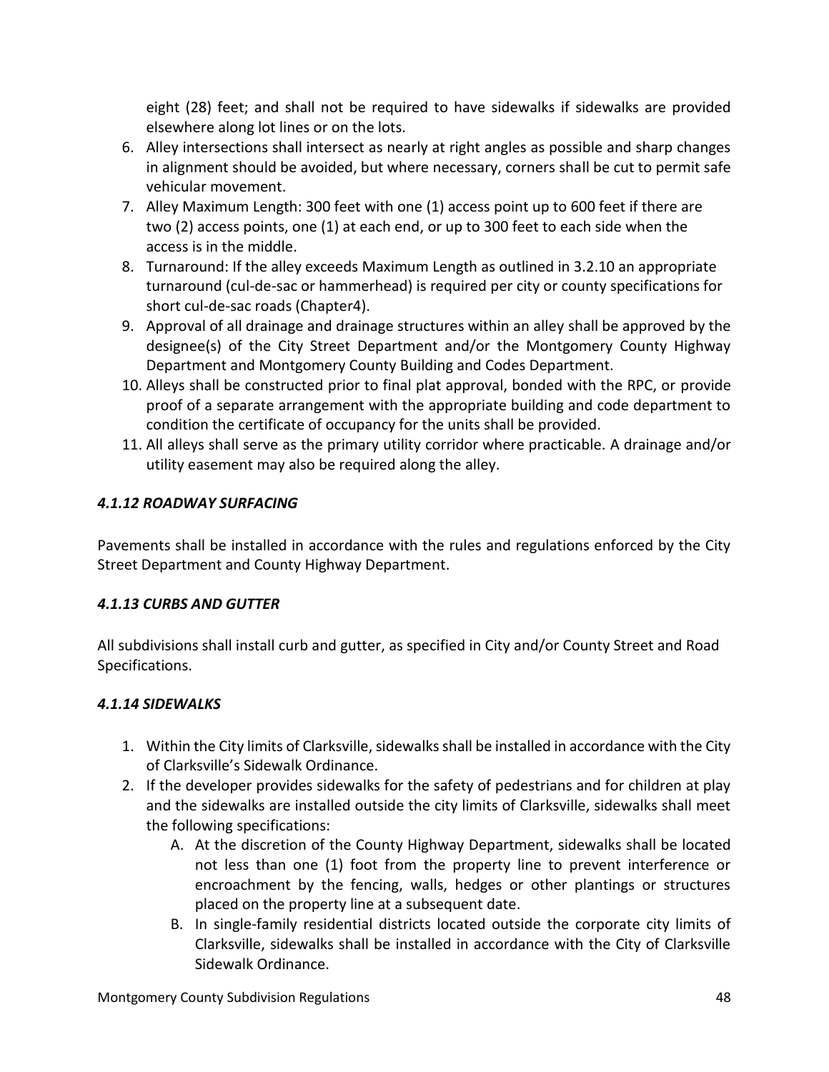eight (28) feet; and shall not be required to have sidewalks if sidewalks are provided elsewhere along lot lines or on the lots.

6. Alley intersections shall intersect as nearly at right angles as possible and sharp changes in alignment should be avoided, but where necessary, corners shall be cut to permit safe vehicular movement.
7. Alley Maximum Length: 300 feet with one (1) access point up to 600 feet if there are two (2) access points, one (1) at each end, or up to 300 feet to each side when the access is in the middle.
8. Turnaround: If the alley exceeds Maximum Length as outlined in 3.2.10 an appropriate turnaround (cul-de-sac or hammerhead) is required per city or county specifications for short cul-de-sac roads (Chapter4).
9. Approval of all drainage and drainage structures within an alley shall be approved by the designee(s) of the City Street Department and/or the Montgomery County Highway Department and Montgomery County Building and Codes Department.
10. Alleys shall be constructed prior to final plat approval, bonded with the RPC, or provide proof of a separate arrangement with the appropriate building and code department to condition the certificate of occupancy for the units shall be provided.
11. All alleys shall serve as the primary utility corridor where practicable. A drainage and/or utility easement may also be required along the alley.

### *4.1.12 ROADWAY SURFACING*

Pavements shall be installed in accordance with the rules and regulations enforced by the City Street Department and County Highway Department.

### *4.1.13 CURBS AND GUTTER*

All subdivisions shall install curb and gutter, as specified in City and/or County Street and Road Specifications.

### *4.1.14 SIDEWALKS*

1. Within the City limits of Clarksville, sidewalks shall be installed in accordance with the City of Clarksville's Sidewalk Ordinance.
2. If the developer provides sidewalks for the safety of pedestrians and for children at play and the sidewalks are installed outside the city limits of Clarksville, sidewalks shall meet the following specifications:
   A. At the discretion of the County Highway Department, sidewalks shall be located not less than one (1) foot from the property line to prevent interference or encroachment by the fencing, walls, hedges or other plantings or structures placed on the property line at a subsequent date.
   B. In single-family residential districts located outside the corporate city limits of Clarksville, sidewalks shall be installed in accordance with the City of Clarksville Sidewalk Ordinance.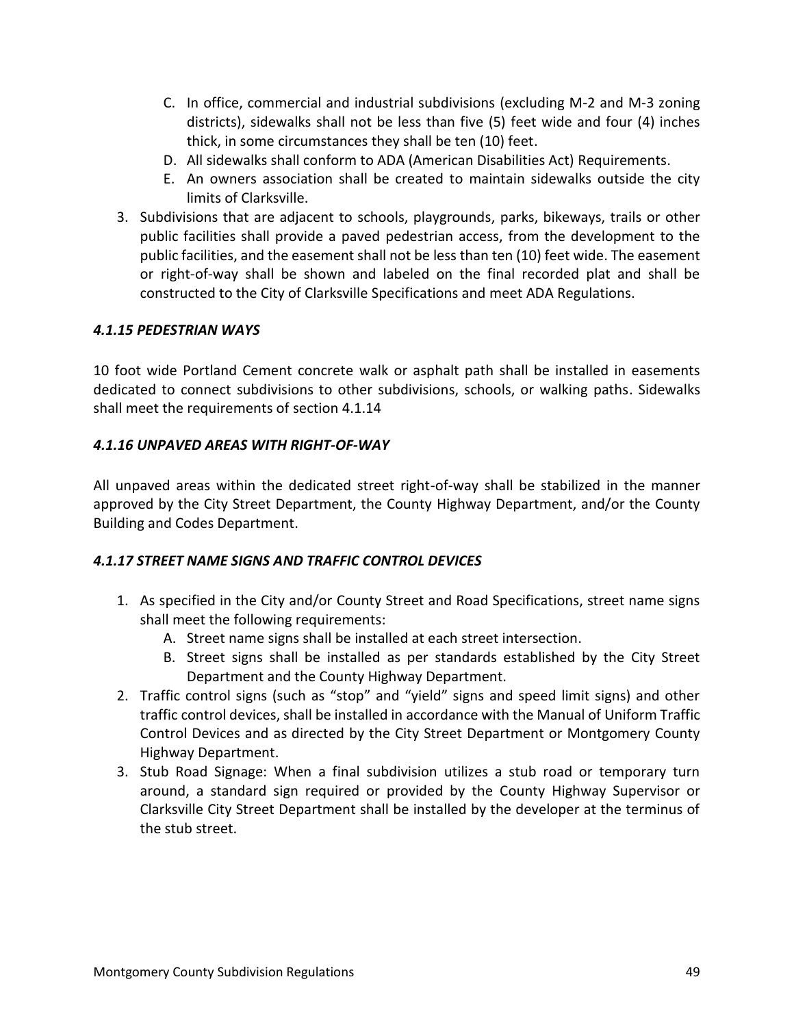C. In office, commercial and industrial subdivisions (excluding M-2 and M-3 zoning districts), sidewalks shall not be less than five (5) feet wide and four (4) inches thick, in some circumstances they shall be ten (10) feet.
D. All sidewalks shall conform to ADA (American Disabilities Act) Requirements.
E. An owners association shall be created to maintain sidewalks outside the city limits of Clarksville.

3. Subdivisions that are adjacent to schools, playgrounds, parks, bikeways, trails or other public facilities shall provide a paved pedestrian access, from the development to the public facilities, and the easement shall not be less than ten (10) feet wide. The easement or right-of-way shall be shown and labeled on the final recorded plat and shall be constructed to the City of Clarksville Specifications and meet ADA Regulations.

### *4.1.15 PEDESTRIAN WAYS*

10 foot wide Portland Cement concrete walk or asphalt path shall be installed in easements dedicated to connect subdivisions to other subdivisions, schools, or walking paths. Sidewalks shall meet the requirements of section 4.1.14

### *4.1.16 UNPAVED AREAS WITH RIGHT-OF-WAY*

All unpaved areas within the dedicated street right-of-way shall be stabilized in the manner approved by the City Street Department, the County Highway Department, and/or the County Building and Codes Department.

### *4.1.17 STREET NAME SIGNS AND TRAFFIC CONTROL DEVICES*

1. As specified in the City and/or County Street and Road Specifications, street name signs shall meet the following requirements:
   A. Street name signs shall be installed at each street intersection.
   B. Street signs shall be installed as per standards established by the City Street Department and the County Highway Department.
2. Traffic control signs (such as "stop" and "yield" signs and speed limit signs) and other traffic control devices, shall be installed in accordance with the Manual of Uniform Traffic Control Devices and as directed by the City Street Department or Montgomery County Highway Department.
3. Stub Road Signage: When a final subdivision utilizes a stub road or temporary turn around, a standard sign required or provided by the County Highway Supervisor or Clarksville City Street Department shall be installed by the developer at the terminus of the stub street.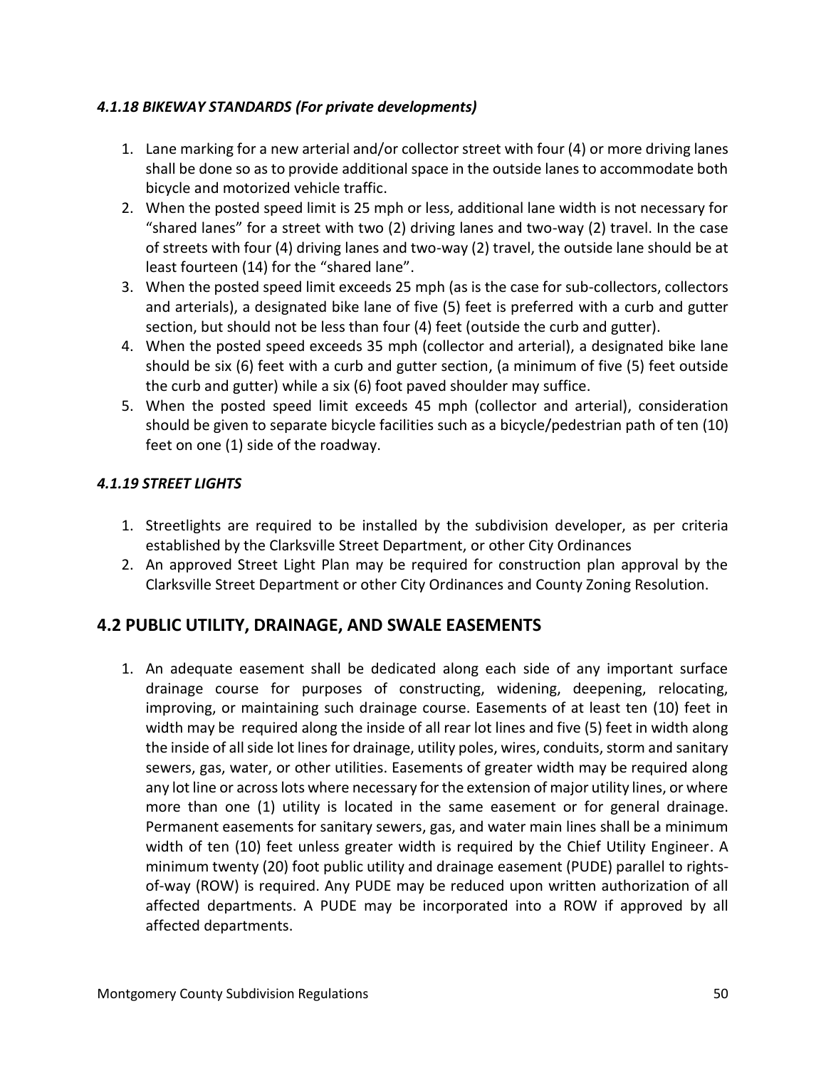#### *4.1.18 BIKEWAY STANDARDS (For private developments)*

1. Lane marking for a new arterial and/or collector street with four (4) or more driving lanes shall be done so as to provide additional space in the outside lanes to accommodate both bicycle and motorized vehicle traffic.
2. When the posted speed limit is 25 mph or less, additional lane width is not necessary for "shared lanes" for a street with two (2) driving lanes and two-way (2) travel. In the case of streets with four (4) driving lanes and two-way (2) travel, the outside lane should be at least fourteen (14) for the "shared lane".
3. When the posted speed limit exceeds 25 mph (as is the case for sub-collectors, collectors and arterials), a designated bike lane of five (5) feet is preferred with a curb and gutter section, but should not be less than four (4) feet (outside the curb and gutter).
4. When the posted speed exceeds 35 mph (collector and arterial), a designated bike lane should be six (6) feet with a curb and gutter section, (a minimum of five (5) feet outside the curb and gutter) while a six (6) foot paved shoulder may suffice.
5. When the posted speed limit exceeds 45 mph (collector and arterial), consideration should be given to separate bicycle facilities such as a bicycle/pedestrian path of ten (10) feet on one (1) side of the roadway.

#### *4.1.19 STREET LIGHTS*

1. Streetlights are required to be installed by the subdivision developer, as per criteria established by the Clarksville Street Department, or other City Ordinances
2. An approved Street Light Plan may be required for construction plan approval by the Clarksville Street Department or other City Ordinances and County Zoning Resolution.

## 4.2 PUBLIC UTILITY, DRAINAGE, AND SWALE EASEMENTS

1. An adequate easement shall be dedicated along each side of any important surface drainage course for purposes of constructing, widening, deepening, relocating, improving, or maintaining such drainage course. Easements of at least ten (10) feet in width may be required along the inside of all rear lot lines and five (5) feet in width along the inside of all side lot lines for drainage, utility poles, wires, conduits, storm and sanitary sewers, gas, water, or other utilities. Easements of greater width may be required along any lot line or across lots where necessary for the extension of major utility lines, or where more than one (1) utility is located in the same easement or for general drainage. Permanent easements for sanitary sewers, gas, and water main lines shall be a minimum width of ten (10) feet unless greater width is required by the Chief Utility Engineer. A minimum twenty (20) foot public utility and drainage easement (PUDE) parallel to rights-of-way (ROW) is required. Any PUDE may be reduced upon written authorization of all affected departments. A PUDE may be incorporated into a ROW if approved by all affected departments.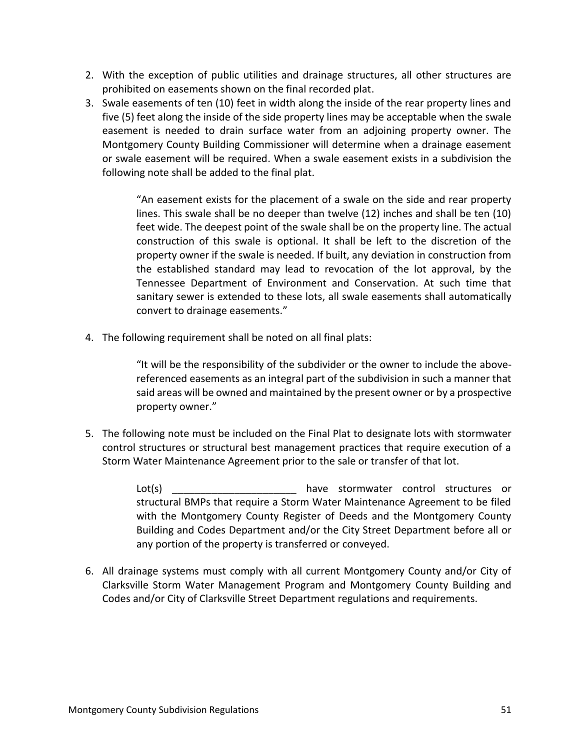2. With the exception of public utilities and drainage structures, all other structures are prohibited on easements shown on the final recorded plat.
3. Swale easements of ten (10) feet in width along the inside of the rear property lines and five (5) feet along the inside of the side property lines may be acceptable when the swale easement is needed to drain surface water from an adjoining property owner. The Montgomery County Building Commissioner will determine when a drainage easement or swale easement will be required. When a swale easement exists in a subdivision the following note shall be added to the final plat.

   > "An easement exists for the placement of a swale on the side and rear property lines. This swale shall be no deeper than twelve (12) inches and shall be ten (10) feet wide. The deepest point of the swale shall be on the property line. The actual construction of this swale is optional. It shall be left to the discretion of the property owner if the swale is needed. If built, any deviation in construction from the established standard may lead to revocation of the lot approval, by the Tennessee Department of Environment and Conservation. At such time that sanitary sewer is extended to these lots, all swale easements shall automatically convert to drainage easements."

4. The following requirement shall be noted on all final plats:

   > "It will be the responsibility of the subdivider or the owner to include the above-referenced easements as an integral part of the subdivision in such a manner that said areas will be owned and maintained by the present owner or by a prospective property owner."

5. The following note must be included on the Final Plat to designate lots with stormwater control structures or structural best management practices that require execution of a Storm Water Maintenance Agreement prior to the sale or transfer of that lot.

   > Lot(s) ______________________ have stormwater control structures or structural BMPs that require a Storm Water Maintenance Agreement to be filed with the Montgomery County Register of Deeds and the Montgomery County Building and Codes Department and/or the City Street Department before all or any portion of the property is transferred or conveyed.

6. All drainage systems must comply with all current Montgomery County and/or City of Clarksville Storm Water Management Program and Montgomery County Building and Codes and/or City of Clarksville Street Department regulations and requirements.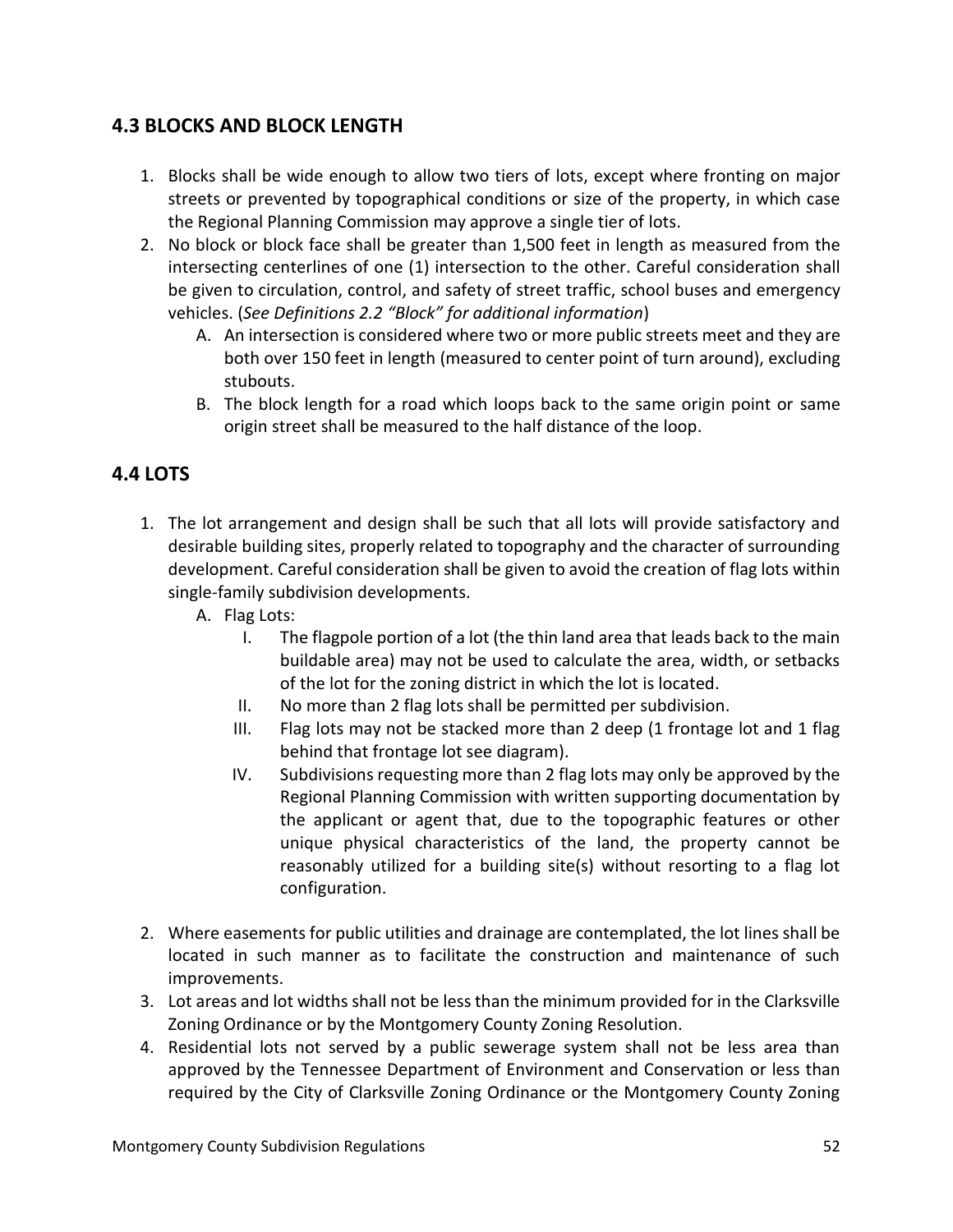## 4.3 BLOCKS AND BLOCK LENGTH

1. Blocks shall be wide enough to allow two tiers of lots, except where fronting on major streets or prevented by topographical conditions or size of the property, in which case the Regional Planning Commission may approve a single tier of lots.
2. No block or block face shall be greater than 1,500 feet in length as measured from the intersecting centerlines of one (1) intersection to the other. Careful consideration shall be given to circulation, control, and safety of street traffic, school buses and emergency vehicles. (*See Definitions 2.2 "Block" for additional information*)
   - A. An intersection is considered where two or more public streets meet and they are both over 150 feet in length (measured to center point of turn around), excluding stubouts.
   - B. The block length for a road which loops back to the same origin point or same origin street shall be measured to the half distance of the loop.

## 4.4 LOTS

1. The lot arrangement and design shall be such that all lots will provide satisfactory and desirable building sites, properly related to topography and the character of surrounding development. Careful consideration shall be given to avoid the creation of flag lots within single-family subdivision developments.
   - A. Flag Lots:
     - I. The flagpole portion of a lot (the thin land area that leads back to the main buildable area) may not be used to calculate the area, width, or setbacks of the lot for the zoning district in which the lot is located.
     - II. No more than 2 flag lots shall be permitted per subdivision.
     - III. Flag lots may not be stacked more than 2 deep (1 frontage lot and 1 flag behind that frontage lot see diagram).
     - IV. Subdivisions requesting more than 2 flag lots may only be approved by the Regional Planning Commission with written supporting documentation by the applicant or agent that, due to the topographic features or other unique physical characteristics of the land, the property cannot be reasonably utilized for a building site(s) without resorting to a flag lot configuration.
2. Where easements for public utilities and drainage are contemplated, the lot lines shall be located in such manner as to facilitate the construction and maintenance of such improvements.
3. Lot areas and lot widths shall not be less than the minimum provided for in the Clarksville Zoning Ordinance or by the Montgomery County Zoning Resolution.
4. Residential lots not served by a public sewerage system shall not be less area than approved by the Tennessee Department of Environment and Conservation or less than required by the City of Clarksville Zoning Ordinance or the Montgomery County Zoning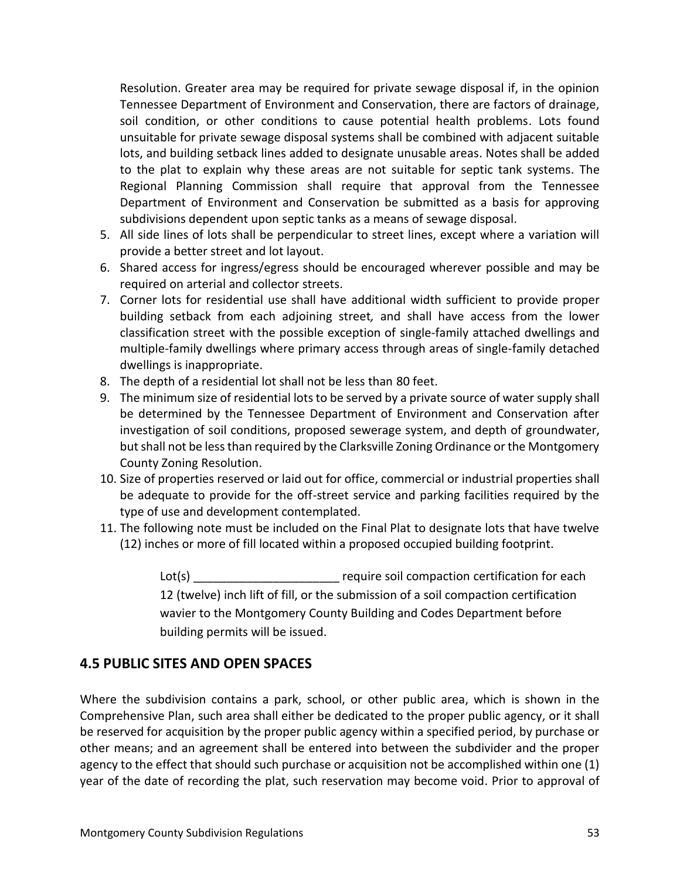Resolution. Greater area may be required for private sewage disposal if, in the opinion Tennessee Department of Environment and Conservation, there are factors of drainage, soil condition, or other conditions to cause potential health problems. Lots found unsuitable for private sewage disposal systems shall be combined with adjacent suitable lots, and building setback lines added to designate unusable areas. Notes shall be added to the plat to explain why these areas are not suitable for septic tank systems. The Regional Planning Commission shall require that approval from the Tennessee Department of Environment and Conservation be submitted as a basis for approving subdivisions dependent upon septic tanks as a means of sewage disposal.

5. All side lines of lots shall be perpendicular to street lines, except where a variation will provide a better street and lot layout.
6. Shared access for ingress/egress should be encouraged wherever possible and may be required on arterial and collector streets.
7. Corner lots for residential use shall have additional width sufficient to provide proper building setback from each adjoining street*,* and shall have access from the lower classification street with the possible exception of single-family attached dwellings and multiple-family dwellings where primary access through areas of single-family detached dwellings is inappropriate.
8. The depth of a residential lot shall not be less than 80 feet.
9. The minimum size of residential lots to be served by a private source of water supply shall be determined by the Tennessee Department of Environment and Conservation after investigation of soil conditions, proposed sewerage system, and depth of groundwater, but shall not be less than required by the Clarksville Zoning Ordinance or the Montgomery County Zoning Resolution.
10. Size of properties reserved or laid out for office, commercial or industrial properties shall be adequate to provide for the off-street service and parking facilities required by the type of use and development contemplated.
11. The following note must be included on the Final Plat to designate lots that have twelve (12) inches or more of fill located within a proposed occupied building footprint.

    Lot(s) ______________________ require soil compaction certification for each 12 (twelve) inch lift of fill, or the submission of a soil compaction certification wavier to the Montgomery County Building and Codes Department before building permits will be issued.

## 4.5 PUBLIC SITES AND OPEN SPACES

Where the subdivision contains a park, school, or other public area, which is shown in the Comprehensive Plan, such area shall either be dedicated to the proper public agency, or it shall be reserved for acquisition by the proper public agency within a specified period, by purchase or other means; and an agreement shall be entered into between the subdivider and the proper agency to the effect that should such purchase or acquisition not be accomplished within one (1) year of the date of recording the plat, such reservation may become void. Prior to approval of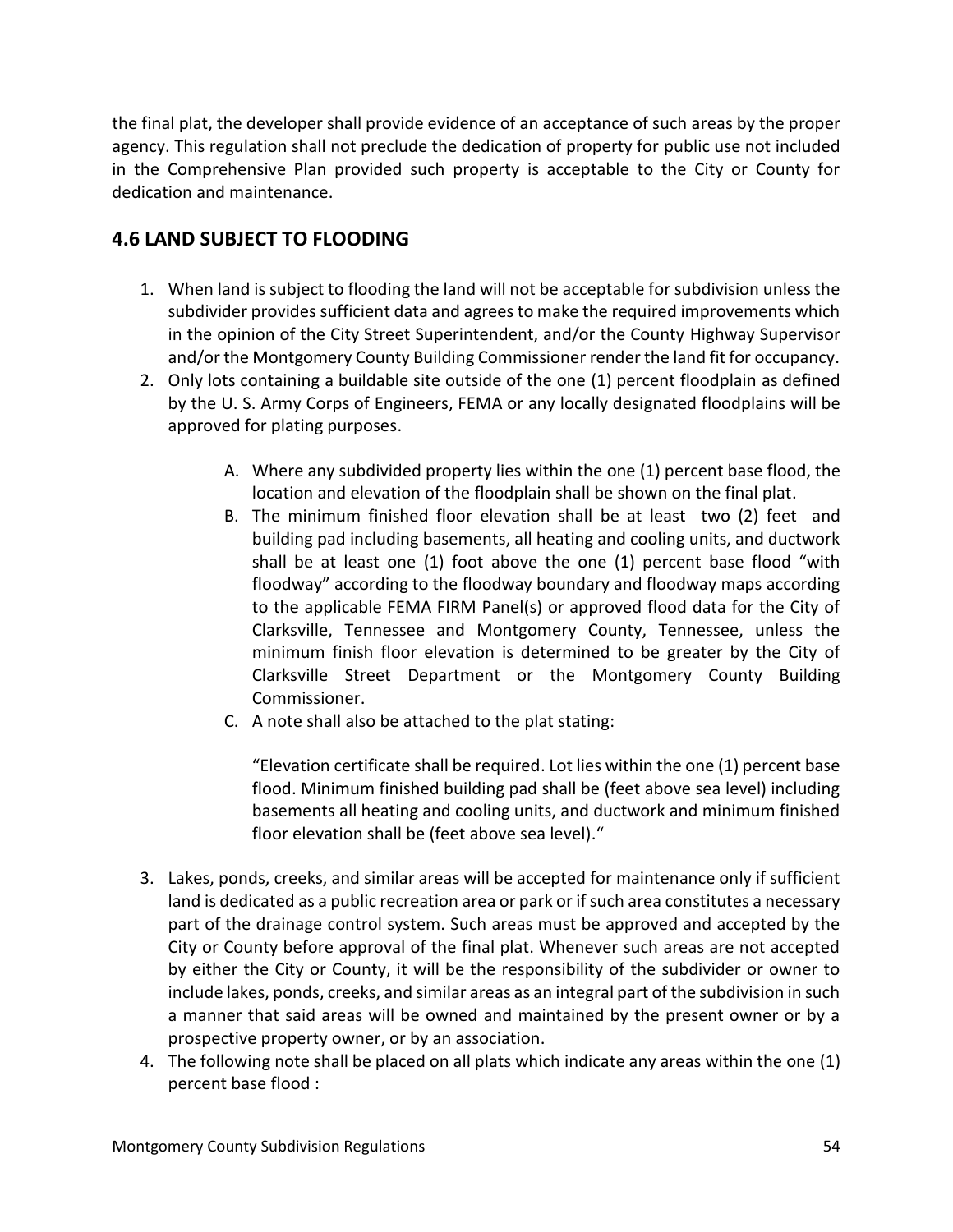the final plat, the developer shall provide evidence of an acceptance of such areas by the proper agency. This regulation shall not preclude the dedication of property for public use not included in the Comprehensive Plan provided such property is acceptable to the City or County for dedication and maintenance.

## 4.6 LAND SUBJECT TO FLOODING

1. When land is subject to flooding the land will not be acceptable for subdivision unless the subdivider provides sufficient data and agrees to make the required improvements which in the opinion of the City Street Superintendent, and/or the County Highway Supervisor and/or the Montgomery County Building Commissioner render the land fit for occupancy.
2. Only lots containing a buildable site outside of the one (1) percent floodplain as defined by the U. S. Army Corps of Engineers, FEMA or any locally designated floodplains will be approved for plating purposes.

    A. Where any subdivided property lies within the one (1) percent base flood, the location and elevation of the floodplain shall be shown on the final plat.

    B. The minimum finished floor elevation shall be at least two (2) feet and building pad including basements, all heating and cooling units, and ductwork shall be at least one (1) foot above the one (1) percent base flood "with floodway" according to the floodway boundary and floodway maps according to the applicable FEMA FIRM Panel(s) or approved flood data for the City of Clarksville, Tennessee and Montgomery County, Tennessee, unless the minimum finish floor elevation is determined to be greater by the City of Clarksville Street Department or the Montgomery County Building Commissioner.

    C. A note shall also be attached to the plat stating:

    "Elevation certificate shall be required. Lot lies within the one (1) percent base flood. Minimum finished building pad shall be (feet above sea level) including basements all heating and cooling units, and ductwork and minimum finished floor elevation shall be (feet above sea level)."

3. Lakes, ponds, creeks, and similar areas will be accepted for maintenance only if sufficient land is dedicated as a public recreation area or park or if such area constitutes a necessary part of the drainage control system. Such areas must be approved and accepted by the City or County before approval of the final plat. Whenever such areas are not accepted by either the City or County, it will be the responsibility of the subdivider or owner to include lakes, ponds, creeks, and similar areas as an integral part of the subdivision in such a manner that said areas will be owned and maintained by the present owner or by a prospective property owner, or by an association.
4. The following note shall be placed on all plats which indicate any areas within the one (1) percent base flood :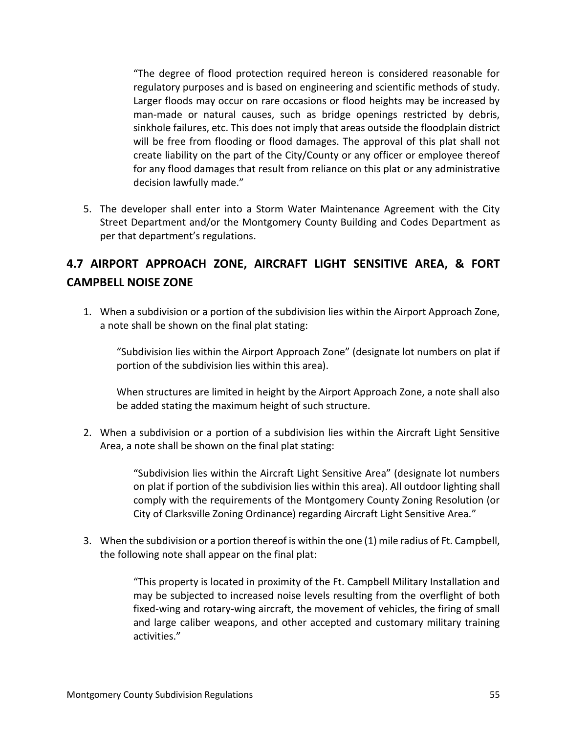"The degree of flood protection required hereon is considered reasonable for regulatory purposes and is based on engineering and scientific methods of study. Larger floods may occur on rare occasions or flood heights may be increased by man-made or natural causes, such as bridge openings restricted by debris, sinkhole failures, etc. This does not imply that areas outside the floodplain district will be free from flooding or flood damages. The approval of this plat shall not create liability on the part of the City/County or any officer or employee thereof for any flood damages that result from reliance on this plat or any administrative decision lawfully made."

5. The developer shall enter into a Storm Water Maintenance Agreement with the City Street Department and/or the Montgomery County Building and Codes Department as per that department's regulations.

## 4.7 AIRPORT APPROACH ZONE, AIRCRAFT LIGHT SENSITIVE AREA, & FORT CAMPBELL NOISE ZONE

1. When a subdivision or a portion of the subdivision lies within the Airport Approach Zone, a note shall be shown on the final plat stating:

   "Subdivision lies within the Airport Approach Zone" (designate lot numbers on plat if portion of the subdivision lies within this area).

   When structures are limited in height by the Airport Approach Zone, a note shall also be added stating the maximum height of such structure.

2. When a subdivision or a portion of a subdivision lies within the Aircraft Light Sensitive Area, a note shall be shown on the final plat stating:

   "Subdivision lies within the Aircraft Light Sensitive Area" (designate lot numbers on plat if portion of the subdivision lies within this area). All outdoor lighting shall comply with the requirements of the Montgomery County Zoning Resolution (or City of Clarksville Zoning Ordinance) regarding Aircraft Light Sensitive Area."

3. When the subdivision or a portion thereof is within the one (1) mile radius of Ft. Campbell, the following note shall appear on the final plat:

   "This property is located in proximity of the Ft. Campbell Military Installation and may be subjected to increased noise levels resulting from the overflight of both fixed-wing and rotary-wing aircraft, the movement of vehicles, the firing of small and large caliber weapons, and other accepted and customary military training activities."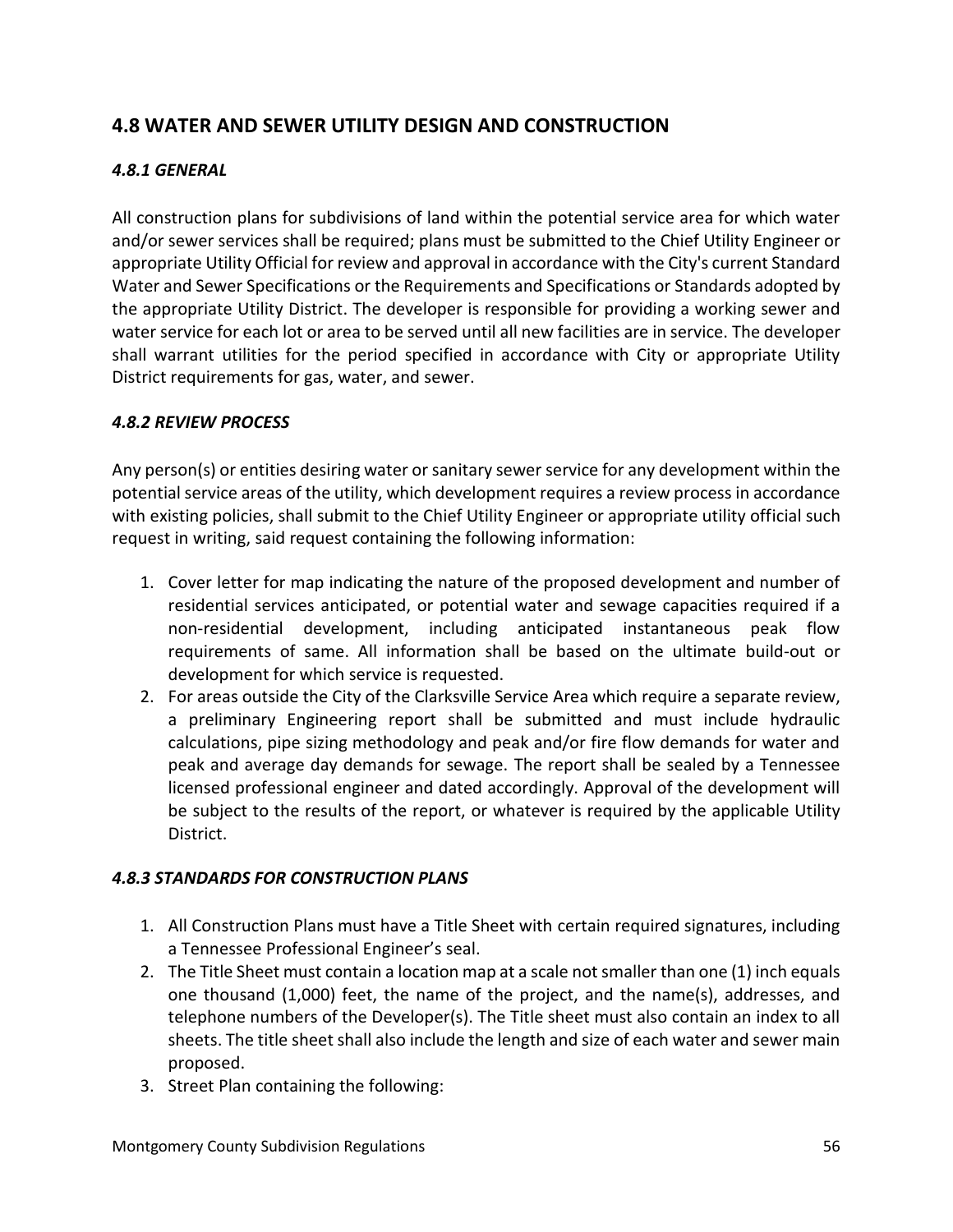## 4.8 WATER AND SEWER UTILITY DESIGN AND CONSTRUCTION

### *4.8.1 GENERAL*

All construction plans for subdivisions of land within the potential service area for which water and/or sewer services shall be required; plans must be submitted to the Chief Utility Engineer or appropriate Utility Official for review and approval in accordance with the City's current Standard Water and Sewer Specifications or the Requirements and Specifications or Standards adopted by the appropriate Utility District. The developer is responsible for providing a working sewer and water service for each lot or area to be served until all new facilities are in service. The developer shall warrant utilities for the period specified in accordance with City or appropriate Utility District requirements for gas, water, and sewer.

### *4.8.2 REVIEW PROCESS*

Any person(s) or entities desiring water or sanitary sewer service for any development within the potential service areas of the utility, which development requires a review process in accordance with existing policies, shall submit to the Chief Utility Engineer or appropriate utility official such request in writing, said request containing the following information:

1. Cover letter for map indicating the nature of the proposed development and number of residential services anticipated, or potential water and sewage capacities required if a non-residential development, including anticipated instantaneous peak flow requirements of same. All information shall be based on the ultimate build-out or development for which service is requested.
2. For areas outside the City of the Clarksville Service Area which require a separate review, a preliminary Engineering report shall be submitted and must include hydraulic calculations, pipe sizing methodology and peak and/or fire flow demands for water and peak and average day demands for sewage. The report shall be sealed by a Tennessee licensed professional engineer and dated accordingly. Approval of the development will be subject to the results of the report, or whatever is required by the applicable Utility District.

### *4.8.3 STANDARDS FOR CONSTRUCTION PLANS*

1. All Construction Plans must have a Title Sheet with certain required signatures, including a Tennessee Professional Engineer's seal.
2. The Title Sheet must contain a location map at a scale not smaller than one (1) inch equals one thousand (1,000) feet, the name of the project, and the name(s), addresses, and telephone numbers of the Developer(s). The Title sheet must also contain an index to all sheets. The title sheet shall also include the length and size of each water and sewer main proposed.
3. Street Plan containing the following: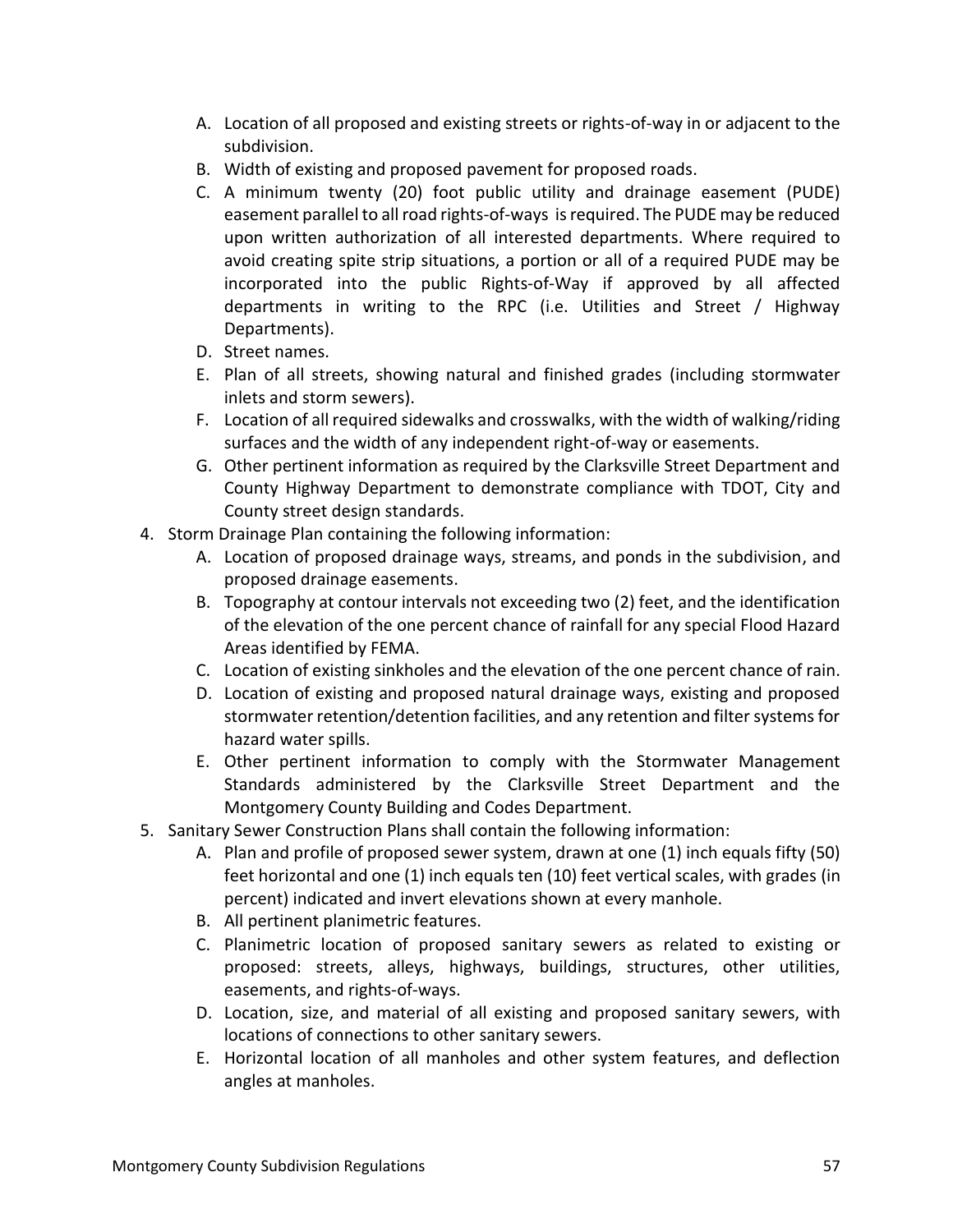A. Location of all proposed and existing streets or rights-of-way in or adjacent to the subdivision.
   B. Width of existing and proposed pavement for proposed roads.
   C. A minimum twenty (20) foot public utility and drainage easement (PUDE) easement parallel to all road rights-of-ways is required. The PUDE may be reduced upon written authorization of all interested departments. Where required to avoid creating spite strip situations, a portion or all of a required PUDE may be incorporated into the public Rights-of-Way if approved by all affected departments in writing to the RPC (i.e. Utilities and Street / Highway Departments).
   D. Street names.
   E. Plan of all streets, showing natural and finished grades (including stormwater inlets and storm sewers).
   F. Location of all required sidewalks and crosswalks, with the width of walking/riding surfaces and the width of any independent right-of-way or easements.
   G. Other pertinent information as required by the Clarksville Street Department and County Highway Department to demonstrate compliance with TDOT, City and County street design standards.

4. Storm Drainage Plan containing the following information:
   A. Location of proposed drainage ways, streams, and ponds in the subdivision, and proposed drainage easements.
   B. Topography at contour intervals not exceeding two (2) feet, and the identification of the elevation of the one percent chance of rainfall for any special Flood Hazard Areas identified by FEMA.
   C. Location of existing sinkholes and the elevation of the one percent chance of rain.
   D. Location of existing and proposed natural drainage ways, existing and proposed stormwater retention/detention facilities, and any retention and filter systems for hazard water spills.
   E. Other pertinent information to comply with the Stormwater Management Standards administered by the Clarksville Street Department and the Montgomery County Building and Codes Department.

5. Sanitary Sewer Construction Plans shall contain the following information:
   A. Plan and profile of proposed sewer system, drawn at one (1) inch equals fifty (50) feet horizontal and one (1) inch equals ten (10) feet vertical scales, with grades (in percent) indicated and invert elevations shown at every manhole.
   B. All pertinent planimetric features.
   C. Planimetric location of proposed sanitary sewers as related to existing or proposed: streets, alleys, highways, buildings, structures, other utilities, easements, and rights-of-ways.
   D. Location, size, and material of all existing and proposed sanitary sewers, with locations of connections to other sanitary sewers.
   E. Horizontal location of all manholes and other system features, and deflection angles at manholes.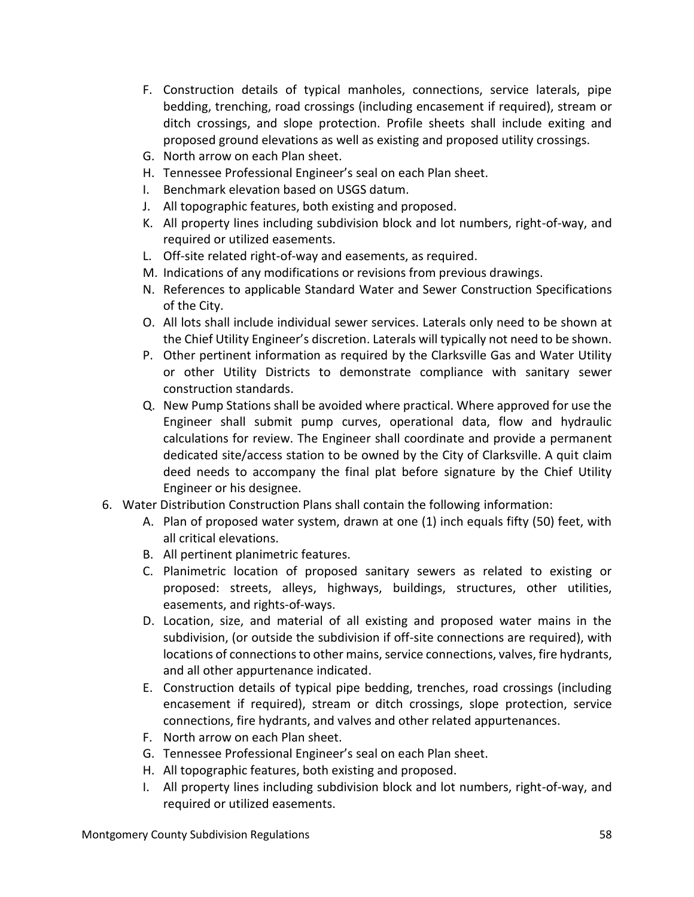F. Construction details of typical manholes, connections, service laterals, pipe bedding, trenching, road crossings (including encasement if required), stream or ditch crossings, and slope protection. Profile sheets shall include exiting and proposed ground elevations as well as existing and proposed utility crossings.
   G. North arrow on each Plan sheet.
   H. Tennessee Professional Engineer's seal on each Plan sheet.
   I. Benchmark elevation based on USGS datum.
   J. All topographic features, both existing and proposed.
   K. All property lines including subdivision block and lot numbers, right-of-way, and required or utilized easements.
   L. Off-site related right-of-way and easements, as required.
   M. Indications of any modifications or revisions from previous drawings.
   N. References to applicable Standard Water and Sewer Construction Specifications of the City.
   O. All lots shall include individual sewer services. Laterals only need to be shown at the Chief Utility Engineer's discretion. Laterals will typically not need to be shown.
   P. Other pertinent information as required by the Clarksville Gas and Water Utility or other Utility Districts to demonstrate compliance with sanitary sewer construction standards.
   Q. New Pump Stations shall be avoided where practical. Where approved for use the Engineer shall submit pump curves, operational data, flow and hydraulic calculations for review. The Engineer shall coordinate and provide a permanent dedicated site/access station to be owned by the City of Clarksville. A quit claim deed needs to accompany the final plat before signature by the Chief Utility Engineer or his designee.

6. Water Distribution Construction Plans shall contain the following information:
   A. Plan of proposed water system, drawn at one (1) inch equals fifty (50) feet, with all critical elevations.
   B. All pertinent planimetric features.
   C. Planimetric location of proposed sanitary sewers as related to existing or proposed: streets, alleys, highways, buildings, structures, other utilities, easements, and rights-of-ways.
   D. Location, size, and material of all existing and proposed water mains in the subdivision, (or outside the subdivision if off-site connections are required), with locations of connections to other mains, service connections, valves, fire hydrants, and all other appurtenance indicated.
   E. Construction details of typical pipe bedding, trenches, road crossings (including encasement if required), stream or ditch crossings, slope protection, service connections, fire hydrants, and valves and other related appurtenances.
   F. North arrow on each Plan sheet.
   G. Tennessee Professional Engineer's seal on each Plan sheet.
   H. All topographic features, both existing and proposed.
   I. All property lines including subdivision block and lot numbers, right-of-way, and required or utilized easements.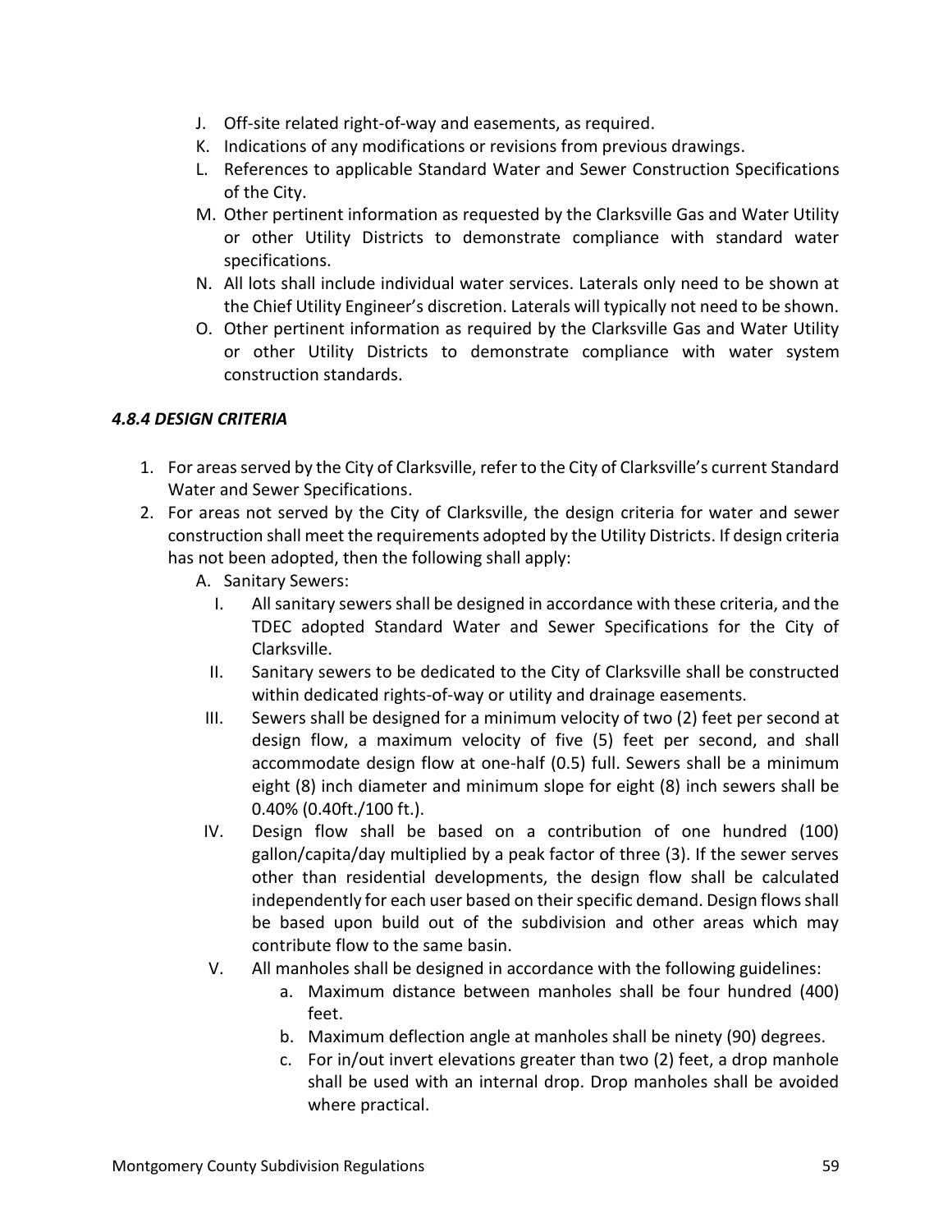J. Off-site related right-of-way and easements, as required.
K. Indications of any modifications or revisions from previous drawings.
L. References to applicable Standard Water and Sewer Construction Specifications of the City.
M. Other pertinent information as requested by the Clarksville Gas and Water Utility or other Utility Districts to demonstrate compliance with standard water specifications.
N. All lots shall include individual water services. Laterals only need to be shown at the Chief Utility Engineer's discretion. Laterals will typically not need to be shown.
O. Other pertinent information as required by the Clarksville Gas and Water Utility or other Utility Districts to demonstrate compliance with water system construction standards.

### *4.8.4 DESIGN CRITERIA*

1. For areas served by the City of Clarksville, refer to the City of Clarksville's current Standard Water and Sewer Specifications.
2. For areas not served by the City of Clarksville, the design criteria for water and sewer construction shall meet the requirements adopted by the Utility Districts. If design criteria has not been adopted, then the following shall apply:
   A. Sanitary Sewers:
      I. All sanitary sewers shall be designed in accordance with these criteria, and the TDEC adopted Standard Water and Sewer Specifications for the City of Clarksville.
      II. Sanitary sewers to be dedicated to the City of Clarksville shall be constructed within dedicated rights-of-way or utility and drainage easements.
      III. Sewers shall be designed for a minimum velocity of two (2) feet per second at design flow, a maximum velocity of five (5) feet per second, and shall accommodate design flow at one-half (0.5) full. Sewers shall be a minimum eight (8) inch diameter and minimum slope for eight (8) inch sewers shall be 0.40% (0.40ft./100 ft.).
      IV. Design flow shall be based on a contribution of one hundred (100) gallon/capita/day multiplied by a peak factor of three (3). If the sewer serves other than residential developments, the design flow shall be calculated independently for each user based on their specific demand. Design flows shall be based upon build out of the subdivision and other areas which may contribute flow to the same basin.
      V. All manholes shall be designed in accordance with the following guidelines:
         a. Maximum distance between manholes shall be four hundred (400) feet.
         b. Maximum deflection angle at manholes shall be ninety (90) degrees.
         c. For in/out invert elevations greater than two (2) feet, a drop manhole shall be used with an internal drop. Drop manholes shall be avoided where practical.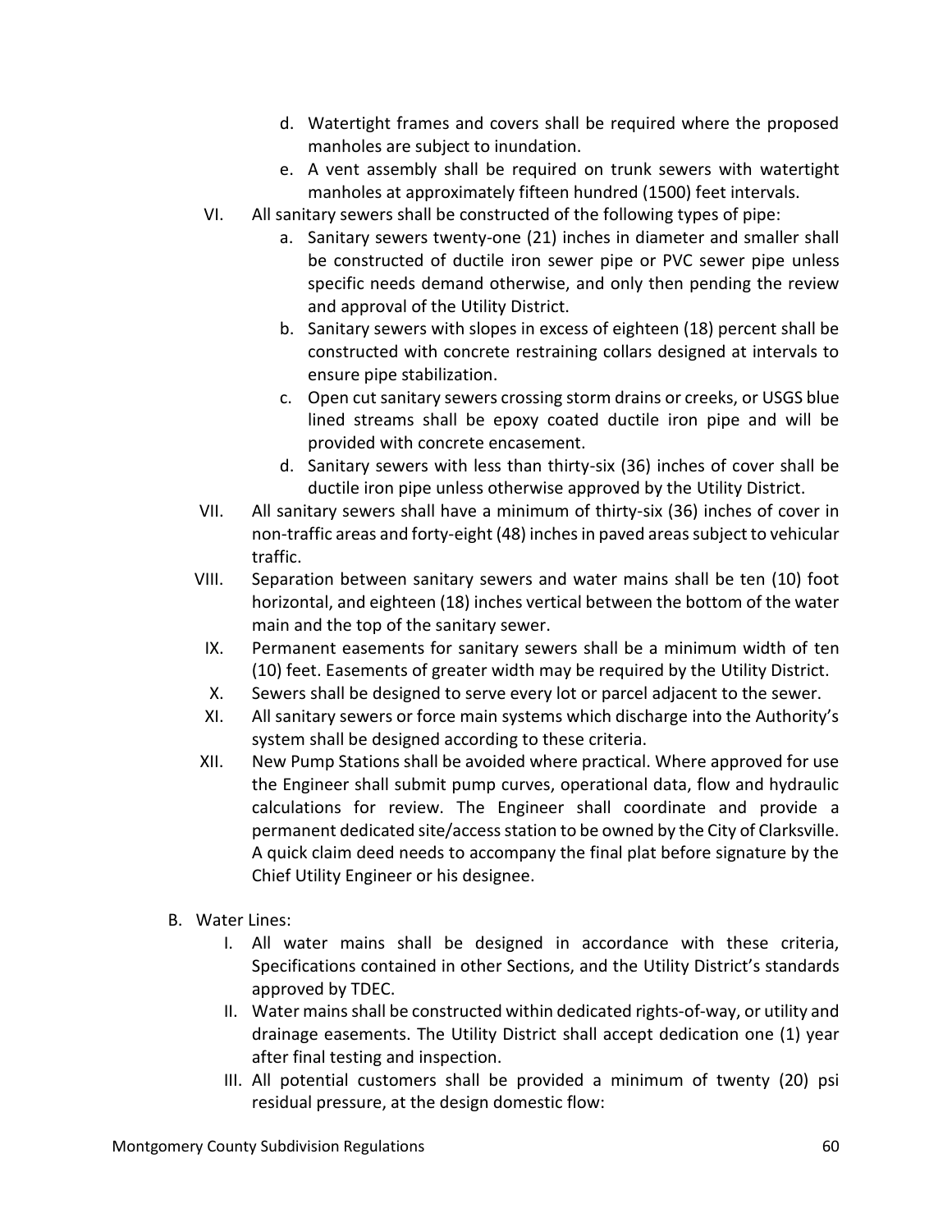d. Watertight frames and covers shall be required where the proposed manholes are subject to inundation.

e. A vent assembly shall be required on trunk sewers with watertight manholes at approximately fifteen hundred (1500) feet intervals.

VI. All sanitary sewers shall be constructed of the following types of pipe:

a. Sanitary sewers twenty-one (21) inches in diameter and smaller shall be constructed of ductile iron sewer pipe or PVC sewer pipe unless specific needs demand otherwise, and only then pending the review and approval of the Utility District.

b. Sanitary sewers with slopes in excess of eighteen (18) percent shall be constructed with concrete restraining collars designed at intervals to ensure pipe stabilization.

c. Open cut sanitary sewers crossing storm drains or creeks, or USGS blue lined streams shall be epoxy coated ductile iron pipe and will be provided with concrete encasement.

d. Sanitary sewers with less than thirty-six (36) inches of cover shall be ductile iron pipe unless otherwise approved by the Utility District.

VII. All sanitary sewers shall have a minimum of thirty-six (36) inches of cover in non-traffic areas and forty-eight (48) inches in paved areas subject to vehicular traffic.

VIII. Separation between sanitary sewers and water mains shall be ten (10) foot horizontal, and eighteen (18) inches vertical between the bottom of the water main and the top of the sanitary sewer.

IX. Permanent easements for sanitary sewers shall be a minimum width of ten (10) feet. Easements of greater width may be required by the Utility District.

X. Sewers shall be designed to serve every lot or parcel adjacent to the sewer.

XI. All sanitary sewers or force main systems which discharge into the Authority's system shall be designed according to these criteria.

XII. New Pump Stations shall be avoided where practical. Where approved for use the Engineer shall submit pump curves, operational data, flow and hydraulic calculations for review. The Engineer shall coordinate and provide a permanent dedicated site/access station to be owned by the City of Clarksville. A quick claim deed needs to accompany the final plat before signature by the Chief Utility Engineer or his designee.

B. Water Lines:

I. All water mains shall be designed in accordance with these criteria, Specifications contained in other Sections, and the Utility District's standards approved by TDEC.

II. Water mains shall be constructed within dedicated rights-of-way, or utility and drainage easements. The Utility District shall accept dedication one (1) year after final testing and inspection.

III. All potential customers shall be provided a minimum of twenty (20) psi residual pressure, at the design domestic flow: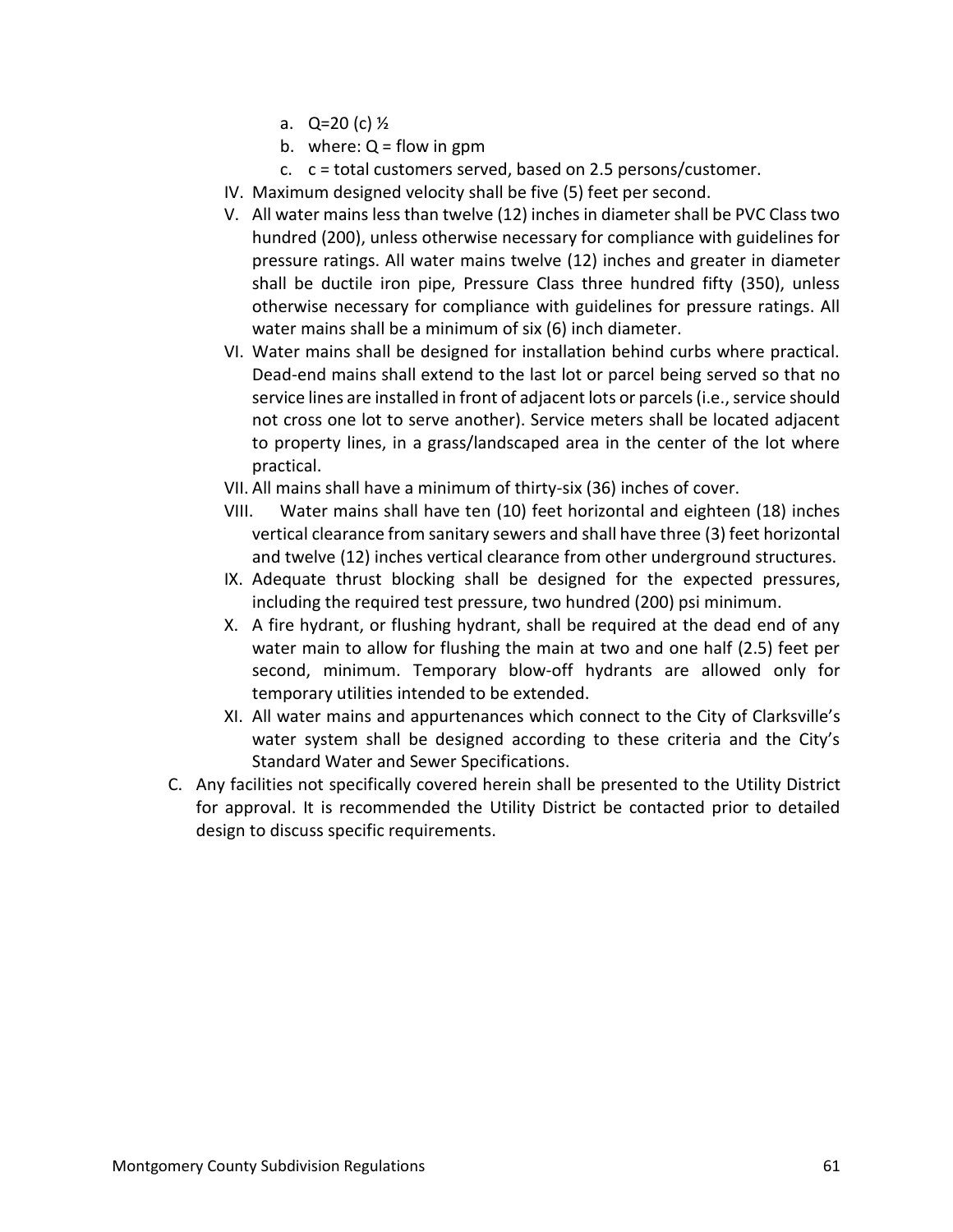a. $Q=20\,(c)^{½}$
   b. where: Q = flow in gpm
   c. c = total customers served, based on 2.5 persons/customer.

IV. Maximum designed velocity shall be five (5) feet per second.

V. All water mains less than twelve (12) inches in diameter shall be PVC Class two hundred (200), unless otherwise necessary for compliance with guidelines for pressure ratings. All water mains twelve (12) inches and greater in diameter shall be ductile iron pipe, Pressure Class three hundred fifty (350), unless otherwise necessary for compliance with guidelines for pressure ratings. All water mains shall be a minimum of six (6) inch diameter.

VI. Water mains shall be designed for installation behind curbs where practical. Dead-end mains shall extend to the last lot or parcel being served so that no service lines are installed in front of adjacent lots or parcels (i.e., service should not cross one lot to serve another). Service meters shall be located adjacent to property lines, in a grass/landscaped area in the center of the lot where practical.

VII. All mains shall have a minimum of thirty-six (36) inches of cover.

VIII. Water mains shall have ten (10) feet horizontal and eighteen (18) inches vertical clearance from sanitary sewers and shall have three (3) feet horizontal and twelve (12) inches vertical clearance from other underground structures.

IX. Adequate thrust blocking shall be designed for the expected pressures, including the required test pressure, two hundred (200) psi minimum.

X. A fire hydrant, or flushing hydrant, shall be required at the dead end of any water main to allow for flushing the main at two and one half (2.5) feet per second, minimum. Temporary blow-off hydrants are allowed only for temporary utilities intended to be extended.

XI. All water mains and appurtenances which connect to the City of Clarksville's water system shall be designed according to these criteria and the City's Standard Water and Sewer Specifications.

C. Any facilities not specifically covered herein shall be presented to the Utility District for approval. It is recommended the Utility District be contacted prior to detailed design to discuss specific requirements.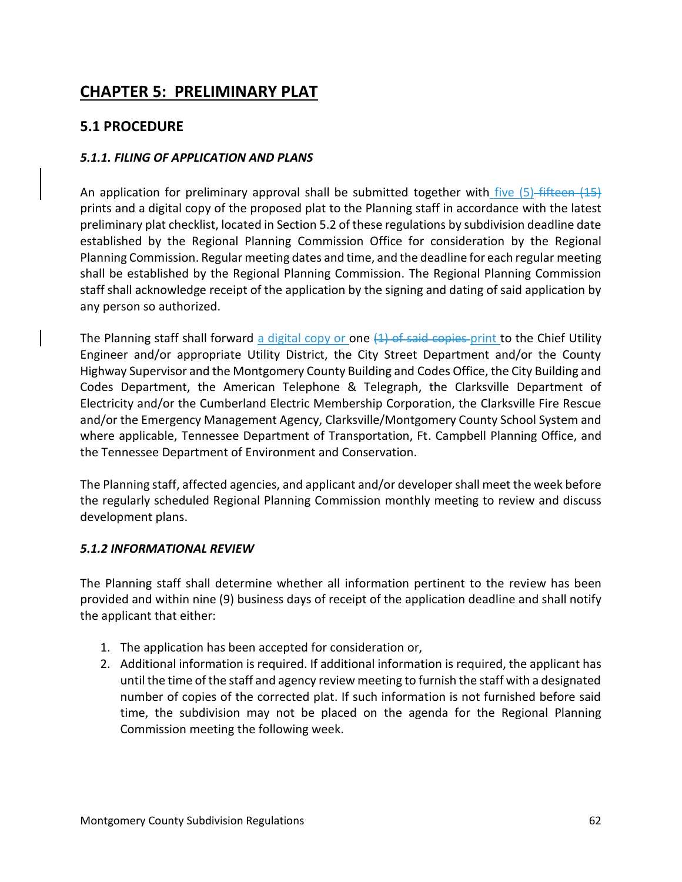# CHAPTER 5: PRELIMINARY PLAT

## 5.1 PROCEDURE

### *5.1.1. FILING OF APPLICATION AND PLANS*

An application for preliminary approval shall be submitted together with five (5) ~~fifteen (15)~~ prints and a digital copy of the proposed plat to the Planning staff in accordance with the latest preliminary plat checklist, located in Section 5.2 of these regulations by subdivision deadline date established by the Regional Planning Commission Office for consideration by the Regional Planning Commission. Regular meeting dates and time, and the deadline for each regular meeting shall be established by the Regional Planning Commission. The Regional Planning Commission staff shall acknowledge receipt of the application by the signing and dating of said application by any person so authorized.

The Planning staff shall forward a digital copy or one ~~(1) of said copies~~ print to the Chief Utility Engineer and/or appropriate Utility District, the City Street Department and/or the County Highway Supervisor and the Montgomery County Building and Codes Office, the City Building and Codes Department, the American Telephone & Telegraph, the Clarksville Department of Electricity and/or the Cumberland Electric Membership Corporation, the Clarksville Fire Rescue and/or the Emergency Management Agency, Clarksville/Montgomery County School System and where applicable, Tennessee Department of Transportation, Ft. Campbell Planning Office, and the Tennessee Department of Environment and Conservation.

The Planning staff, affected agencies, and applicant and/or developer shall meet the week before the regularly scheduled Regional Planning Commission monthly meeting to review and discuss development plans.

### *5.1.2 INFORMATIONAL REVIEW*

The Planning staff shall determine whether all information pertinent to the review has been provided and within nine (9) business days of receipt of the application deadline and shall notify the applicant that either:

1. The application has been accepted for consideration or,
2. Additional information is required. If additional information is required, the applicant has until the time of the staff and agency review meeting to furnish the staff with a designated number of copies of the corrected plat. If such information is not furnished before said time, the subdivision may not be placed on the agenda for the Regional Planning Commission meeting the following week.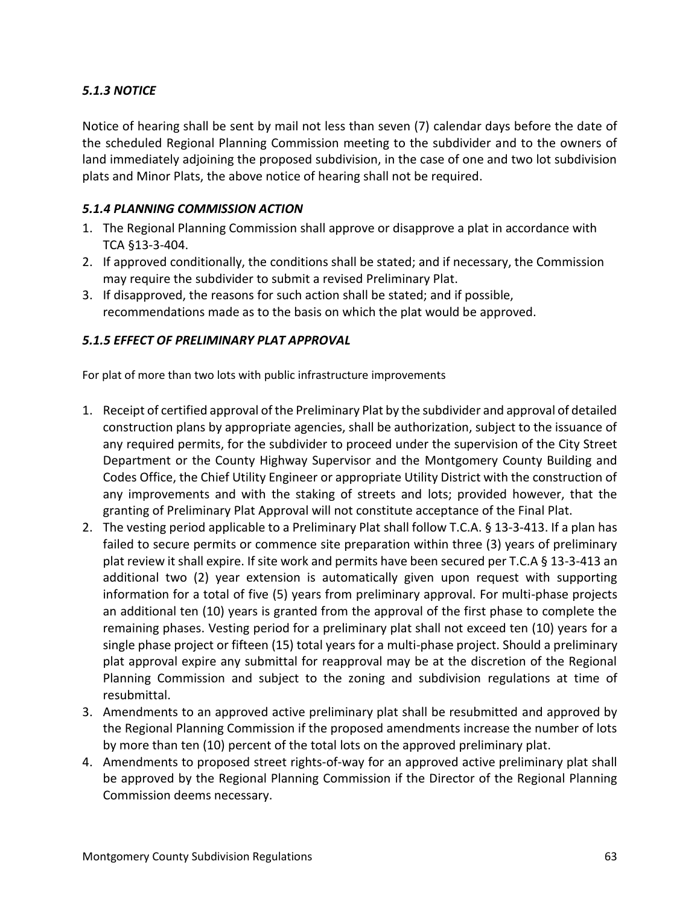### *5.1.3 NOTICE*

Notice of hearing shall be sent by mail not less than seven (7) calendar days before the date of the scheduled Regional Planning Commission meeting to the subdivider and to the owners of land immediately adjoining the proposed subdivision, in the case of one and two lot subdivision plats and Minor Plats, the above notice of hearing shall not be required.

### *5.1.4 PLANNING COMMISSION ACTION*

1. The Regional Planning Commission shall approve or disapprove a plat in accordance with TCA §13-3-404.
2. If approved conditionally, the conditions shall be stated; and if necessary, the Commission may require the subdivider to submit a revised Preliminary Plat.
3. If disapproved, the reasons for such action shall be stated; and if possible, recommendations made as to the basis on which the plat would be approved.

### *5.1.5 EFFECT OF PRELIMINARY PLAT APPROVAL*

For plat of more than two lots with public infrastructure improvements

1. Receipt of certified approval of the Preliminary Plat by the subdivider and approval of detailed construction plans by appropriate agencies, shall be authorization, subject to the issuance of any required permits, for the subdivider to proceed under the supervision of the City Street Department or the County Highway Supervisor and the Montgomery County Building and Codes Office, the Chief Utility Engineer or appropriate Utility District with the construction of any improvements and with the staking of streets and lots; provided however, that the granting of Preliminary Plat Approval will not constitute acceptance of the Final Plat.
2. The vesting period applicable to a Preliminary Plat shall follow T.C.A. § 13-3-413. If a plan has failed to secure permits or commence site preparation within three (3) years of preliminary plat review it shall expire. If site work and permits have been secured per T.C.A § 13-3-413 an additional two (2) year extension is automatically given upon request with supporting information for a total of five (5) years from preliminary approval. For multi-phase projects an additional ten (10) years is granted from the approval of the first phase to complete the remaining phases. Vesting period for a preliminary plat shall not exceed ten (10) years for a single phase project or fifteen (15) total years for a multi-phase project. Should a preliminary plat approval expire any submittal for reapproval may be at the discretion of the Regional Planning Commission and subject to the zoning and subdivision regulations at time of resubmittal.
3. Amendments to an approved active preliminary plat shall be resubmitted and approved by the Regional Planning Commission if the proposed amendments increase the number of lots by more than ten (10) percent of the total lots on the approved preliminary plat.
4. Amendments to proposed street rights-of-way for an approved active preliminary plat shall be approved by the Regional Planning Commission if the Director of the Regional Planning Commission deems necessary.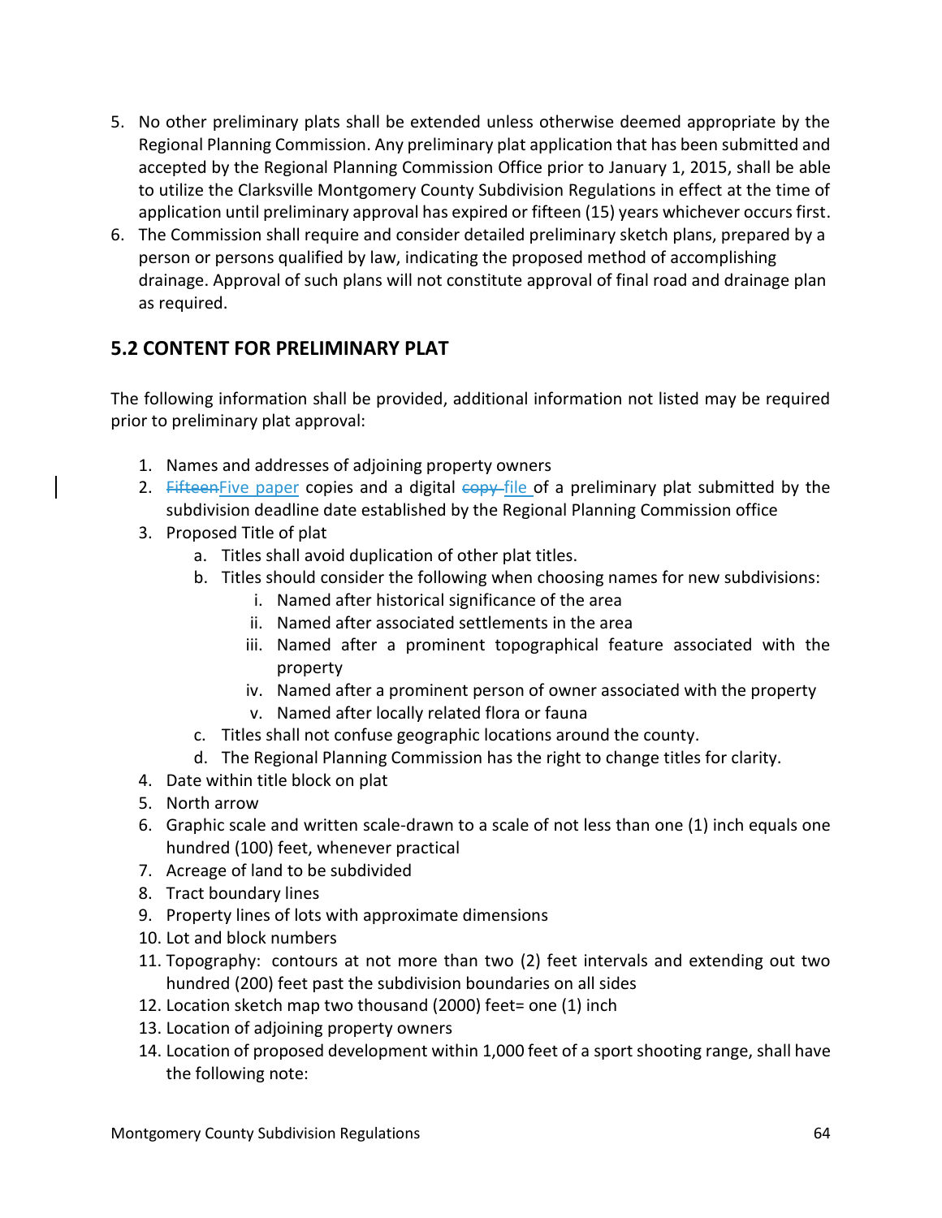5. No other preliminary plats shall be extended unless otherwise deemed appropriate by the Regional Planning Commission. Any preliminary plat application that has been submitted and accepted by the Regional Planning Commission Office prior to January 1, 2015, shall be able to utilize the Clarksville Montgomery County Subdivision Regulations in effect at the time of application until preliminary approval has expired or fifteen (15) years whichever occurs first.
6. The Commission shall require and consider detailed preliminary sketch plans, prepared by a person or persons qualified by law, indicating the proposed method of accomplishing drainage. Approval of such plans will not constitute approval of final road and drainage plan as required.

## 5.2 CONTENT FOR PRELIMINARY PLAT

The following information shall be provided, additional information not listed may be required prior to preliminary plat approval:

1. Names and addresses of adjoining property owners
2. ~~Fifteen~~Five paper copies and a digital ~~copy~~ file of a preliminary plat submitted by the subdivision deadline date established by the Regional Planning Commission office
3. Proposed Title of plat
   a. Titles shall avoid duplication of other plat titles.
   b. Titles should consider the following when choosing names for new subdivisions:
      i. Named after historical significance of the area
      ii. Named after associated settlements in the area
      iii. Named after a prominent topographical feature associated with the property
      iv. Named after a prominent person of owner associated with the property
      v. Named after locally related flora or fauna
   c. Titles shall not confuse geographic locations around the county.
   d. The Regional Planning Commission has the right to change titles for clarity.
4. Date within title block on plat
5. North arrow
6. Graphic scale and written scale-drawn to a scale of not less than one (1) inch equals one hundred (100) feet, whenever practical
7. Acreage of land to be subdivided
8. Tract boundary lines
9. Property lines of lots with approximate dimensions
10. Lot and block numbers
11. Topography: contours at not more than two (2) feet intervals and extending out two hundred (200) feet past the subdivision boundaries on all sides
12. Location sketch map two thousand (2000) feet= one (1) inch
13. Location of adjoining property owners
14. Location of proposed development within 1,000 feet of a sport shooting range, shall have the following note: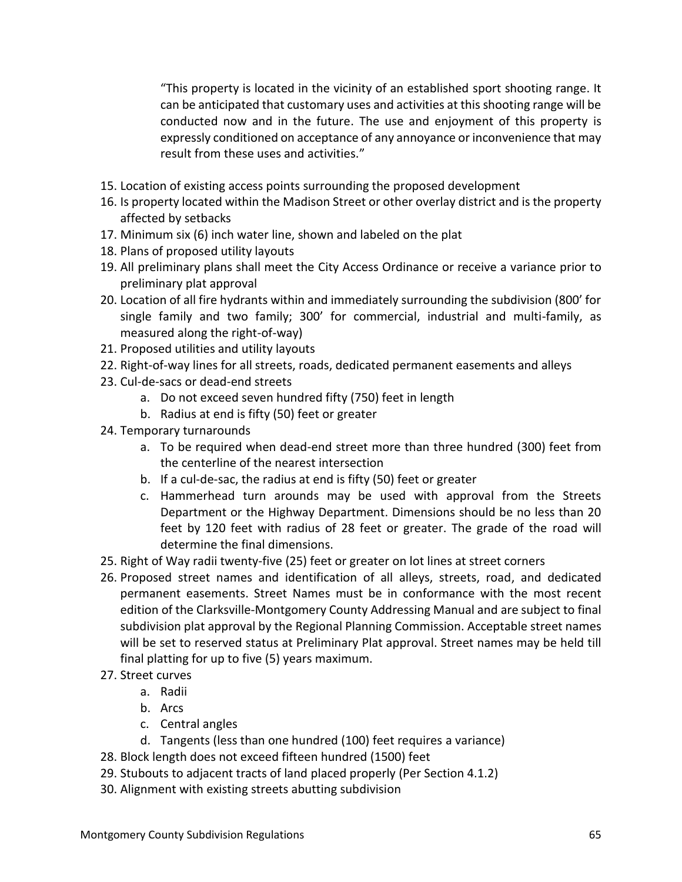> "This property is located in the vicinity of an established sport shooting range. It can be anticipated that customary uses and activities at this shooting range will be conducted now and in the future. The use and enjoyment of this property is expressly conditioned on acceptance of any annoyance or inconvenience that may result from these uses and activities."

15. Location of existing access points surrounding the proposed development
16. Is property located within the Madison Street or other overlay district and is the property affected by setbacks
17. Minimum six (6) inch water line, shown and labeled on the plat
18. Plans of proposed utility layouts
19. All preliminary plans shall meet the City Access Ordinance or receive a variance prior to preliminary plat approval
20. Location of all fire hydrants within and immediately surrounding the subdivision (800' for single family and two family; 300' for commercial, industrial and multi-family, as measured along the right-of-way)
21. Proposed utilities and utility layouts
22. Right-of-way lines for all streets, roads, dedicated permanent easements and alleys
23. Cul-de-sacs or dead-end streets
    a. Do not exceed seven hundred fifty (750) feet in length
    b. Radius at end is fifty (50) feet or greater
24. Temporary turnarounds
    a. To be required when dead-end street more than three hundred (300) feet from the centerline of the nearest intersection
    b. If a cul-de-sac, the radius at end is fifty (50) feet or greater
    c. Hammerhead turn arounds may be used with approval from the Streets Department or the Highway Department. Dimensions should be no less than 20 feet by 120 feet with radius of 28 feet or greater. The grade of the road will determine the final dimensions.
25. Right of Way radii twenty-five (25) feet or greater on lot lines at street corners
26. Proposed street names and identification of all alleys, streets, road, and dedicated permanent easements. Street Names must be in conformance with the most recent edition of the Clarksville-Montgomery County Addressing Manual and are subject to final subdivision plat approval by the Regional Planning Commission. Acceptable street names will be set to reserved status at Preliminary Plat approval. Street names may be held till final platting for up to five (5) years maximum.
27. Street curves
    a. Radii
    b. Arcs
    c. Central angles
    d. Tangents (less than one hundred (100) feet requires a variance)
28. Block length does not exceed fifteen hundred (1500) feet
29. Stubouts to adjacent tracts of land placed properly (Per Section 4.1.2)
30. Alignment with existing streets abutting subdivision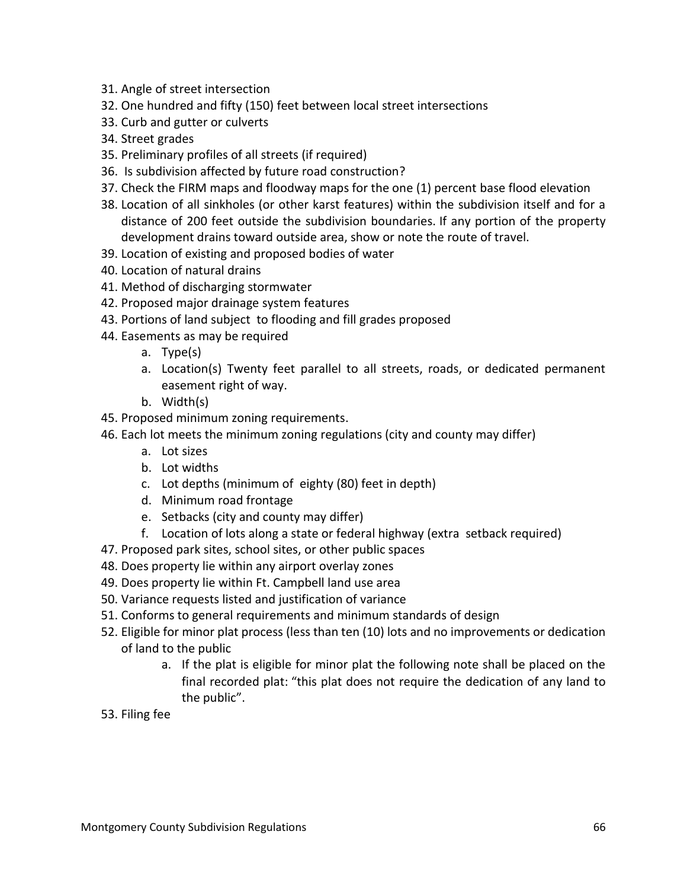31. Angle of street intersection
32. One hundred and fifty (150) feet between local street intersections
33. Curb and gutter or culverts
34. Street grades
35. Preliminary profiles of all streets (if required)
36. Is subdivision affected by future road construction?
37. Check the FIRM maps and floodway maps for the one (1) percent base flood elevation
38. Location of all sinkholes (or other karst features) within the subdivision itself and for a distance of 200 feet outside the subdivision boundaries. If any portion of the property development drains toward outside area, show or note the route of travel.
39. Location of existing and proposed bodies of water
40. Location of natural drains
41. Method of discharging stormwater
42. Proposed major drainage system features
43. Portions of land subject to flooding and fill grades proposed
44. Easements as may be required
    a. Type(s)
    a. Location(s) Twenty feet parallel to all streets, roads, or dedicated permanent easement right of way.
    b. Width(s)
45. Proposed minimum zoning requirements.
46. Each lot meets the minimum zoning regulations (city and county may differ)
    a. Lot sizes
    b. Lot widths
    c. Lot depths (minimum of eighty (80) feet in depth)
    d. Minimum road frontage
    e. Setbacks (city and county may differ)
    f. Location of lots along a state or federal highway (extra setback required)
47. Proposed park sites, school sites, or other public spaces
48. Does property lie within any airport overlay zones
49. Does property lie within Ft. Campbell land use area
50. Variance requests listed and justification of variance
51. Conforms to general requirements and minimum standards of design
52. Eligible for minor plat process (less than ten (10) lots and no improvements or dedication of land to the public
    a. If the plat is eligible for minor plat the following note shall be placed on the final recorded plat: "this plat does not require the dedication of any land to the public".
53. Filing fee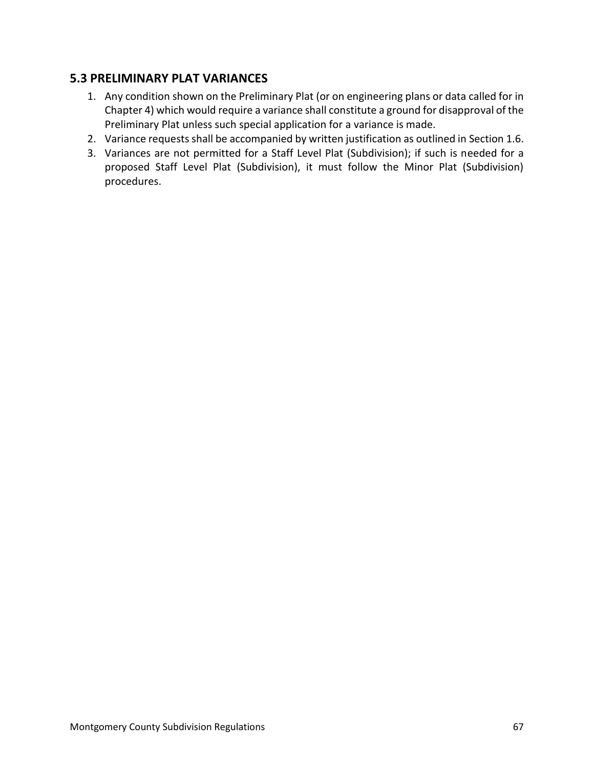## 5.3 PRELIMINARY PLAT VARIANCES

1. Any condition shown on the Preliminary Plat (or on engineering plans or data called for in Chapter 4) which would require a variance shall constitute a ground for disapproval of the Preliminary Plat unless such special application for a variance is made.
2. Variance requests shall be accompanied by written justification as outlined in Section 1.6.
3. Variances are not permitted for a Staff Level Plat (Subdivision); if such is needed for a proposed Staff Level Plat (Subdivision), it must follow the Minor Plat (Subdivision) procedures.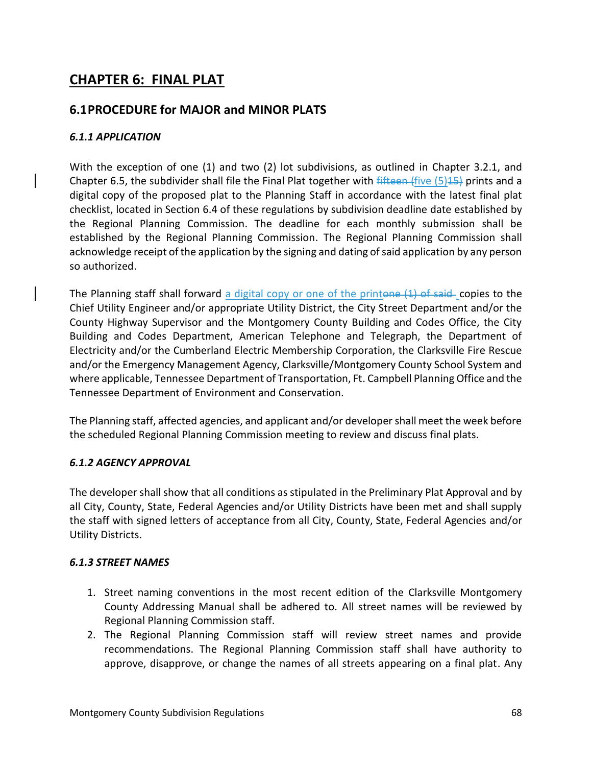# CHAPTER 6: FINAL PLAT

## 6.1 PROCEDURE for MAJOR and MINOR PLATS

### *6.1.1 APPLICATION*

With the exception of one (1) and two (2) lot subdivisions, as outlined in Chapter 3.2.1, and Chapter 6.5, the subdivider shall file the Final Plat together with ~~fifteen (~~five (5)~~15)~~ prints and a digital copy of the proposed plat to the Planning Staff in accordance with the latest final plat checklist, located in Section 6.4 of these regulations by subdivision deadline date established by the Regional Planning Commission. The deadline for each monthly submission shall be established by the Regional Planning Commission. The Regional Planning Commission shall acknowledge receipt of the application by the signing and dating of said application by any person so authorized.

The Planning staff shall forward a digital copy or one of the print~~one (1) of said~~ copies to the Chief Utility Engineer and/or appropriate Utility District, the City Street Department and/or the County Highway Supervisor and the Montgomery County Building and Codes Office, the City Building and Codes Department, American Telephone and Telegraph, the Department of Electricity and/or the Cumberland Electric Membership Corporation, the Clarksville Fire Rescue and/or the Emergency Management Agency, Clarksville/Montgomery County School System and where applicable, Tennessee Department of Transportation, Ft. Campbell Planning Office and the Tennessee Department of Environment and Conservation.

The Planning staff, affected agencies, and applicant and/or developer shall meet the week before the scheduled Regional Planning Commission meeting to review and discuss final plats.

### *6.1.2 AGENCY APPROVAL*

The developer shall show that all conditions as stipulated in the Preliminary Plat Approval and by all City, County, State, Federal Agencies and/or Utility Districts have been met and shall supply the staff with signed letters of acceptance from all City, County, State, Federal Agencies and/or Utility Districts.

### *6.1.3 STREET NAMES*

1. Street naming conventions in the most recent edition of the Clarksville Montgomery County Addressing Manual shall be adhered to. All street names will be reviewed by Regional Planning Commission staff.
2. The Regional Planning Commission staff will review street names and provide recommendations. The Regional Planning Commission staff shall have authority to approve, disapprove, or change the names of all streets appearing on a final plat. Any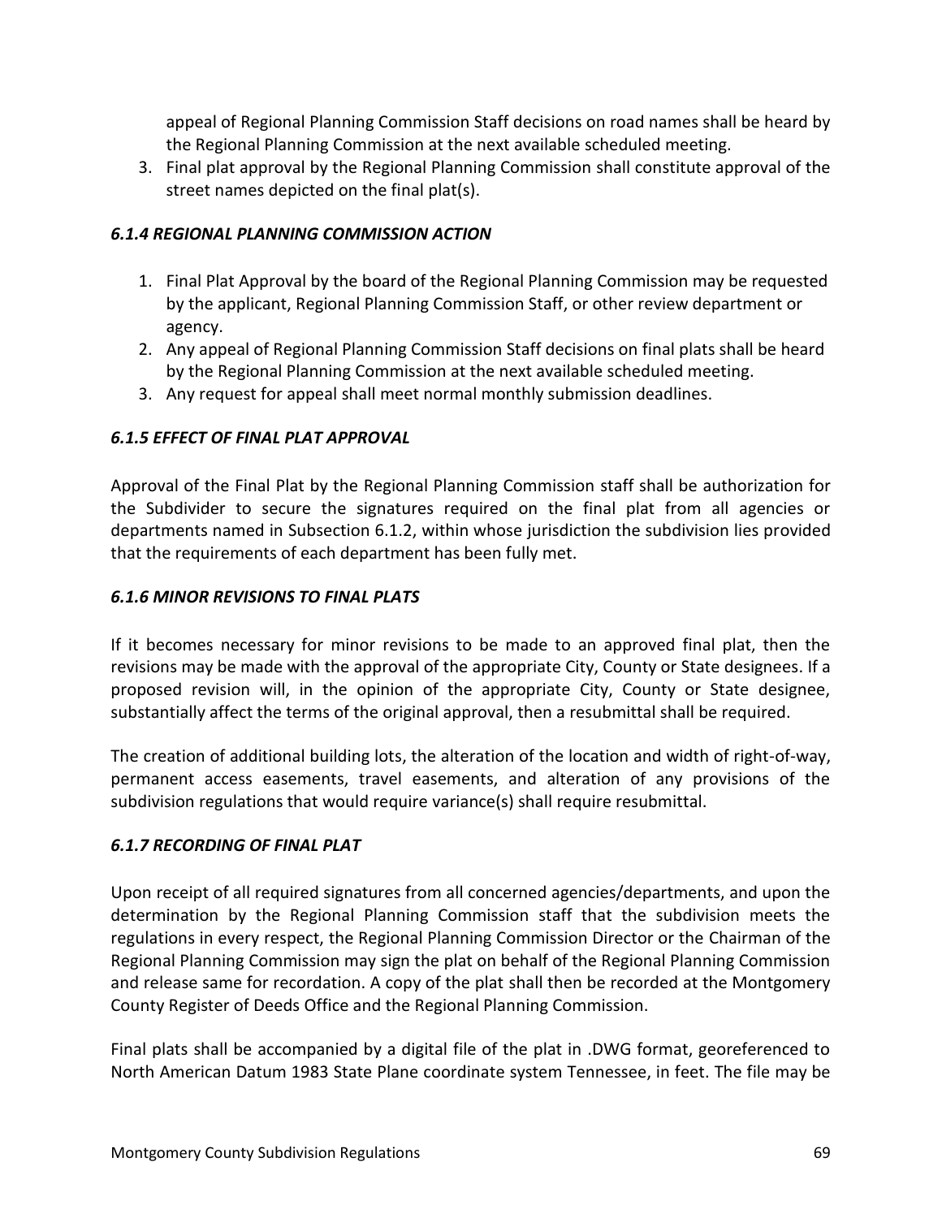appeal of Regional Planning Commission Staff decisions on road names shall be heard by the Regional Planning Commission at the next available scheduled meeting.

3. Final plat approval by the Regional Planning Commission shall constitute approval of the street names depicted on the final plat(s).

### *6.1.4 REGIONAL PLANNING COMMISSION ACTION*

1. Final Plat Approval by the board of the Regional Planning Commission may be requested by the applicant, Regional Planning Commission Staff, or other review department or agency.
2. Any appeal of Regional Planning Commission Staff decisions on final plats shall be heard by the Regional Planning Commission at the next available scheduled meeting.
3. Any request for appeal shall meet normal monthly submission deadlines.

### *6.1.5 EFFECT OF FINAL PLAT APPROVAL*

Approval of the Final Plat by the Regional Planning Commission staff shall be authorization for the Subdivider to secure the signatures required on the final plat from all agencies or departments named in Subsection 6.1.2, within whose jurisdiction the subdivision lies provided that the requirements of each department has been fully met.

### *6.1.6 MINOR REVISIONS TO FINAL PLATS*

If it becomes necessary for minor revisions to be made to an approved final plat, then the revisions may be made with the approval of the appropriate City, County or State designees. If a proposed revision will, in the opinion of the appropriate City, County or State designee, substantially affect the terms of the original approval, then a resubmittal shall be required.

The creation of additional building lots, the alteration of the location and width of right-of-way, permanent access easements, travel easements, and alteration of any provisions of the subdivision regulations that would require variance(s) shall require resubmittal.

### *6.1.7 RECORDING OF FINAL PLAT*

Upon receipt of all required signatures from all concerned agencies/departments, and upon the determination by the Regional Planning Commission staff that the subdivision meets the regulations in every respect, the Regional Planning Commission Director or the Chairman of the Regional Planning Commission may sign the plat on behalf of the Regional Planning Commission and release same for recordation. A copy of the plat shall then be recorded at the Montgomery County Register of Deeds Office and the Regional Planning Commission.

Final plats shall be accompanied by a digital file of the plat in .DWG format, georeferenced to North American Datum 1983 State Plane coordinate system Tennessee, in feet. The file may be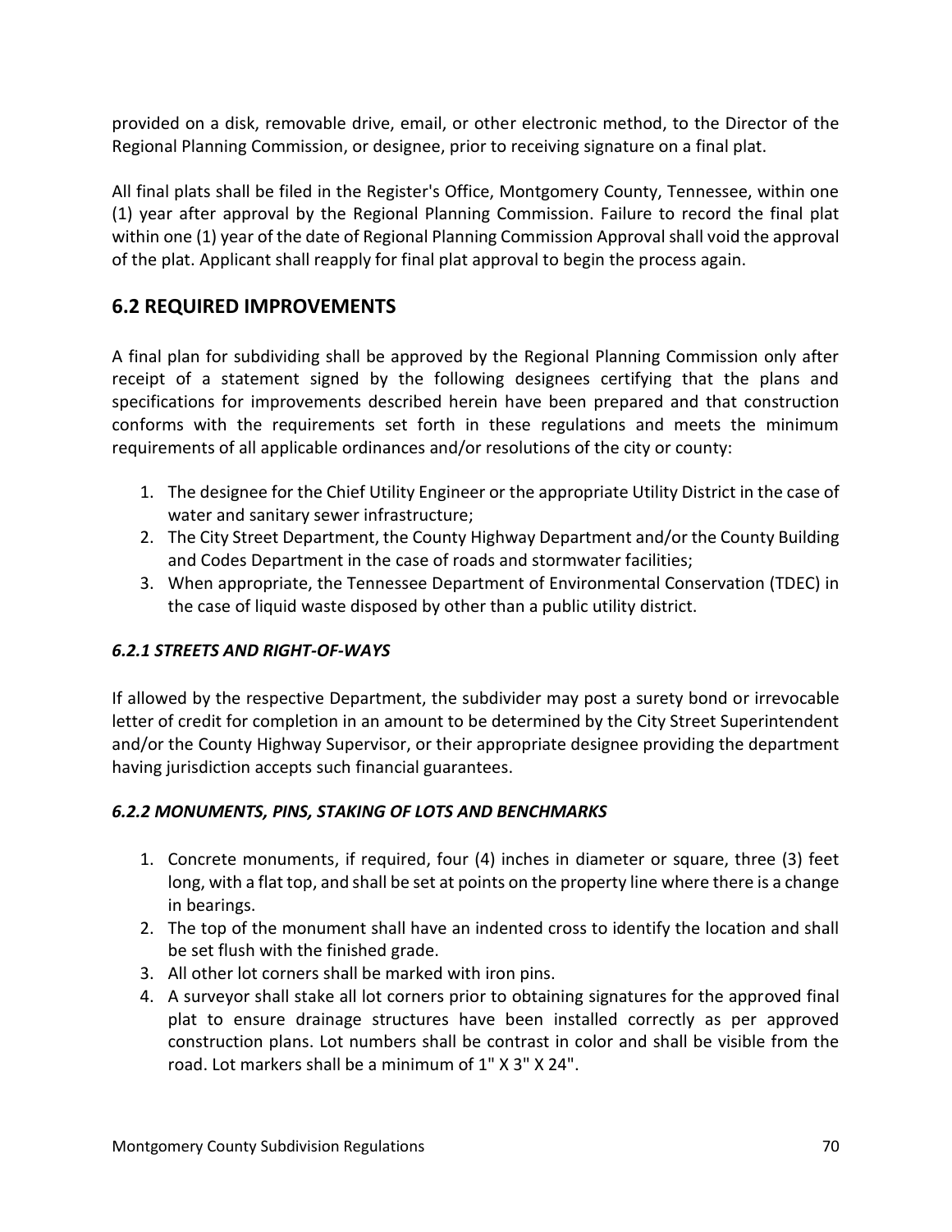provided on a disk, removable drive, email, or other electronic method, to the Director of the Regional Planning Commission, or designee, prior to receiving signature on a final plat.

All final plats shall be filed in the Register's Office, Montgomery County, Tennessee, within one (1) year after approval by the Regional Planning Commission. Failure to record the final plat within one (1) year of the date of Regional Planning Commission Approval shall void the approval of the plat. Applicant shall reapply for final plat approval to begin the process again.

## 6.2 REQUIRED IMPROVEMENTS

A final plan for subdividing shall be approved by the Regional Planning Commission only after receipt of a statement signed by the following designees certifying that the plans and specifications for improvements described herein have been prepared and that construction conforms with the requirements set forth in these regulations and meets the minimum requirements of all applicable ordinances and/or resolutions of the city or county:

1. The designee for the Chief Utility Engineer or the appropriate Utility District in the case of water and sanitary sewer infrastructure;
2. The City Street Department, the County Highway Department and/or the County Building and Codes Department in the case of roads and stormwater facilities;
3. When appropriate, the Tennessee Department of Environmental Conservation (TDEC) in the case of liquid waste disposed by other than a public utility district.

### *6.2.1 STREETS AND RIGHT-OF-WAYS*

If allowed by the respective Department, the subdivider may post a surety bond or irrevocable letter of credit for completion in an amount to be determined by the City Street Superintendent and/or the County Highway Supervisor, or their appropriate designee providing the department having jurisdiction accepts such financial guarantees.

### *6.2.2 MONUMENTS, PINS, STAKING OF LOTS AND BENCHMARKS*

1. Concrete monuments, if required, four (4) inches in diameter or square, three (3) feet long, with a flat top, and shall be set at points on the property line where there is a change in bearings.
2. The top of the monument shall have an indented cross to identify the location and shall be set flush with the finished grade.
3. All other lot corners shall be marked with iron pins.
4. A surveyor shall stake all lot corners prior to obtaining signatures for the approved final plat to ensure drainage structures have been installed correctly as per approved construction plans. Lot numbers shall be contrast in color and shall be visible from the road. Lot markers shall be a minimum of 1" X 3" X 24".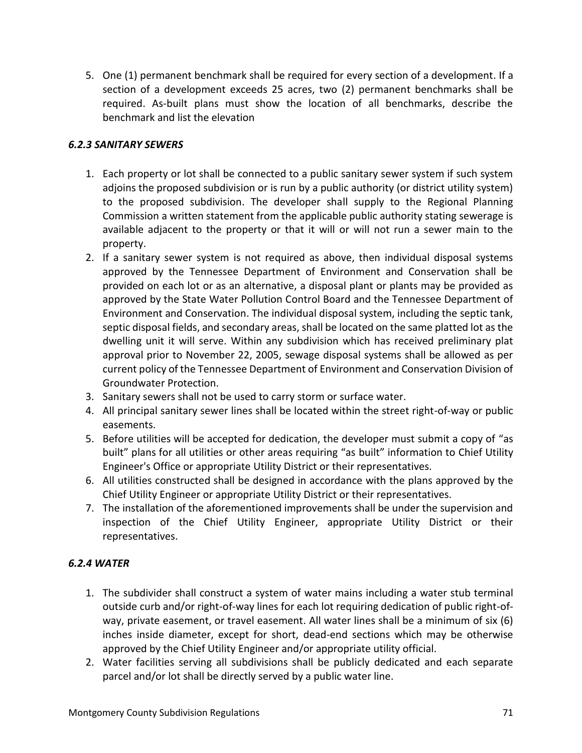5. One (1) permanent benchmark shall be required for every section of a development. If a section of a development exceeds 25 acres, two (2) permanent benchmarks shall be required. As-built plans must show the location of all benchmarks, describe the benchmark and list the elevation

### *6.2.3 SANITARY SEWERS*

1. Each property or lot shall be connected to a public sanitary sewer system if such system adjoins the proposed subdivision or is run by a public authority (or district utility system) to the proposed subdivision. The developer shall supply to the Regional Planning Commission a written statement from the applicable public authority stating sewerage is available adjacent to the property or that it will or will not run a sewer main to the property.
2. If a sanitary sewer system is not required as above, then individual disposal systems approved by the Tennessee Department of Environment and Conservation shall be provided on each lot or as an alternative, a disposal plant or plants may be provided as approved by the State Water Pollution Control Board and the Tennessee Department of Environment and Conservation. The individual disposal system, including the septic tank, septic disposal fields, and secondary areas, shall be located on the same platted lot as the dwelling unit it will serve. Within any subdivision which has received preliminary plat approval prior to November 22, 2005, sewage disposal systems shall be allowed as per current policy of the Tennessee Department of Environment and Conservation Division of Groundwater Protection.
3. Sanitary sewers shall not be used to carry storm or surface water.
4. All principal sanitary sewer lines shall be located within the street right-of-way or public easements.
5. Before utilities will be accepted for dedication, the developer must submit a copy of "as built" plans for all utilities or other areas requiring "as built" information to Chief Utility Engineer's Office or appropriate Utility District or their representatives.
6. All utilities constructed shall be designed in accordance with the plans approved by the Chief Utility Engineer or appropriate Utility District or their representatives.
7. The installation of the aforementioned improvements shall be under the supervision and inspection of the Chief Utility Engineer, appropriate Utility District or their representatives.

### *6.2.4 WATER*

1. The subdivider shall construct a system of water mains including a water stub terminal outside curb and/or right-of-way lines for each lot requiring dedication of public right-of-way, private easement, or travel easement. All water lines shall be a minimum of six (6) inches inside diameter, except for short, dead-end sections which may be otherwise approved by the Chief Utility Engineer and/or appropriate utility official.
2. Water facilities serving all subdivisions shall be publicly dedicated and each separate parcel and/or lot shall be directly served by a public water line.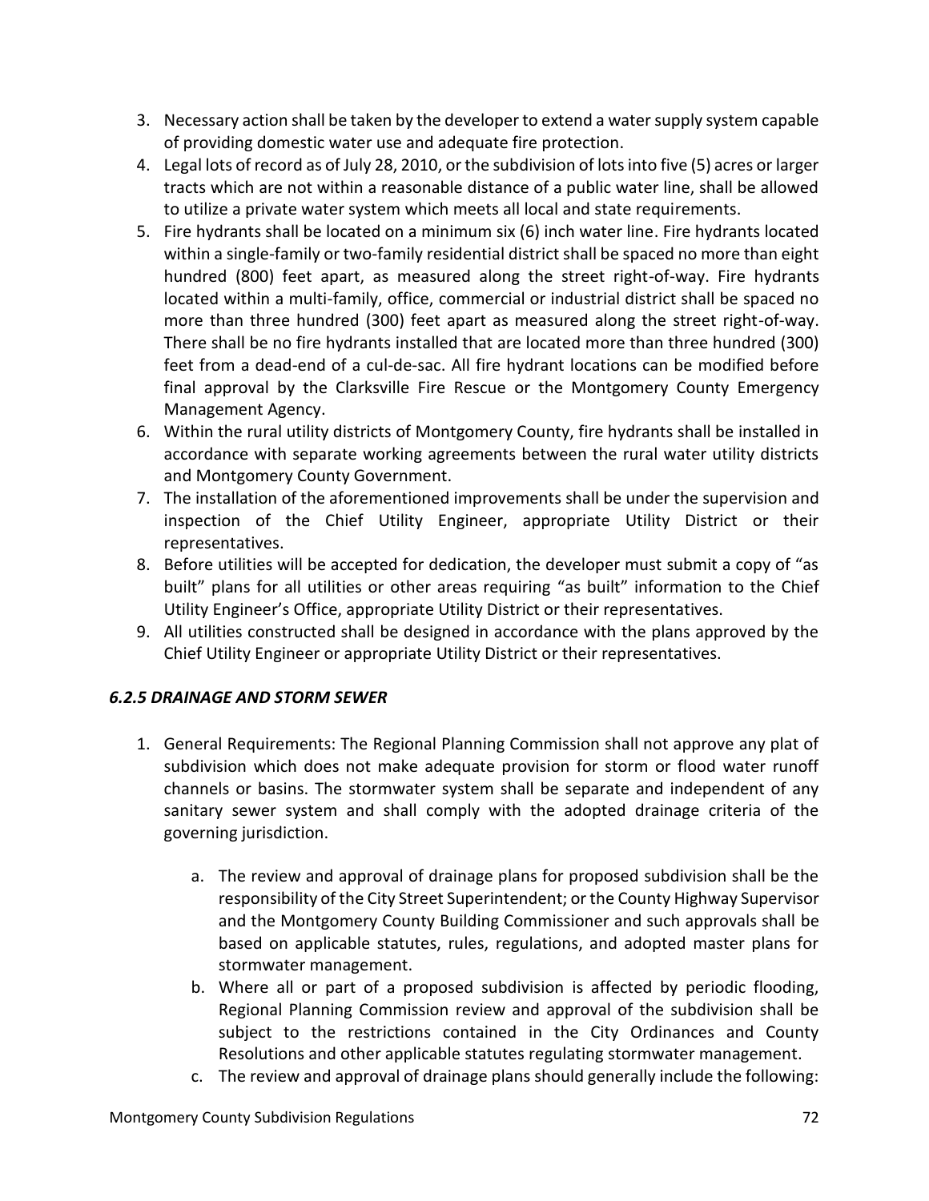3. Necessary action shall be taken by the developer to extend a water supply system capable of providing domestic water use and adequate fire protection.
4. Legal lots of record as of July 28, 2010, or the subdivision of lots into five (5) acres or larger tracts which are not within a reasonable distance of a public water line, shall be allowed to utilize a private water system which meets all local and state requirements.
5. Fire hydrants shall be located on a minimum six (6) inch water line. Fire hydrants located within a single-family or two-family residential district shall be spaced no more than eight hundred (800) feet apart, as measured along the street right-of-way. Fire hydrants located within a multi-family, office, commercial or industrial district shall be spaced no more than three hundred (300) feet apart as measured along the street right-of-way. There shall be no fire hydrants installed that are located more than three hundred (300) feet from a dead-end of a cul-de-sac. All fire hydrant locations can be modified before final approval by the Clarksville Fire Rescue or the Montgomery County Emergency Management Agency.
6. Within the rural utility districts of Montgomery County, fire hydrants shall be installed in accordance with separate working agreements between the rural water utility districts and Montgomery County Government.
7. The installation of the aforementioned improvements shall be under the supervision and inspection of the Chief Utility Engineer, appropriate Utility District or their representatives.
8. Before utilities will be accepted for dedication, the developer must submit a copy of "as built" plans for all utilities or other areas requiring "as built" information to the Chief Utility Engineer's Office, appropriate Utility District or their representatives.
9. All utilities constructed shall be designed in accordance with the plans approved by the Chief Utility Engineer or appropriate Utility District or their representatives.

### *6.2.5 DRAINAGE AND STORM SEWER*

1. General Requirements: The Regional Planning Commission shall not approve any plat of subdivision which does not make adequate provision for storm or flood water runoff channels or basins. The stormwater system shall be separate and independent of any sanitary sewer system and shall comply with the adopted drainage criteria of the governing jurisdiction.

    a. The review and approval of drainage plans for proposed subdivision shall be the responsibility of the City Street Superintendent; or the County Highway Supervisor and the Montgomery County Building Commissioner and such approvals shall be based on applicable statutes, rules, regulations, and adopted master plans for stormwater management.
    b. Where all or part of a proposed subdivision is affected by periodic flooding, Regional Planning Commission review and approval of the subdivision shall be subject to the restrictions contained in the City Ordinances and County Resolutions and other applicable statutes regulating stormwater management.
    c. The review and approval of drainage plans should generally include the following: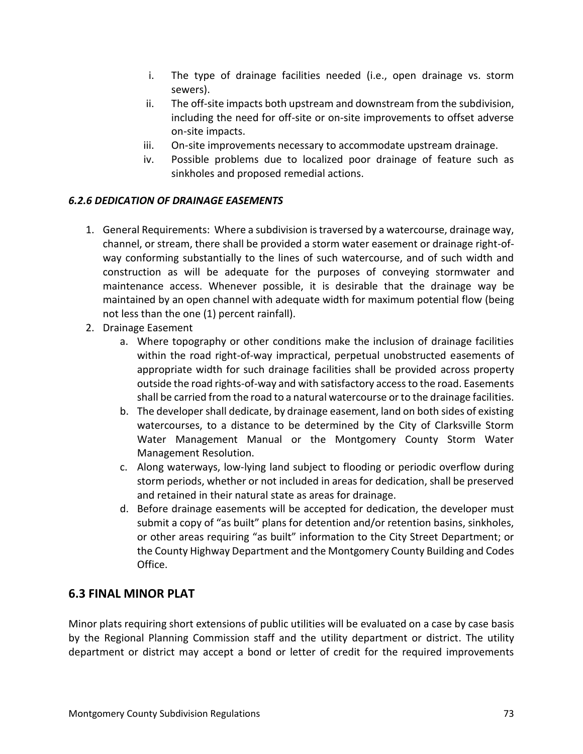i. The type of drainage facilities needed (i.e., open drainage vs. storm sewers).
ii. The off-site impacts both upstream and downstream from the subdivision, including the need for off-site or on-site improvements to offset adverse on-site impacts.
iii. On-site improvements necessary to accommodate upstream drainage.
iv. Possible problems due to localized poor drainage of feature such as sinkholes and proposed remedial actions.

### *6.2.6 DEDICATION OF DRAINAGE EASEMENTS*

1. General Requirements: Where a subdivision is traversed by a watercourse, drainage way, channel, or stream, there shall be provided a storm water easement or drainage right-of-way conforming substantially to the lines of such watercourse, and of such width and construction as will be adequate for the purposes of conveying stormwater and maintenance access. Whenever possible, it is desirable that the drainage way be maintained by an open channel with adequate width for maximum potential flow (being not less than the one (1) percent rainfall).
2. Drainage Easement
   a. Where topography or other conditions make the inclusion of drainage facilities within the road right-of-way impractical, perpetual unobstructed easements of appropriate width for such drainage facilities shall be provided across property outside the road rights-of-way and with satisfactory access to the road. Easements shall be carried from the road to a natural watercourse or to the drainage facilities.
   b. The developer shall dedicate, by drainage easement, land on both sides of existing watercourses, to a distance to be determined by the City of Clarksville Storm Water Management Manual or the Montgomery County Storm Water Management Resolution.
   c. Along waterways, low-lying land subject to flooding or periodic overflow during storm periods, whether or not included in areas for dedication, shall be preserved and retained in their natural state as areas for drainage.
   d. Before drainage easements will be accepted for dedication, the developer must submit a copy of "as built" plans for detention and/or retention basins, sinkholes, or other areas requiring "as built" information to the City Street Department; or the County Highway Department and the Montgomery County Building and Codes Office.

## 6.3 FINAL MINOR PLAT

Minor plats requiring short extensions of public utilities will be evaluated on a case by case basis by the Regional Planning Commission staff and the utility department or district. The utility department or district may accept a bond or letter of credit for the required improvements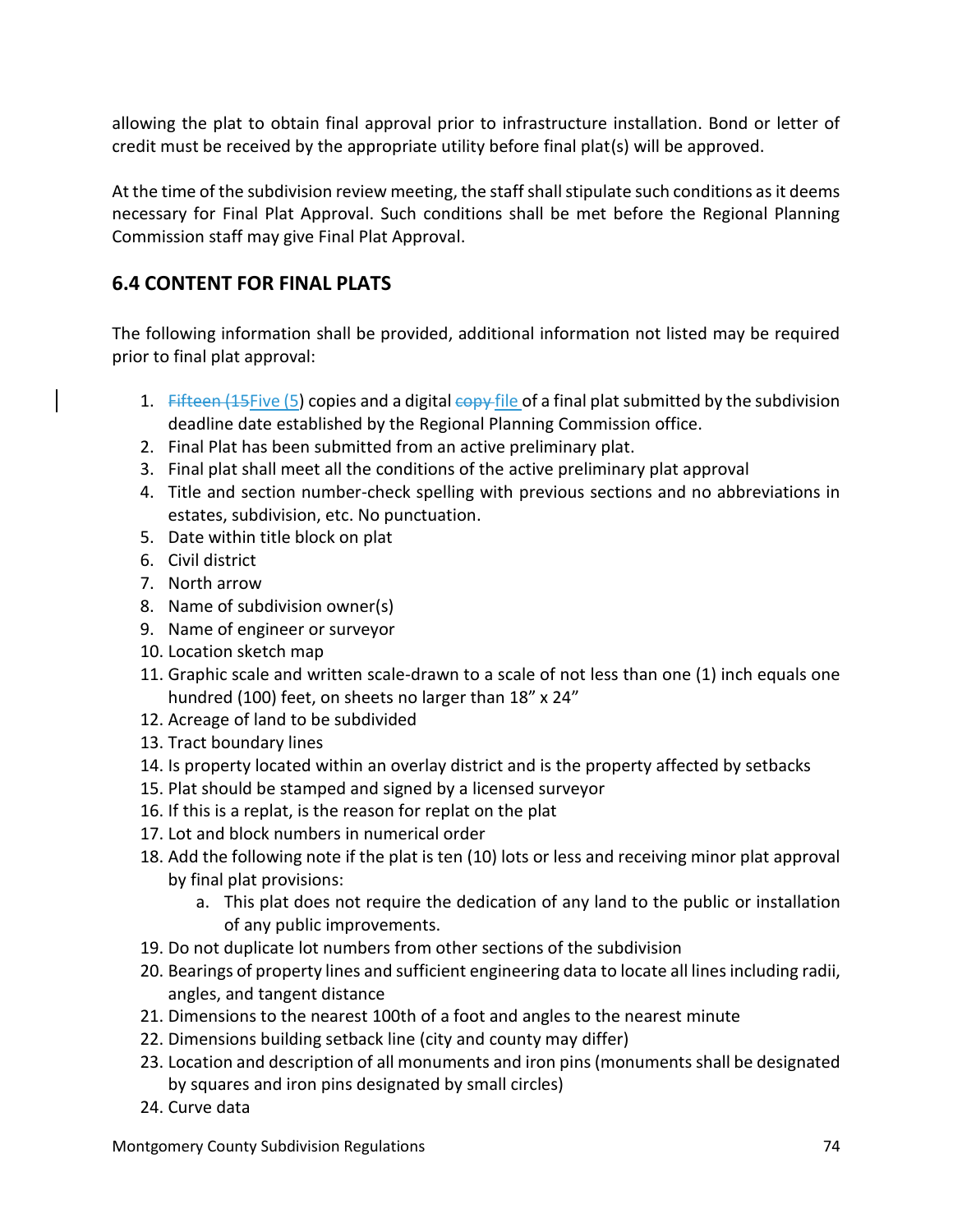allowing the plat to obtain final approval prior to infrastructure installation. Bond or letter of credit must be received by the appropriate utility before final plat(s) will be approved.

At the time of the subdivision review meeting, the staff shall stipulate such conditions as it deems necessary for Final Plat Approval. Such conditions shall be met before the Regional Planning Commission staff may give Final Plat Approval.

## 6.4 CONTENT FOR FINAL PLATS

The following information shall be provided, additional information not listed may be required prior to final plat approval:

1. ~~Fifteen (15~~Five (5) copies and a digital ~~copy~~ file of a final plat submitted by the subdivision deadline date established by the Regional Planning Commission office.
2. Final Plat has been submitted from an active preliminary plat.
3. Final plat shall meet all the conditions of the active preliminary plat approval
4. Title and section number-check spelling with previous sections and no abbreviations in estates, subdivision, etc. No punctuation.
5. Date within title block on plat
6. Civil district
7. North arrow
8. Name of subdivision owner(s)
9. Name of engineer or surveyor
10. Location sketch map
11. Graphic scale and written scale-drawn to a scale of not less than one (1) inch equals one hundred (100) feet, on sheets no larger than 18" x 24"
12. Acreage of land to be subdivided
13. Tract boundary lines
14. Is property located within an overlay district and is the property affected by setbacks
15. Plat should be stamped and signed by a licensed surveyor
16. If this is a replat, is the reason for replat on the plat
17. Lot and block numbers in numerical order
18. Add the following note if the plat is ten (10) lots or less and receiving minor plat approval by final plat provisions:
    a. This plat does not require the dedication of any land to the public or installation of any public improvements.
19. Do not duplicate lot numbers from other sections of the subdivision
20. Bearings of property lines and sufficient engineering data to locate all lines including radii, angles, and tangent distance
21. Dimensions to the nearest 100th of a foot and angles to the nearest minute
22. Dimensions building setback line (city and county may differ)
23. Location and description of all monuments and iron pins (monuments shall be designated by squares and iron pins designated by small circles)
24. Curve data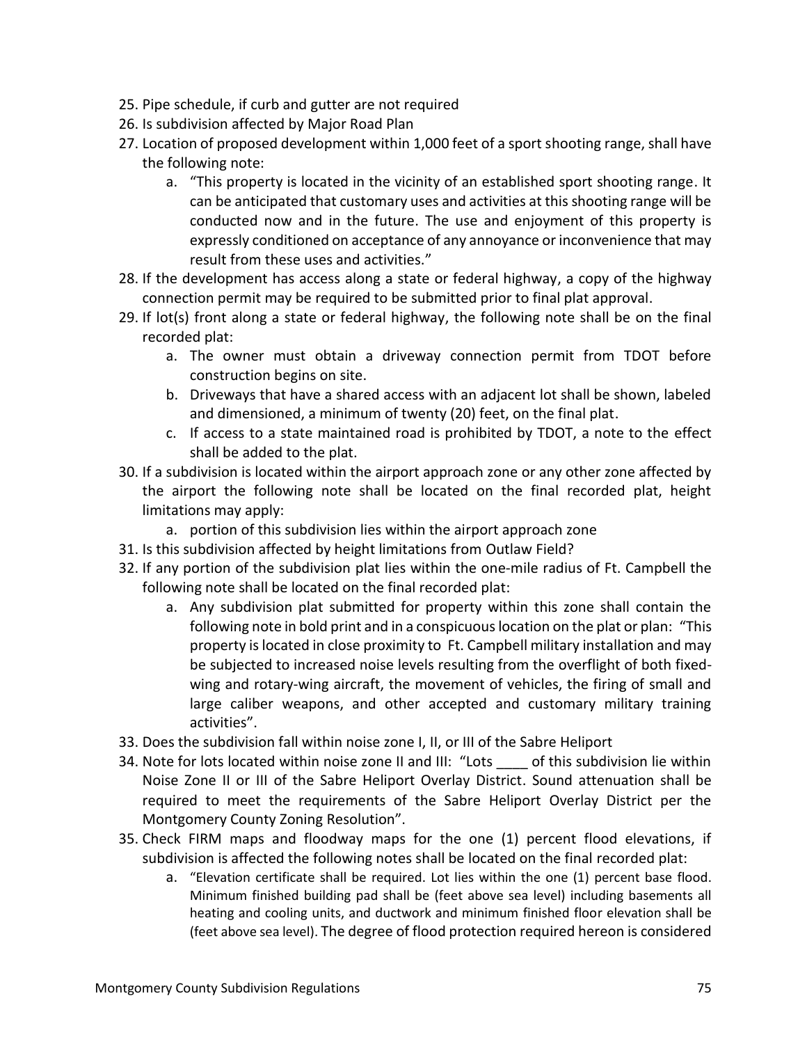25. Pipe schedule, if curb and gutter are not required
26. Is subdivision affected by Major Road Plan
27. Location of proposed development within 1,000 feet of a sport shooting range, shall have the following note:
    a. "This property is located in the vicinity of an established sport shooting range. It can be anticipated that customary uses and activities at this shooting range will be conducted now and in the future. The use and enjoyment of this property is expressly conditioned on acceptance of any annoyance or inconvenience that may result from these uses and activities."
28. If the development has access along a state or federal highway, a copy of the highway connection permit may be required to be submitted prior to final plat approval.
29. If lot(s) front along a state or federal highway, the following note shall be on the final recorded plat:
    a. The owner must obtain a driveway connection permit from TDOT before construction begins on site.
    b. Driveways that have a shared access with an adjacent lot shall be shown, labeled and dimensioned, a minimum of twenty (20) feet, on the final plat.
    c. If access to a state maintained road is prohibited by TDOT, a note to the effect shall be added to the plat.
30. If a subdivision is located within the airport approach zone or any other zone affected by the airport the following note shall be located on the final recorded plat, height limitations may apply:
    a. portion of this subdivision lies within the airport approach zone
31. Is this subdivision affected by height limitations from Outlaw Field?
32. If any portion of the subdivision plat lies within the one-mile radius of Ft. Campbell the following note shall be located on the final recorded plat:
    a. Any subdivision plat submitted for property within this zone shall contain the following note in bold print and in a conspicuous location on the plat or plan: "This property is located in close proximity to Ft. Campbell military installation and may be subjected to increased noise levels resulting from the overflight of both fixed-wing and rotary-wing aircraft, the movement of vehicles, the firing of small and large caliber weapons, and other accepted and customary military training activities".
33. Does the subdivision fall within noise zone I, II, or III of the Sabre Heliport
34. Note for lots located within noise zone II and III: "Lots ____ of this subdivision lie within Noise Zone II or III of the Sabre Heliport Overlay District. Sound attenuation shall be required to meet the requirements of the Sabre Heliport Overlay District per the Montgomery County Zoning Resolution".
35. Check FIRM maps and floodway maps for the one (1) percent flood elevations, if subdivision is affected the following notes shall be located on the final recorded plat:
    a. "Elevation certificate shall be required. Lot lies within the one (1) percent base flood. Minimum finished building pad shall be (feet above sea level) including basements all heating and cooling units, and ductwork and minimum finished floor elevation shall be (feet above sea level). The degree of flood protection required hereon is considered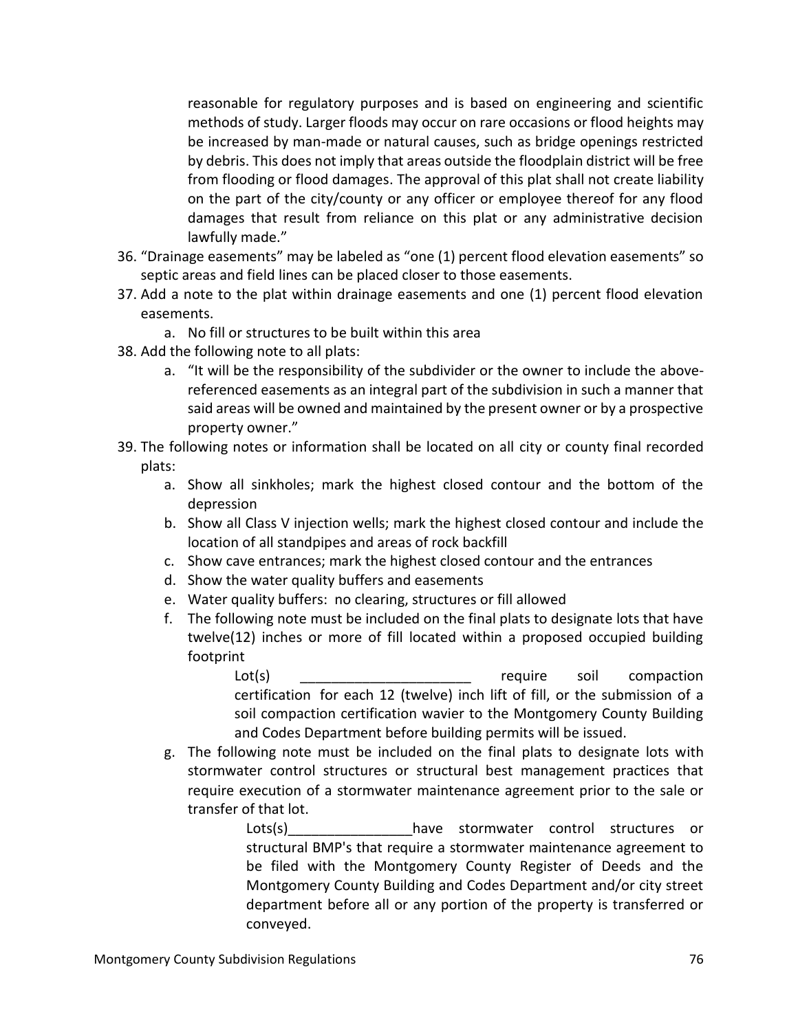reasonable for regulatory purposes and is based on engineering and scientific methods of study. Larger floods may occur on rare occasions or flood heights may be increased by man-made or natural causes, such as bridge openings restricted by debris. This does not imply that areas outside the floodplain district will be free from flooding or flood damages. The approval of this plat shall not create liability on the part of the city/county or any officer or employee thereof for any flood damages that result from reliance on this plat or any administrative decision lawfully made."

36. "Drainage easements" may be labeled as "one (1) percent flood elevation easements" so septic areas and field lines can be placed closer to those easements.
37. Add a note to the plat within drainage easements and one (1) percent flood elevation easements.
    a. No fill or structures to be built within this area
38. Add the following note to all plats:
    a. "It will be the responsibility of the subdivider or the owner to include the above-referenced easements as an integral part of the subdivision in such a manner that said areas will be owned and maintained by the present owner or by a prospective property owner."
39. The following notes or information shall be located on all city or county final recorded plats:
    a. Show all sinkholes; mark the highest closed contour and the bottom of the depression
    b. Show all Class V injection wells; mark the highest closed contour and include the location of all standpipes and areas of rock backfill
    c. Show cave entrances; mark the highest closed contour and the entrances
    d. Show the water quality buffers and easements
    e. Water quality buffers: no clearing, structures or fill allowed
    f. The following note must be included on the final plats to designate lots that have twelve(12) inches or more of fill located within a proposed occupied building footprint

       Lot(s) ______________________ require soil compaction certification for each 12 (twelve) inch lift of fill, or the submission of a soil compaction certification wavier to the Montgomery County Building and Codes Department before building permits will be issued.

    g. The following note must be included on the final plats to designate lots with stormwater control structures or structural best management practices that require execution of a stormwater maintenance agreement prior to the sale or transfer of that lot.

       Lots(s)________________have stormwater control structures or structural BMP's that require a stormwater maintenance agreement to be filed with the Montgomery County Register of Deeds and the Montgomery County Building and Codes Department and/or city street department before all or any portion of the property is transferred or conveyed.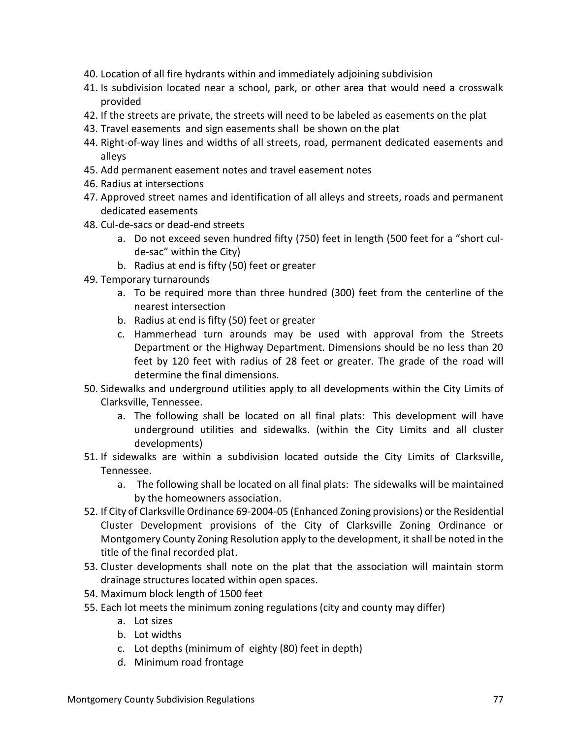40. Location of all fire hydrants within and immediately adjoining subdivision
41. Is subdivision located near a school, park, or other area that would need a crosswalk provided
42. If the streets are private, the streets will need to be labeled as easements on the plat
43. Travel easements and sign easements shall be shown on the plat
44. Right-of-way lines and widths of all streets, road, permanent dedicated easements and alleys
45. Add permanent easement notes and travel easement notes
46. Radius at intersections
47. Approved street names and identification of all alleys and streets, roads and permanent dedicated easements
48. Cul-de-sacs or dead-end streets
    a. Do not exceed seven hundred fifty (750) feet in length (500 feet for a "short cul-de-sac" within the City)
    b. Radius at end is fifty (50) feet or greater
49. Temporary turnarounds
    a. To be required more than three hundred (300) feet from the centerline of the nearest intersection
    b. Radius at end is fifty (50) feet or greater
    c. Hammerhead turn arounds may be used with approval from the Streets Department or the Highway Department. Dimensions should be no less than 20 feet by 120 feet with radius of 28 feet or greater. The grade of the road will determine the final dimensions.
50. Sidewalks and underground utilities apply to all developments within the City Limits of Clarksville, Tennessee.
    a. The following shall be located on all final plats: This development will have underground utilities and sidewalks. (within the City Limits and all cluster developments)
51. If sidewalks are within a subdivision located outside the City Limits of Clarksville, Tennessee.
    a. The following shall be located on all final plats: The sidewalks will be maintained by the homeowners association.
52. If City of Clarksville Ordinance 69-2004-05 (Enhanced Zoning provisions) or the Residential Cluster Development provisions of the City of Clarksville Zoning Ordinance or Montgomery County Zoning Resolution apply to the development, it shall be noted in the title of the final recorded plat.
53. Cluster developments shall note on the plat that the association will maintain storm drainage structures located within open spaces.
54. Maximum block length of 1500 feet
55. Each lot meets the minimum zoning regulations (city and county may differ)
    a. Lot sizes
    b. Lot widths
    c. Lot depths (minimum of eighty (80) feet in depth)
    d. Minimum road frontage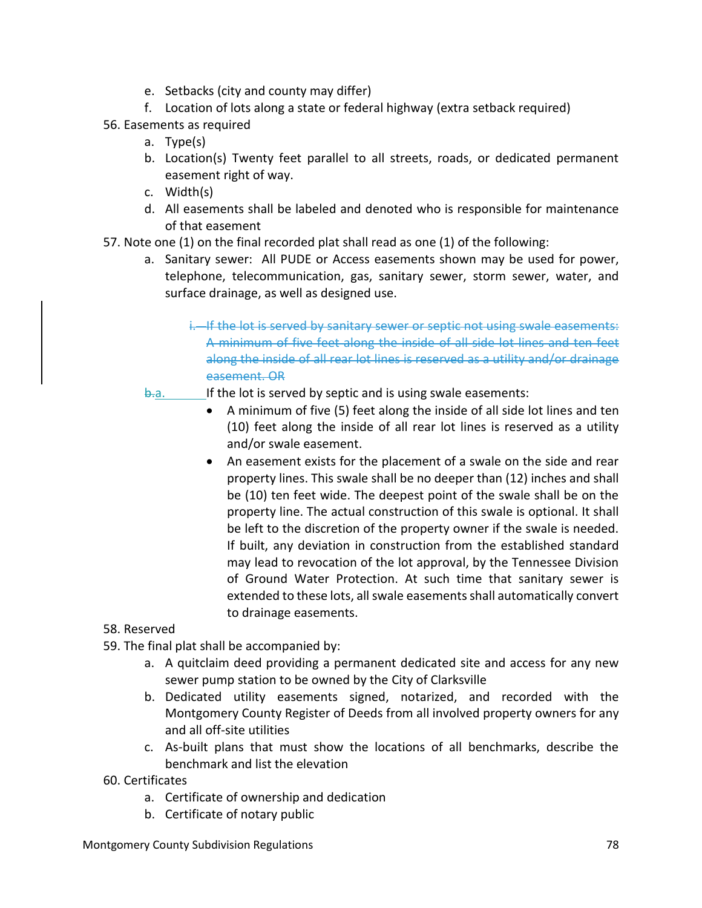e. Setbacks (city and county may differ)
   f. Location of lots along a state or federal highway (extra setback required)

56. Easements as required
    a. Type(s)
    b. Location(s) Twenty feet parallel to all streets, roads, or dedicated permanent easement right of way.
    c. Width(s)
    d. All easements shall be labeled and denoted who is responsible for maintenance of that easement
57. Note one (1) on the final recorded plat shall read as one (1) of the following:
    a. Sanitary sewer: All PUDE or Access easements shown may be used for power, telephone, telecommunication, gas, sanitary sewer, storm sewer, water, and surface drainage, as well as designed use.

       ~~i. If the lot is served by sanitary sewer or septic not using swale easements: A minimum of five feet along the inside of all side lot lines and ten feet along the inside of all rear lot lines is reserved as a utility and/or drainage easement. OR~~

    ~~b.~~a. If the lot is served by septic and is using swale easements:
       - A minimum of five (5) feet along the inside of all side lot lines and ten (10) feet along the inside of all rear lot lines is reserved as a utility and/or swale easement.
       - An easement exists for the placement of a swale on the side and rear property lines. This swale shall be no deeper than (12) inches and shall be (10) ten feet wide. The deepest point of the swale shall be on the property line. The actual construction of this swale is optional. It shall be left to the discretion of the property owner if the swale is needed. If built, any deviation in construction from the established standard may lead to revocation of the lot approval, by the Tennessee Division of Ground Water Protection. At such time that sanitary sewer is extended to these lots, all swale easements shall automatically convert to drainage easements.
58. Reserved
59. The final plat shall be accompanied by:
    a. A quitclaim deed providing a permanent dedicated site and access for any new sewer pump station to be owned by the City of Clarksville
    b. Dedicated utility easements signed, notarized, and recorded with the Montgomery County Register of Deeds from all involved property owners for any and all off-site utilities
    c. As-built plans that must show the locations of all benchmarks, describe the benchmark and list the elevation
60. Certificates
    a. Certificate of ownership and dedication
    b. Certificate of notary public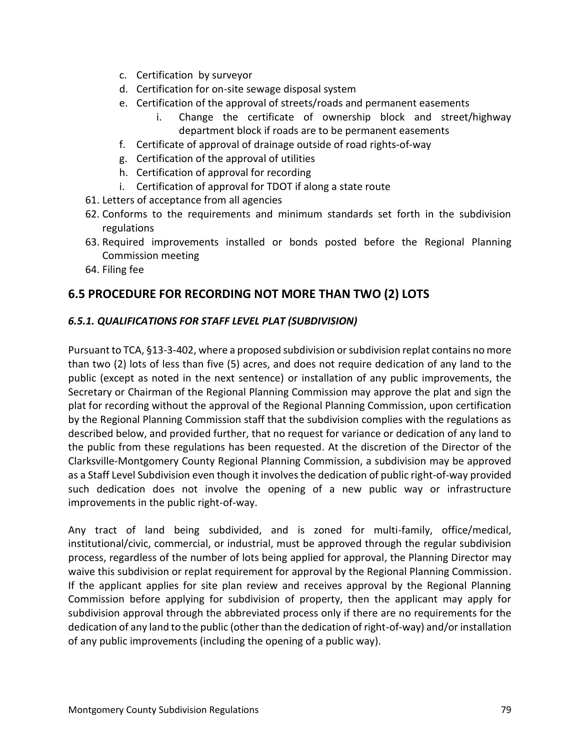c. Certification by surveyor
   d. Certification for on-site sewage disposal system
   e. Certification of the approval of streets/roads and permanent easements
      i. Change the certificate of ownership block and street/highway department block if roads are to be permanent easements
   f. Certificate of approval of drainage outside of road rights-of-way
   g. Certification of the approval of utilities
   h. Certification of approval for recording
   i. Certification of approval for TDOT if along a state route

61. Letters of acceptance from all agencies
62. Conforms to the requirements and minimum standards set forth in the subdivision regulations
63. Required improvements installed or bonds posted before the Regional Planning Commission meeting
64. Filing fee

## 6.5 PROCEDURE FOR RECORDING NOT MORE THAN TWO (2) LOTS

### *6.5.1. QUALIFICATIONS FOR STAFF LEVEL PLAT (SUBDIVISION)*

Pursuant to TCA, §13-3-402, where a proposed subdivision or subdivision replat contains no more than two (2) lots of less than five (5) acres, and does not require dedication of any land to the public (except as noted in the next sentence) or installation of any public improvements, the Secretary or Chairman of the Regional Planning Commission may approve the plat and sign the plat for recording without the approval of the Regional Planning Commission, upon certification by the Regional Planning Commission staff that the subdivision complies with the regulations as described below, and provided further, that no request for variance or dedication of any land to the public from these regulations has been requested. At the discretion of the Director of the Clarksville-Montgomery County Regional Planning Commission, a subdivision may be approved as a Staff Level Subdivision even though it involves the dedication of public right-of-way provided such dedication does not involve the opening of a new public way or infrastructure improvements in the public right-of-way.

Any tract of land being subdivided, and is zoned for multi-family, office/medical, institutional/civic, commercial, or industrial, must be approved through the regular subdivision process, regardless of the number of lots being applied for approval, the Planning Director may waive this subdivision or replat requirement for approval by the Regional Planning Commission. If the applicant applies for site plan review and receives approval by the Regional Planning Commission before applying for subdivision of property, then the applicant may apply for subdivision approval through the abbreviated process only if there are no requirements for the dedication of any land to the public (other than the dedication of right-of-way) and/or installation of any public improvements (including the opening of a public way).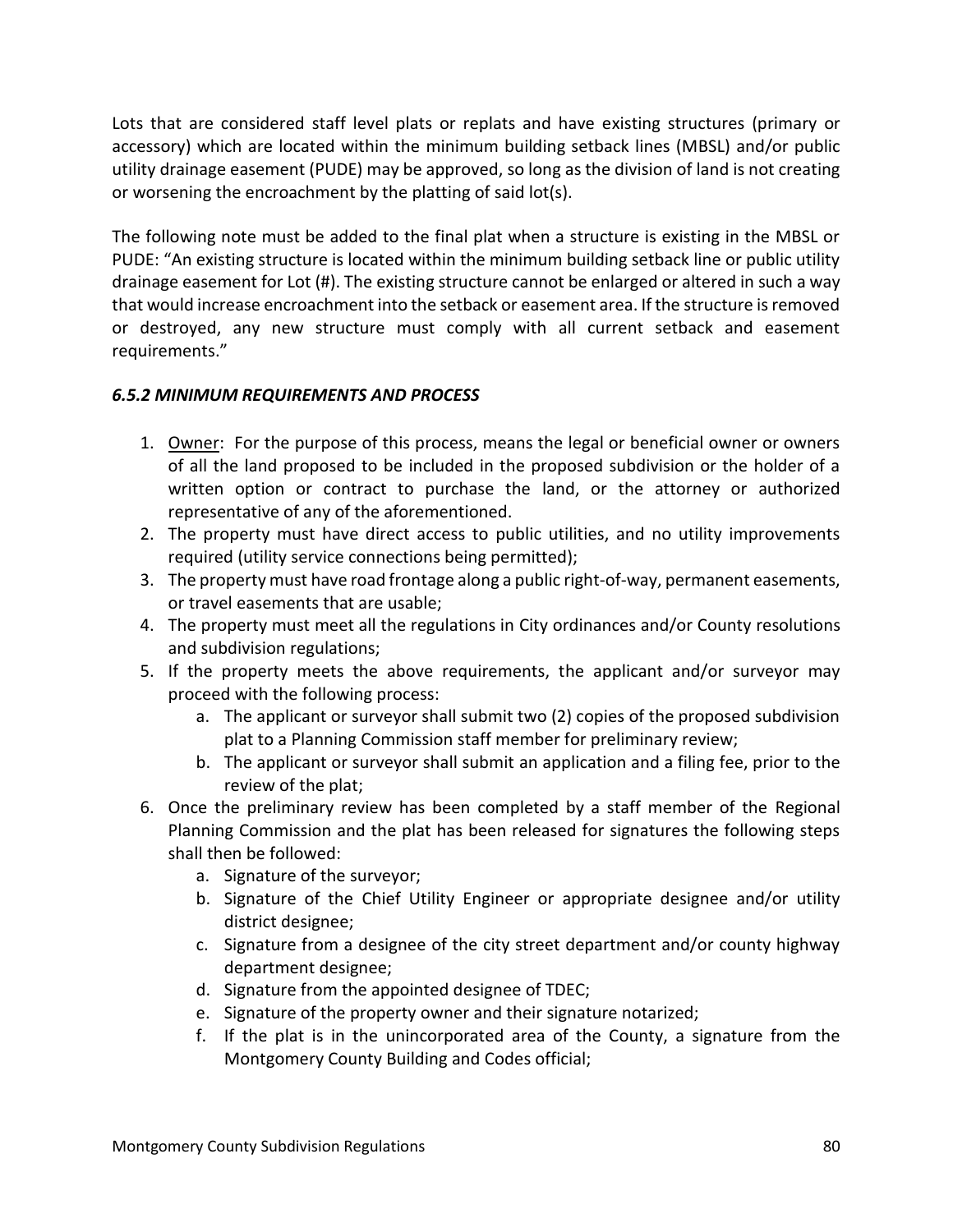Lots that are considered staff level plats or replats and have existing structures (primary or accessory) which are located within the minimum building setback lines (MBSL) and/or public utility drainage easement (PUDE) may be approved, so long as the division of land is not creating or worsening the encroachment by the platting of said lot(s).

The following note must be added to the final plat when a structure is existing in the MBSL or PUDE: "An existing structure is located within the minimum building setback line or public utility drainage easement for Lot (#). The existing structure cannot be enlarged or altered in such a way that would increase encroachment into the setback or easement area. If the structure is removed or destroyed, any new structure must comply with all current setback and easement requirements."

### *6.5.2 MINIMUM REQUIREMENTS AND PROCESS*

1. Owner: For the purpose of this process, means the legal or beneficial owner or owners of all the land proposed to be included in the proposed subdivision or the holder of a written option or contract to purchase the land, or the attorney or authorized representative of any of the aforementioned.
2. The property must have direct access to public utilities, and no utility improvements required (utility service connections being permitted);
3. The property must have road frontage along a public right-of-way, permanent easements, or travel easements that are usable;
4. The property must meet all the regulations in City ordinances and/or County resolutions and subdivision regulations;
5. If the property meets the above requirements, the applicant and/or surveyor may proceed with the following process:
   a. The applicant or surveyor shall submit two (2) copies of the proposed subdivision plat to a Planning Commission staff member for preliminary review;
   b. The applicant or surveyor shall submit an application and a filing fee, prior to the review of the plat;
6. Once the preliminary review has been completed by a staff member of the Regional Planning Commission and the plat has been released for signatures the following steps shall then be followed:
   a. Signature of the surveyor;
   b. Signature of the Chief Utility Engineer or appropriate designee and/or utility district designee;
   c. Signature from a designee of the city street department and/or county highway department designee;
   d. Signature from the appointed designee of TDEC;
   e. Signature of the property owner and their signature notarized;
   f. If the plat is in the unincorporated area of the County, a signature from the Montgomery County Building and Codes official;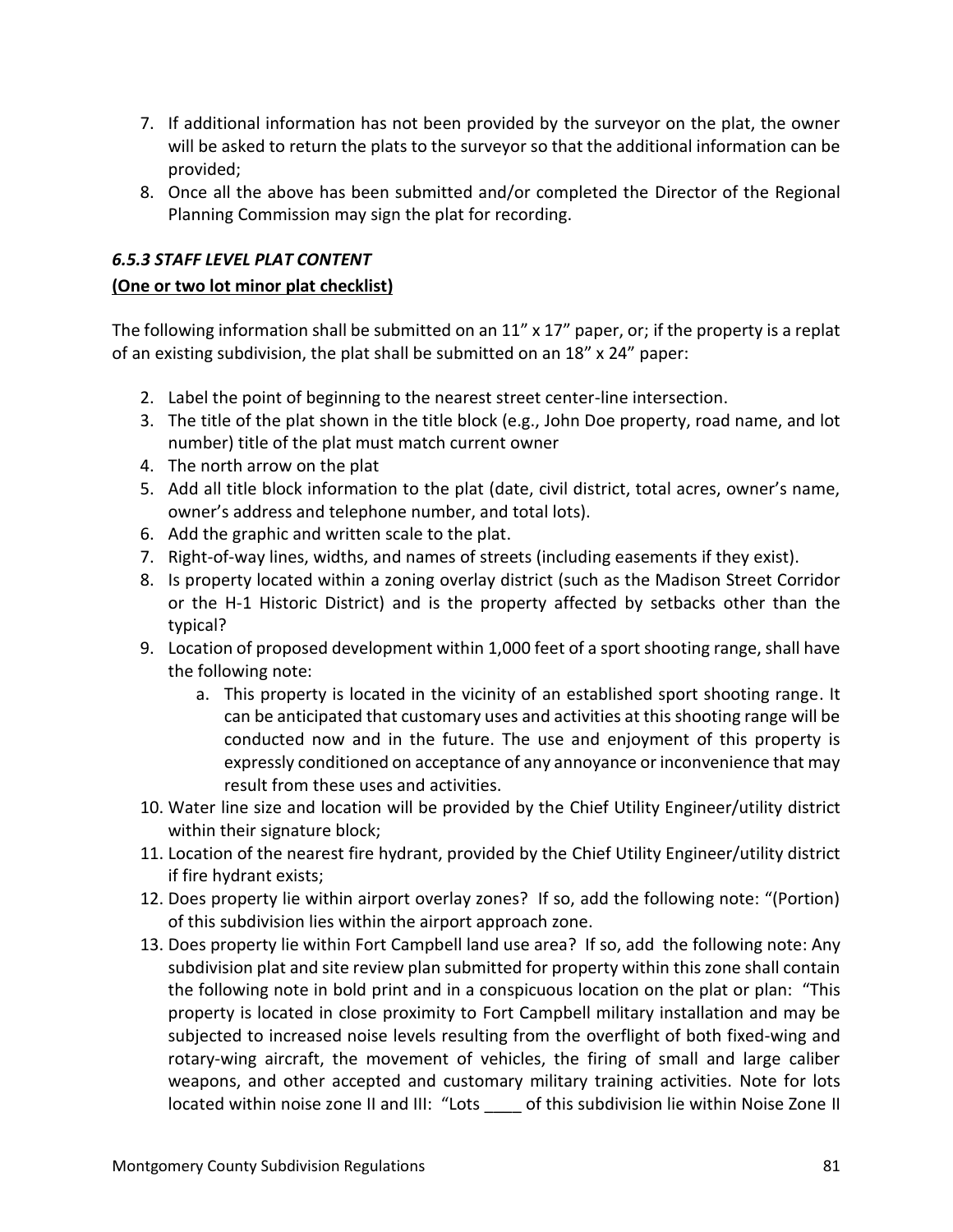7. If additional information has not been provided by the surveyor on the plat, the owner will be asked to return the plats to the surveyor so that the additional information can be provided;
8. Once all the above has been submitted and/or completed the Director of the Regional Planning Commission may sign the plat for recording.

### *6.5.3 STAFF LEVEL PLAT CONTENT*

**(One or two lot minor plat checklist)**

The following information shall be submitted on an 11" x 17" paper, or; if the property is a replat of an existing subdivision, the plat shall be submitted on an 18" x 24" paper:

2. Label the point of beginning to the nearest street center-line intersection.
3. The title of the plat shown in the title block (e.g., John Doe property, road name, and lot number) title of the plat must match current owner
4. The north arrow on the plat
5. Add all title block information to the plat (date, civil district, total acres, owner's name, owner's address and telephone number, and total lots).
6. Add the graphic and written scale to the plat.
7. Right-of-way lines, widths, and names of streets (including easements if they exist).
8. Is property located within a zoning overlay district (such as the Madison Street Corridor or the H-1 Historic District) and is the property affected by setbacks other than the typical?
9. Location of proposed development within 1,000 feet of a sport shooting range, shall have the following note:
   a. This property is located in the vicinity of an established sport shooting range. It can be anticipated that customary uses and activities at this shooting range will be conducted now and in the future. The use and enjoyment of this property is expressly conditioned on acceptance of any annoyance or inconvenience that may result from these uses and activities.
10. Water line size and location will be provided by the Chief Utility Engineer/utility district within their signature block;
11. Location of the nearest fire hydrant, provided by the Chief Utility Engineer/utility district if fire hydrant exists;
12. Does property lie within airport overlay zones? If so, add the following note: "(Portion) of this subdivision lies within the airport approach zone.
13. Does property lie within Fort Campbell land use area? If so, add the following note: Any subdivision plat and site review plan submitted for property within this zone shall contain the following note in bold print and in a conspicuous location on the plat or plan: "This property is located in close proximity to Fort Campbell military installation and may be subjected to increased noise levels resulting from the overflight of both fixed-wing and rotary-wing aircraft, the movement of vehicles, the firing of small and large caliber weapons, and other accepted and customary military training activities. Note for lots located within noise zone II and III: "Lots ____ of this subdivision lie within Noise Zone II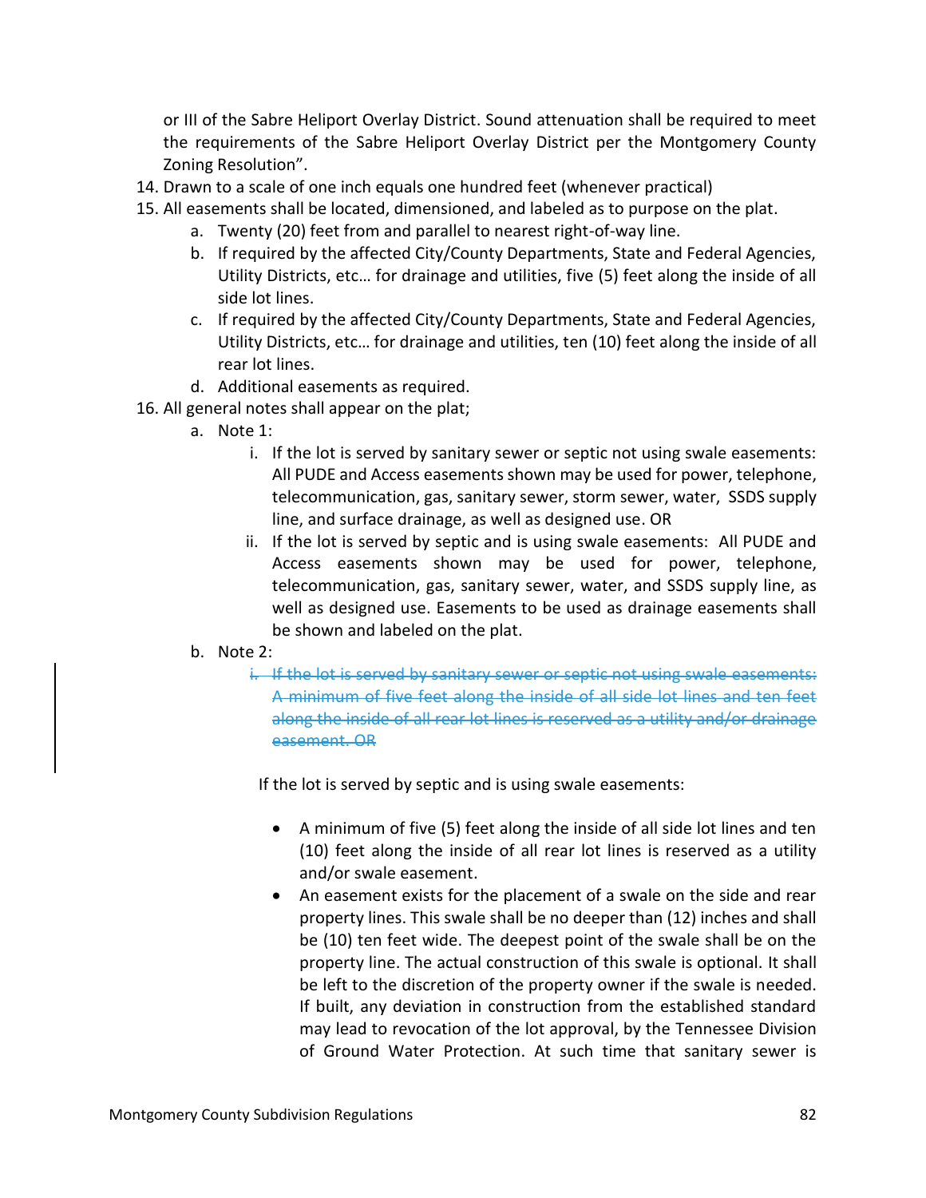or III of the Sabre Heliport Overlay District. Sound attenuation shall be required to meet the requirements of the Sabre Heliport Overlay District per the Montgomery County Zoning Resolution".

14. Drawn to a scale of one inch equals one hundred feet (whenever practical)
15. All easements shall be located, dimensioned, and labeled as to purpose on the plat.
    a. Twenty (20) feet from and parallel to nearest right-of-way line.
    b. If required by the affected City/County Departments, State and Federal Agencies, Utility Districts, etc… for drainage and utilities, five (5) feet along the inside of all side lot lines.
    c. If required by the affected City/County Departments, State and Federal Agencies, Utility Districts, etc… for drainage and utilities, ten (10) feet along the inside of all rear lot lines.
    d. Additional easements as required.
16. All general notes shall appear on the plat;
    a. Note 1:
        i. If the lot is served by sanitary sewer or septic not using swale easements: All PUDE and Access easements shown may be used for power, telephone, telecommunication, gas, sanitary sewer, storm sewer, water, SSDS supply line, and surface drainage, as well as designed use. OR
        ii. If the lot is served by septic and is using swale easements: All PUDE and Access easements shown may be used for power, telephone, telecommunication, gas, sanitary sewer, water, and SSDS supply line, as well as designed use. Easements to be used as drainage easements shall be shown and labeled on the plat.
    b. Note 2:
        ~~i. If the lot is served by sanitary sewer or septic not using swale easements: A minimum of five feet along the inside of all side lot lines and ten feet along the inside of all rear lot lines is reserved as a utility and/or drainage easement. OR~~

        If the lot is served by septic and is using swale easements:

        - A minimum of five (5) feet along the inside of all side lot lines and ten (10) feet along the inside of all rear lot lines is reserved as a utility and/or swale easement.
        - An easement exists for the placement of a swale on the side and rear property lines. This swale shall be no deeper than (12) inches and shall be (10) ten feet wide. The deepest point of the swale shall be on the property line. The actual construction of this swale is optional. It shall be left to the discretion of the property owner if the swale is needed. If built, any deviation in construction from the established standard may lead to revocation of the lot approval, by the Tennessee Division of Ground Water Protection. At such time that sanitary sewer is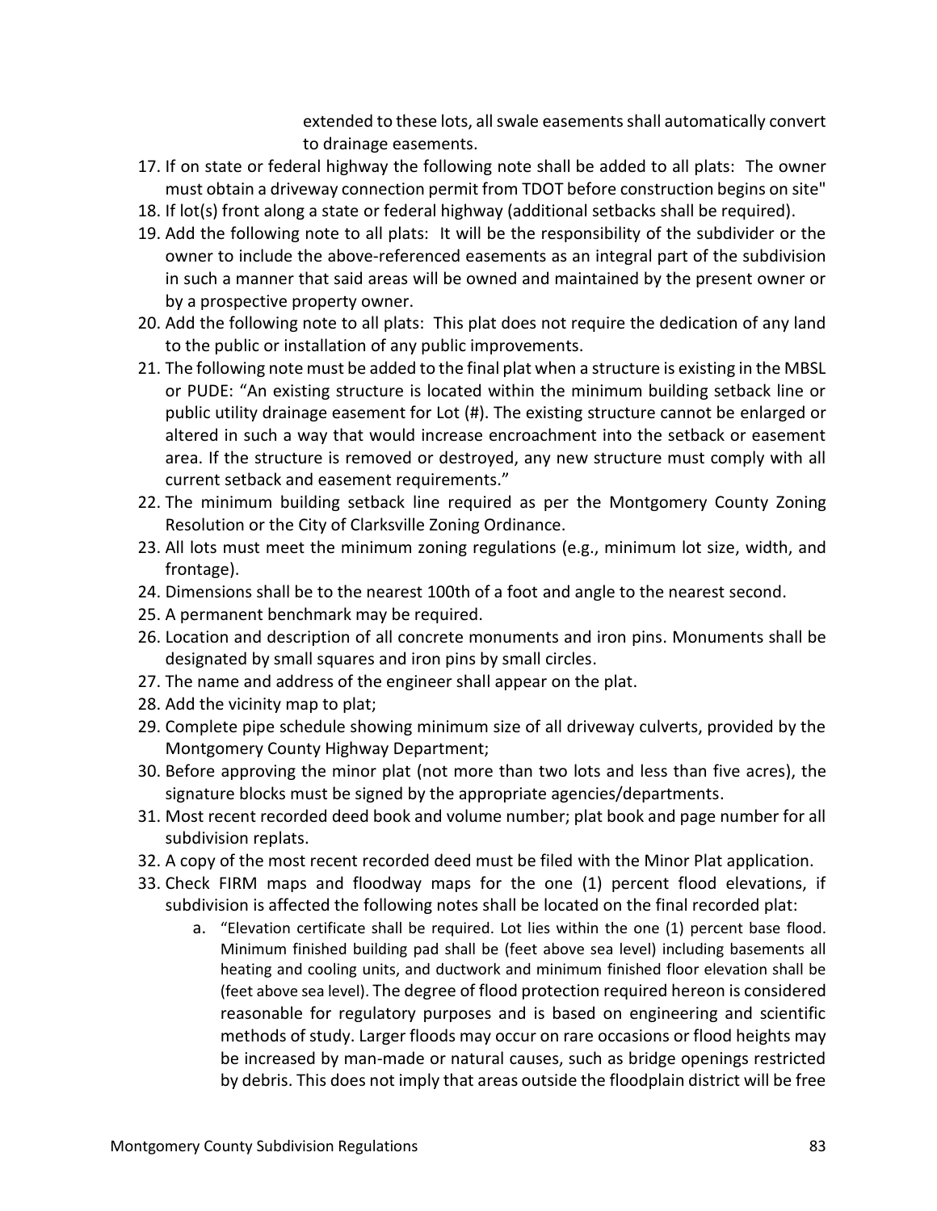extended to these lots, all swale easements shall automatically convert to drainage easements.

17. If on state or federal highway the following note shall be added to all plats: The owner must obtain a driveway connection permit from TDOT before construction begins on site"
18. If lot(s) front along a state or federal highway (additional setbacks shall be required).
19. Add the following note to all plats: It will be the responsibility of the subdivider or the owner to include the above-referenced easements as an integral part of the subdivision in such a manner that said areas will be owned and maintained by the present owner or by a prospective property owner.
20. Add the following note to all plats: This plat does not require the dedication of any land to the public or installation of any public improvements.
21. The following note must be added to the final plat when a structure is existing in the MBSL or PUDE: "An existing structure is located within the minimum building setback line or public utility drainage easement for Lot (#). The existing structure cannot be enlarged or altered in such a way that would increase encroachment into the setback or easement area. If the structure is removed or destroyed, any new structure must comply with all current setback and easement requirements."
22. The minimum building setback line required as per the Montgomery County Zoning Resolution or the City of Clarksville Zoning Ordinance.
23. All lots must meet the minimum zoning regulations (e.g., minimum lot size, width, and frontage).
24. Dimensions shall be to the nearest 100th of a foot and angle to the nearest second.
25. A permanent benchmark may be required.
26. Location and description of all concrete monuments and iron pins. Monuments shall be designated by small squares and iron pins by small circles.
27. The name and address of the engineer shall appear on the plat.
28. Add the vicinity map to plat;
29. Complete pipe schedule showing minimum size of all driveway culverts, provided by the Montgomery County Highway Department;
30. Before approving the minor plat (not more than two lots and less than five acres), the signature blocks must be signed by the appropriate agencies/departments.
31. Most recent recorded deed book and volume number; plat book and page number for all subdivision replats.
32. A copy of the most recent recorded deed must be filed with the Minor Plat application.
33. Check FIRM maps and floodway maps for the one (1) percent flood elevations, if subdivision is affected the following notes shall be located on the final recorded plat:
    a. "Elevation certificate shall be required. Lot lies within the one (1) percent base flood. Minimum finished building pad shall be (feet above sea level) including basements all heating and cooling units, and ductwork and minimum finished floor elevation shall be (feet above sea level). The degree of flood protection required hereon is considered reasonable for regulatory purposes and is based on engineering and scientific methods of study. Larger floods may occur on rare occasions or flood heights may be increased by man-made or natural causes, such as bridge openings restricted by debris. This does not imply that areas outside the floodplain district will be free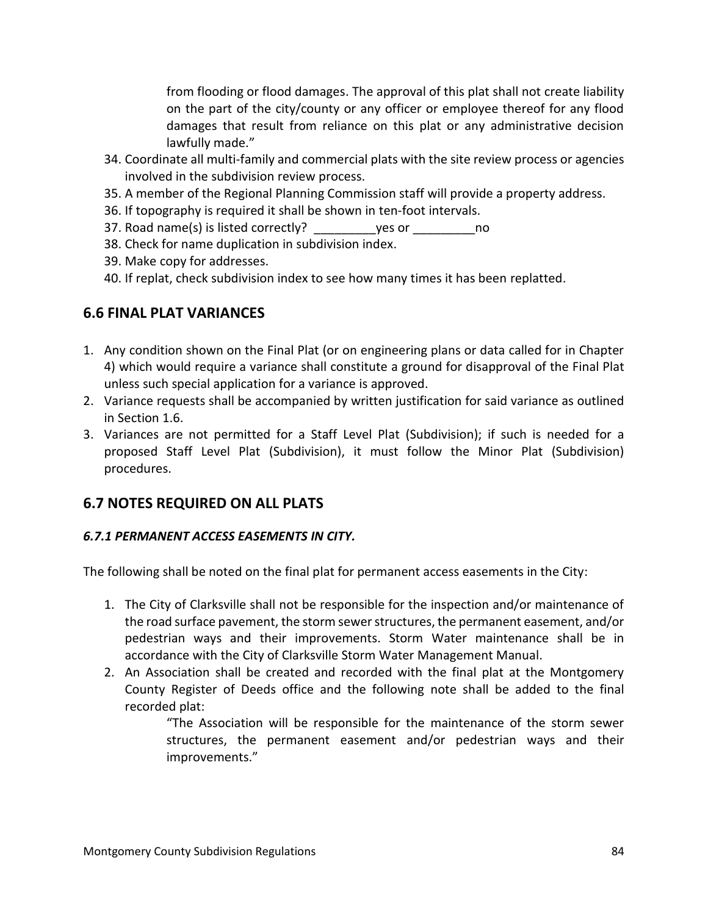from flooding or flood damages. The approval of this plat shall not create liability on the part of the city/county or any officer or employee thereof for any flood damages that result from reliance on this plat or any administrative decision lawfully made."

34. Coordinate all multi-family and commercial plats with the site review process or agencies involved in the subdivision review process.
35. A member of the Regional Planning Commission staff will provide a property address.
36. If topography is required it shall be shown in ten-foot intervals.
37. Road name(s) is listed correctly? _________yes or _________no
38. Check for name duplication in subdivision index.
39. Make copy for addresses.
40. If replat, check subdivision index to see how many times it has been replatted.

## 6.6 FINAL PLAT VARIANCES

1. Any condition shown on the Final Plat (or on engineering plans or data called for in Chapter 4) which would require a variance shall constitute a ground for disapproval of the Final Plat unless such special application for a variance is approved.
2. Variance requests shall be accompanied by written justification for said variance as outlined in Section 1.6.
3. Variances are not permitted for a Staff Level Plat (Subdivision); if such is needed for a proposed Staff Level Plat (Subdivision), it must follow the Minor Plat (Subdivision) procedures.

## 6.7 NOTES REQUIRED ON ALL PLATS

### *6.7.1 PERMANENT ACCESS EASEMENTS IN CITY.*

The following shall be noted on the final plat for permanent access easements in the City:

1. The City of Clarksville shall not be responsible for the inspection and/or maintenance of the road surface pavement, the storm sewer structures, the permanent easement, and/or pedestrian ways and their improvements. Storm Water maintenance shall be in accordance with the City of Clarksville Storm Water Management Manual.
2. An Association shall be created and recorded with the final plat at the Montgomery County Register of Deeds office and the following note shall be added to the final recorded plat:

   "The Association will be responsible for the maintenance of the storm sewer structures, the permanent easement and/or pedestrian ways and their improvements."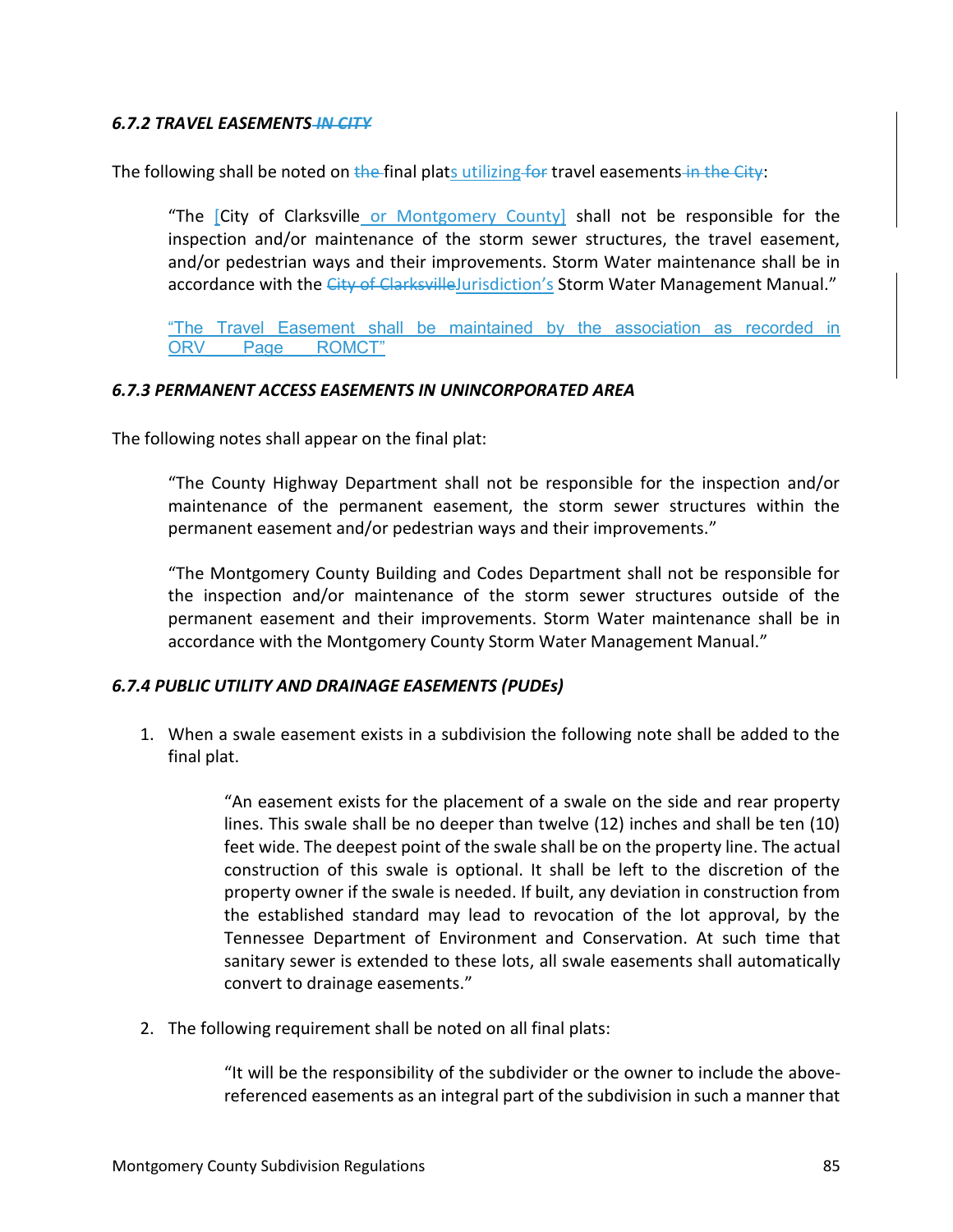### *6.7.2 TRAVEL EASEMENTS IN CITY*

The following shall be noted on the final plats utilizing for travel easements in the City:

> "The [City of Clarksville or Montgomery County] shall not be responsible for the inspection and/or maintenance of the storm sewer structures, the travel easement, and/or pedestrian ways and their improvements. Storm Water maintenance shall be in accordance with the City of ClarksvilleJurisdiction's Storm Water Management Manual."
>
> "The Travel Easement shall be maintained by the association as recorded in ORV \_\_\_ Page \_\_\_ ROMCT"

### *6.7.3 PERMANENT ACCESS EASEMENTS IN UNINCORPORATED AREA*

The following notes shall appear on the final plat:

> "The County Highway Department shall not be responsible for the inspection and/or maintenance of the permanent easement, the storm sewer structures within the permanent easement and/or pedestrian ways and their improvements."
>
> "The Montgomery County Building and Codes Department shall not be responsible for the inspection and/or maintenance of the storm sewer structures outside of the permanent easement and their improvements. Storm Water maintenance shall be in accordance with the Montgomery County Storm Water Management Manual."

### *6.7.4 PUBLIC UTILITY AND DRAINAGE EASEMENTS (PUDEs)*

1. When a swale easement exists in a subdivision the following note shall be added to the final plat.

   > "An easement exists for the placement of a swale on the side and rear property lines. This swale shall be no deeper than twelve (12) inches and shall be ten (10) feet wide. The deepest point of the swale shall be on the property line. The actual construction of this swale is optional. It shall be left to the discretion of the property owner if the swale is needed. If built, any deviation in construction from the established standard may lead to revocation of the lot approval, by the Tennessee Department of Environment and Conservation. At such time that sanitary sewer is extended to these lots, all swale easements shall automatically convert to drainage easements."

2. The following requirement shall be noted on all final plats:

   > "It will be the responsibility of the subdivider or the owner to include the above-referenced easements as an integral part of the subdivision in such a manner that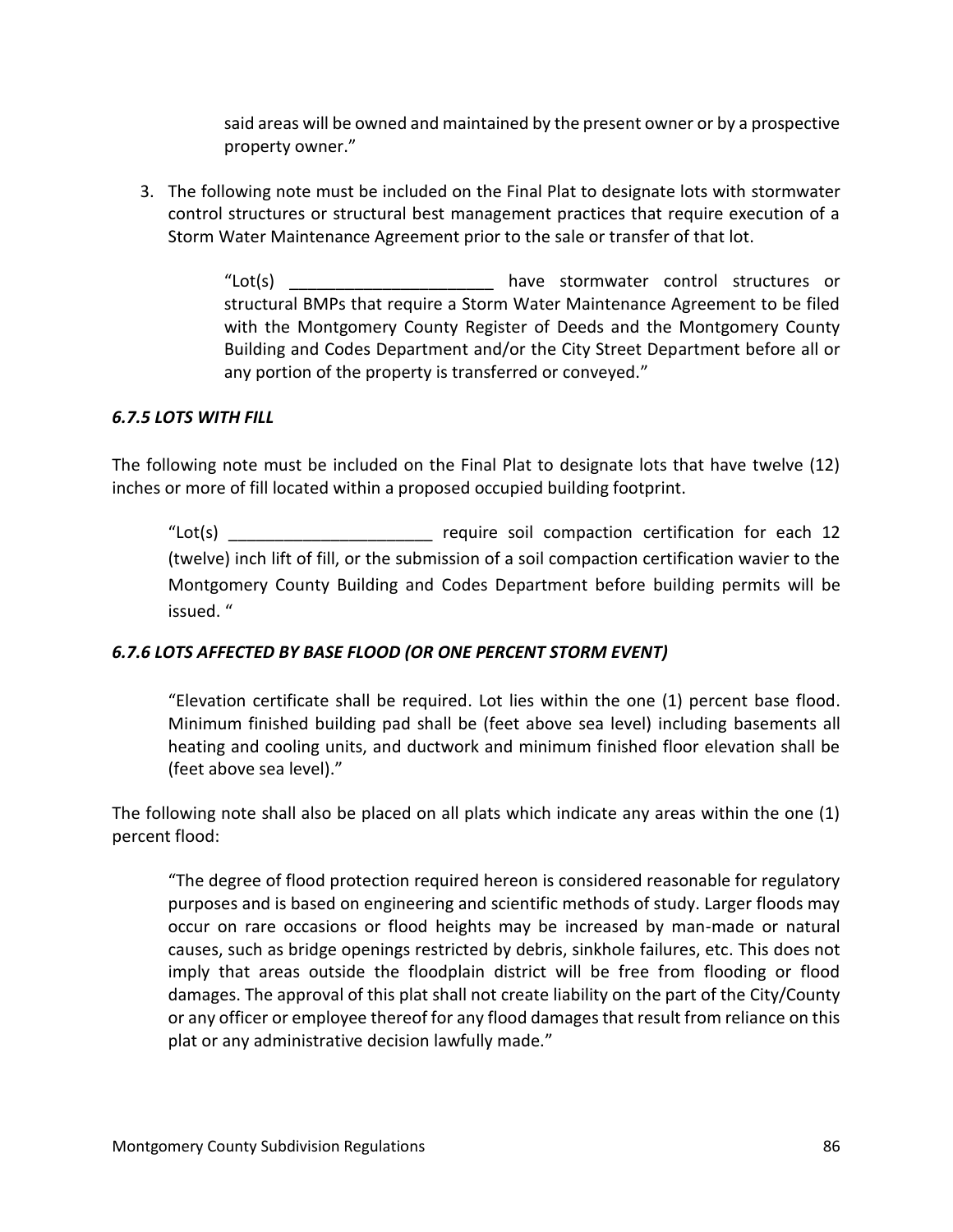said areas will be owned and maintained by the present owner or by a prospective property owner."

3. The following note must be included on the Final Plat to designate lots with stormwater control structures or structural best management practices that require execution of a Storm Water Maintenance Agreement prior to the sale or transfer of that lot.

   "Lot(s) ______________________ have stormwater control structures or structural BMPs that require a Storm Water Maintenance Agreement to be filed with the Montgomery County Register of Deeds and the Montgomery County Building and Codes Department and/or the City Street Department before all or any portion of the property is transferred or conveyed."

### *6.7.5 LOTS WITH FILL*

The following note must be included on the Final Plat to designate lots that have twelve (12) inches or more of fill located within a proposed occupied building footprint.

> "Lot(s) ______________________ require soil compaction certification for each 12 (twelve) inch lift of fill, or the submission of a soil compaction certification wavier to the Montgomery County Building and Codes Department before building permits will be issued. "

### *6.7.6 LOTS AFFECTED BY BASE FLOOD (OR ONE PERCENT STORM EVENT)*

> "Elevation certificate shall be required. Lot lies within the one (1) percent base flood. Minimum finished building pad shall be (feet above sea level) including basements all heating and cooling units, and ductwork and minimum finished floor elevation shall be (feet above sea level)."

The following note shall also be placed on all plats which indicate any areas within the one (1) percent flood:

> "The degree of flood protection required hereon is considered reasonable for regulatory purposes and is based on engineering and scientific methods of study. Larger floods may occur on rare occasions or flood heights may be increased by man-made or natural causes, such as bridge openings restricted by debris, sinkhole failures, etc. This does not imply that areas outside the floodplain district will be free from flooding or flood damages. The approval of this plat shall not create liability on the part of the City/County or any officer or employee thereof for any flood damages that result from reliance on this plat or any administrative decision lawfully made."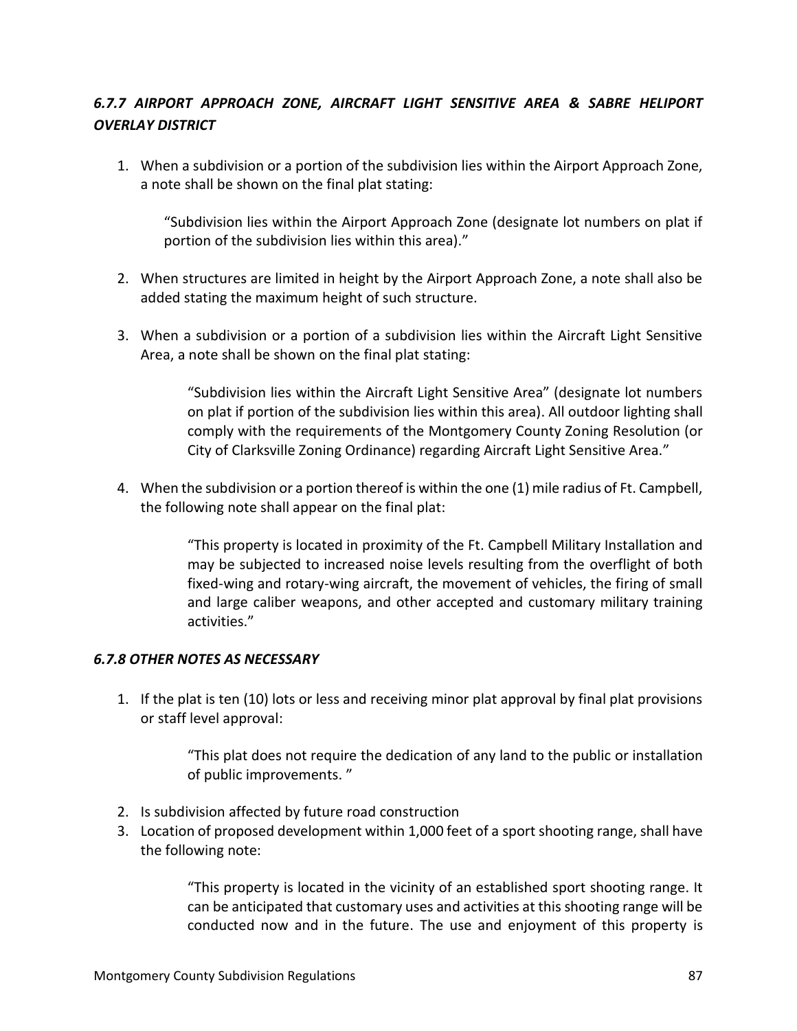### *6.7.7 AIRPORT APPROACH ZONE, AIRCRAFT LIGHT SENSITIVE AREA & SABRE HELIPORT OVERLAY DISTRICT*

1. When a subdivision or a portion of the subdivision lies within the Airport Approach Zone, a note shall be shown on the final plat stating:

   "Subdivision lies within the Airport Approach Zone (designate lot numbers on plat if portion of the subdivision lies within this area)."

2. When structures are limited in height by the Airport Approach Zone, a note shall also be added stating the maximum height of such structure.

3. When a subdivision or a portion of a subdivision lies within the Aircraft Light Sensitive Area, a note shall be shown on the final plat stating:

   > "Subdivision lies within the Aircraft Light Sensitive Area" (designate lot numbers on plat if portion of the subdivision lies within this area). All outdoor lighting shall comply with the requirements of the Montgomery County Zoning Resolution (or City of Clarksville Zoning Ordinance) regarding Aircraft Light Sensitive Area."

4. When the subdivision or a portion thereof is within the one (1) mile radius of Ft. Campbell, the following note shall appear on the final plat:

   > "This property is located in proximity of the Ft. Campbell Military Installation and may be subjected to increased noise levels resulting from the overflight of both fixed-wing and rotary-wing aircraft, the movement of vehicles, the firing of small and large caliber weapons, and other accepted and customary military training activities."

### *6.7.8 OTHER NOTES AS NECESSARY*

1. If the plat is ten (10) lots or less and receiving minor plat approval by final plat provisions or staff level approval:

   > "This plat does not require the dedication of any land to the public or installation of public improvements. "

2. Is subdivision affected by future road construction
3. Location of proposed development within 1,000 feet of a sport shooting range, shall have the following note:

   > "This property is located in the vicinity of an established sport shooting range. It can be anticipated that customary uses and activities at this shooting range will be conducted now and in the future. The use and enjoyment of this property is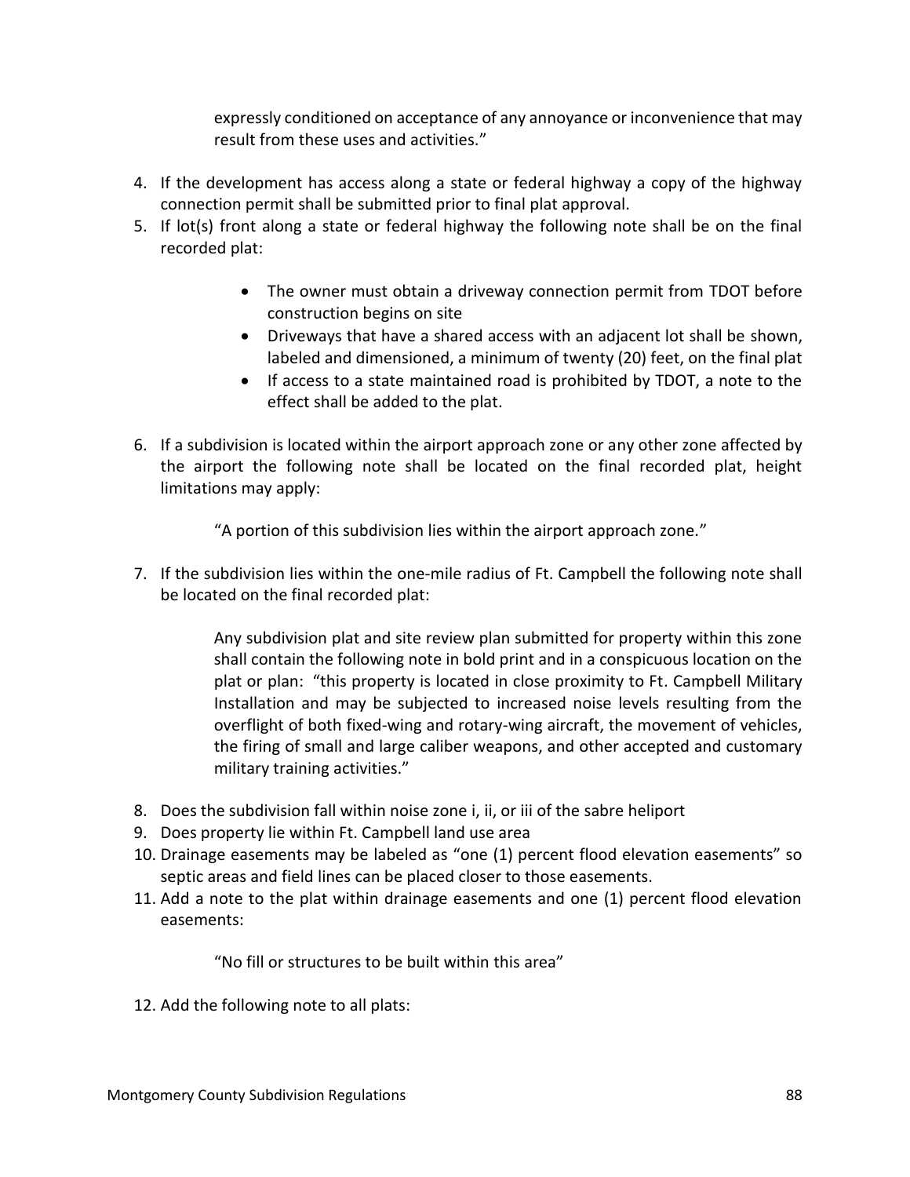expressly conditioned on acceptance of any annoyance or inconvenience that may result from these uses and activities."

4. If the development has access along a state or federal highway a copy of the highway connection permit shall be submitted prior to final plat approval.
5. If lot(s) front along a state or federal highway the following note shall be on the final recorded plat:

    - The owner must obtain a driveway connection permit from TDOT before construction begins on site
    - Driveways that have a shared access with an adjacent lot shall be shown, labeled and dimensioned, a minimum of twenty (20) feet, on the final plat
    - If access to a state maintained road is prohibited by TDOT, a note to the effect shall be added to the plat.

6. If a subdivision is located within the airport approach zone or any other zone affected by the airport the following note shall be located on the final recorded plat, height limitations may apply:

    "A portion of this subdivision lies within the airport approach zone."

7. If the subdivision lies within the one-mile radius of Ft. Campbell the following note shall be located on the final recorded plat:

    Any subdivision plat and site review plan submitted for property within this zone shall contain the following note in bold print and in a conspicuous location on the plat or plan: "this property is located in close proximity to Ft. Campbell Military Installation and may be subjected to increased noise levels resulting from the overflight of both fixed-wing and rotary-wing aircraft, the movement of vehicles, the firing of small and large caliber weapons, and other accepted and customary military training activities."

8. Does the subdivision fall within noise zone i, ii, or iii of the sabre heliport
9. Does property lie within Ft. Campbell land use area
10. Drainage easements may be labeled as "one (1) percent flood elevation easements" so septic areas and field lines can be placed closer to those easements.
11. Add a note to the plat within drainage easements and one (1) percent flood elevation easements:

    "No fill or structures to be built within this area"

12. Add the following note to all plats: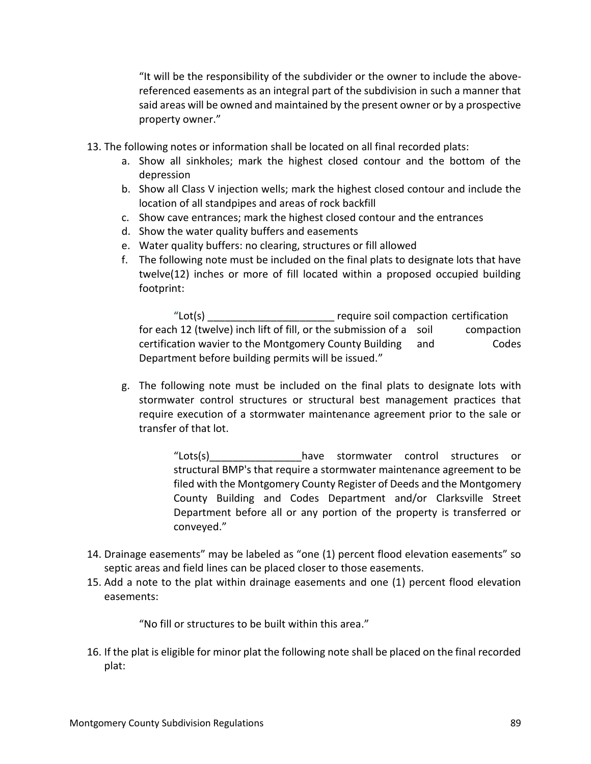"It will be the responsibility of the subdivider or the owner to include the above-referenced easements as an integral part of the subdivision in such a manner that said areas will be owned and maintained by the present owner or by a prospective property owner."

13. The following notes or information shall be located on all final recorded plats:
    a. Show all sinkholes; mark the highest closed contour and the bottom of the depression
    b. Show all Class V injection wells; mark the highest closed contour and include the location of all standpipes and areas of rock backfill
    c. Show cave entrances; mark the highest closed contour and the entrances
    d. Show the water quality buffers and easements
    e. Water quality buffers: no clearing, structures or fill allowed
    f. The following note must be included on the final plats to designate lots that have twelve(12) inches or more of fill located within a proposed occupied building footprint:

       "Lot(s) ______________________ require soil compaction certification for each 12 (twelve) inch lift of fill, or the submission of a soil compaction certification wavier to the Montgomery County Building and Codes Department before building permits will be issued."

    g. The following note must be included on the final plats to designate lots with stormwater control structures or structural best management practices that require execution of a stormwater maintenance agreement prior to the sale or transfer of that lot.

       "Lots(s)________________have stormwater control structures or structural BMP's that require a stormwater maintenance agreement to be filed with the Montgomery County Register of Deeds and the Montgomery County Building and Codes Department and/or Clarksville Street Department before all or any portion of the property is transferred or conveyed."

14. Drainage easements" may be labeled as "one (1) percent flood elevation easements" so septic areas and field lines can be placed closer to those easements.
15. Add a note to the plat within drainage easements and one (1) percent flood elevation easements:

    "No fill or structures to be built within this area."

16. If the plat is eligible for minor plat the following note shall be placed on the final recorded plat: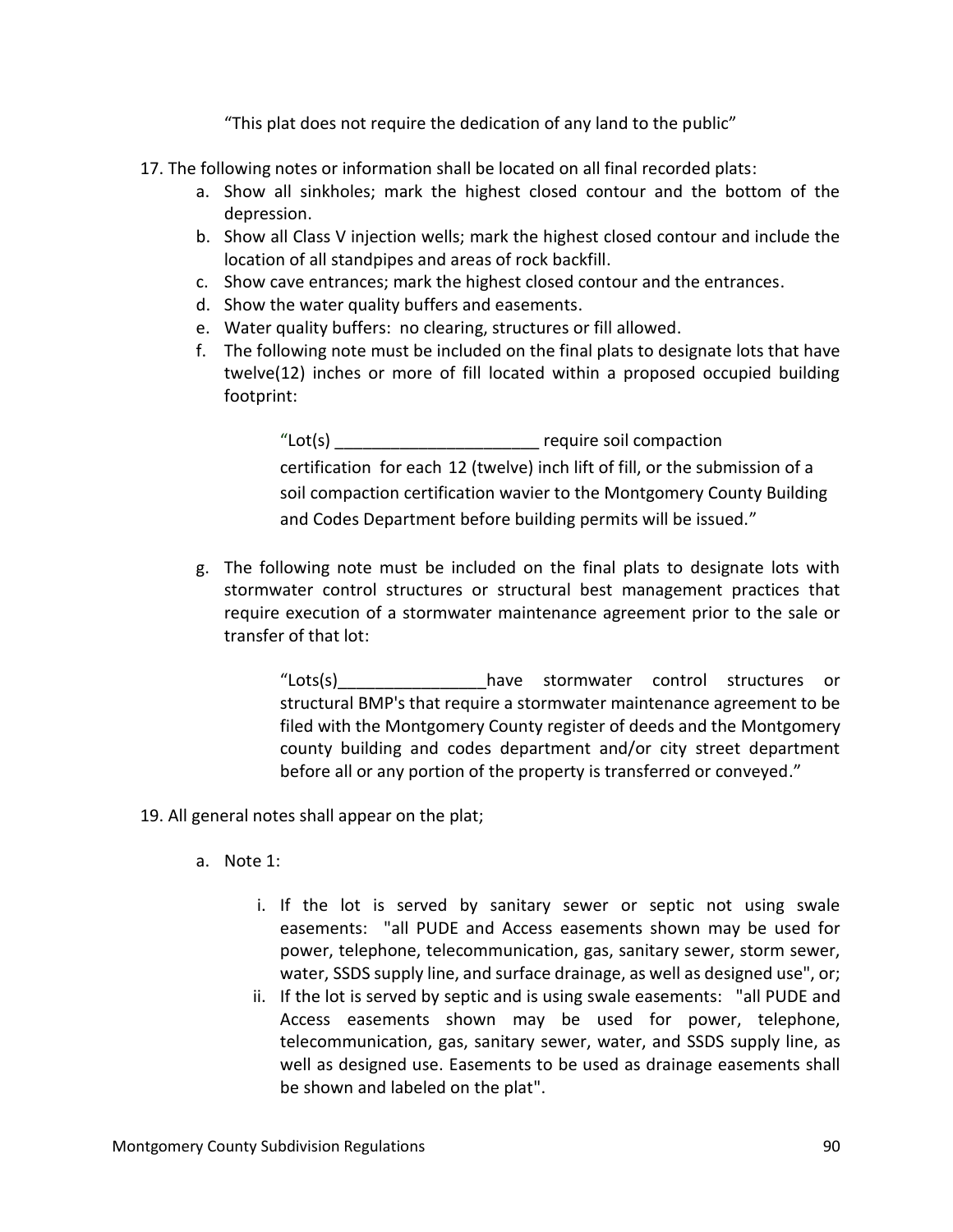"This plat does not require the dedication of any land to the public"

17. The following notes or information shall be located on all final recorded plats:
    a. Show all sinkholes; mark the highest closed contour and the bottom of the depression.
    b. Show all Class V injection wells; mark the highest closed contour and include the location of all standpipes and areas of rock backfill.
    c. Show cave entrances; mark the highest closed contour and the entrances.
    d. Show the water quality buffers and easements.
    e. Water quality buffers: no clearing, structures or fill allowed.
    f. The following note must be included on the final plats to designate lots that have twelve(12) inches or more of fill located within a proposed occupied building footprint:

       "Lot(s) ______________________ require soil compaction certification for each 12 (twelve) inch lift of fill, or the submission of a soil compaction certification wavier to the Montgomery County Building and Codes Department before building permits will be issued."

    g. The following note must be included on the final plats to designate lots with stormwater control structures or structural best management practices that require execution of a stormwater maintenance agreement prior to the sale or transfer of that lot:

       "Lots(s)________________have stormwater control structures or structural BMP's that require a stormwater maintenance agreement to be filed with the Montgomery County register of deeds and the Montgomery county building and codes department and/or city street department before all or any portion of the property is transferred or conveyed."

19. All general notes shall appear on the plat;

    a. Note 1:

       i. If the lot is served by sanitary sewer or septic not using swale easements: "all PUDE and Access easements shown may be used for power, telephone, telecommunication, gas, sanitary sewer, storm sewer, water, SSDS supply line, and surface drainage, as well as designed use", or;
       ii. If the lot is served by septic and is using swale easements: "all PUDE and Access easements shown may be used for power, telephone, telecommunication, gas, sanitary sewer, water, and SSDS supply line, as well as designed use. Easements to be used as drainage easements shall be shown and labeled on the plat".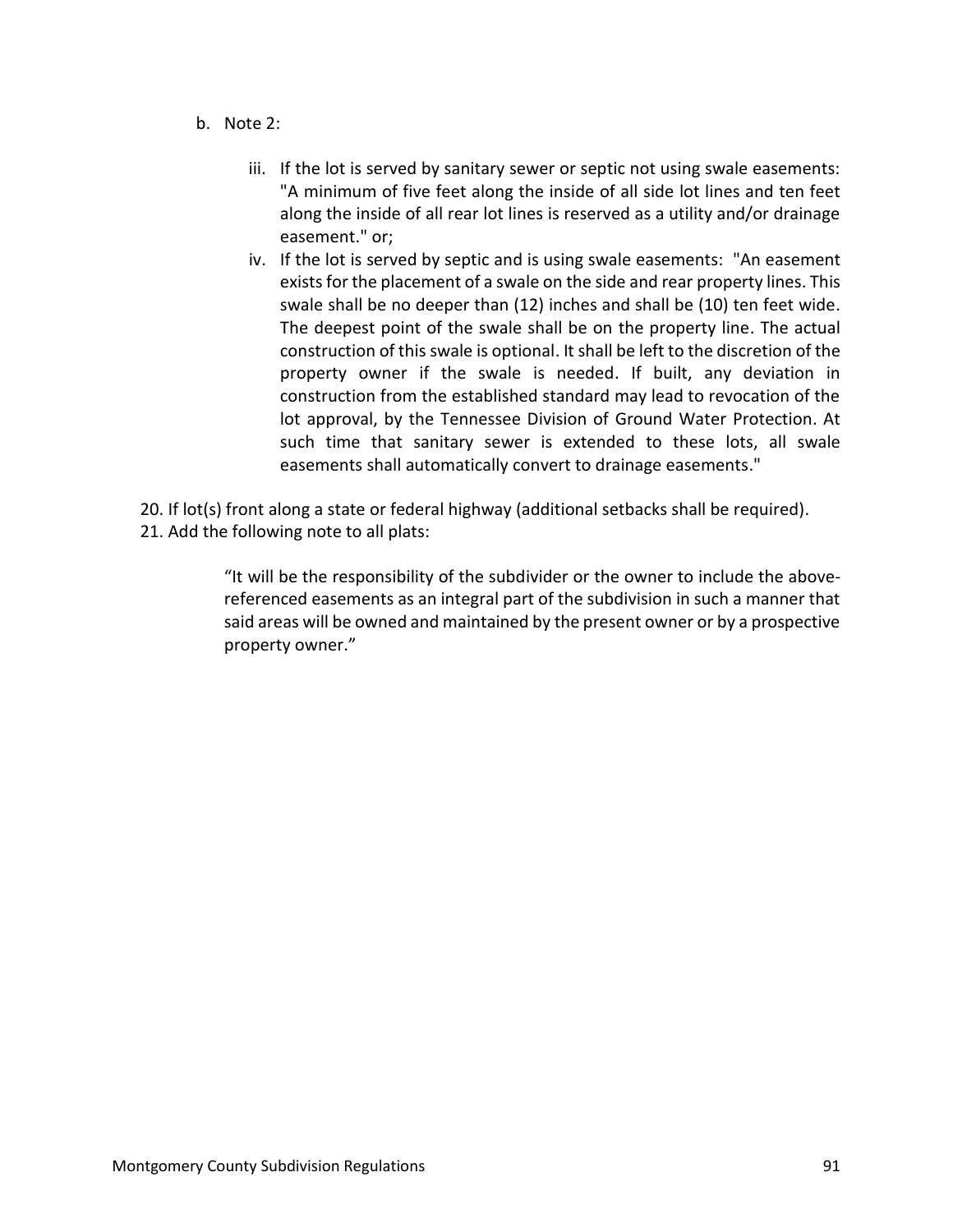b. Note 2:

   iii. If the lot is served by sanitary sewer or septic not using swale easements: "A minimum of five feet along the inside of all side lot lines and ten feet along the inside of all rear lot lines is reserved as a utility and/or drainage easement." or;

   iv. If the lot is served by septic and is using swale easements: "An easement exists for the placement of a swale on the side and rear property lines. This swale shall be no deeper than (12) inches and shall be (10) ten feet wide. The deepest point of the swale shall be on the property line. The actual construction of this swale is optional. It shall be left to the discretion of the property owner if the swale is needed. If built, any deviation in construction from the established standard may lead to revocation of the lot approval, by the Tennessee Division of Ground Water Protection. At such time that sanitary sewer is extended to these lots, all swale easements shall automatically convert to drainage easements."

20. If lot(s) front along a state or federal highway (additional setbacks shall be required).
21. Add the following note to all plats:

   "It will be the responsibility of the subdivider or the owner to include the above-referenced easements as an integral part of the subdivision in such a manner that said areas will be owned and maintained by the present owner or by a prospective property owner."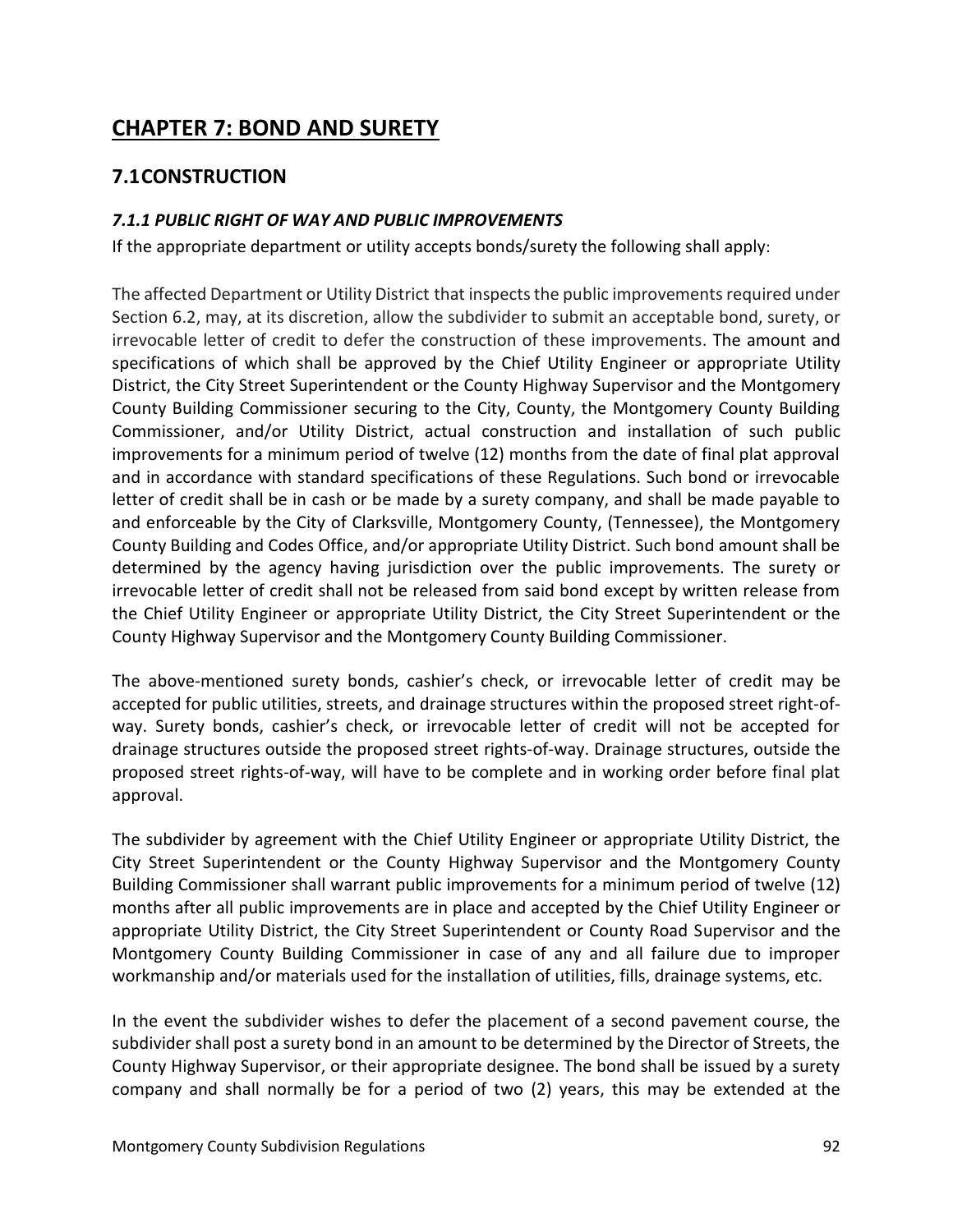# CHAPTER 7: BOND AND SURETY

## 7.1CONSTRUCTION

### *7.1.1 PUBLIC RIGHT OF WAY AND PUBLIC IMPROVEMENTS*

If the appropriate department or utility accepts bonds/surety the following shall apply:

The affected Department or Utility District that inspects the public improvements required under Section 6.2, may, at its discretion, allow the subdivider to submit an acceptable bond, surety, or irrevocable letter of credit to defer the construction of these improvements. The amount and specifications of which shall be approved by the Chief Utility Engineer or appropriate Utility District, the City Street Superintendent or the County Highway Supervisor and the Montgomery County Building Commissioner securing to the City, County, the Montgomery County Building Commissioner, and/or Utility District, actual construction and installation of such public improvements for a minimum period of twelve (12) months from the date of final plat approval and in accordance with standard specifications of these Regulations. Such bond or irrevocable letter of credit shall be in cash or be made by a surety company, and shall be made payable to and enforceable by the City of Clarksville, Montgomery County, (Tennessee), the Montgomery County Building and Codes Office, and/or appropriate Utility District. Such bond amount shall be determined by the agency having jurisdiction over the public improvements. The surety or irrevocable letter of credit shall not be released from said bond except by written release from the Chief Utility Engineer or appropriate Utility District, the City Street Superintendent or the County Highway Supervisor and the Montgomery County Building Commissioner.

The above-mentioned surety bonds, cashier's check, or irrevocable letter of credit may be accepted for public utilities, streets, and drainage structures within the proposed street right-of-way. Surety bonds, cashier's check, or irrevocable letter of credit will not be accepted for drainage structures outside the proposed street rights-of-way. Drainage structures, outside the proposed street rights-of-way, will have to be complete and in working order before final plat approval.

The subdivider by agreement with the Chief Utility Engineer or appropriate Utility District, the City Street Superintendent or the County Highway Supervisor and the Montgomery County Building Commissioner shall warrant public improvements for a minimum period of twelve (12) months after all public improvements are in place and accepted by the Chief Utility Engineer or appropriate Utility District, the City Street Superintendent or County Road Supervisor and the Montgomery County Building Commissioner in case of any and all failure due to improper workmanship and/or materials used for the installation of utilities, fills, drainage systems, etc.

In the event the subdivider wishes to defer the placement of a second pavement course, the subdivider shall post a surety bond in an amount to be determined by the Director of Streets, the County Highway Supervisor, or their appropriate designee. The bond shall be issued by a surety company and shall normally be for a period of two (2) years, this may be extended at the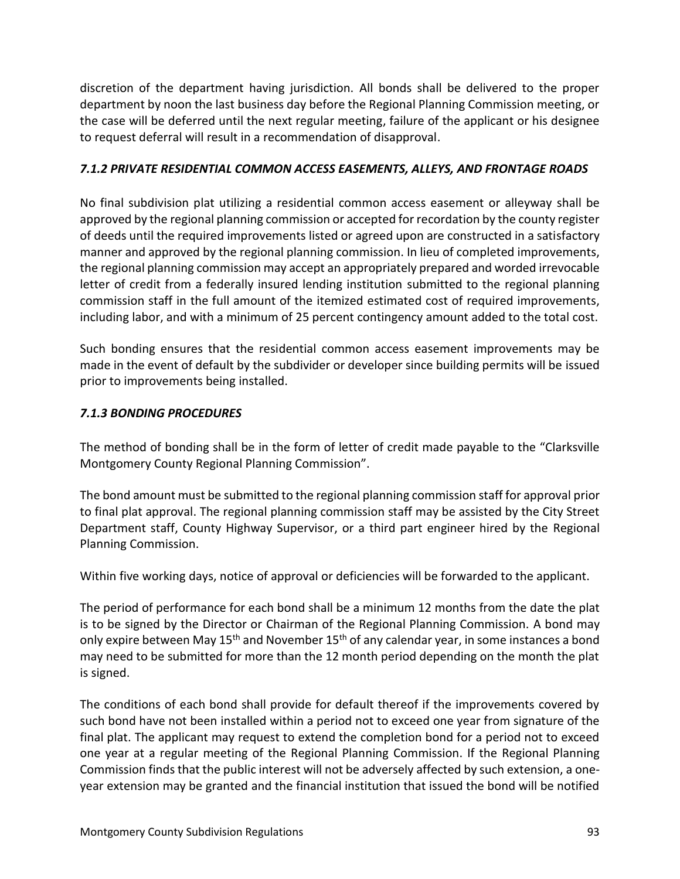discretion of the department having jurisdiction. All bonds shall be delivered to the proper department by noon the last business day before the Regional Planning Commission meeting, or the case will be deferred until the next regular meeting, failure of the applicant or his designee to request deferral will result in a recommendation of disapproval.

### *7.1.2 PRIVATE RESIDENTIAL COMMON ACCESS EASEMENTS, ALLEYS, AND FRONTAGE ROADS*

No final subdivision plat utilizing a residential common access easement or alleyway shall be approved by the regional planning commission or accepted for recordation by the county register of deeds until the required improvements listed or agreed upon are constructed in a satisfactory manner and approved by the regional planning commission. In lieu of completed improvements, the regional planning commission may accept an appropriately prepared and worded irrevocable letter of credit from a federally insured lending institution submitted to the regional planning commission staff in the full amount of the itemized estimated cost of required improvements, including labor, and with a minimum of 25 percent contingency amount added to the total cost.

Such bonding ensures that the residential common access easement improvements may be made in the event of default by the subdivider or developer since building permits will be issued prior to improvements being installed.

### *7.1.3 BONDING PROCEDURES*

The method of bonding shall be in the form of letter of credit made payable to the "Clarksville Montgomery County Regional Planning Commission".

The bond amount must be submitted to the regional planning commission staff for approval prior to final plat approval. The regional planning commission staff may be assisted by the City Street Department staff, County Highway Supervisor, or a third part engineer hired by the Regional Planning Commission.

Within five working days, notice of approval or deficiencies will be forwarded to the applicant.

The period of performance for each bond shall be a minimum 12 months from the date the plat is to be signed by the Director or Chairman of the Regional Planning Commission. A bond may only expire between May 15th and November 15th of any calendar year, in some instances a bond may need to be submitted for more than the 12 month period depending on the month the plat is signed.

The conditions of each bond shall provide for default thereof if the improvements covered by such bond have not been installed within a period not to exceed one year from signature of the final plat. The applicant may request to extend the completion bond for a period not to exceed one year at a regular meeting of the Regional Planning Commission. If the Regional Planning Commission finds that the public interest will not be adversely affected by such extension, a one-year extension may be granted and the financial institution that issued the bond will be notified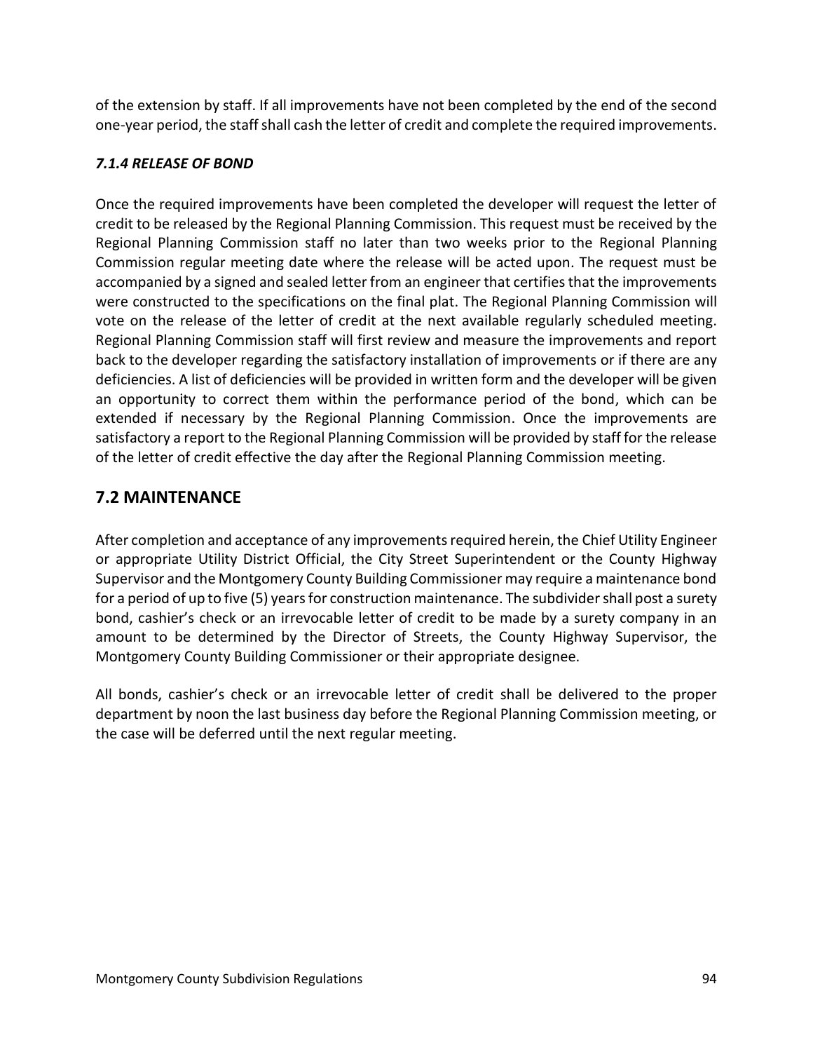of the extension by staff. If all improvements have not been completed by the end of the second one-year period, the staff shall cash the letter of credit and complete the required improvements.

### *7.1.4 RELEASE OF BOND*

Once the required improvements have been completed the developer will request the letter of credit to be released by the Regional Planning Commission. This request must be received by the Regional Planning Commission staff no later than two weeks prior to the Regional Planning Commission regular meeting date where the release will be acted upon. The request must be accompanied by a signed and sealed letter from an engineer that certifies that the improvements were constructed to the specifications on the final plat. The Regional Planning Commission will vote on the release of the letter of credit at the next available regularly scheduled meeting. Regional Planning Commission staff will first review and measure the improvements and report back to the developer regarding the satisfactory installation of improvements or if there are any deficiencies. A list of deficiencies will be provided in written form and the developer will be given an opportunity to correct them within the performance period of the bond, which can be extended if necessary by the Regional Planning Commission. Once the improvements are satisfactory a report to the Regional Planning Commission will be provided by staff for the release of the letter of credit effective the day after the Regional Planning Commission meeting.

## 7.2 MAINTENANCE

After completion and acceptance of any improvements required herein, the Chief Utility Engineer or appropriate Utility District Official, the City Street Superintendent or the County Highway Supervisor and the Montgomery County Building Commissioner may require a maintenance bond for a period of up to five (5) years for construction maintenance. The subdivider shall post a surety bond, cashier's check or an irrevocable letter of credit to be made by a surety company in an amount to be determined by the Director of Streets, the County Highway Supervisor, the Montgomery County Building Commissioner or their appropriate designee.

All bonds, cashier's check or an irrevocable letter of credit shall be delivered to the proper department by noon the last business day before the Regional Planning Commission meeting, or the case will be deferred until the next regular meeting.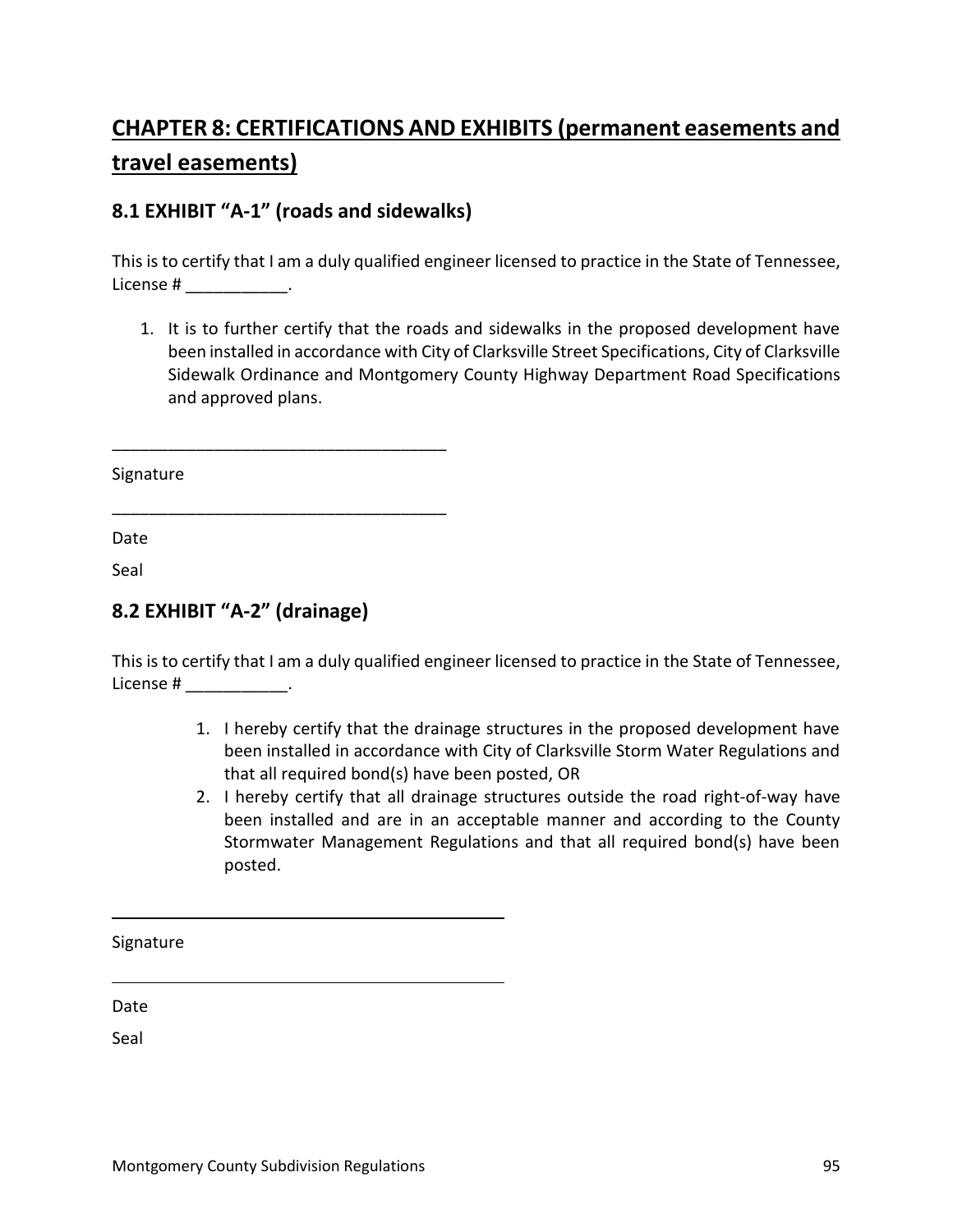# CHAPTER 8: CERTIFICATIONS AND EXHIBITS (permanent easements and travel easements)

## 8.1 EXHIBIT "A-1" (roads and sidewalks)

This is to certify that I am a duly qualified engineer licensed to practice in the State of Tennessee, License # ___________.

1. It is to further certify that the roads and sidewalks in the proposed development have been installed in accordance with City of Clarksville Street Specifications, City of Clarksville Sidewalk Ordinance and Montgomery County Highway Department Road Specifications and approved plans.

____________________________________

Signature

____________________________________

Date

Seal

## 8.2 EXHIBIT "A-2" (drainage)

This is to certify that I am a duly qualified engineer licensed to practice in the State of Tennessee, License # ___________.

1. I hereby certify that the drainage structures in the proposed development have been installed in accordance with City of Clarksville Storm Water Regulations and that all required bond(s) have been posted, OR
2. I hereby certify that all drainage structures outside the road right-of-way have been installed and are in an acceptable manner and according to the County Stormwater Management Regulations and that all required bond(s) have been posted.

____________________________________

Signature

____________________________________

Date

Seal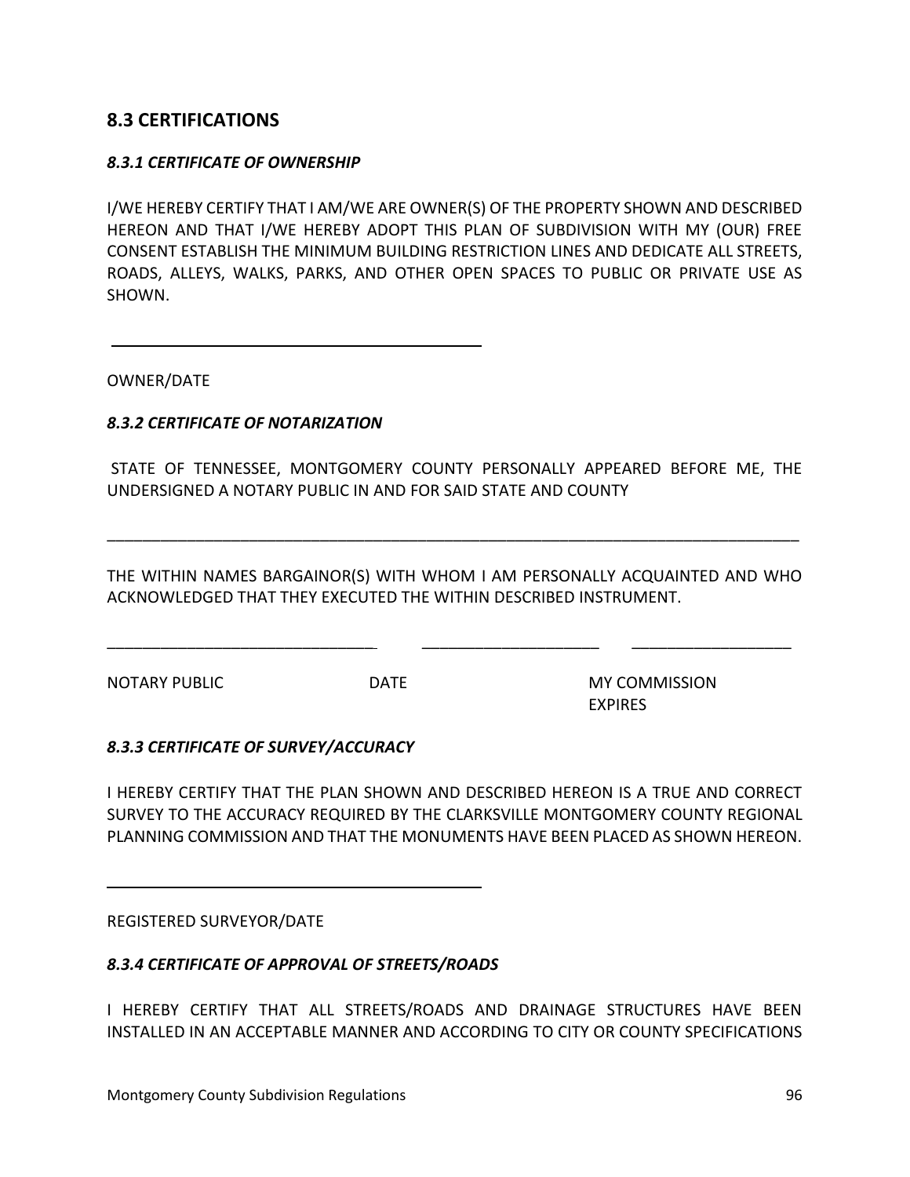## 8.3 CERTIFICATIONS

### *8.3.1 CERTIFICATE OF OWNERSHIP*

I/WE HEREBY CERTIFY THAT I AM/WE ARE OWNER(S) OF THE PROPERTY SHOWN AND DESCRIBED HEREON AND THAT I/WE HEREBY ADOPT THIS PLAN OF SUBDIVISION WITH MY (OUR) FREE CONSENT ESTABLISH THE MINIMUM BUILDING RESTRICTION LINES AND DEDICATE ALL STREETS, ROADS, ALLEYS, WALKS, PARKS, AND OTHER OPEN SPACES TO PUBLIC OR PRIVATE USE AS SHOWN.

\_\_\_\_\_\_\_\_\_\_\_\_\_\_\_\_\_\_\_\_\_\_\_\_\_\_\_\_\_\_\_\_\_\_\_\_\_\_\_\_\_\_

OWNER/DATE

### *8.3.2 CERTIFICATE OF NOTARIZATION*

STATE OF TENNESSEE, MONTGOMERY COUNTY PERSONALLY APPEARED BEFORE ME, THE UNDERSIGNED A NOTARY PUBLIC IN AND FOR SAID STATE AND COUNTY

\_\_\_\_\_\_\_\_\_\_\_\_\_\_\_\_\_\_\_\_\_\_\_\_\_\_\_\_\_\_\_\_\_\_\_\_\_\_\_\_\_\_\_\_\_\_\_\_\_\_\_\_\_\_\_\_\_\_\_\_\_\_\_\_\_\_\_\_\_\_\_\_\_\_\_\_

THE WITHIN NAMES BARGAINOR(S) WITH WHOM I AM PERSONALLY ACQUAINTED AND WHO ACKNOWLEDGED THAT THEY EXECUTED THE WITHIN DESCRIBED INSTRUMENT.

\_\_\_\_\_\_\_\_\_\_\_\_\_\_\_\_\_\_\_\_\_\_\_\_\_\_\_\_ \_\_\_\_\_\_\_\_\_\_\_\_\_\_\_\_\_\_\_\_\_\_ \_\_\_\_\_\_\_\_\_\_\_\_\_\_\_\_\_\_\_\_

NOTARY PUBLIC DATE MY COMMISSION EXPIRES

### *8.3.3 CERTIFICATE OF SURVEY/ACCURACY*

I HEREBY CERTIFY THAT THE PLAN SHOWN AND DESCRIBED HEREON IS A TRUE AND CORRECT SURVEY TO THE ACCURACY REQUIRED BY THE CLARKSVILLE MONTGOMERY COUNTY REGIONAL PLANNING COMMISSION AND THAT THE MONUMENTS HAVE BEEN PLACED AS SHOWN HEREON.

\_\_\_\_\_\_\_\_\_\_\_\_\_\_\_\_\_\_\_\_\_\_\_\_\_\_\_\_\_\_\_\_\_\_\_\_\_\_\_\_\_\_

REGISTERED SURVEYOR/DATE

### *8.3.4 CERTIFICATE OF APPROVAL OF STREETS/ROADS*

I HEREBY CERTIFY THAT ALL STREETS/ROADS AND DRAINAGE STRUCTURES HAVE BEEN INSTALLED IN AN ACCEPTABLE MANNER AND ACCORDING TO CITY OR COUNTY SPECIFICATIONS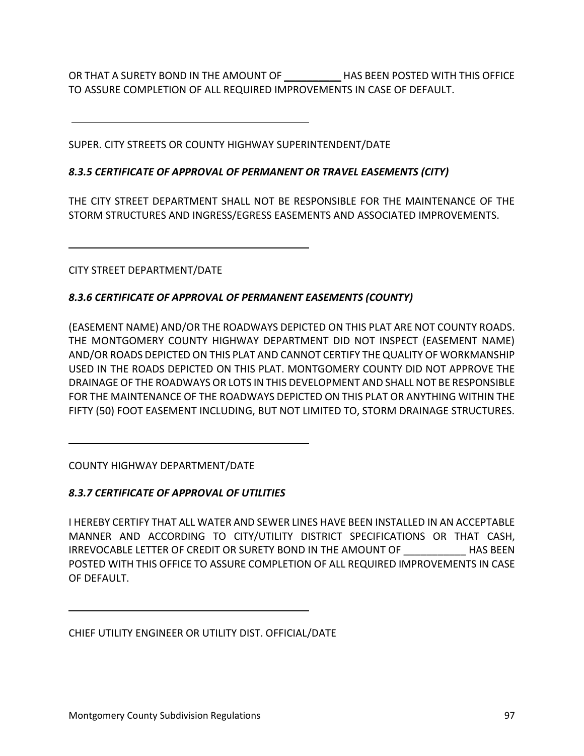OR THAT A SURETY BOND IN THE AMOUNT OF __________ HAS BEEN POSTED WITH THIS OFFICE TO ASSURE COMPLETION OF ALL REQUIRED IMPROVEMENTS IN CASE OF DEFAULT.

______________________________________________

SUPER. CITY STREETS OR COUNTY HIGHWAY SUPERINTENDENT/DATE

***8.3.5 CERTIFICATE OF APPROVAL OF PERMANENT OR TRAVEL EASEMENTS (CITY)***

THE CITY STREET DEPARTMENT SHALL NOT BE RESPONSIBLE FOR THE MAINTENANCE OF THE STORM STRUCTURES AND INGRESS/EGRESS EASEMENTS AND ASSOCIATED IMPROVEMENTS.

______________________________________________

CITY STREET DEPARTMENT/DATE

***8.3.6 CERTIFICATE OF APPROVAL OF PERMANENT EASEMENTS (COUNTY)***

(EASEMENT NAME) AND/OR THE ROADWAYS DEPICTED ON THIS PLAT ARE NOT COUNTY ROADS. THE MONTGOMERY COUNTY HIGHWAY DEPARTMENT DID NOT INSPECT (EASEMENT NAME) AND/OR ROADS DEPICTED ON THIS PLAT AND CANNOT CERTIFY THE QUALITY OF WORKMANSHIP USED IN THE ROADS DEPICTED ON THIS PLAT. MONTGOMERY COUNTY DID NOT APPROVE THE DRAINAGE OF THE ROADWAYS OR LOTS IN THIS DEVELOPMENT AND SHALL NOT BE RESPONSIBLE FOR THE MAINTENANCE OF THE ROADWAYS DEPICTED ON THIS PLAT OR ANYTHING WITHIN THE FIFTY (50) FOOT EASEMENT INCLUDING, BUT NOT LIMITED TO, STORM DRAINAGE STRUCTURES.

______________________________________________

COUNTY HIGHWAY DEPARTMENT/DATE

***8.3.7 CERTIFICATE OF APPROVAL OF UTILITIES***

I HEREBY CERTIFY THAT ALL WATER AND SEWER LINES HAVE BEEN INSTALLED IN AN ACCEPTABLE MANNER AND ACCORDING TO CITY/UTILITY DISTRICT SPECIFICATIONS OR THAT CASH, IRREVOCABLE LETTER OF CREDIT OR SURETY BOND IN THE AMOUNT OF ___________ HAS BEEN POSTED WITH THIS OFFICE TO ASSURE COMPLETION OF ALL REQUIRED IMPROVEMENTS IN CASE OF DEFAULT.

______________________________________________

CHIEF UTILITY ENGINEER OR UTILITY DIST. OFFICIAL/DATE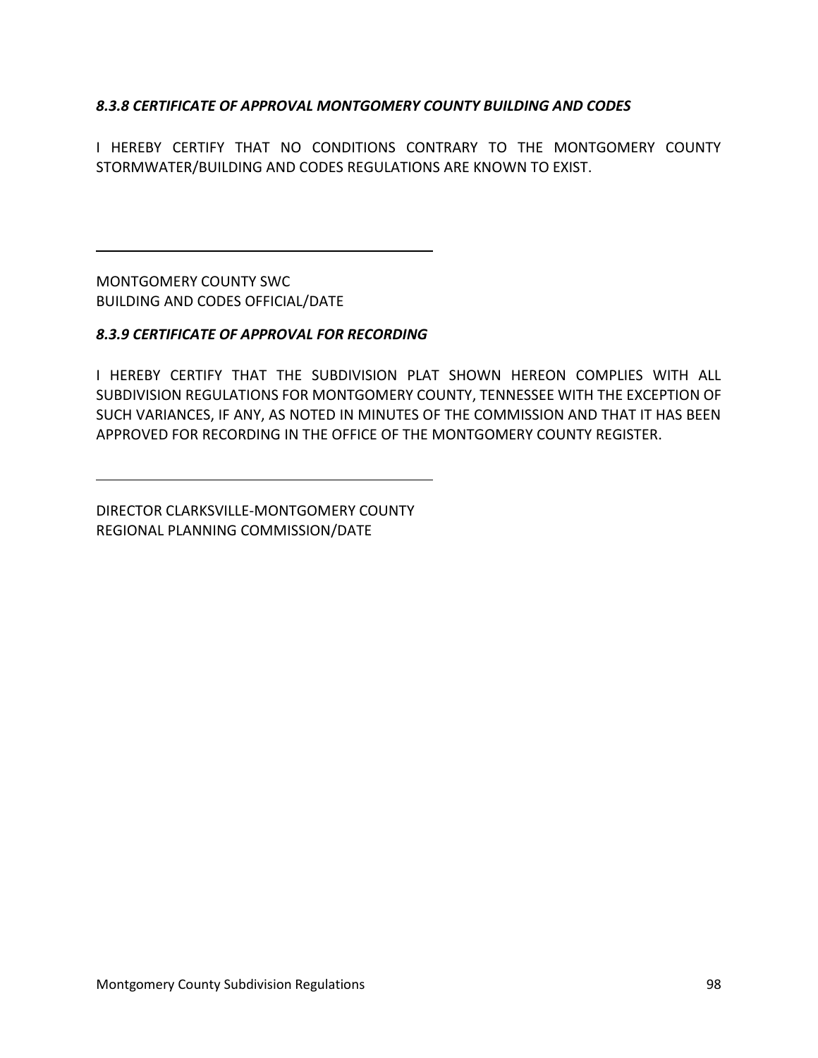***8.3.8 CERTIFICATE OF APPROVAL MONTGOMERY COUNTY BUILDING AND CODES***

I HEREBY CERTIFY THAT NO CONDITIONS CONTRARY TO THE MONTGOMERY COUNTY STORMWATER/BUILDING AND CODES REGULATIONS ARE KNOWN TO EXIST.

\_\_\_\_\_\_\_\_\_\_\_\_\_\_\_\_\_\_\_\_\_\_\_\_\_\_\_\_\_\_\_\_\_\_\_\_\_\_\_\_

MONTGOMERY COUNTY SWC
BUILDING AND CODES OFFICIAL/DATE

***8.3.9 CERTIFICATE OF APPROVAL FOR RECORDING***

I HEREBY CERTIFY THAT THE SUBDIVISION PLAT SHOWN HEREON COMPLIES WITH ALL SUBDIVISION REGULATIONS FOR MONTGOMERY COUNTY, TENNESSEE WITH THE EXCEPTION OF SUCH VARIANCES, IF ANY, AS NOTED IN MINUTES OF THE COMMISSION AND THAT IT HAS BEEN APPROVED FOR RECORDING IN THE OFFICE OF THE MONTGOMERY COUNTY REGISTER.

\_\_\_\_\_\_\_\_\_\_\_\_\_\_\_\_\_\_\_\_\_\_\_\_\_\_\_\_\_\_\_\_\_\_\_\_\_\_\_\_

DIRECTOR CLARKSVILLE-MONTGOMERY COUNTY
REGIONAL PLANNING COMMISSION/DATE